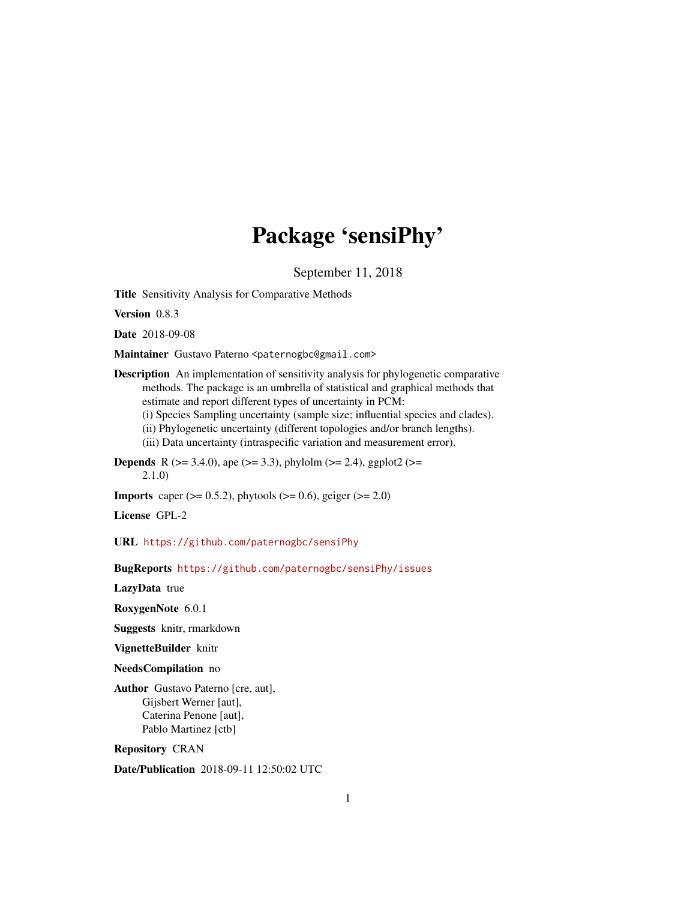# Package 'sensiPhy'

September 11, 2018

**Title** Sensitivity Analysis for Comparative Methods

**Version** 0.8.3

**Date** 2018-09-08

**Maintainer** Gustavo Paterno <paternogbc@gmail.com>

**Description** An implementation of sensitivity analysis for phylogenetic comparative methods. The package is an umbrella of statistical and graphical methods that estimate and report different types of uncertainty in PCM:
(i) Species Sampling uncertainty (sample size; influential species and clades).
(ii) Phylogenetic uncertainty (different topologies and/or branch lengths).
(iii) Data uncertainty (intraspecific variation and measurement error).

**Depends** R (>= 3.4.0), ape (>= 3.3), phylolm (>= 2.4), ggplot2 (>= 2.1.0)

**Imports** caper (>= 0.5.2), phytools (>= 0.6), geiger (>= 2.0)

**License** GPL-2

**URL** https://github.com/paternogbc/sensiPhy

**BugReports** https://github.com/paternogbc/sensiPhy/issues

**LazyData** true

**RoxygenNote** 6.0.1

**Suggests** knitr, rmarkdown

**VignetteBuilder** knitr

**NeedsCompilation** no

**Author** Gustavo Paterno [cre, aut],
Gijsbert Werner [aut],
Caterina Penone [aut],
Pablo Martinez [ctb]

**Repository** CRAN

**Date/Publication** 2018-09-11 12:50:02 UTC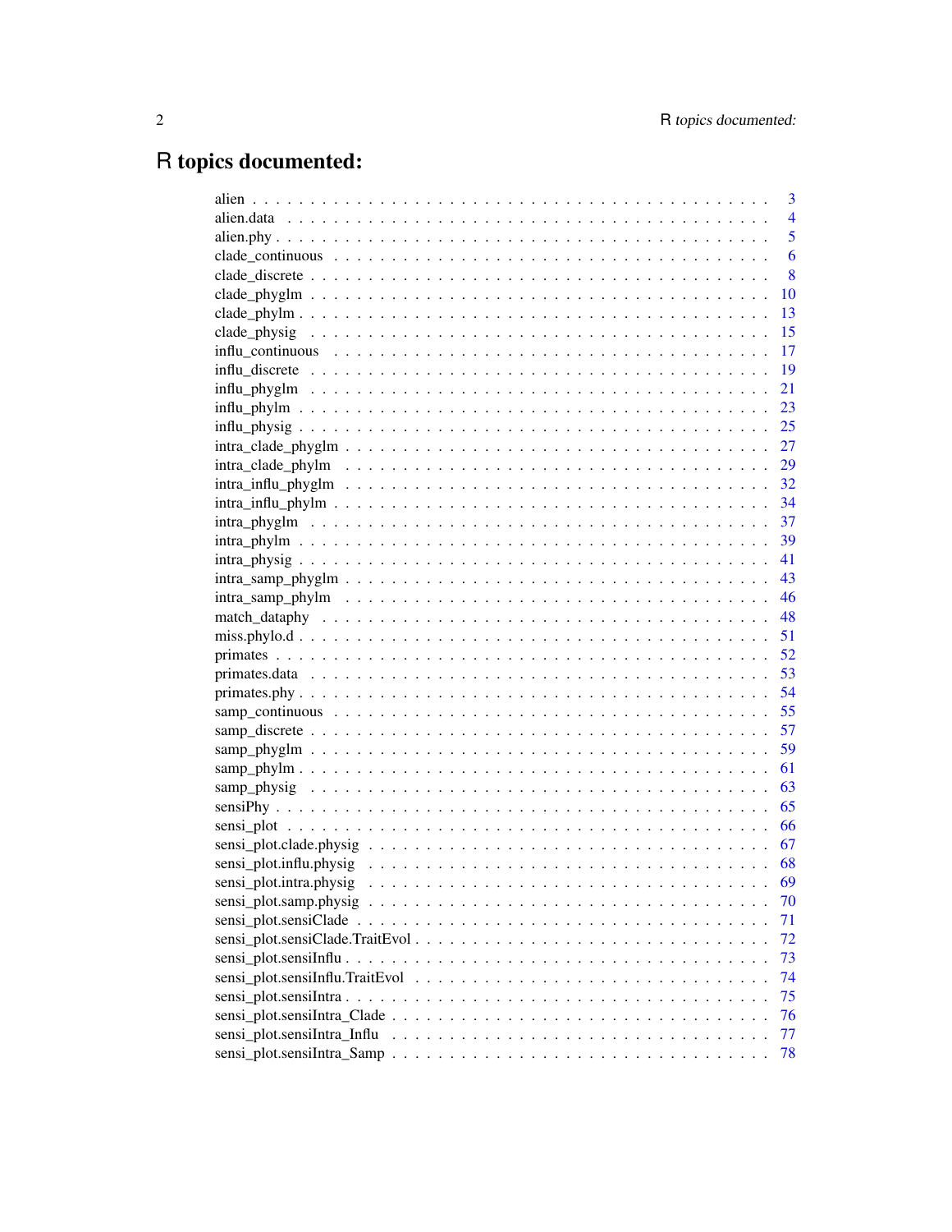# R topics documented:

alien . . . . . . . . . . . . . . . . . . . . . . . . . . . . . . . . . . . . . . . . . . 3
alien.data . . . . . . . . . . . . . . . . . . . . . . . . . . . . . . . . . . . . . . . . 4
alien.phy . . . . . . . . . . . . . . . . . . . . . . . . . . . . . . . . . . . . . . . . . 5
clade_continuous . . . . . . . . . . . . . . . . . . . . . . . . . . . . . . . . . . . . 6
clade_discrete . . . . . . . . . . . . . . . . . . . . . . . . . . . . . . . . . . . . . . 8
clade_phyglm . . . . . . . . . . . . . . . . . . . . . . . . . . . . . . . . . . . . . . 10
clade_phylm . . . . . . . . . . . . . . . . . . . . . . . . . . . . . . . . . . . . . . . 13
clade_physig . . . . . . . . . . . . . . . . . . . . . . . . . . . . . . . . . . . . . . 15
influ_continuous . . . . . . . . . . . . . . . . . . . . . . . . . . . . . . . . . . . . 17
influ_discrete . . . . . . . . . . . . . . . . . . . . . . . . . . . . . . . . . . . . . . 19
influ_phyglm . . . . . . . . . . . . . . . . . . . . . . . . . . . . . . . . . . . . . . 21
influ_phylm . . . . . . . . . . . . . . . . . . . . . . . . . . . . . . . . . . . . . . . 23
influ_physig . . . . . . . . . . . . . . . . . . . . . . . . . . . . . . . . . . . . . . . 25
intra_clade_phyglm . . . . . . . . . . . . . . . . . . . . . . . . . . . . . . . . . . 27
intra_clade_phylm . . . . . . . . . . . . . . . . . . . . . . . . . . . . . . . . . . . 29
intra_influ_phyglm . . . . . . . . . . . . . . . . . . . . . . . . . . . . . . . . . . 32
intra_influ_phylm . . . . . . . . . . . . . . . . . . . . . . . . . . . . . . . . . . . 34
intra_phyglm . . . . . . . . . . . . . . . . . . . . . . . . . . . . . . . . . . . . . . 37
intra_phylm . . . . . . . . . . . . . . . . . . . . . . . . . . . . . . . . . . . . . . . 39
intra_physig . . . . . . . . . . . . . . . . . . . . . . . . . . . . . . . . . . . . . . . 41
intra_samp_phyglm . . . . . . . . . . . . . . . . . . . . . . . . . . . . . . . . . . 43
intra_samp_phylm . . . . . . . . . . . . . . . . . . . . . . . . . . . . . . . . . . . 46
match_dataphy . . . . . . . . . . . . . . . . . . . . . . . . . . . . . . . . . . . . . 48
miss.phylo.d . . . . . . . . . . . . . . . . . . . . . . . . . . . . . . . . . . . . . . . 51
primates . . . . . . . . . . . . . . . . . . . . . . . . . . . . . . . . . . . . . . . . . . 52
primates.data . . . . . . . . . . . . . . . . . . . . . . . . . . . . . . . . . . . . . . 53
primates.phy . . . . . . . . . . . . . . . . . . . . . . . . . . . . . . . . . . . . . . . 54
samp_continuous . . . . . . . . . . . . . . . . . . . . . . . . . . . . . . . . . . . . 55
samp_discrete . . . . . . . . . . . . . . . . . . . . . . . . . . . . . . . . . . . . . . 57
samp_phyglm . . . . . . . . . . . . . . . . . . . . . . . . . . . . . . . . . . . . . . 59
samp_phylm . . . . . . . . . . . . . . . . . . . . . . . . . . . . . . . . . . . . . . . 61
samp_physig . . . . . . . . . . . . . . . . . . . . . . . . . . . . . . . . . . . . . . . 63
sensiPhy . . . . . . . . . . . . . . . . . . . . . . . . . . . . . . . . . . . . . . . . . . 65
sensi_plot . . . . . . . . . . . . . . . . . . . . . . . . . . . . . . . . . . . . . . . . . 66
sensi_plot.clade.physig . . . . . . . . . . . . . . . . . . . . . . . . . . . . . . . 67
sensi_plot.influ.physig . . . . . . . . . . . . . . . . . . . . . . . . . . . . . . . . 68
sensi_plot.intra.physig . . . . . . . . . . . . . . . . . . . . . . . . . . . . . . . . 69
sensi_plot.samp.physig . . . . . . . . . . . . . . . . . . . . . . . . . . . . . . . 70
sensi_plot.sensiClade . . . . . . . . . . . . . . . . . . . . . . . . . . . . . . . . . 71
sensi_plot.sensiClade.TraitEvol . . . . . . . . . . . . . . . . . . . . . . . . . 72
sensi_plot.sensiInflu . . . . . . . . . . . . . . . . . . . . . . . . . . . . . . . . . 73
sensi_plot.sensiInflu.TraitEvol . . . . . . . . . . . . . . . . . . . . . . . . . . 74
sensi_plot.sensiIntra . . . . . . . . . . . . . . . . . . . . . . . . . . . . . . . . . 75
sensi_plot.sensiIntra_Clade . . . . . . . . . . . . . . . . . . . . . . . . . . . . 76
sensi_plot.sensiIntra_Influ . . . . . . . . . . . . . . . . . . . . . . . . . . . . . 77
sensi_plot.sensiIntra_Samp . . . . . . . . . . . . . . . . . . . . . . . . . . . . 78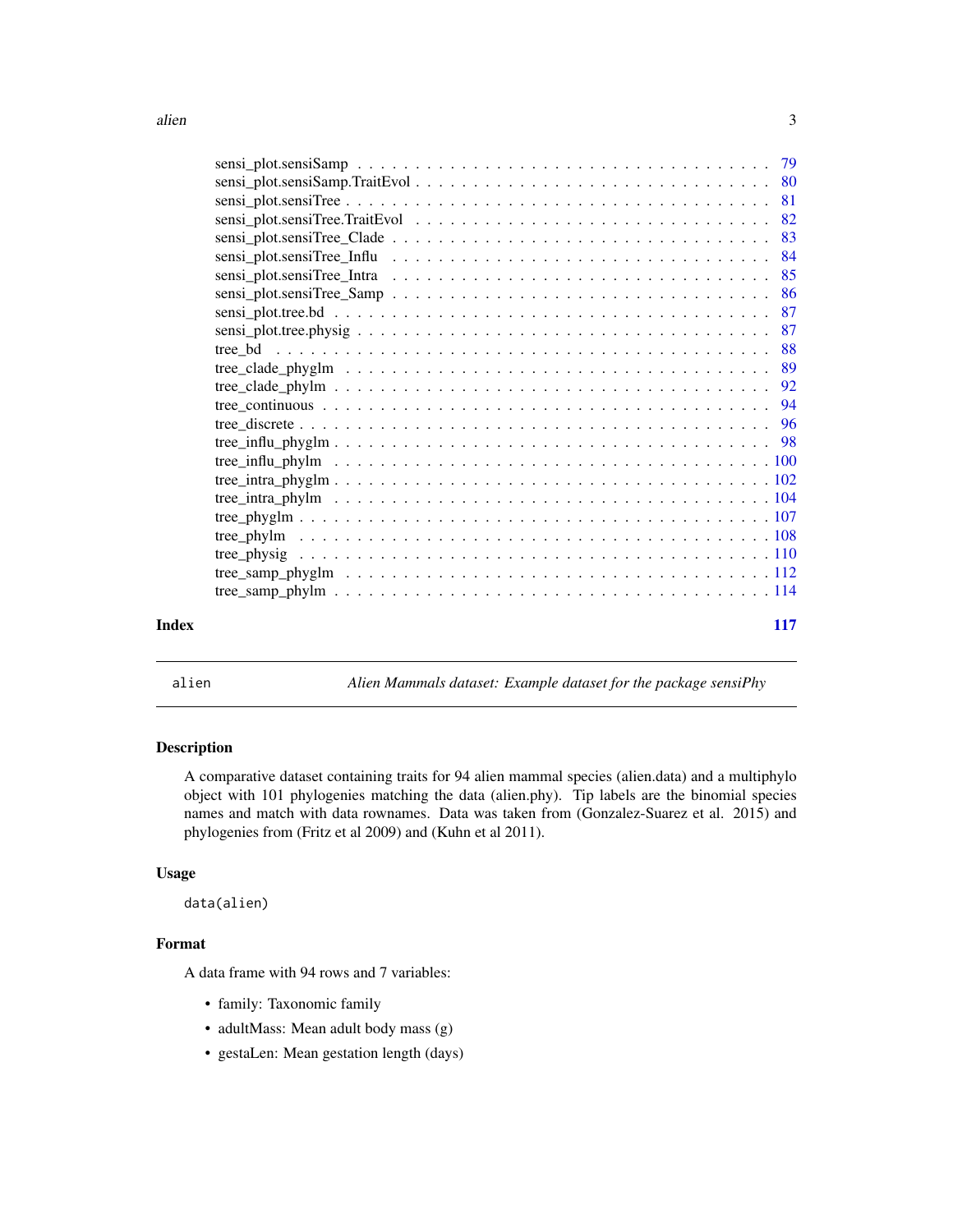sensi_plot.sensiSamp . . . . . . . . . . . . . . . . . . . . . . . . . . . . . . . . . . 79
sensi_plot.sensiSamp.TraitEvol . . . . . . . . . . . . . . . . . . . . . . . . . . . . . 80
sensi_plot.sensiTree . . . . . . . . . . . . . . . . . . . . . . . . . . . . . . . . . . 81
sensi_plot.sensiTree.TraitEvol . . . . . . . . . . . . . . . . . . . . . . . . . . . . . 82
sensi_plot.sensiTree_Clade . . . . . . . . . . . . . . . . . . . . . . . . . . . . . . . 83
sensi_plot.sensiTree_Influ . . . . . . . . . . . . . . . . . . . . . . . . . . . . . . . 84
sensi_plot.sensiTree_Intra . . . . . . . . . . . . . . . . . . . . . . . . . . . . . . . 85
sensi_plot.sensiTree_Samp . . . . . . . . . . . . . . . . . . . . . . . . . . . . . . . 86
sensi_plot.tree.bd . . . . . . . . . . . . . . . . . . . . . . . . . . . . . . . . . . . 87
sensi_plot.tree.physig . . . . . . . . . . . . . . . . . . . . . . . . . . . . . . . . . 87
tree_bd . . . . . . . . . . . . . . . . . . . . . . . . . . . . . . . . . . . . . . . . 88
tree_clade_phyglm . . . . . . . . . . . . . . . . . . . . . . . . . . . . . . . . . . . 89
tree_clade_phylm . . . . . . . . . . . . . . . . . . . . . . . . . . . . . . . . . . . 92
tree_continuous . . . . . . . . . . . . . . . . . . . . . . . . . . . . . . . . . . . . 94
tree_discrete . . . . . . . . . . . . . . . . . . . . . . . . . . . . . . . . . . . . . 96
tree_influ_phyglm . . . . . . . . . . . . . . . . . . . . . . . . . . . . . . . . . . . 98
tree_influ_phylm . . . . . . . . . . . . . . . . . . . . . . . . . . . . . . . . . . . 100
tree_intra_phyglm . . . . . . . . . . . . . . . . . . . . . . . . . . . . . . . . . . 102
tree_intra_phylm . . . . . . . . . . . . . . . . . . . . . . . . . . . . . . . . . . . 104
tree_phyglm . . . . . . . . . . . . . . . . . . . . . . . . . . . . . . . . . . . . . . 107
tree_phylm . . . . . . . . . . . . . . . . . . . . . . . . . . . . . . . . . . . . . . 108
tree_physig . . . . . . . . . . . . . . . . . . . . . . . . . . . . . . . . . . . . . . 110
tree_samp_phyglm . . . . . . . . . . . . . . . . . . . . . . . . . . . . . . . . . . 112
tree_samp_phylm . . . . . . . . . . . . . . . . . . . . . . . . . . . . . . . . . . . 114

**Index** **117**

---

alien *Alien Mammals dataset: Example dataset for the package sensiPhy*

---

## Description

A comparative dataset containing traits for 94 alien mammal species (alien.data) and a multiphylo object with 101 phylogenies matching the data (alien.phy). Tip labels are the binomial species names and match with data rownames. Data was taken from (Gonzalez-Suarez et al. 2015) and phylogenies from (Fritz et al 2009) and (Kuhn et al 2011).

## Usage

```
data(alien)
```

## Format

A data frame with 94 rows and 7 variables:

- family: Taxonomic family
- adultMass: Mean adult body mass (g)
- gestaLen: Mean gestation length (days)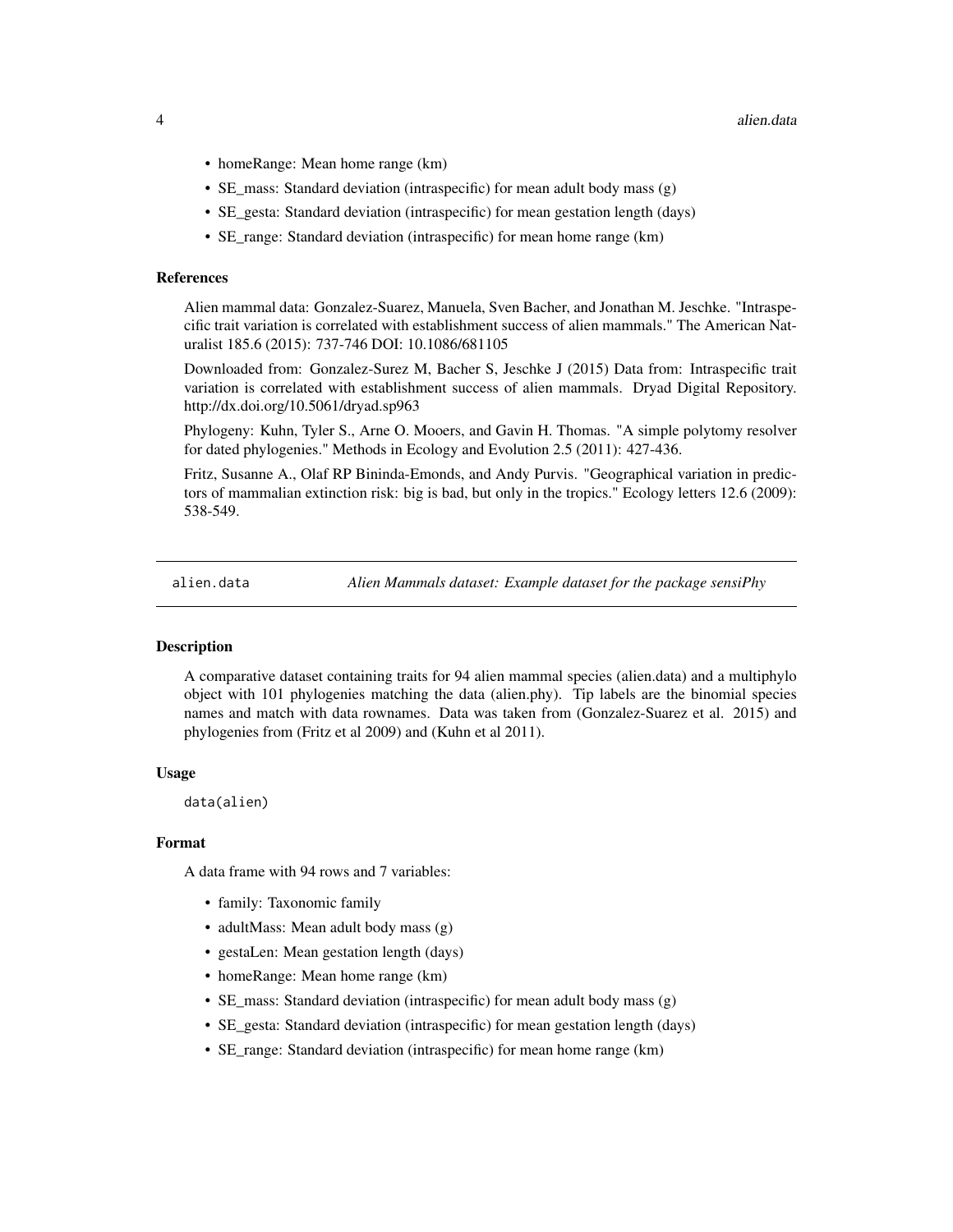- homeRange: Mean home range (km)
- SE_mass: Standard deviation (intraspecific) for mean adult body mass (g)
- SE_gesta: Standard deviation (intraspecific) for mean gestation length (days)
- SE_range: Standard deviation (intraspecific) for mean home range (km)

### References

Alien mammal data: Gonzalez-Suarez, Manuela, Sven Bacher, and Jonathan M. Jeschke. "Intraspecific trait variation is correlated with establishment success of alien mammals." The American Naturalist 185.6 (2015): 737-746 DOI: 10.1086/681105

Downloaded from: Gonzalez-Surez M, Bacher S, Jeschke J (2015) Data from: Intraspecific trait variation is correlated with establishment success of alien mammals. Dryad Digital Repository. http://dx.doi.org/10.5061/dryad.sp963

Phylogeny: Kuhn, Tyler S., Arne O. Mooers, and Gavin H. Thomas. "A simple polytomy resolver for dated phylogenies." Methods in Ecology and Evolution 2.5 (2011): 427-436.

Fritz, Susanne A., Olaf RP Bininda-Emonds, and Andy Purvis. "Geographical variation in predictors of mammalian extinction risk: big is bad, but only in the tropics." Ecology letters 12.6 (2009): 538-549.

---

## alien.data — *Alien Mammals dataset: Example dataset for the package sensiPhy*

### Description

A comparative dataset containing traits for 94 alien mammal species (alien.data) and a multiphylo object with 101 phylogenies matching the data (alien.phy). Tip labels are the binomial species names and match with data rownames. Data was taken from (Gonzalez-Suarez et al. 2015) and phylogenies from (Fritz et al 2009) and (Kuhn et al 2011).

### Usage

```
data(alien)
```

### Format

A data frame with 94 rows and 7 variables:

- family: Taxonomic family
- adultMass: Mean adult body mass (g)
- gestaLen: Mean gestation length (days)
- homeRange: Mean home range (km)
- SE_mass: Standard deviation (intraspecific) for mean adult body mass (g)
- SE_gesta: Standard deviation (intraspecific) for mean gestation length (days)
- SE_range: Standard deviation (intraspecific) for mean home range (km)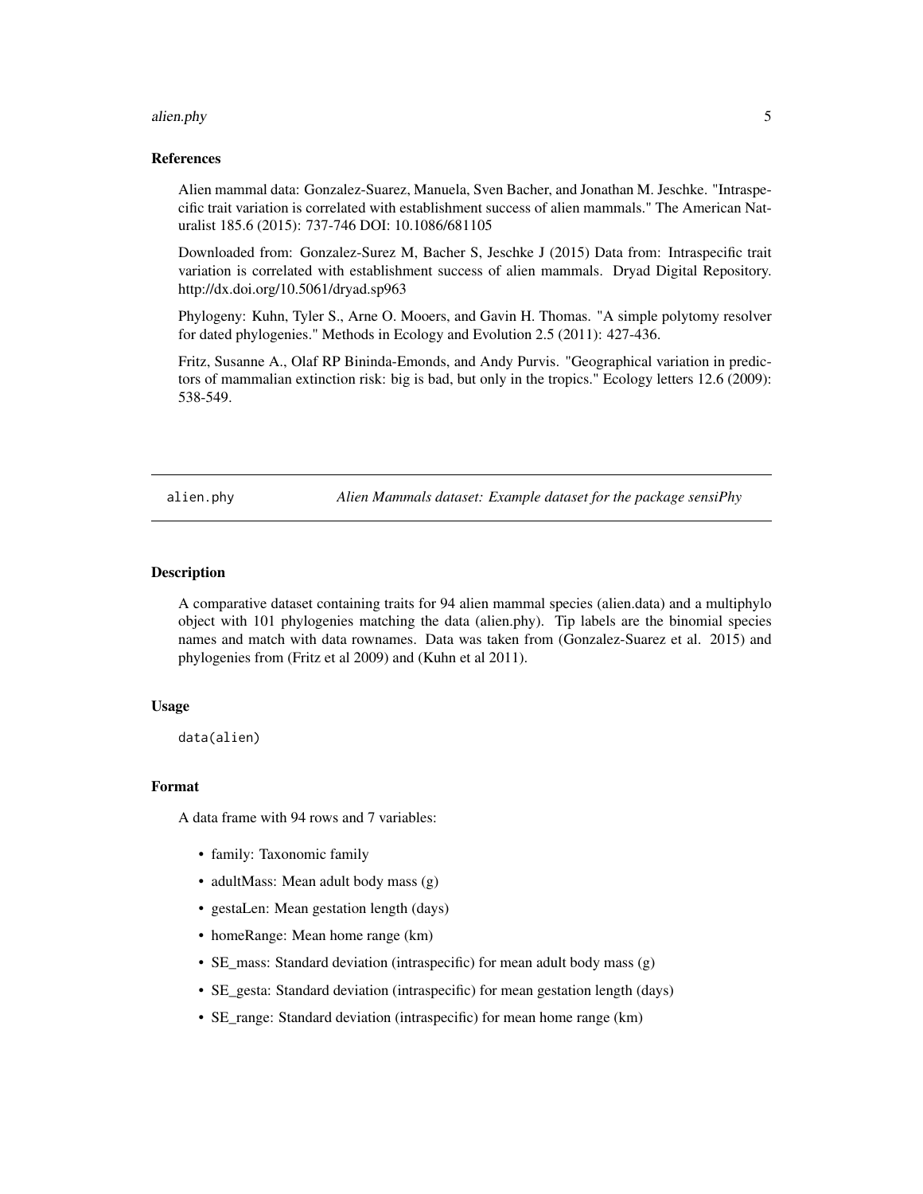### References

Alien mammal data: Gonzalez-Suarez, Manuela, Sven Bacher, and Jonathan M. Jeschke. "Intraspecific trait variation is correlated with establishment success of alien mammals." The American Naturalist 185.6 (2015): 737-746 DOI: 10.1086/681105

Downloaded from: Gonzalez-Surez M, Bacher S, Jeschke J (2015) Data from: Intraspecific trait variation is correlated with establishment success of alien mammals. Dryad Digital Repository. http://dx.doi.org/10.5061/dryad.sp963

Phylogeny: Kuhn, Tyler S., Arne O. Mooers, and Gavin H. Thomas. "A simple polytomy resolver for dated phylogenies." Methods in Ecology and Evolution 2.5 (2011): 427-436.

Fritz, Susanne A., Olaf RP Bininda-Emonds, and Andy Purvis. "Geographical variation in predictors of mammalian extinction risk: big is bad, but only in the tropics." Ecology letters 12.6 (2009): 538-549.

---

## alien.phy — *Alien Mammals dataset: Example dataset for the package sensiPhy*

### Description

A comparative dataset containing traits for 94 alien mammal species (alien.data) and a multiphylo object with 101 phylogenies matching the data (alien.phy). Tip labels are the binomial species names and match with data rownames. Data was taken from (Gonzalez-Suarez et al. 2015) and phylogenies from (Fritz et al 2009) and (Kuhn et al 2011).

### Usage

```
data(alien)
```

### Format

A data frame with 94 rows and 7 variables:

- family: Taxonomic family
- adultMass: Mean adult body mass (g)
- gestaLen: Mean gestation length (days)
- homeRange: Mean home range (km)
- SE_mass: Standard deviation (intraspecific) for mean adult body mass (g)
- SE_gesta: Standard deviation (intraspecific) for mean gestation length (days)
- SE_range: Standard deviation (intraspecific) for mean home range (km)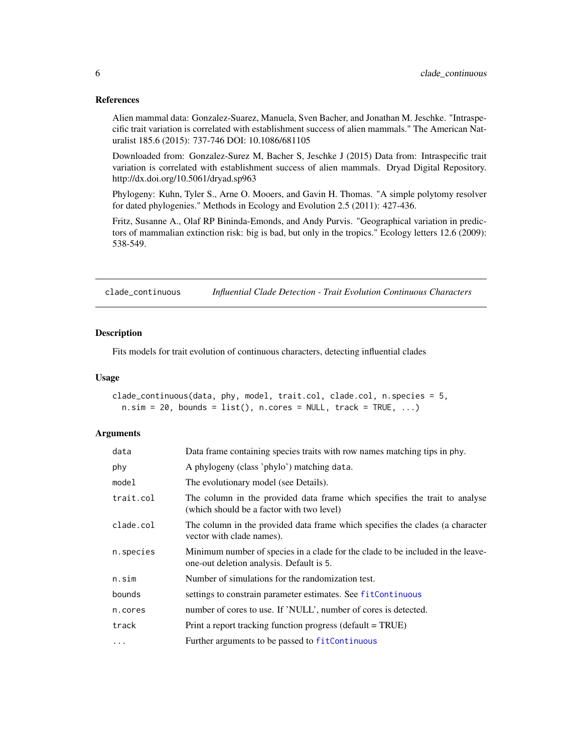## References

Alien mammal data: Gonzalez-Suarez, Manuela, Sven Bacher, and Jonathan M. Jeschke. "Intraspecific trait variation is correlated with establishment success of alien mammals." The American Naturalist 185.6 (2015): 737-746 DOI: 10.1086/681105

Downloaded from: Gonzalez-Surez M, Bacher S, Jeschke J (2015) Data from: Intraspecific trait variation is correlated with establishment success of alien mammals. Dryad Digital Repository. http://dx.doi.org/10.5061/dryad.sp963

Phylogeny: Kuhn, Tyler S., Arne O. Mooers, and Gavin H. Thomas. "A simple polytomy resolver for dated phylogenies." Methods in Ecology and Evolution 2.5 (2011): 427-436.

Fritz, Susanne A., Olaf RP Bininda-Emonds, and Andy Purvis. "Geographical variation in predictors of mammalian extinction risk: big is bad, but only in the tropics." Ecology letters 12.6 (2009): 538-549.

---

# clade_continuous — *Influential Clade Detection - Trait Evolution Continuous Characters*

## Description

Fits models for trait evolution of continuous characters, detecting influential clades

## Usage

```
clade_continuous(data, phy, model, trait.col, clade.col, n.species = 5,
  n.sim = 20, bounds = list(), n.cores = NULL, track = TRUE, ...)
```

## Arguments

| | |
|---|---|
| data | Data frame containing species traits with row names matching tips in phy. |
| phy | A phylogeny (class 'phylo') matching data. |
| model | The evolutionary model (see Details). |
| trait.col | The column in the provided data frame which specifies the trait to analyse (which should be a factor with two level) |
| clade.col | The column in the provided data frame which specifies the clades (a character vector with clade names). |
| n.species | Minimum number of species in a clade for the clade to be included in the leave-one-out deletion analysis. Default is 5. |
| n.sim | Number of simulations for the randomization test. |
| bounds | settings to constrain parameter estimates. See fitContinuous |
| n.cores | number of cores to use. If 'NULL', number of cores is detected. |
| track | Print a report tracking function progress (default = TRUE) |
| ... | Further arguments to be passed to fitContinuous |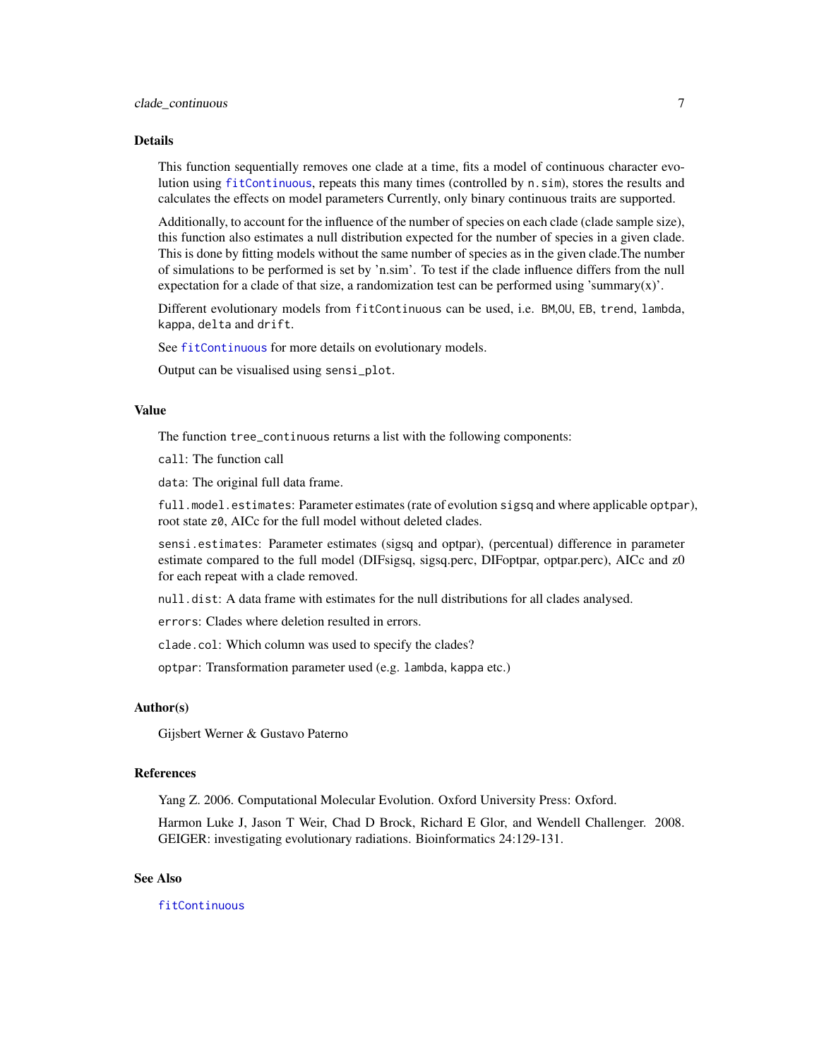## Details

This function sequentially removes one clade at a time, fits a model of continuous character evolution using `fitContinuous`, repeats this many times (controlled by `n.sim`), stores the results and calculates the effects on model parameters Currently, only binary continuous traits are supported.

Additionally, to account for the influence of the number of species on each clade (clade sample size), this function also estimates a null distribution expected for the number of species in a given clade. This is done by fitting models without the same number of species as in the given clade.The number of simulations to be performed is set by 'n.sim'. To test if the clade influence differs from the null expectation for a clade of that size, a randomization test can be performed using 'summary(x)'.

Different evolutionary models from `fitContinuous` can be used, i.e. `BM`,`OU`, `EB`, `trend`, `lambda`, `kappa`, `delta` and `drift`.

See `fitContinuous` for more details on evolutionary models.

Output can be visualised using `sensi_plot`.

## Value

The function `tree_continuous` returns a list with the following components:

`call`: The function call

`data`: The original full data frame.

`full.model.estimates`: Parameter estimates (rate of evolution `sigsq` and where applicable `optpar`), root state `z0`, AICc for the full model without deleted clades.

`sensi.estimates`: Parameter estimates (sigsq and optpar), (percentual) difference in parameter estimate compared to the full model (DIFsigsq, sigsq.perc, DIFoptpar, optpar.perc), AICc and z0 for each repeat with a clade removed.

`null.dist`: A data frame with estimates for the null distributions for all clades analysed.

`errors`: Clades where deletion resulted in errors.

`clade.col`: Which column was used to specify the clades?

`optpar`: Transformation parameter used (e.g. `lambda`, `kappa` etc.)

## Author(s)

Gijsbert Werner & Gustavo Paterno

## References

Yang Z. 2006. Computational Molecular Evolution. Oxford University Press: Oxford.

Harmon Luke J, Jason T Weir, Chad D Brock, Richard E Glor, and Wendell Challenger. 2008. GEIGER: investigating evolutionary radiations. Bioinformatics 24:129-131.

## See Also

`fitContinuous`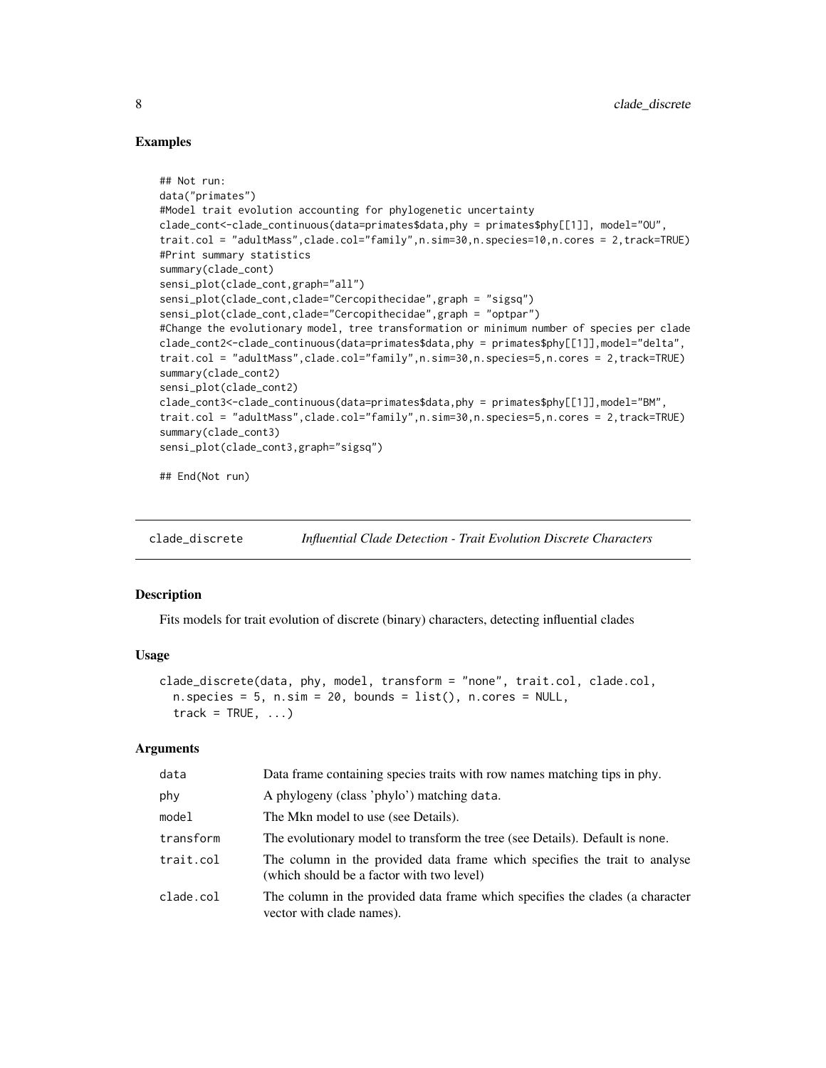### Examples

```
## Not run:
data("primates")
#Model trait evolution accounting for phylogenetic uncertainty
clade_cont<-clade_continuous(data=primates$data,phy = primates$phy[[1]], model="OU",
trait.col = "adultMass",clade.col="family",n.sim=30,n.species=10,n.cores = 2,track=TRUE)
#Print summary statistics
summary(clade_cont)
sensi_plot(clade_cont,graph="all")
sensi_plot(clade_cont,clade="Cercopithecidae",graph = "sigsq")
sensi_plot(clade_cont,clade="Cercopithecidae",graph = "optpar")
#Change the evolutionary model, tree transformation or minimum number of species per clade
clade_cont2<-clade_continuous(data=primates$data,phy = primates$phy[[1]],model="delta",
trait.col = "adultMass",clade.col="family",n.sim=30,n.species=5,n.cores = 2,track=TRUE)
summary(clade_cont2)
sensi_plot(clade_cont2)
clade_cont3<-clade_continuous(data=primates$data,phy = primates$phy[[1]],model="BM",
trait.col = "adultMass",clade.col="family",n.sim=30,n.species=5,n.cores = 2,track=TRUE)
summary(clade_cont3)
sensi_plot(clade_cont3,graph="sigsq")

## End(Not run)
```

---

## clade_discrete — *Influential Clade Detection - Trait Evolution Discrete Characters*

---

### Description

Fits models for trait evolution of discrete (binary) characters, detecting influential clades

### Usage

```
clade_discrete(data, phy, model, transform = "none", trait.col, clade.col,
  n.species = 5, n.sim = 20, bounds = list(), n.cores = NULL,
  track = TRUE, ...)
```

### Arguments

| | |
|---|---|
| data | Data frame containing species traits with row names matching tips in phy. |
| phy | A phylogeny (class 'phylo') matching data. |
| model | The Mkn model to use (see Details). |
| transform | The evolutionary model to transform the tree (see Details). Default is none. |
| trait.col | The column in the provided data frame which specifies the trait to analyse (which should be a factor with two level) |
| clade.col | The column in the provided data frame which specifies the clades (a character vector with clade names). |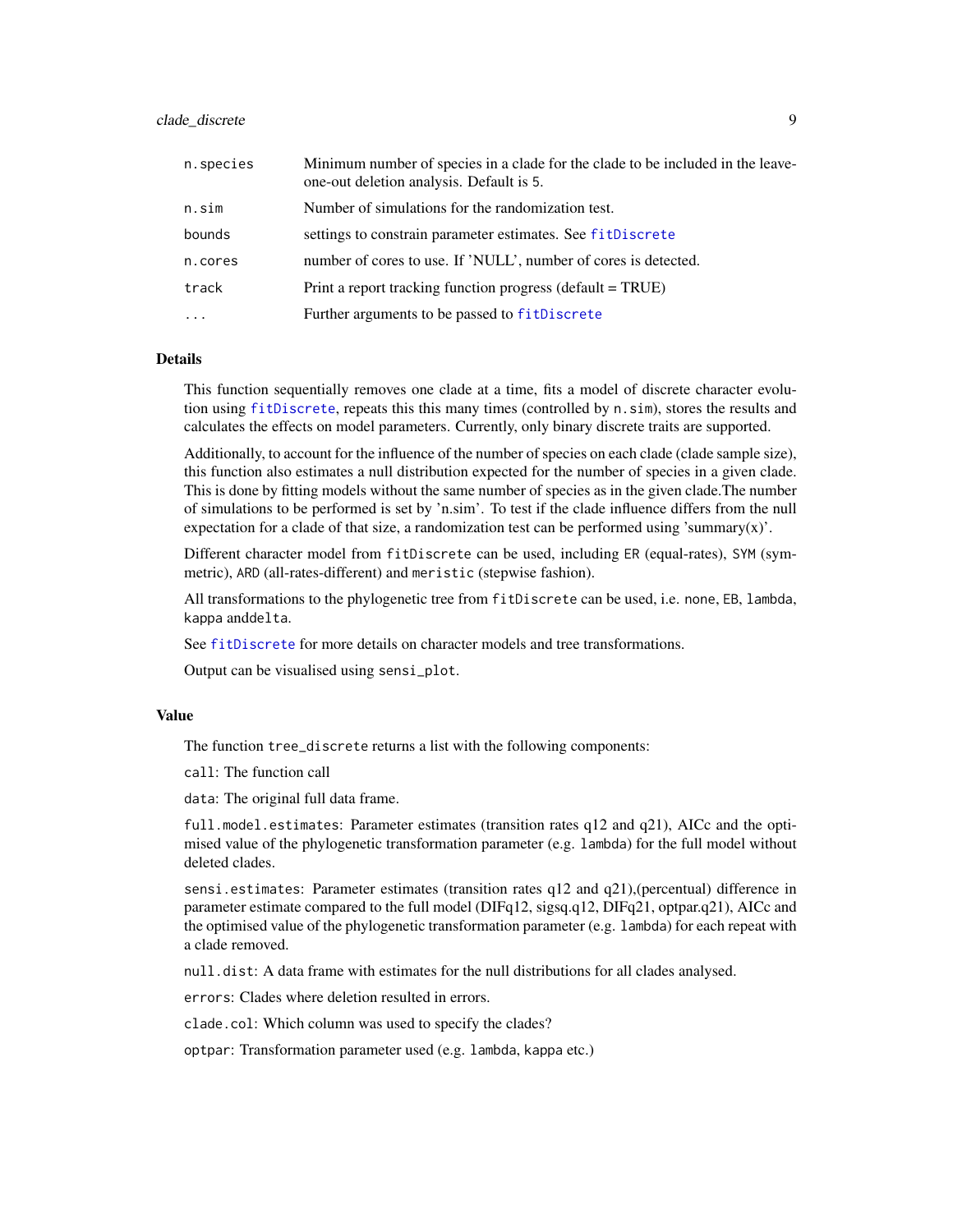| | |
|---|---|
| n.species | Minimum number of species in a clade for the clade to be included in the leave-one-out deletion analysis. Default is 5. |
| n.sim | Number of simulations for the randomization test. |
| bounds | settings to constrain parameter estimates. See fitDiscrete |
| n.cores | number of cores to use. If 'NULL', number of cores is detected. |
| track | Print a report tracking function progress (default = TRUE) |
| ... | Further arguments to be passed to fitDiscrete |

## Details

This function sequentially removes one clade at a time, fits a model of discrete character evolution using fitDiscrete, repeats this this many times (controlled by n.sim), stores the results and calculates the effects on model parameters. Currently, only binary discrete traits are supported.

Additionally, to account for the influence of the number of species on each clade (clade sample size), this function also estimates a null distribution expected for the number of species in a given clade. This is done by fitting models without the same number of species as in the given clade.The number of simulations to be performed is set by 'n.sim'. To test if the clade influence differs from the null expectation for a clade of that size, a randomization test can be performed using 'summary(x)'.

Different character model from fitDiscrete can be used, including ER (equal-rates), SYM (symmetric), ARD (all-rates-different) and meristic (stepwise fashion).

All transformations to the phylogenetic tree from fitDiscrete can be used, i.e. none, EB, lambda, kappa anddelta.

See fitDiscrete for more details on character models and tree transformations.

Output can be visualised using sensi_plot.

## Value

The function tree_discrete returns a list with the following components:

call: The function call

data: The original full data frame.

full.model.estimates: Parameter estimates (transition rates q12 and q21), AICc and the optimised value of the phylogenetic transformation parameter (e.g. lambda) for the full model without deleted clades.

sensi.estimates: Parameter estimates (transition rates q12 and q21),(percentual) difference in parameter estimate compared to the full model (DIFq12, sigsq.q12, DIFq21, optpar.q21), AICc and the optimised value of the phylogenetic transformation parameter (e.g. lambda) for each repeat with a clade removed.

null.dist: A data frame with estimates for the null distributions for all clades analysed.

errors: Clades where deletion resulted in errors.

clade.col: Which column was used to specify the clades?

optpar: Transformation parameter used (e.g. lambda, kappa etc.)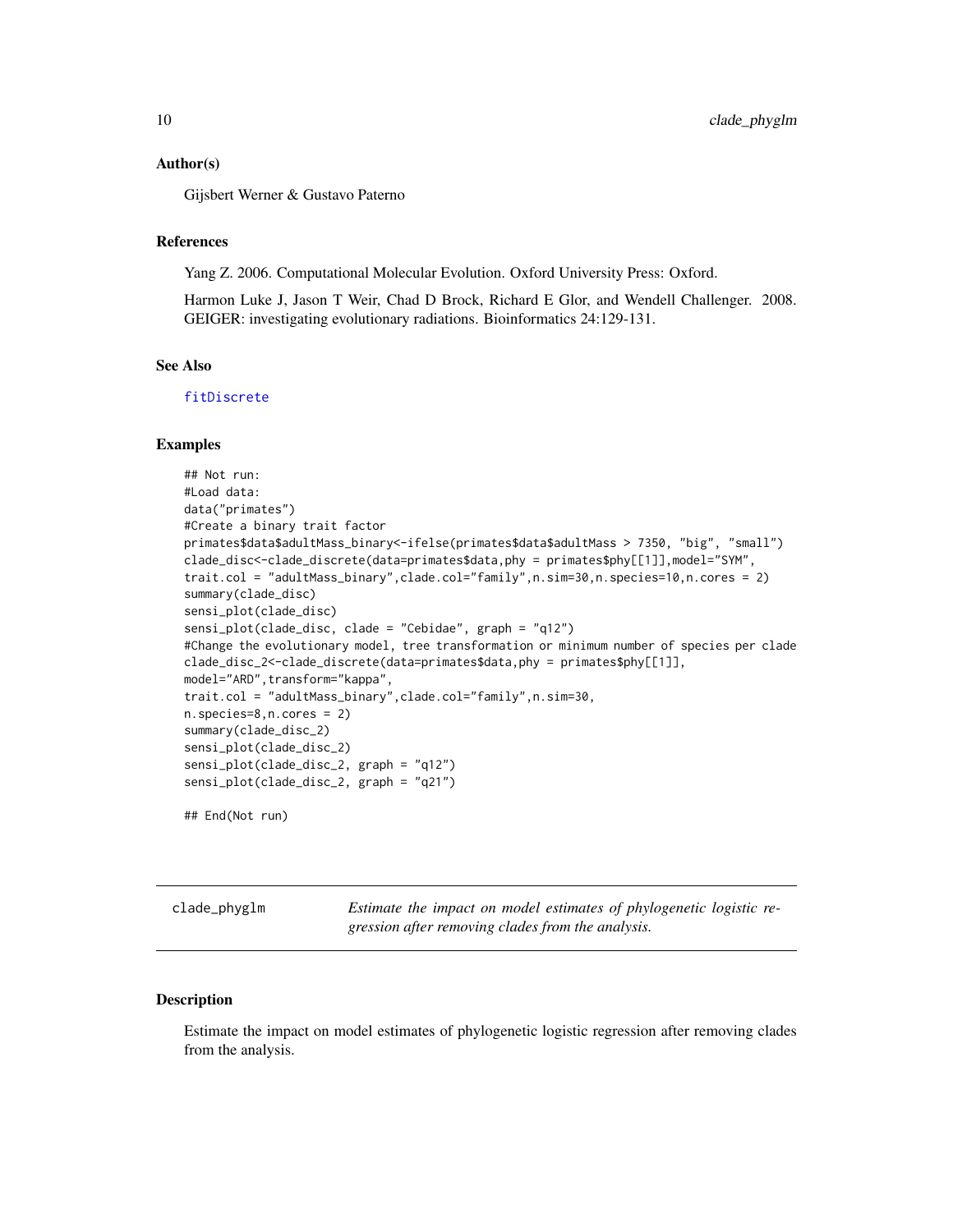## Author(s)

Gijsbert Werner & Gustavo Paterno

## References

Yang Z. 2006. Computational Molecular Evolution. Oxford University Press: Oxford.

Harmon Luke J, Jason T Weir, Chad D Brock, Richard E Glor, and Wendell Challenger. 2008. GEIGER: investigating evolutionary radiations. Bioinformatics 24:129-131.

## See Also

fitDiscrete

## Examples

```
## Not run:
#Load data:
data("primates")
#Create a binary trait factor
primates$data$adultMass_binary<-ifelse(primates$data$adultMass > 7350, "big", "small")
clade_disc<-clade_discrete(data=primates$data,phy = primates$phy[[1]],model="SYM",
trait.col = "adultMass_binary",clade.col="family",n.sim=30,n.species=10,n.cores = 2)
summary(clade_disc)
sensi_plot(clade_disc)
sensi_plot(clade_disc, clade = "Cebidae", graph = "q12")
#Change the evolutionary model, tree transformation or minimum number of species per clade
clade_disc_2<-clade_discrete(data=primates$data,phy = primates$phy[[1]],
model="ARD",transform="kappa",
trait.col = "adultMass_binary",clade.col="family",n.sim=30,
n.species=8,n.cores = 2)
summary(clade_disc_2)
sensi_plot(clade_disc_2)
sensi_plot(clade_disc_2, graph = "q12")
sensi_plot(clade_disc_2, graph = "q21")

## End(Not run)
```

---

# clade_phyglm — *Estimate the impact on model estimates of phylogenetic logistic regression after removing clades from the analysis.*

## Description

Estimate the impact on model estimates of phylogenetic logistic regression after removing clades from the analysis.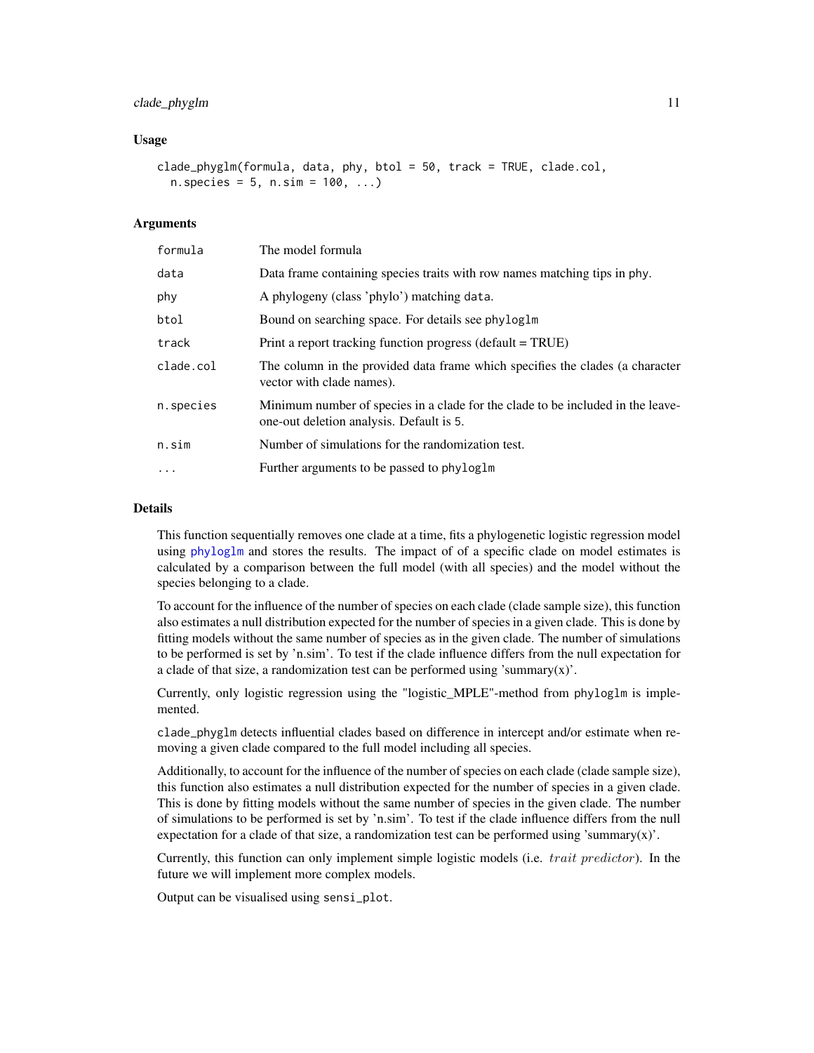### Usage

```
clade_phyglm(formula, data, phy, btol = 50, track = TRUE, clade.col,
  n.species = 5, n.sim = 100, ...)
```

### Arguments

| | |
|---|---|
| formula | The model formula |
| data | Data frame containing species traits with row names matching tips in phy. |
| phy | A phylogeny (class 'phylo') matching data. |
| btol | Bound on searching space. For details see phyloglm |
| track | Print a report tracking function progress (default = TRUE) |
| clade.col | The column in the provided data frame which specifies the clades (a character vector with clade names). |
| n.species | Minimum number of species in a clade for the clade to be included in the leave-one-out deletion analysis. Default is 5. |
| n.sim | Number of simulations for the randomization test. |
| ... | Further arguments to be passed to phyloglm |

### Details

This function sequentially removes one clade at a time, fits a phylogenetic logistic regression model using phyloglm and stores the results. The impact of of a specific clade on model estimates is calculated by a comparison between the full model (with all species) and the model without the species belonging to a clade.

To account for the influence of the number of species on each clade (clade sample size), this function also estimates a null distribution expected for the number of species in a given clade. This is done by fitting models without the same number of species as in the given clade. The number of simulations to be performed is set by 'n.sim'. To test if the clade influence differs from the null expectation for a clade of that size, a randomization test can be performed using 'summary(x)'.

Currently, only logistic regression using the "logistic_MPLE"-method from phyloglm is implemented.

clade_phyglm detects influential clades based on difference in intercept and/or estimate when removing a given clade compared to the full model including all species.

Additionally, to account for the influence of the number of species on each clade (clade sample size), this function also estimates a null distribution expected for the number of species in a given clade. This is done by fitting models without the same number of species in the given clade. The number of simulations to be performed is set by 'n.sim'. To test if the clade influence differs from the null expectation for a clade of that size, a randomization test can be performed using 'summary(x)'.

Currently, this function can only implement simple logistic models (i.e. $trait \sim predictor$). In the future we will implement more complex models.

Output can be visualised using sensi_plot.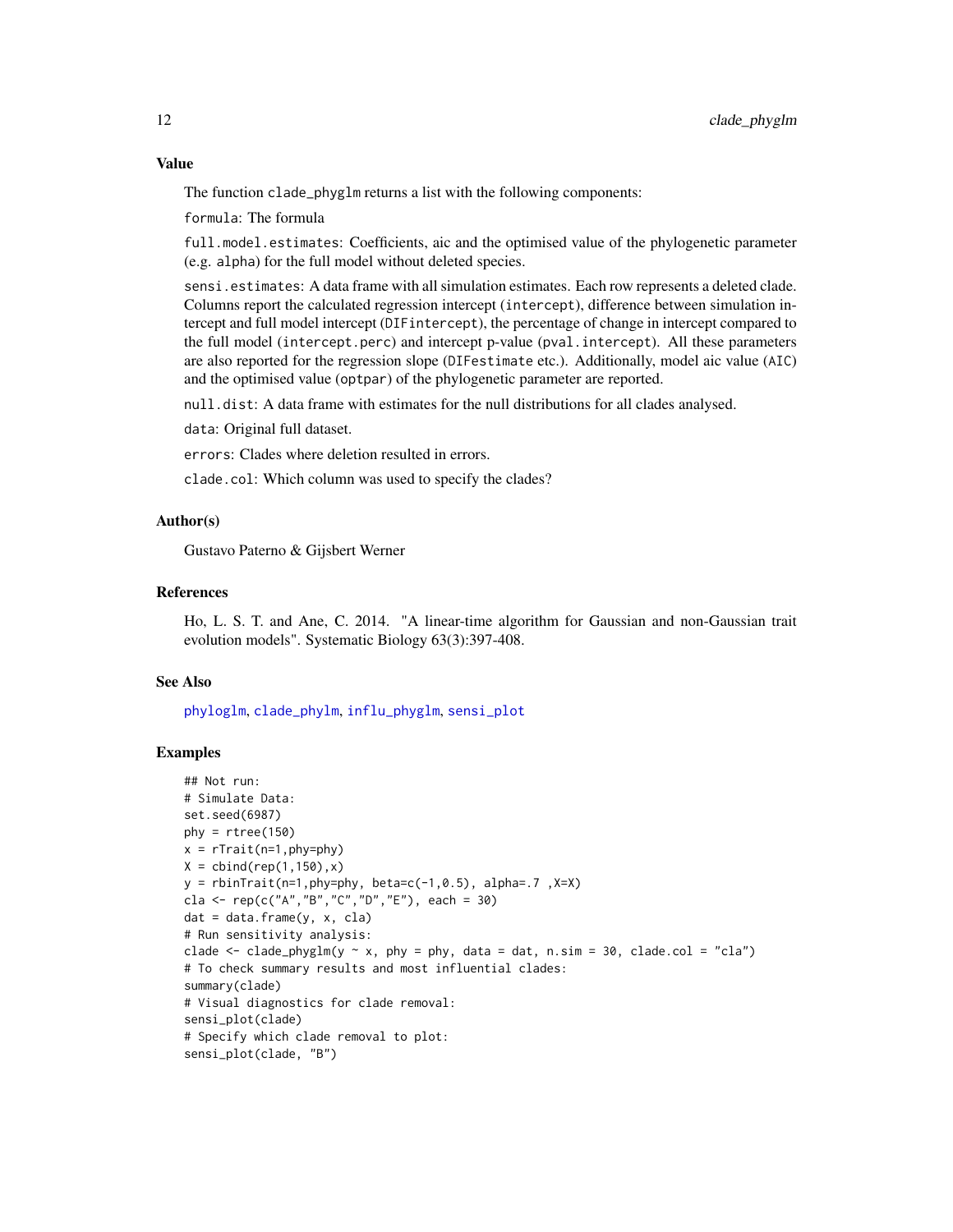## Value

The function clade_phyglm returns a list with the following components:

formula: The formula

full.model.estimates: Coefficients, aic and the optimised value of the phylogenetic parameter (e.g. alpha) for the full model without deleted species.

sensi.estimates: A data frame with all simulation estimates. Each row represents a deleted clade. Columns report the calculated regression intercept (intercept), difference between simulation intercept and full model intercept (DIFintercept), the percentage of change in intercept compared to the full model (intercept.perc) and intercept p-value (pval.intercept). All these parameters are also reported for the regression slope (DIFestimate etc.). Additionally, model aic value (AIC) and the optimised value (optpar) of the phylogenetic parameter are reported.

null.dist: A data frame with estimates for the null distributions for all clades analysed.

data: Original full dataset.

errors: Clades where deletion resulted in errors.

clade.col: Which column was used to specify the clades?

## Author(s)

Gustavo Paterno & Gijsbert Werner

## References

Ho, L. S. T. and Ane, C. 2014. "A linear-time algorithm for Gaussian and non-Gaussian trait evolution models". Systematic Biology 63(3):397-408.

## See Also

phyloglm, clade_phylm, influ_phyglm, sensi_plot

## Examples

```
## Not run:
# Simulate Data:
set.seed(6987)
phy = rtree(150)
x = rTrait(n=1,phy=phy)
X = cbind(rep(1,150),x)
y = rbinTrait(n=1,phy=phy, beta=c(-1,0.5), alpha=.7 ,X=X)
cla <- rep(c("A","B","C","D","E"), each = 30)
dat = data.frame(y, x, cla)
# Run sensitivity analysis:
clade <- clade_phyglm(y ~ x, phy = phy, data = dat, n.sim = 30, clade.col = "cla")
# To check summary results and most influential clades:
summary(clade)
# Visual diagnostics for clade removal:
sensi_plot(clade)
# Specify which clade removal to plot:
sensi_plot(clade, "B")
```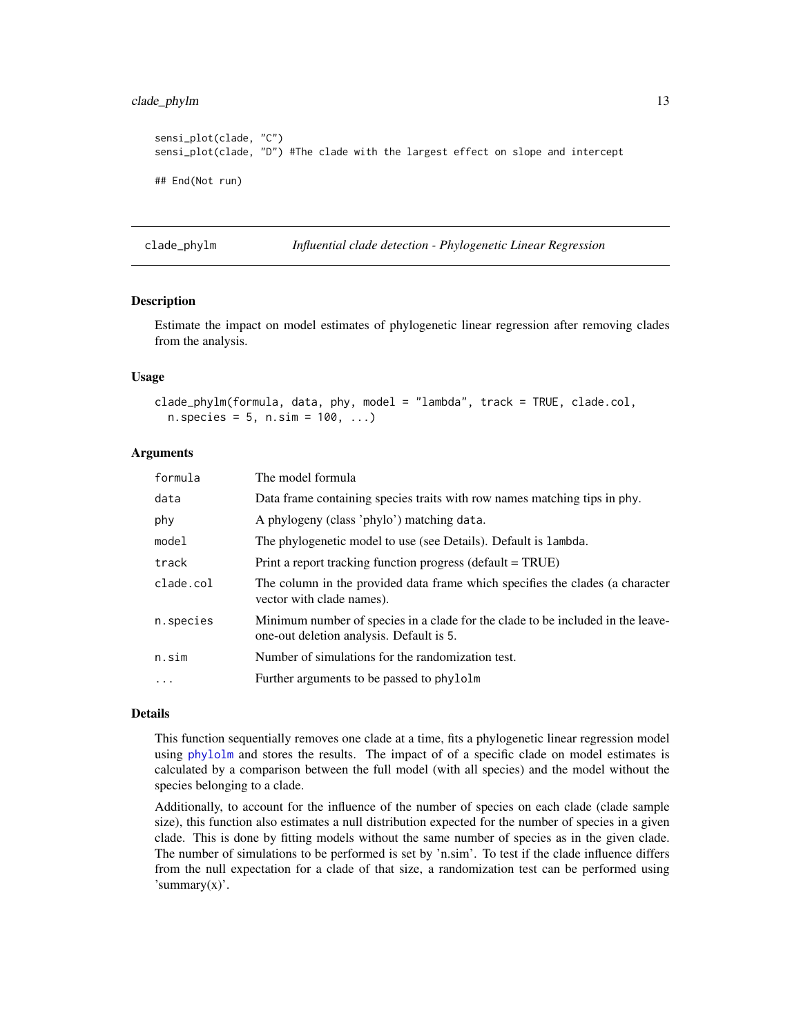```
sensi_plot(clade, "C")
sensi_plot(clade, "D") #The clade with the largest effect on slope and intercept

## End(Not run)
```

## clade_phylm — *Influential clade detection - Phylogenetic Linear Regression*

### Description

Estimate the impact on model estimates of phylogenetic linear regression after removing clades from the analysis.

### Usage

```
clade_phylm(formula, data, phy, model = "lambda", track = TRUE, clade.col,
  n.species = 5, n.sim = 100, ...)
```

### Arguments

| | |
|---|---|
| formula | The model formula |
| data | Data frame containing species traits with row names matching tips in phy. |
| phy | A phylogeny (class 'phylo') matching data. |
| model | The phylogenetic model to use (see Details). Default is lambda. |
| track | Print a report tracking function progress (default = TRUE) |
| clade.col | The column in the provided data frame which specifies the clades (a character vector with clade names). |
| n.species | Minimum number of species in a clade for the clade to be included in the leave-one-out deletion analysis. Default is 5. |
| n.sim | Number of simulations for the randomization test. |
| ... | Further arguments to be passed to phylolm |

### Details

This function sequentially removes one clade at a time, fits a phylogenetic linear regression model using phylolm and stores the results. The impact of of a specific clade on model estimates is calculated by a comparison between the full model (with all species) and the model without the species belonging to a clade.

Additionally, to account for the influence of the number of species on each clade (clade sample size), this function also estimates a null distribution expected for the number of species in a given clade. This is done by fitting models without the same number of species as in the given clade. The number of simulations to be performed is set by 'n.sim'. To test if the clade influence differs from the null expectation for a clade of that size, a randomization test can be performed using 'summary(x)'.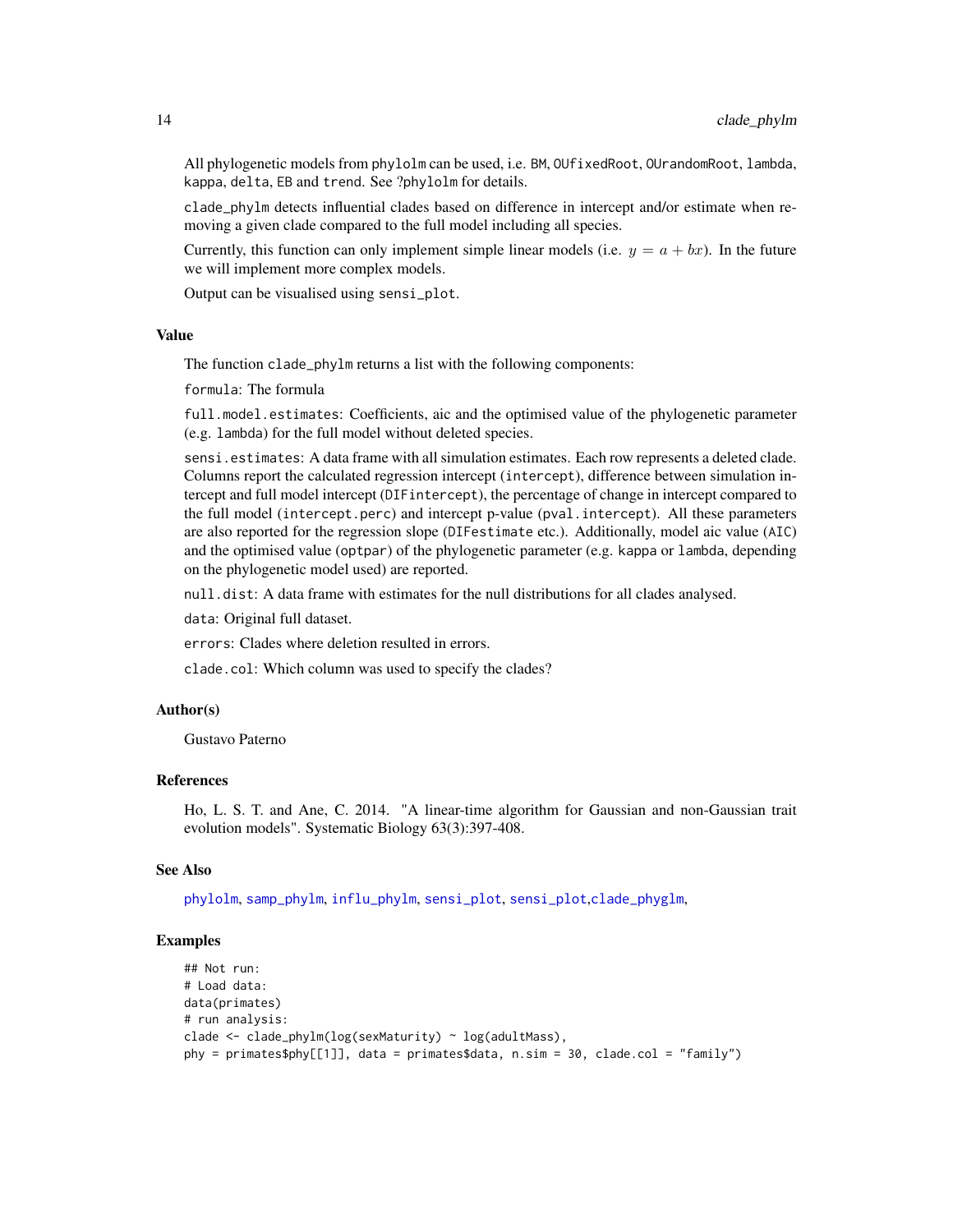All phylogenetic models from phylolm can be used, i.e. BM, OUfixedRoot, OUrandomRoot, lambda, kappa, delta, EB and trend. See ?phylolm for details.

clade_phylm detects influential clades based on difference in intercept and/or estimate when removing a given clade compared to the full model including all species.

Currently, this function can only implement simple linear models (i.e. $y = a + bx$). In the future we will implement more complex models.

Output can be visualised using sensi_plot.

### Value

The function clade_phylm returns a list with the following components:

formula: The formula

full.model.estimates: Coefficients, aic and the optimised value of the phylogenetic parameter (e.g. lambda) for the full model without deleted species.

sensi.estimates: A data frame with all simulation estimates. Each row represents a deleted clade. Columns report the calculated regression intercept (intercept), difference between simulation intercept and full model intercept (DIFintercept), the percentage of change in intercept compared to the full model (intercept.perc) and intercept p-value (pval.intercept). All these parameters are also reported for the regression slope (DIFestimate etc.). Additionally, model aic value (AIC) and the optimised value (optpar) of the phylogenetic parameter (e.g. kappa or lambda, depending on the phylogenetic model used) are reported.

null.dist: A data frame with estimates for the null distributions for all clades analysed.

data: Original full dataset.

errors: Clades where deletion resulted in errors.

clade.col: Which column was used to specify the clades?

### Author(s)

Gustavo Paterno

### References

Ho, L. S. T. and Ane, C. 2014. "A linear-time algorithm for Gaussian and non-Gaussian trait evolution models". Systematic Biology 63(3):397-408.

### See Also

phylolm, samp_phylm, influ_phylm, sensi_plot, sensi_plot,clade_phyglm,

### Examples

```
## Not run:
# Load data:
data(primates)
# run analysis:
clade <- clade_phylm(log(sexMaturity) ~ log(adultMass),
phy = primates$phy[[1]], data = primates$data, n.sim = 30, clade.col = "family")
```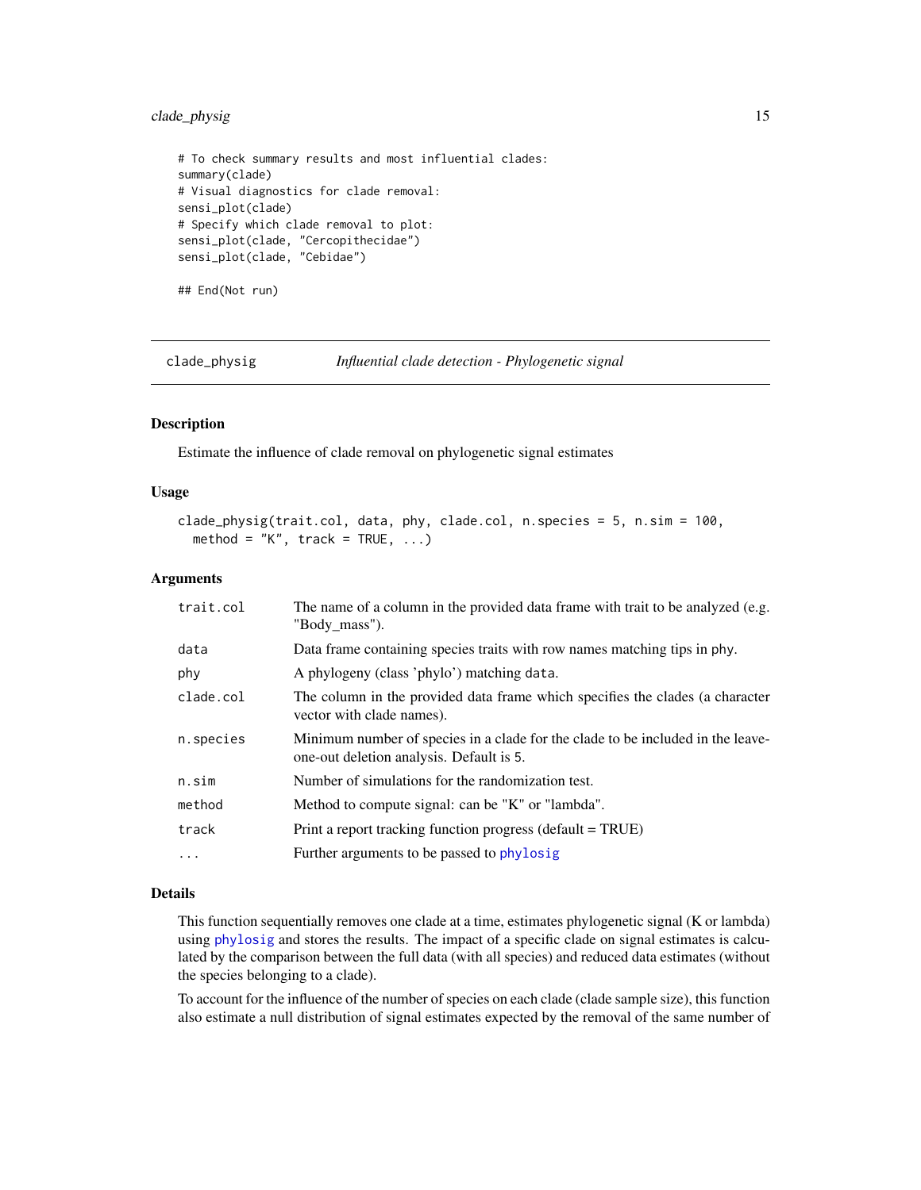```
# To check summary results and most influential clades:
summary(clade)
# Visual diagnostics for clade removal:
sensi_plot(clade)
# Specify which clade removal to plot:
sensi_plot(clade, "Cercopithecidae")
sensi_plot(clade, "Cebidae")

## End(Not run)
```

---

## clade_physig — *Influential clade detection - Phylogenetic signal*

### Description

Estimate the influence of clade removal on phylogenetic signal estimates

### Usage

```
clade_physig(trait.col, data, phy, clade.col, n.species = 5, n.sim = 100,
  method = "K", track = TRUE, ...)
```

### Arguments

| | |
|---|---|
| trait.col | The name of a column in the provided data frame with trait to be analyzed (e.g. "Body_mass"). |
| data | Data frame containing species traits with row names matching tips in phy. |
| phy | A phylogeny (class 'phylo') matching data. |
| clade.col | The column in the provided data frame which specifies the clades (a character vector with clade names). |
| n.species | Minimum number of species in a clade for the clade to be included in the leave-one-out deletion analysis. Default is 5. |
| n.sim | Number of simulations for the randomization test. |
| method | Method to compute signal: can be "K" or "lambda". |
| track | Print a report tracking function progress (default = TRUE) |
| ... | Further arguments to be passed to phylosig |

### Details

This function sequentially removes one clade at a time, estimates phylogenetic signal (K or lambda) using phylosig and stores the results. The impact of a specific clade on signal estimates is calculated by the comparison between the full data (with all species) and reduced data estimates (without the species belonging to a clade).

To account for the influence of the number of species on each clade (clade sample size), this function also estimate a null distribution of signal estimates expected by the removal of the same number of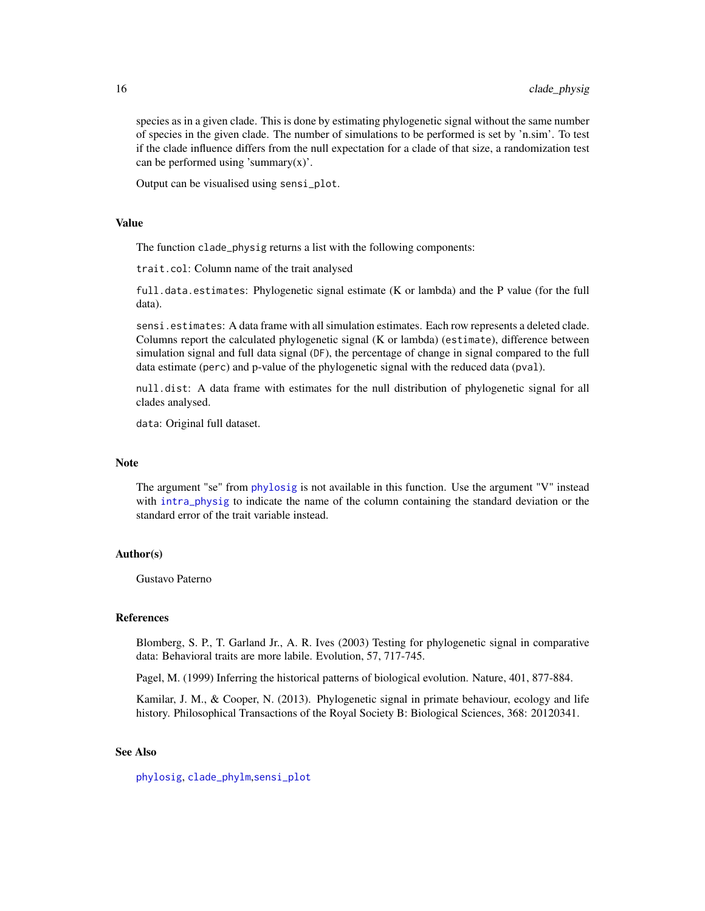species as in a given clade. This is done by estimating phylogenetic signal without the same number of species in the given clade. The number of simulations to be performed is set by 'n.sim'. To test if the clade influence differs from the null expectation for a clade of that size, a randomization test can be performed using 'summary(x)'.

Output can be visualised using `sensi_plot`.

## Value

The function `clade_physig` returns a list with the following components:

`trait.col`: Column name of the trait analysed

`full.data.estimates`: Phylogenetic signal estimate (K or lambda) and the P value (for the full data).

`sensi.estimates`: A data frame with all simulation estimates. Each row represents a deleted clade. Columns report the calculated phylogenetic signal (K or lambda) (`estimate`), difference between simulation signal and full data signal (`DF`), the percentage of change in signal compared to the full data estimate (`perc`) and p-value of the phylogenetic signal with the reduced data (`pval`).

`null.dist`: A data frame with estimates for the null distribution of phylogenetic signal for all clades analysed.

`data`: Original full dataset.

## Note

The argument "se" from `phylosig` is not available in this function. Use the argument "V" instead with `intra_physig` to indicate the name of the column containing the standard deviation or the standard error of the trait variable instead.

## Author(s)

Gustavo Paterno

## References

Blomberg, S. P., T. Garland Jr., A. R. Ives (2003) Testing for phylogenetic signal in comparative data: Behavioral traits are more labile. Evolution, 57, 717-745.

Pagel, M. (1999) Inferring the historical patterns of biological evolution. Nature, 401, 877-884.

Kamilar, J. M., & Cooper, N. (2013). Phylogenetic signal in primate behaviour, ecology and life history. Philosophical Transactions of the Royal Society B: Biological Sciences, 368: 20120341.

## See Also

`phylosig`, `clade_phylm`,`sensi_plot`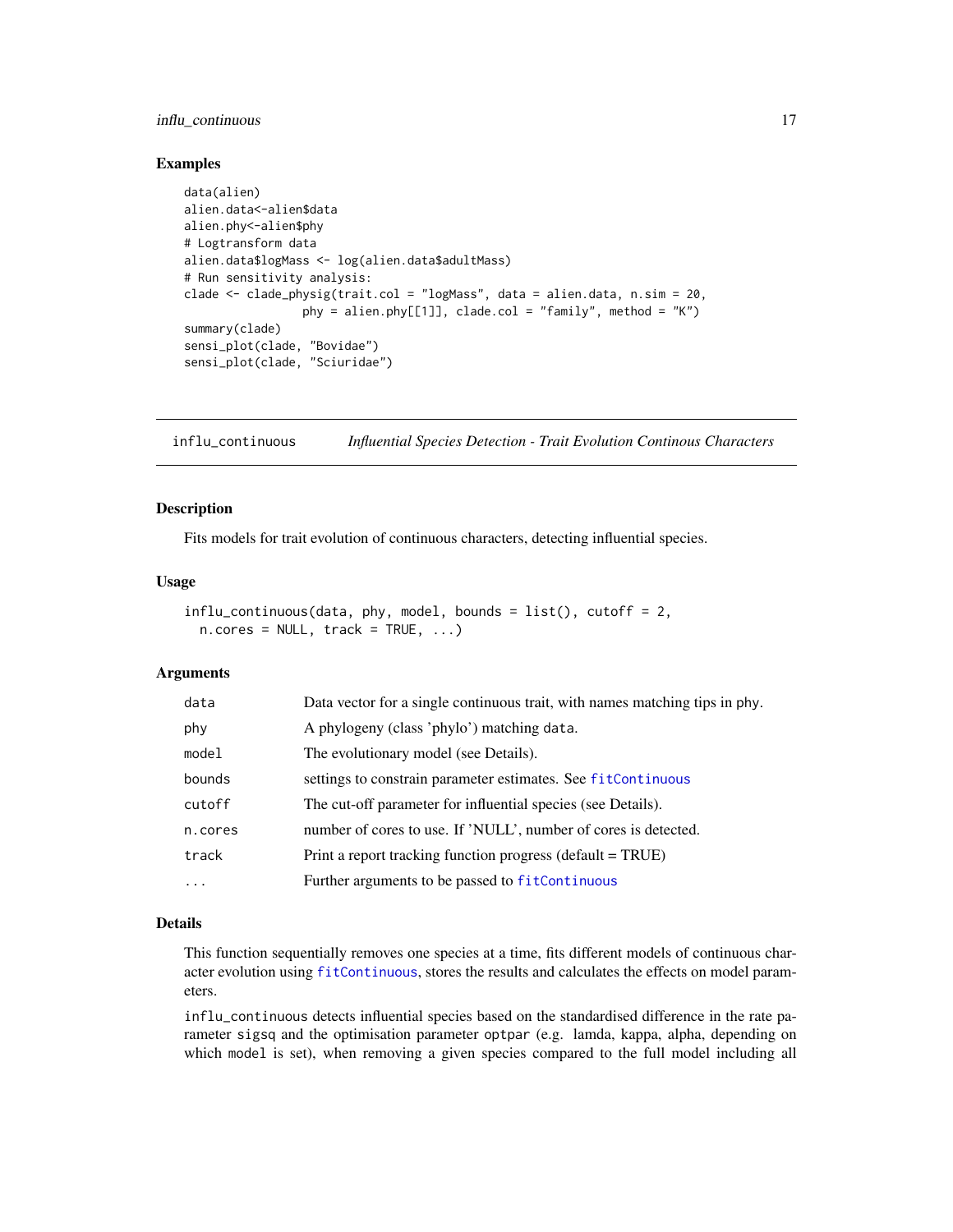### Examples

```
data(alien)
alien.data<-alien$data
alien.phy<-alien$phy
# Logtransform data
alien.data$logMass <- log(alien.data$adultMass)
# Run sensitivity analysis:
clade <- clade_physig(trait.col = "logMass", data = alien.data, n.sim = 20,
                phy = alien.phy[[1]], clade.col = "family", method = "K")
summary(clade)
sensi_plot(clade, "Bovidae")
sensi_plot(clade, "Sciuridae")
```

---

## influ_continuous *Influential Species Detection - Trait Evolution Continous Characters*

### Description

Fits models for trait evolution of continuous characters, detecting influential species.

### Usage

```
influ_continuous(data, phy, model, bounds = list(), cutoff = 2,
  n.cores = NULL, track = TRUE, ...)
```

### Arguments

| | |
|---|---|
| data | Data vector for a single continuous trait, with names matching tips in phy. |
| phy | A phylogeny (class 'phylo') matching data. |
| model | The evolutionary model (see Details). |
| bounds | settings to constrain parameter estimates. See fitContinuous |
| cutoff | The cut-off parameter for influential species (see Details). |
| n.cores | number of cores to use. If 'NULL', number of cores is detected. |
| track | Print a report tracking function progress (default = TRUE) |
| ... | Further arguments to be passed to fitContinuous |

### Details

This function sequentially removes one species at a time, fits different models of continuous character evolution using fitContinuous, stores the results and calculates the effects on model parameters.

influ_continuous detects influential species based on the standardised difference in the rate parameter sigsq and the optimisation parameter optpar (e.g. lamda, kappa, alpha, depending on which model is set), when removing a given species compared to the full model including all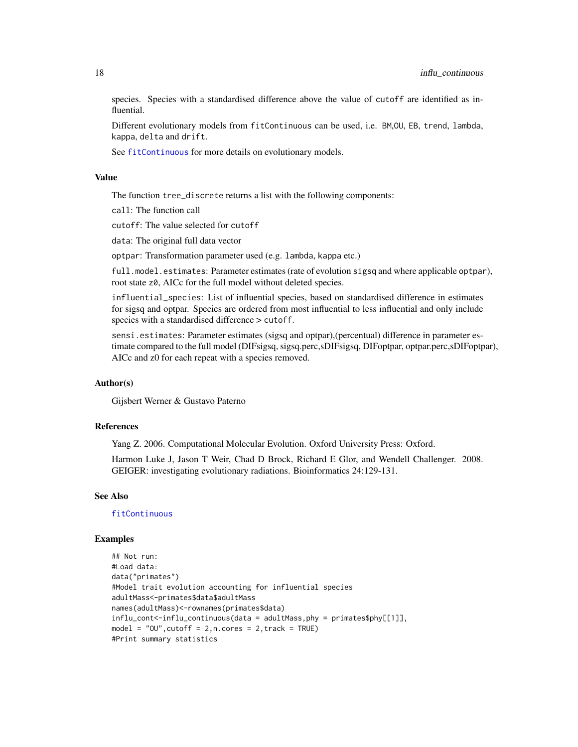species. Species with a standardised difference above the value of cutoff are identified as influential.

Different evolutionary models from fitContinuous can be used, i.e. BM,OU, EB, trend, lambda, kappa, delta and drift.

See fitContinuous for more details on evolutionary models.

### Value

The function tree_discrete returns a list with the following components:

call: The function call

cutoff: The value selected for cutoff

data: The original full data vector

optpar: Transformation parameter used (e.g. lambda, kappa etc.)

full.model.estimates: Parameter estimates (rate of evolution sigsq and where applicable optpar), root state z0, AICc for the full model without deleted species.

influential_species: List of influential species, based on standardised difference in estimates for sigsq and optpar. Species are ordered from most influential to less influential and only include species with a standardised difference > cutoff.

sensi.estimates: Parameter estimates (sigsq and optpar),(percentual) difference in parameter estimate compared to the full model (DIFsigsq, sigsq.perc,sDIFsigsq, DIFoptpar, optpar.perc,sDIFoptpar), AICc and z0 for each repeat with a species removed.

### Author(s)

Gijsbert Werner & Gustavo Paterno

### References

Yang Z. 2006. Computational Molecular Evolution. Oxford University Press: Oxford.

Harmon Luke J, Jason T Weir, Chad D Brock, Richard E Glor, and Wendell Challenger. 2008. GEIGER: investigating evolutionary radiations. Bioinformatics 24:129-131.

### See Also

fitContinuous

### Examples

```
## Not run:
#Load data:
data("primates")
#Model trait evolution accounting for influential species
adultMass<-primates$data$adultMass
names(adultMass)<-rownames(primates$data)
influ_cont<-influ_continuous(data = adultMass,phy = primates$phy[[1]],
model = "OU",cutoff = 2,n.cores = 2,track = TRUE)
#Print summary statistics
```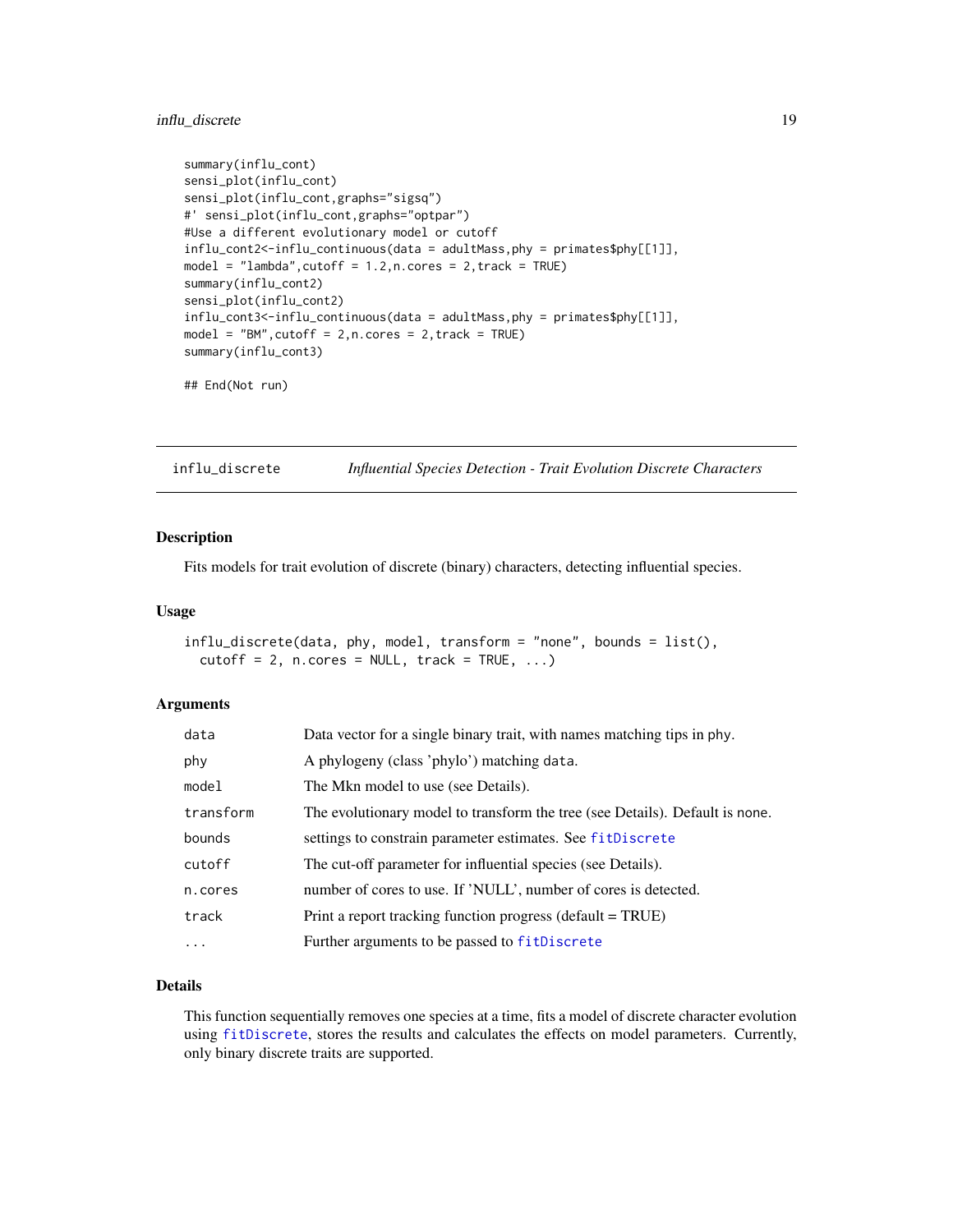```
summary(influ_cont)
sensi_plot(influ_cont)
sensi_plot(influ_cont,graphs="sigsq")
#' sensi_plot(influ_cont,graphs="optpar")
#Use a different evolutionary model or cutoff
influ_cont2<-influ_continuous(data = adultMass,phy = primates$phy[[1]],
model = "lambda",cutoff = 1.2,n.cores = 2,track = TRUE)
summary(influ_cont2)
sensi_plot(influ_cont2)
influ_cont3<-influ_continuous(data = adultMass,phy = primates$phy[[1]],
model = "BM",cutoff = 2,n.cores = 2,track = TRUE)
summary(influ_cont3)

## End(Not run)
```

---

## influ_discrete — *Influential Species Detection - Trait Evolution Discrete Characters*

### Description

Fits models for trait evolution of discrete (binary) characters, detecting influential species.

### Usage

```
influ_discrete(data, phy, model, transform = "none", bounds = list(),
  cutoff = 2, n.cores = NULL, track = TRUE, ...)
```

### Arguments

| | |
|---|---|
| `data` | Data vector for a single binary trait, with names matching tips in phy. |
| `phy` | A phylogeny (class 'phylo') matching `data`. |
| `model` | The Mkn model to use (see Details). |
| `transform` | The evolutionary model to transform the tree (see Details). Default is none. |
| `bounds` | settings to constrain parameter estimates. See `fitDiscrete` |
| `cutoff` | The cut-off parameter for influential species (see Details). |
| `n.cores` | number of cores to use. If 'NULL', number of cores is detected. |
| `track` | Print a report tracking function progress (default = TRUE) |
| `...` | Further arguments to be passed to `fitDiscrete` |

### Details

This function sequentially removes one species at a time, fits a model of discrete character evolution using `fitDiscrete`, stores the results and calculates the effects on model parameters. Currently, only binary discrete traits are supported.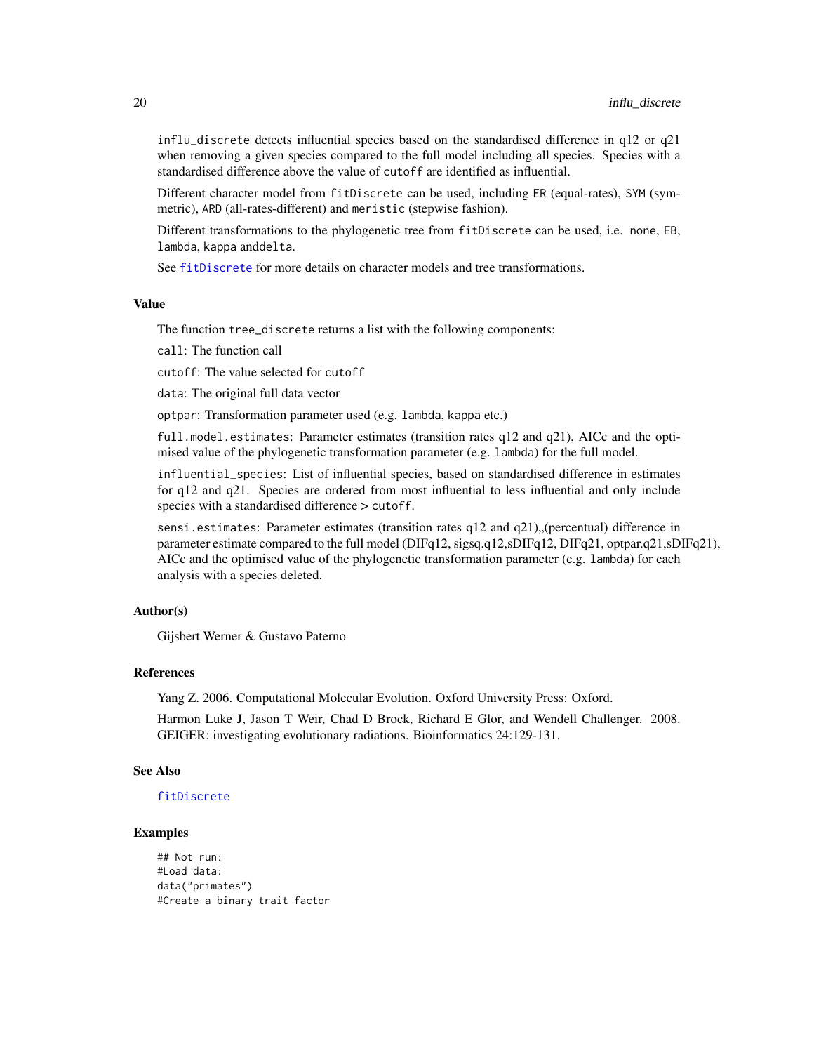influ_discrete detects influential species based on the standardised difference in q12 or q21 when removing a given species compared to the full model including all species. Species with a standardised difference above the value of cutoff are identified as influential.

Different character model from fitDiscrete can be used, including ER (equal-rates), SYM (symmetric), ARD (all-rates-different) and meristic (stepwise fashion).

Different transformations to the phylogenetic tree from fitDiscrete can be used, i.e. none, EB, lambda, kappa anddelta.

See fitDiscrete for more details on character models and tree transformations.

### Value

The function tree_discrete returns a list with the following components:

call: The function call

cutoff: The value selected for cutoff

data: The original full data vector

optpar: Transformation parameter used (e.g. lambda, kappa etc.)

full.model.estimates: Parameter estimates (transition rates q12 and q21), AICc and the optimised value of the phylogenetic transformation parameter (e.g. lambda) for the full model.

influential_species: List of influential species, based on standardised difference in estimates for q12 and q21. Species are ordered from most influential to less influential and only include species with a standardised difference > cutoff.

sensi.estimates: Parameter estimates (transition rates q12 and q21),,(percentual) difference in parameter estimate compared to the full model (DIFq12, sigsq.q12,sDIFq12, DIFq21, optpar.q21,sDIFq21), AICc and the optimised value of the phylogenetic transformation parameter (e.g. lambda) for each analysis with a species deleted.

### Author(s)

Gijsbert Werner & Gustavo Paterno

### References

Yang Z. 2006. Computational Molecular Evolution. Oxford University Press: Oxford.

Harmon Luke J, Jason T Weir, Chad D Brock, Richard E Glor, and Wendell Challenger. 2008. GEIGER: investigating evolutionary radiations. Bioinformatics 24:129-131.

### See Also

fitDiscrete

### Examples

```
## Not run:
#Load data:
data("primates")
#Create a binary trait factor
```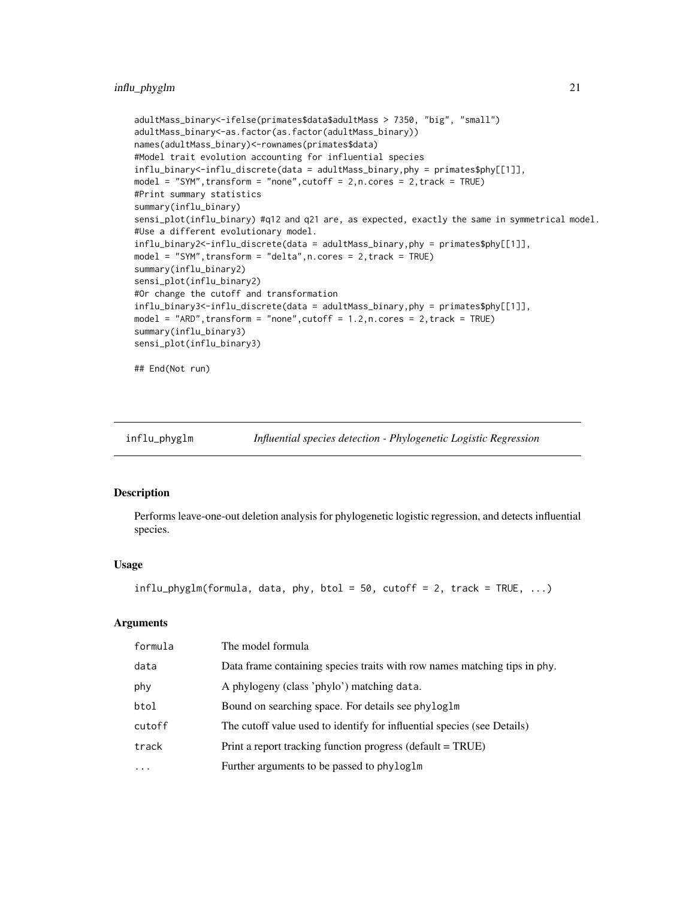```
adultMass_binary<-ifelse(primates$data$adultMass > 7350, "big", "small")
adultMass_binary<-as.factor(as.factor(adultMass_binary))
names(adultMass_binary)<-rownames(primates$data)
#Model trait evolution accounting for influential species
influ_binary<-influ_discrete(data = adultMass_binary,phy = primates$phy[[1]],
model = "SYM",transform = "none",cutoff = 2,n.cores = 2,track = TRUE)
#Print summary statistics
summary(influ_binary)
sensi_plot(influ_binary) #q12 and q21 are, as expected, exactly the same in symmetrical model.
#Use a different evolutionary model.
influ_binary2<-influ_discrete(data = adultMass_binary,phy = primates$phy[[1]],
model = "SYM",transform = "delta",n.cores = 2,track = TRUE)
summary(influ_binary2)
sensi_plot(influ_binary2)
#Or change the cutoff and transformation
influ_binary3<-influ_discrete(data = adultMass_binary,phy = primates$phy[[1]],
model = "ARD",transform = "none",cutoff = 1.2,n.cores = 2,track = TRUE)
summary(influ_binary3)
sensi_plot(influ_binary3)

## End(Not run)
```

## influ_phyglm — *Influential species detection - Phylogenetic Logistic Regression*

### Description

Performs leave-one-out deletion analysis for phylogenetic logistic regression, and detects influential species.

### Usage

```
influ_phyglm(formula, data, phy, btol = 50, cutoff = 2, track = TRUE, ...)
```

### Arguments

| | |
|---|---|
| formula | The model formula |
| data | Data frame containing species traits with row names matching tips in phy. |
| phy | A phylogeny (class 'phylo') matching data. |
| btol | Bound on searching space. For details see phyloglm |
| cutoff | The cutoff value used to identify for influential species (see Details) |
| track | Print a report tracking function progress (default = TRUE) |
| ... | Further arguments to be passed to phyloglm |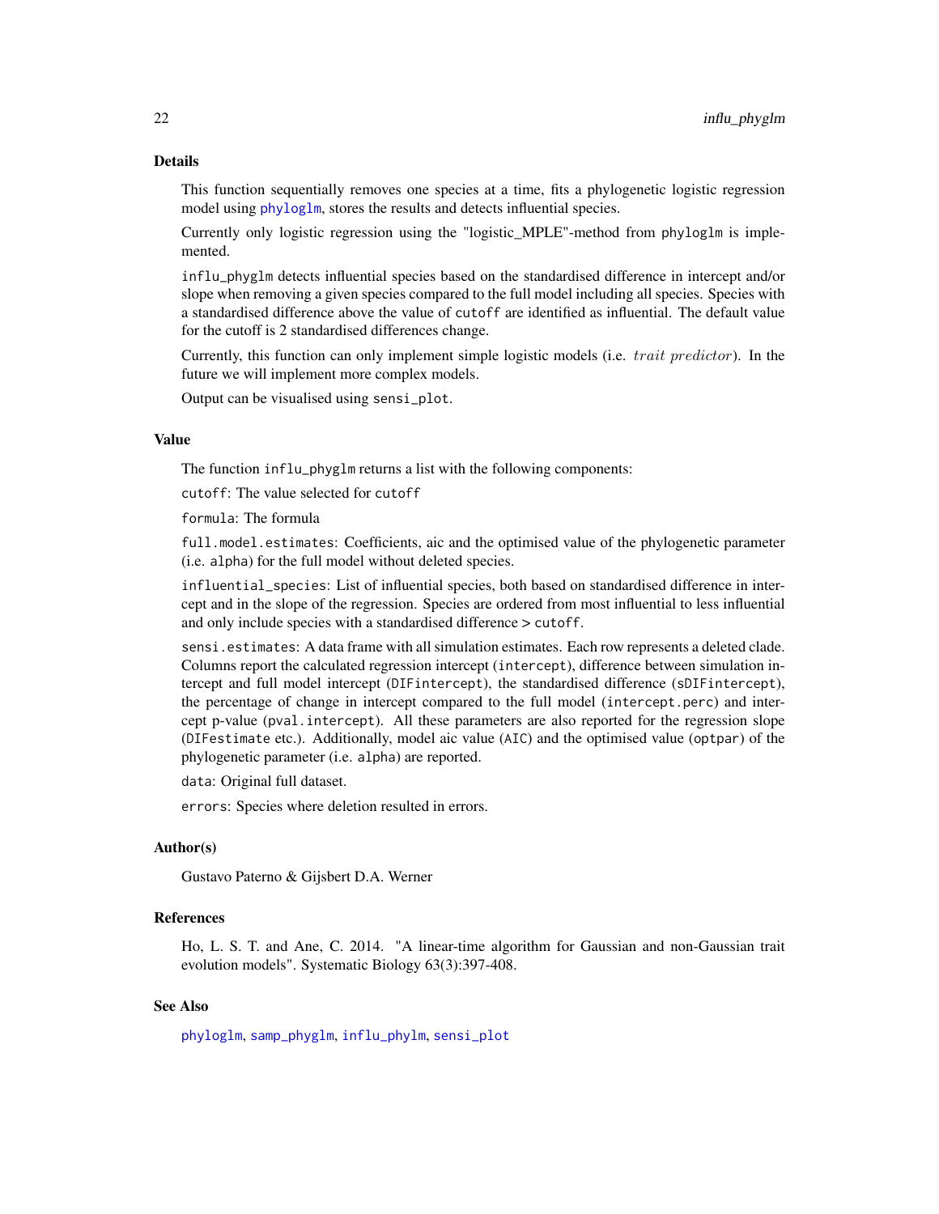### Details

This function sequentially removes one species at a time, fits a phylogenetic logistic regression model using phyloglm, stores the results and detects influential species.

Currently only logistic regression using the "logistic_MPLE"-method from phyloglm is implemented.

influ_phyglm detects influential species based on the standardised difference in intercept and/or slope when removing a given species compared to the full model including all species. Species with a standardised difference above the value of cutoff are identified as influential. The default value for the cutoff is 2 standardised differences change.

Currently, this function can only implement simple logistic models (i.e. $trait \sim predictor$). In the future we will implement more complex models.

Output can be visualised using sensi_plot.

### Value

The function influ_phyglm returns a list with the following components:

cutoff: The value selected for cutoff

formula: The formula

full.model.estimates: Coefficients, aic and the optimised value of the phylogenetic parameter (i.e. alpha) for the full model without deleted species.

influential_species: List of influential species, both based on standardised difference in intercept and in the slope of the regression. Species are ordered from most influential to less influential and only include species with a standardised difference > cutoff.

sensi.estimates: A data frame with all simulation estimates. Each row represents a deleted clade. Columns report the calculated regression intercept (intercept), difference between simulation intercept and full model intercept (DIFintercept), the standardised difference (sDIFintercept), the percentage of change in intercept compared to the full model (intercept.perc) and intercept p-value (pval.intercept). All these parameters are also reported for the regression slope (DIFestimate etc.). Additionally, model aic value (AIC) and the optimised value (optpar) of the phylogenetic parameter (i.e. alpha) are reported.

data: Original full dataset.

errors: Species where deletion resulted in errors.

### Author(s)

Gustavo Paterno & Gijsbert D.A. Werner

### References

Ho, L. S. T. and Ane, C. 2014. "A linear-time algorithm for Gaussian and non-Gaussian trait evolution models". Systematic Biology 63(3):397-408.

### See Also

phyloglm, samp_phyglm, influ_phylm, sensi_plot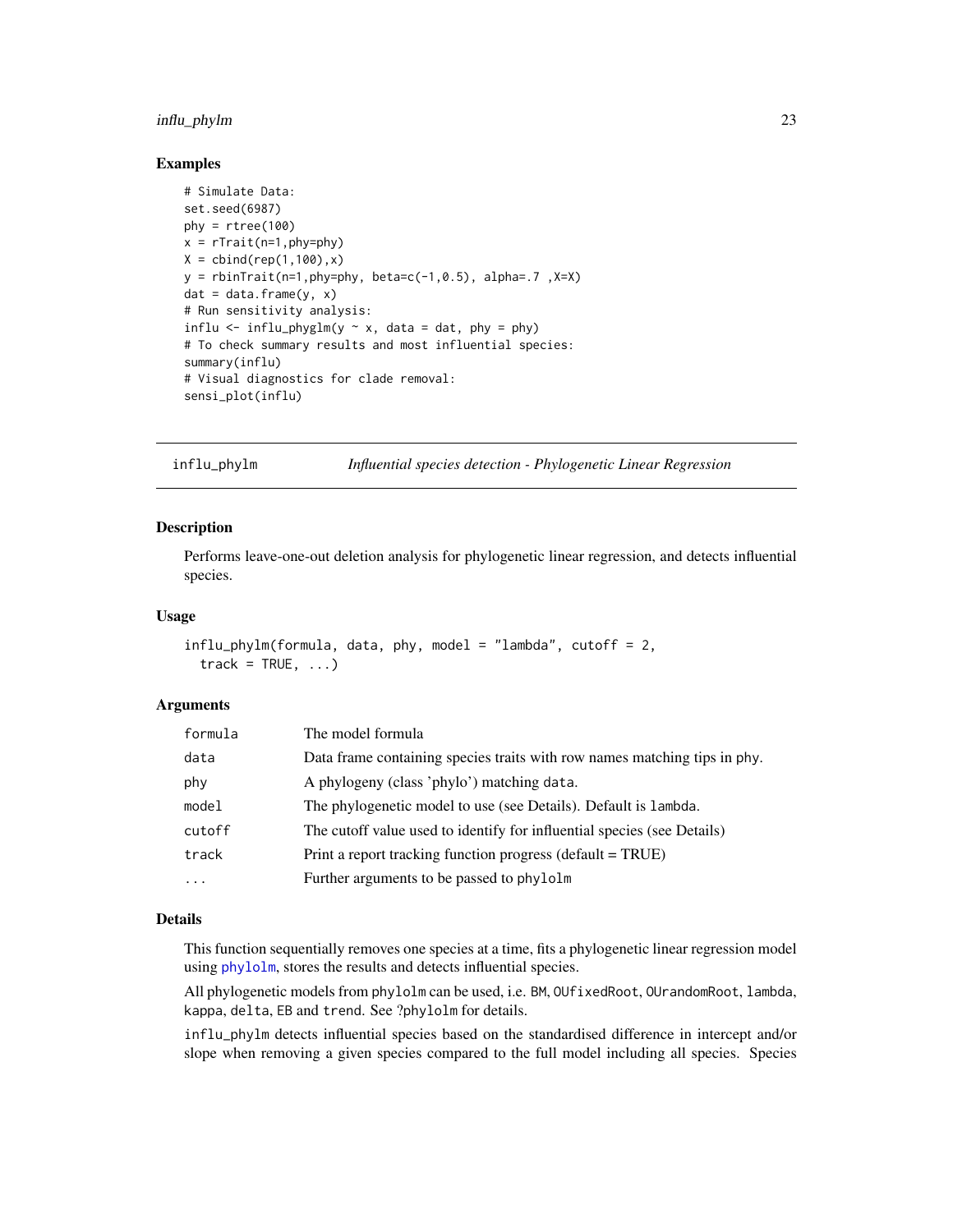### Examples

```
# Simulate Data:
set.seed(6987)
phy = rtree(100)
x = rTrait(n=1,phy=phy)
X = cbind(rep(1,100),x)
y = rbinTrait(n=1,phy=phy, beta=c(-1,0.5), alpha=.7 ,X=X)
dat = data.frame(y, x)
# Run sensitivity analysis:
influ <- influ_phyglm(y ~ x, data = dat, phy = phy)
# To check summary results and most influential species:
summary(influ)
# Visual diagnostics for clade removal:
sensi_plot(influ)
```

---

## influ_phylm — *Influential species detection - Phylogenetic Linear Regression*

---

### Description

Performs leave-one-out deletion analysis for phylogenetic linear regression, and detects influential species.

### Usage

```
influ_phylm(formula, data, phy, model = "lambda", cutoff = 2,
  track = TRUE, ...)
```

### Arguments

| | |
|---|---|
| `formula` | The model formula |
| `data` | Data frame containing species traits with row names matching tips in `phy`. |
| `phy` | A phylogeny (class 'phylo') matching `data`. |
| `model` | The phylogenetic model to use (see Details). Default is `lambda`. |
| `cutoff` | The cutoff value used to identify for influential species (see Details) |
| `track` | Print a report tracking function progress (default = TRUE) |
| `...` | Further arguments to be passed to `phylolm` |

### Details

This function sequentially removes one species at a time, fits a phylogenetic linear regression model using `phylolm`, stores the results and detects influential species.

All phylogenetic models from `phylolm` can be used, i.e. `BM`, `OUfixedRoot`, `OUrandomRoot`, `lambda`, `kappa`, `delta`, `EB` and `trend`. See ?`phylolm` for details.

`influ_phylm` detects influential species based on the standardised difference in intercept and/or slope when removing a given species compared to the full model including all species. Species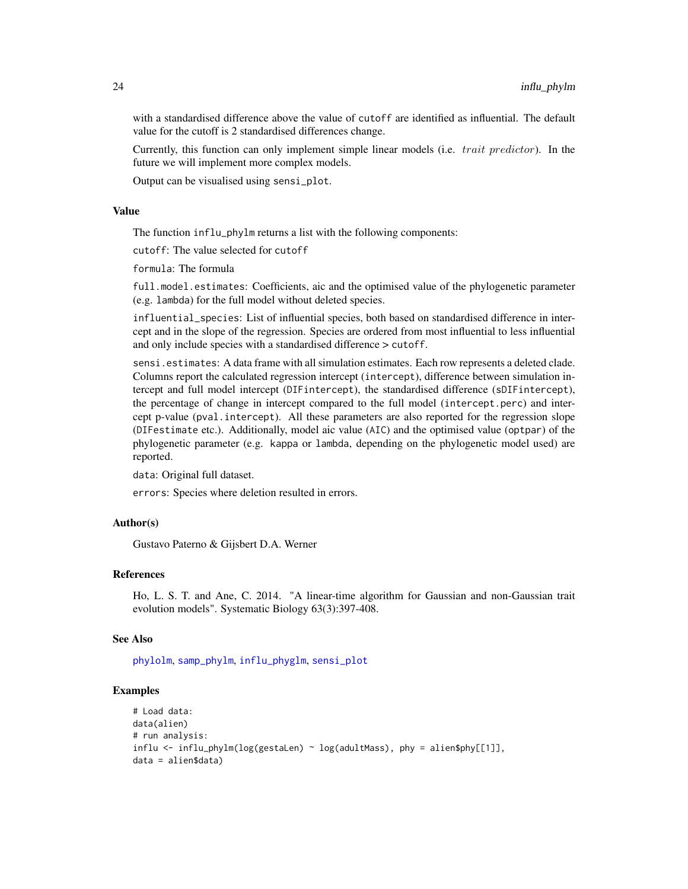with a standardised difference above the value of cutoff are identified as influential. The default value for the cutoff is 2 standardised differences change.

Currently, this function can only implement simple linear models (i.e. $trait \sim predictor$). In the future we will implement more complex models.

Output can be visualised using sensi_plot.

## Value

The function influ_phylm returns a list with the following components:

cutoff: The value selected for cutoff

formula: The formula

full.model.estimates: Coefficients, aic and the optimised value of the phylogenetic parameter (e.g. lambda) for the full model without deleted species.

influential_species: List of influential species, both based on standardised difference in intercept and in the slope of the regression. Species are ordered from most influential to less influential and only include species with a standardised difference > cutoff.

sensi.estimates: A data frame with all simulation estimates. Each row represents a deleted clade. Columns report the calculated regression intercept (intercept), difference between simulation intercept and full model intercept (DIFintercept), the standardised difference (sDIFintercept), the percentage of change in intercept compared to the full model (intercept.perc) and intercept p-value (pval.intercept). All these parameters are also reported for the regression slope (DIFestimate etc.). Additionally, model aic value (AIC) and the optimised value (optpar) of the phylogenetic parameter (e.g. kappa or lambda, depending on the phylogenetic model used) are reported.

data: Original full dataset.

errors: Species where deletion resulted in errors.

## Author(s)

Gustavo Paterno & Gijsbert D.A. Werner

## References

Ho, L. S. T. and Ane, C. 2014. "A linear-time algorithm for Gaussian and non-Gaussian trait evolution models". Systematic Biology 63(3):397-408.

## See Also

phylolm, samp_phylm, influ_phyglm, sensi_plot

## Examples

```
# Load data:
data(alien)
# run analysis:
influ <- influ_phylm(log(gestaLen) ~ log(adultMass), phy = alien$phy[[1]],
data = alien$data)
```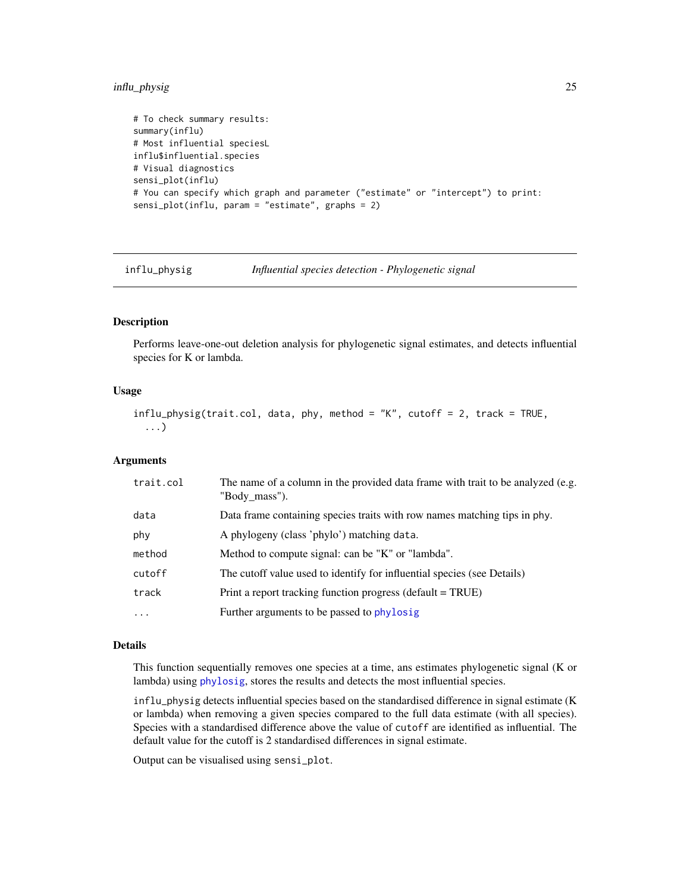```
# To check summary results:
summary(influ)
# Most influential speciesL
influ$influential.species
# Visual diagnostics
sensi_plot(influ)
# You can specify which graph and parameter ("estimate" or "intercept") to print:
sensi_plot(influ, param = "estimate", graphs = 2)
```

---

## influ_physig — *Influential species detection - Phylogenetic signal*

---

### Description

Performs leave-one-out deletion analysis for phylogenetic signal estimates, and detects influential species for K or lambda.

### Usage

```
influ_physig(trait.col, data, phy, method = "K", cutoff = 2, track = TRUE,
  ...)
```

### Arguments

| | |
|---|---|
| trait.col | The name of a column in the provided data frame with trait to be analyzed (e.g. "Body_mass"). |
| data | Data frame containing species traits with row names matching tips in phy. |
| phy | A phylogeny (class 'phylo') matching data. |
| method | Method to compute signal: can be "K" or "lambda". |
| cutoff | The cutoff value used to identify for influential species (see Details) |
| track | Print a report tracking function progress (default = TRUE) |
| ... | Further arguments to be passed to phylosig |

### Details

This function sequentially removes one species at a time, ans estimates phylogenetic signal (K or lambda) using phylosig, stores the results and detects the most influential species.

influ_physig detects influential species based on the standardised difference in signal estimate (K or lambda) when removing a given species compared to the full data estimate (with all species). Species with a standardised difference above the value of cutoff are identified as influential. The default value for the cutoff is 2 standardised differences in signal estimate.

Output can be visualised using sensi_plot.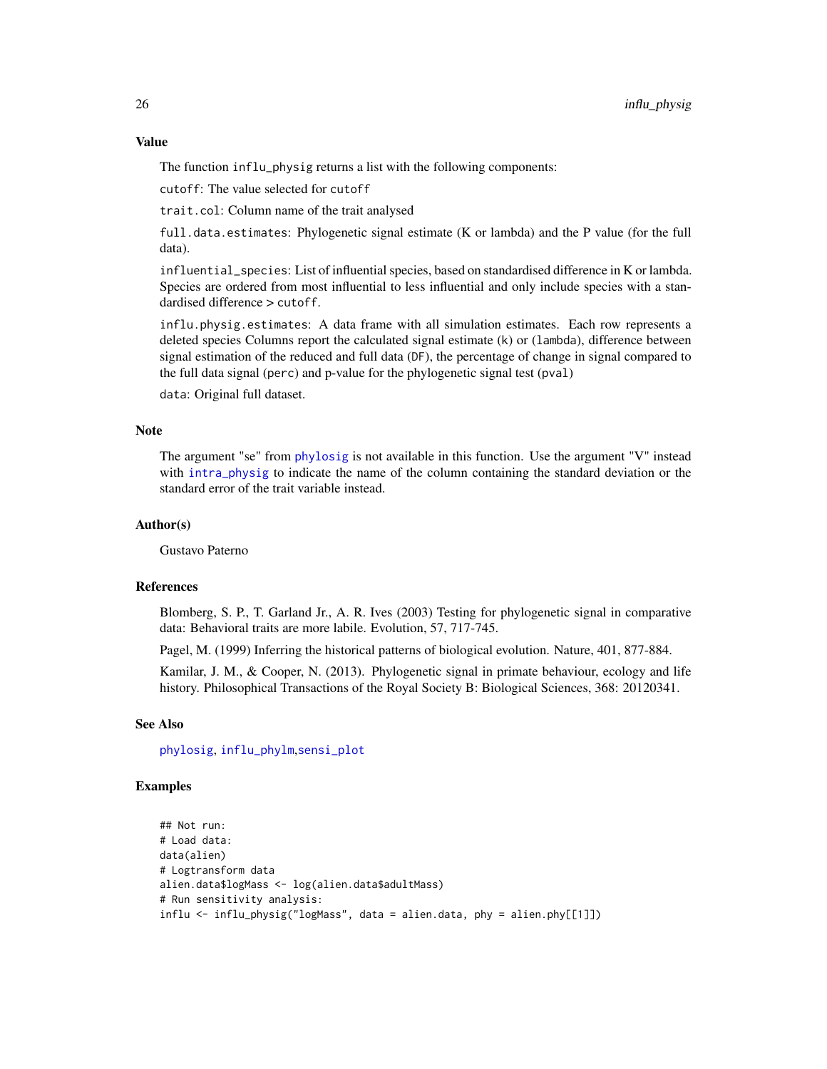## Value

The function `influ_physig` returns a list with the following components:

`cutoff`: The value selected for `cutoff`

`trait.col`: Column name of the trait analysed

`full.data.estimates`: Phylogenetic signal estimate (K or lambda) and the P value (for the full data).

`influential_species`: List of influential species, based on standardised difference in K or lambda. Species are ordered from most influential to less influential and only include species with a standardised difference > `cutoff`.

`influ.physig.estimates`: A data frame with all simulation estimates. Each row represents a deleted species Columns report the calculated signal estimate (`k`) or (`lambda`), difference between signal estimation of the reduced and full data (`DF`), the percentage of change in signal compared to the full data signal (`perc`) and p-value for the phylogenetic signal test (`pval`)

`data`: Original full dataset.

## Note

The argument "se" from `phylosig` is not available in this function. Use the argument "V" instead with `intra_physig` to indicate the name of the column containing the standard deviation or the standard error of the trait variable instead.

## Author(s)

Gustavo Paterno

## References

Blomberg, S. P., T. Garland Jr., A. R. Ives (2003) Testing for phylogenetic signal in comparative data: Behavioral traits are more labile. Evolution, 57, 717-745.

Pagel, M. (1999) Inferring the historical patterns of biological evolution. Nature, 401, 877-884.

Kamilar, J. M., & Cooper, N. (2013). Phylogenetic signal in primate behaviour, ecology and life history. Philosophical Transactions of the Royal Society B: Biological Sciences, 368: 20120341.

## See Also

`phylosig`, `influ_phylm`,`sensi_plot`

## Examples

```
## Not run:
# Load data:
data(alien)
# Logtransform data
alien.data$logMass <- log(alien.data$adultMass)
# Run sensitivity analysis:
influ <- influ_physig("logMass", data = alien.data, phy = alien.phy[[1]])
```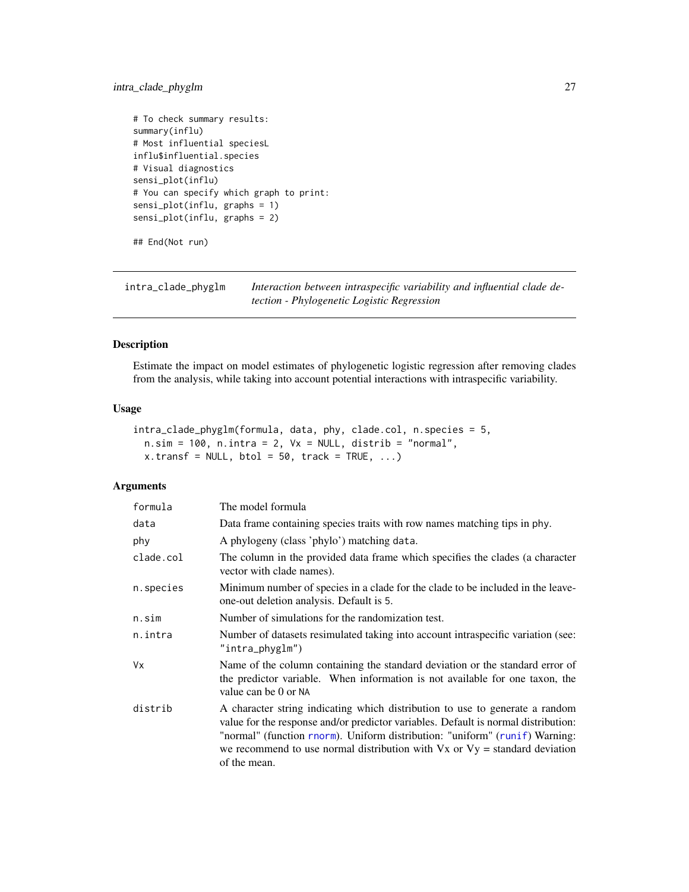```
# To check summary results:
summary(influ)
# Most influential speciesL
influ$influential.species
# Visual diagnostics
sensi_plot(influ)
# You can specify which graph to print:
sensi_plot(influ, graphs = 1)
sensi_plot(influ, graphs = 2)

## End(Not run)
```

---

## intra_clade_phyglm

*Interaction between intraspecific variability and influential clade detection - Phylogenetic Logistic Regression*

---

### Description

Estimate the impact on model estimates of phylogenetic logistic regression after removing clades from the analysis, while taking into account potential interactions with intraspecific variability.

### Usage

```
intra_clade_phyglm(formula, data, phy, clade.col, n.species = 5,
  n.sim = 100, n.intra = 2, Vx = NULL, distrib = "normal",
  x.transf = NULL, btol = 50, track = TRUE, ...)
```

### Arguments

| | |
|---|---|
| formula | The model formula |
| data | Data frame containing species traits with row names matching tips in phy. |
| phy | A phylogeny (class 'phylo') matching data. |
| clade.col | The column in the provided data frame which specifies the clades (a character vector with clade names). |
| n.species | Minimum number of species in a clade for the clade to be included in the leave-one-out deletion analysis. Default is 5. |
| n.sim | Number of simulations for the randomization test. |
| n.intra | Number of datasets resimulated taking into account intraspecific variation (see: "intra_phyglm") |
| Vx | Name of the column containing the standard deviation or the standard error of the predictor variable. When information is not available for one taxon, the value can be 0 or NA |
| distrib | A character string indicating which distribution to use to generate a random value for the response and/or predictor variables. Default is normal distribution: "normal" (function rnorm). Uniform distribution: "uniform" (runif) Warning: we recommend to use normal distribution with Vx or Vy = standard deviation of the mean. |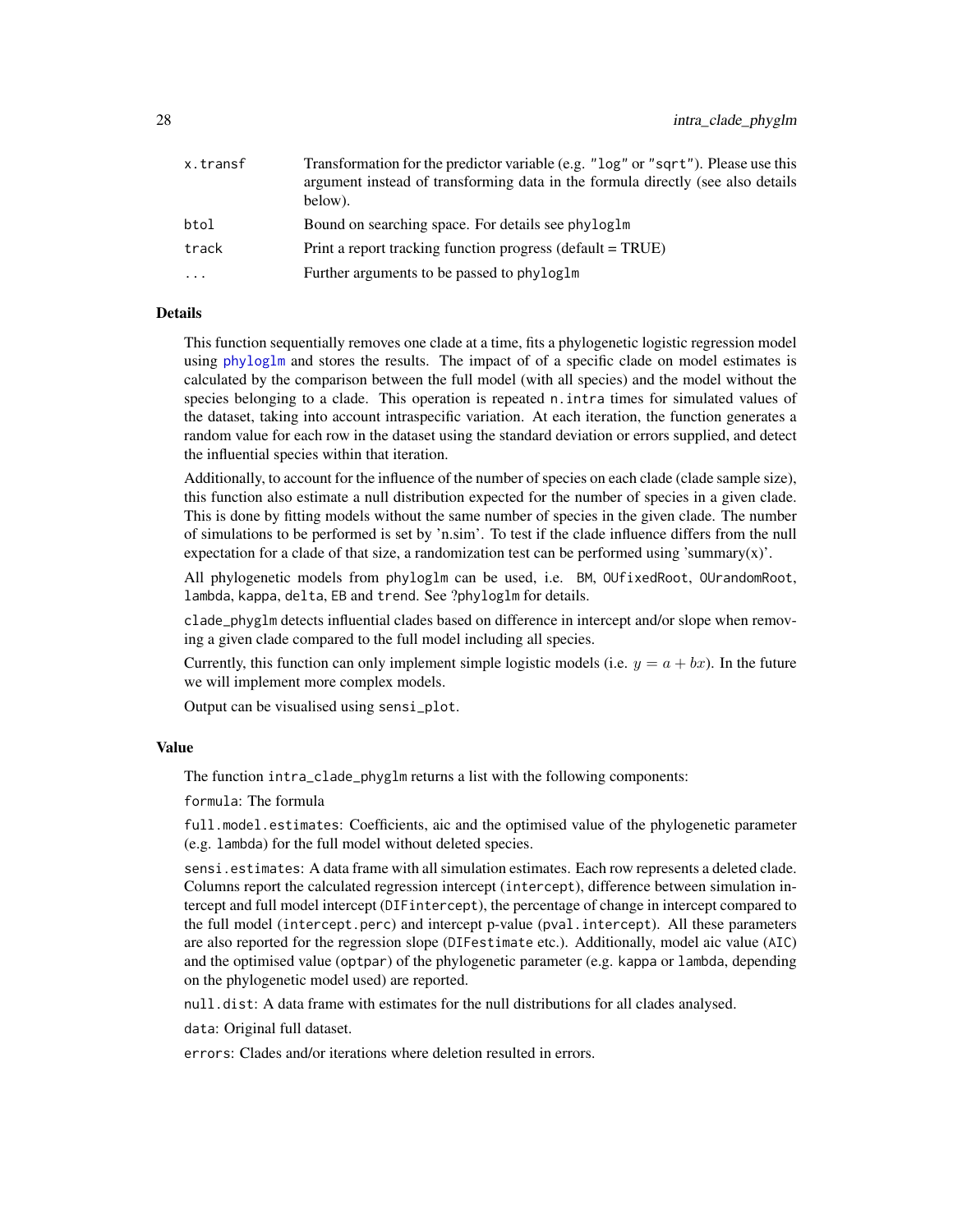| | |
|---|---|
| x.transf | Transformation for the predictor variable (e.g. "log" or "sqrt"). Please use this argument instead of transforming data in the formula directly (see also details below). |
| btol | Bound on searching space. For details see phyloglm |
| track | Print a report tracking function progress (default = TRUE) |
| ... | Further arguments to be passed to phyloglm |

### Details

This function sequentially removes one clade at a time, fits a phylogenetic logistic regression model using phyloglm and stores the results. The impact of of a specific clade on model estimates is calculated by the comparison between the full model (with all species) and the model without the species belonging to a clade. This operation is repeated n.intra times for simulated values of the dataset, taking into account intraspecific variation. At each iteration, the function generates a random value for each row in the dataset using the standard deviation or errors supplied, and detect the influential species within that iteration.

Additionally, to account for the influence of the number of species on each clade (clade sample size), this function also estimate a null distribution expected for the number of species in a given clade. This is done by fitting models without the same number of species in the given clade. The number of simulations to be performed is set by 'n.sim'. To test if the clade influence differs from the null expectation for a clade of that size, a randomization test can be performed using 'summary(x)'.

All phylogenetic models from phyloglm can be used, i.e. BM, OUfixedRoot, OUrandomRoot, lambda, kappa, delta, EB and trend. See ?phyloglm for details.

clade_phyglm detects influential clades based on difference in intercept and/or slope when removing a given clade compared to the full model including all species.

Currently, this function can only implement simple logistic models (i.e. $y = a + bx$). In the future we will implement more complex models.

Output can be visualised using sensi_plot.

### Value

The function intra_clade_phyglm returns a list with the following components:

formula: The formula

full.model.estimates: Coefficients, aic and the optimised value of the phylogenetic parameter (e.g. lambda) for the full model without deleted species.

sensi.estimates: A data frame with all simulation estimates. Each row represents a deleted clade. Columns report the calculated regression intercept (intercept), difference between simulation intercept and full model intercept (DIFintercept), the percentage of change in intercept compared to the full model (intercept.perc) and intercept p-value (pval.intercept). All these parameters are also reported for the regression slope (DIFestimate etc.). Additionally, model aic value (AIC) and the optimised value (optpar) of the phylogenetic parameter (e.g. kappa or lambda, depending on the phylogenetic model used) are reported.

null.dist: A data frame with estimates for the null distributions for all clades analysed.

data: Original full dataset.

errors: Clades and/or iterations where deletion resulted in errors.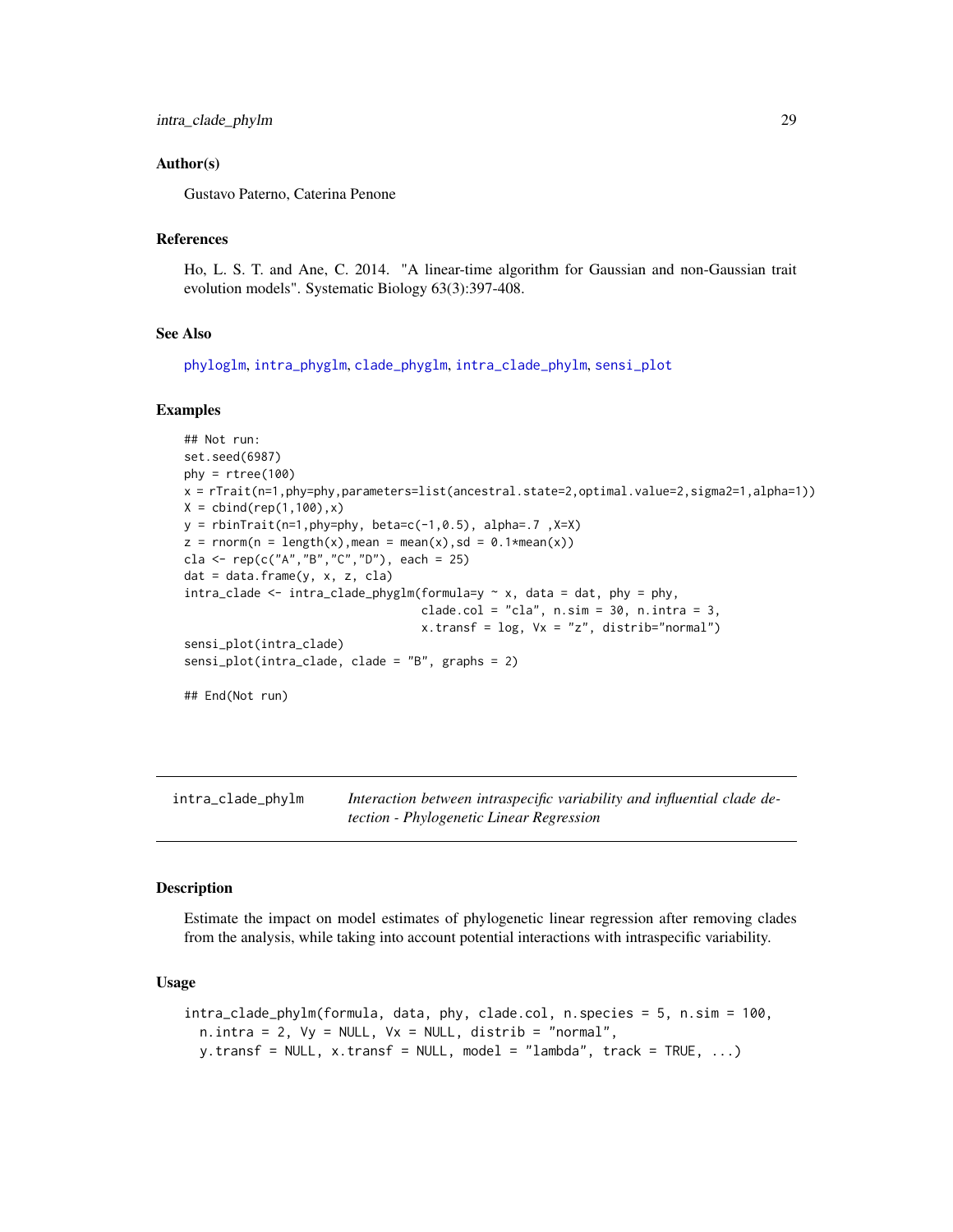### Author(s)

Gustavo Paterno, Caterina Penone

### References

Ho, L. S. T. and Ane, C. 2014. "A linear-time algorithm for Gaussian and non-Gaussian trait evolution models". Systematic Biology 63(3):397-408.

### See Also

phyloglm, intra_phyglm, clade_phyglm, intra_clade_phylm, sensi_plot

### Examples

```
## Not run:
set.seed(6987)
phy = rtree(100)
x = rTrait(n=1,phy=phy,parameters=list(ancestral.state=2,optimal.value=2,sigma2=1,alpha=1))
X = cbind(rep(1,100),x)
y = rbinTrait(n=1,phy=phy, beta=c(-1,0.5), alpha=.7 ,X=X)
z = rnorm(n = length(x),mean = mean(x),sd = 0.1*mean(x))
cla <- rep(c("A","B","C","D"), each = 25)
dat = data.frame(y, x, z, cla)
intra_clade <- intra_clade_phyglm(formula=y ~ x, data = dat, phy = phy,
                                  clade.col = "cla", n.sim = 30, n.intra = 3,
                                  x.transf = log, Vx = "z", distrib="normal")
sensi_plot(intra_clade)
sensi_plot(intra_clade, clade = "B", graphs = 2)

## End(Not run)
```

---

## intra_clade_phylm

*Interaction between intraspecific variability and influential clade detection - Phylogenetic Linear Regression*

### Description

Estimate the impact on model estimates of phylogenetic linear regression after removing clades from the analysis, while taking into account potential interactions with intraspecific variability.

### Usage

```
intra_clade_phylm(formula, data, phy, clade.col, n.species = 5, n.sim = 100,
  n.intra = 2, Vy = NULL, Vx = NULL, distrib = "normal",
  y.transf = NULL, x.transf = NULL, model = "lambda", track = TRUE, ...)
```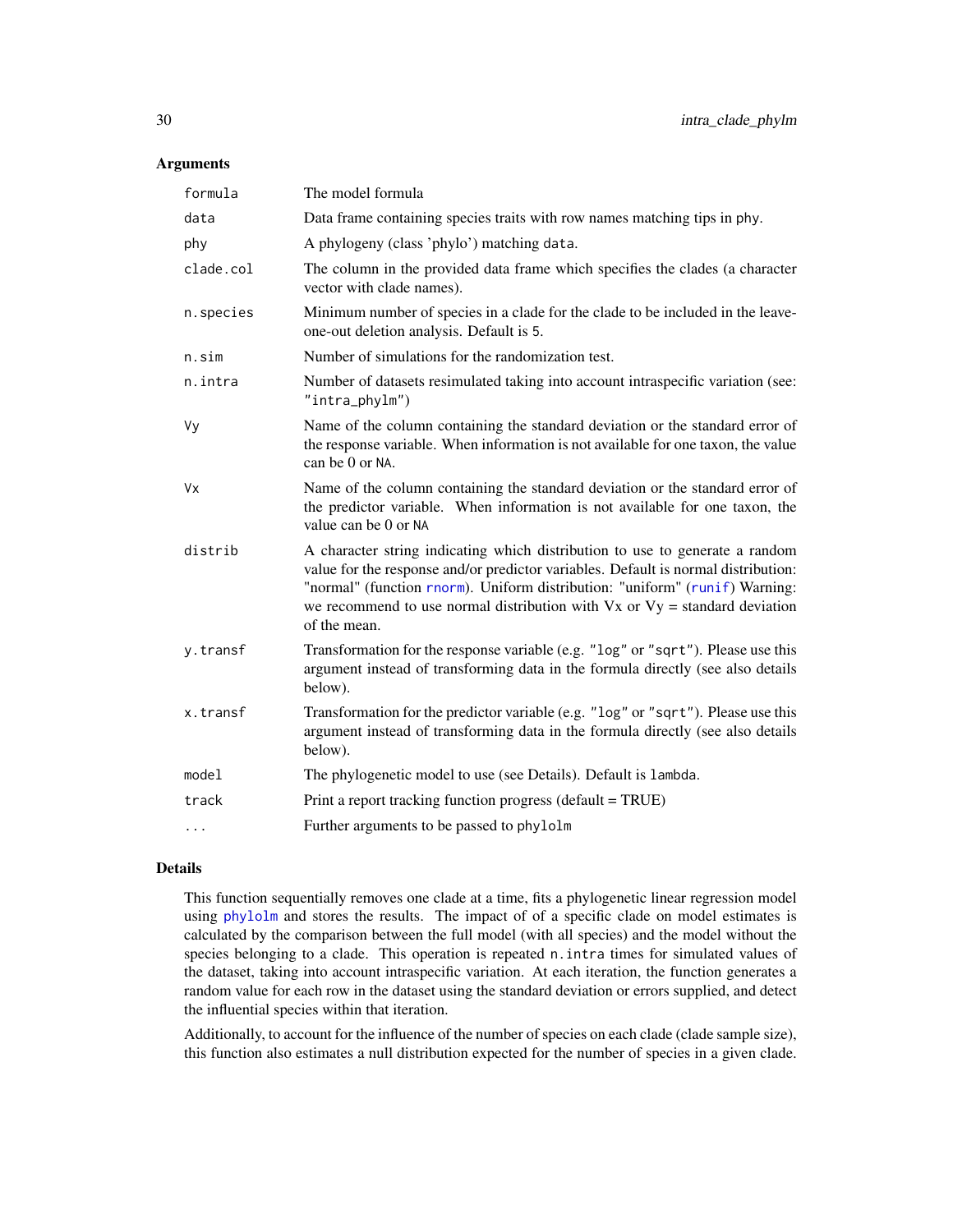## Arguments

| | |
|---|---|
| `formula` | The model formula |
| `data` | Data frame containing species traits with row names matching tips in `phy`. |
| `phy` | A phylogeny (class 'phylo') matching `data`. |
| `clade.col` | The column in the provided data frame which specifies the clades (a character vector with clade names). |
| `n.species` | Minimum number of species in a clade for the clade to be included in the leave-one-out deletion analysis. Default is `5`. |
| `n.sim` | Number of simulations for the randomization test. |
| `n.intra` | Number of datasets resimulated taking into account intraspecific variation (see: `"intra_phylm"`) |
| `Vy` | Name of the column containing the standard deviation or the standard error of the response variable. When information is not available for one taxon, the value can be 0 or `NA`. |
| `Vx` | Name of the column containing the standard deviation or the standard error of the predictor variable. When information is not available for one taxon, the value can be 0 or `NA` |
| `distrib` | A character string indicating which distribution to use to generate a random value for the response and/or predictor variables. Default is normal distribution: "normal" (function `rnorm`). Uniform distribution: "uniform" (`runif`) Warning: we recommend to use normal distribution with Vx or Vy = standard deviation of the mean. |
| `y.transf` | Transformation for the response variable (e.g. `"log"` or `"sqrt"`). Please use this argument instead of transforming data in the formula directly (see also details below). |
| `x.transf` | Transformation for the predictor variable (e.g. `"log"` or `"sqrt"`). Please use this argument instead of transforming data in the formula directly (see also details below). |
| `model` | The phylogenetic model to use (see Details). Default is `lambda`. |
| `track` | Print a report tracking function progress (default = TRUE) |
| `...` | Further arguments to be passed to `phylolm` |

## Details

This function sequentially removes one clade at a time, fits a phylogenetic linear regression model using `phylolm` and stores the results. The impact of of a specific clade on model estimates is calculated by the comparison between the full model (with all species) and the model without the species belonging to a clade. This operation is repeated `n.intra` times for simulated values of the dataset, taking into account intraspecific variation. At each iteration, the function generates a random value for each row in the dataset using the standard deviation or errors supplied, and detect the influential species within that iteration.

Additionally, to account for the influence of the number of species on each clade (clade sample size), this function also estimates a null distribution expected for the number of species in a given clade.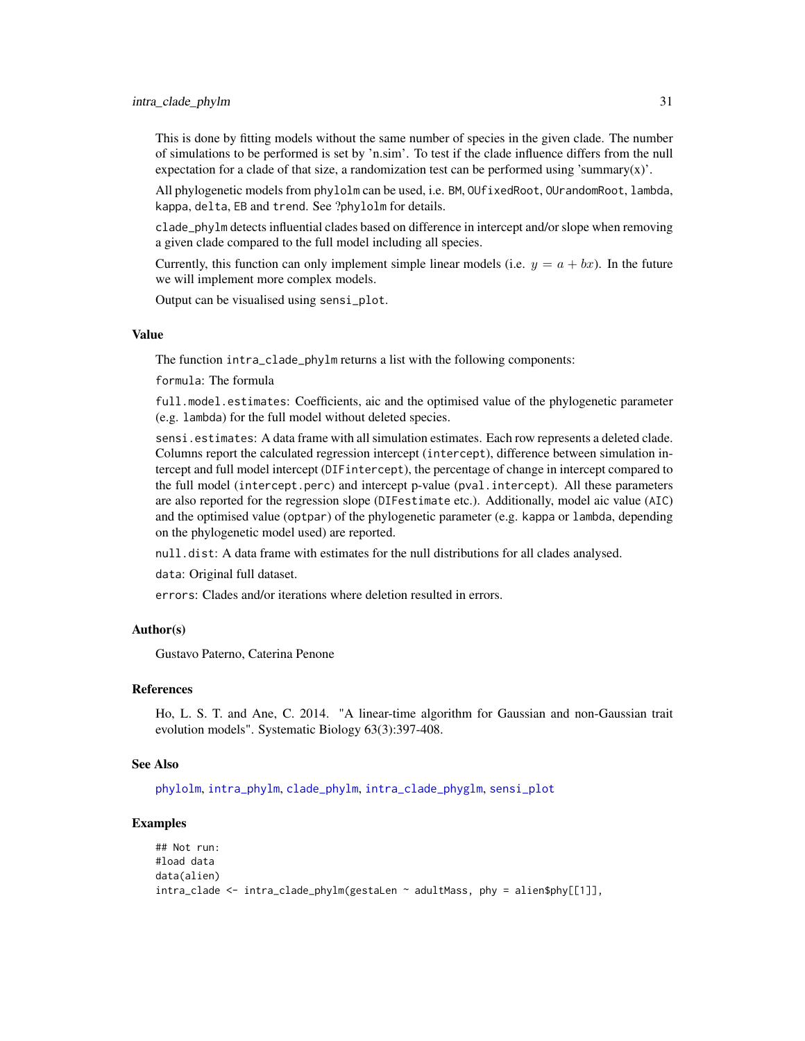This is done by fitting models without the same number of species in the given clade. The number of simulations to be performed is set by 'n.sim'. To test if the clade influence differs from the null expectation for a clade of that size, a randomization test can be performed using 'summary(x)'.

All phylogenetic models from phylolm can be used, i.e. BM, OUfixedRoot, OUrandomRoot, lambda, kappa, delta, EB and trend. See ?phylolm for details.

clade_phylm detects influential clades based on difference in intercept and/or slope when removing a given clade compared to the full model including all species.

Currently, this function can only implement simple linear models (i.e. $y = a + bx$). In the future we will implement more complex models.

Output can be visualised using sensi_plot.

### Value

The function intra_clade_phylm returns a list with the following components:

formula: The formula

full.model.estimates: Coefficients, aic and the optimised value of the phylogenetic parameter (e.g. lambda) for the full model without deleted species.

sensi.estimates: A data frame with all simulation estimates. Each row represents a deleted clade. Columns report the calculated regression intercept (intercept), difference between simulation intercept and full model intercept (DIFintercept), the percentage of change in intercept compared to the full model (intercept.perc) and intercept p-value (pval.intercept). All these parameters are also reported for the regression slope (DIFestimate etc.). Additionally, model aic value (AIC) and the optimised value (optpar) of the phylogenetic parameter (e.g. kappa or lambda, depending on the phylogenetic model used) are reported.

null.dist: A data frame with estimates for the null distributions for all clades analysed.

data: Original full dataset.

errors: Clades and/or iterations where deletion resulted in errors.

### Author(s)

Gustavo Paterno, Caterina Penone

### References

Ho, L. S. T. and Ane, C. 2014. "A linear-time algorithm for Gaussian and non-Gaussian trait evolution models". Systematic Biology 63(3):397-408.

### See Also

phylolm, intra_phylm, clade_phylm, intra_clade_phyglm, sensi_plot

### Examples

```
## Not run:
#load data
data(alien)
intra_clade <- intra_clade_phylm(gestaLen ~ adultMass, phy = alien$phy[[1]],
```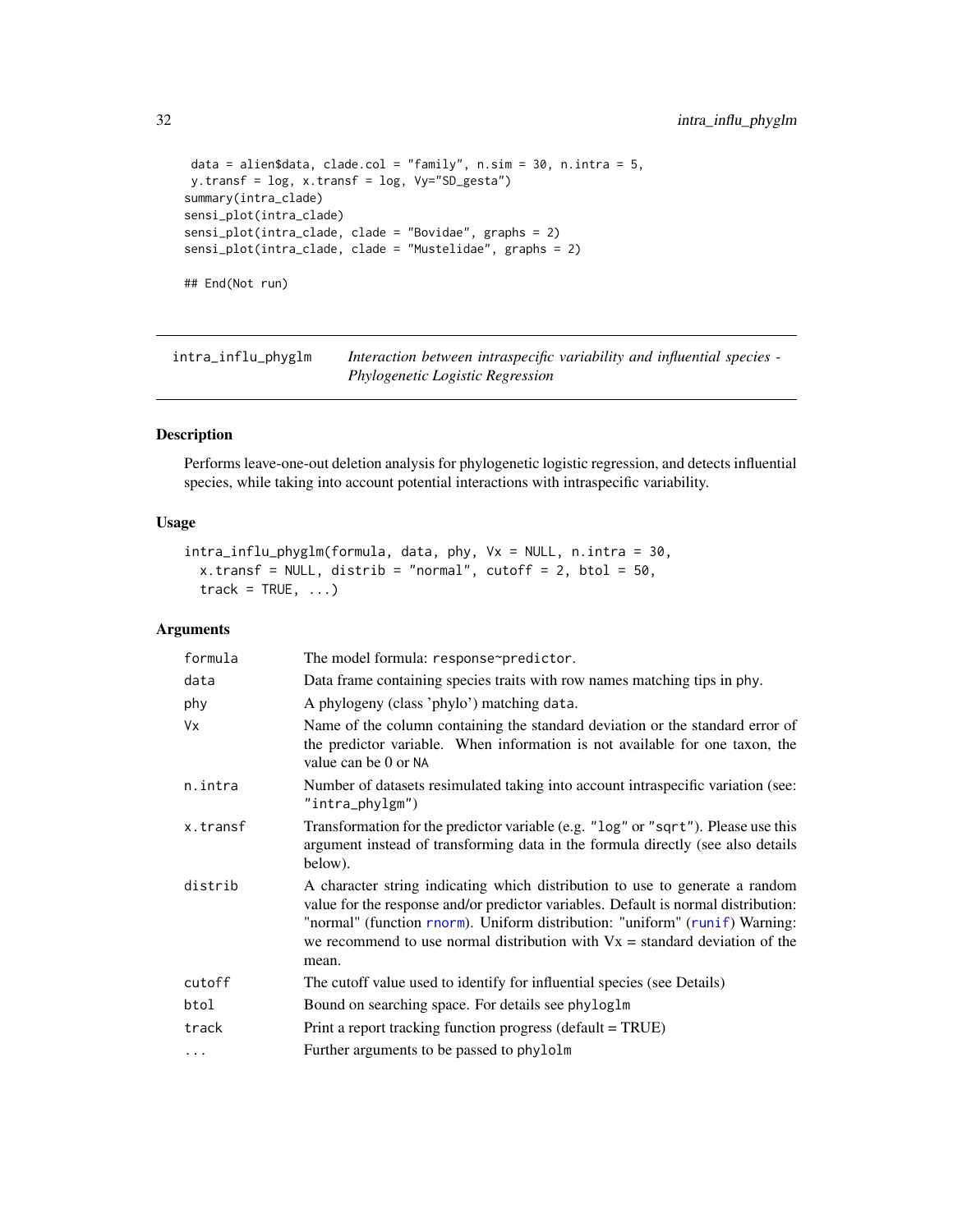```
 data = alien$data, clade.col = "family", n.sim = 30, n.intra = 5,
 y.transf = log, x.transf = log, Vy="SD_gesta")
summary(intra_clade)
sensi_plot(intra_clade)
sensi_plot(intra_clade, clade = "Bovidae", graphs = 2)
sensi_plot(intra_clade, clade = "Mustelidae", graphs = 2)

## End(Not run)
```

## intra_influ_phyglm

*Interaction between intraspecific variability and influential species - Phylogenetic Logistic Regression*

### Description

Performs leave-one-out deletion analysis for phylogenetic logistic regression, and detects influential species, while taking into account potential interactions with intraspecific variability.

### Usage

```
intra_influ_phyglm(formula, data, phy, Vx = NULL, n.intra = 30,
  x.transf = NULL, distrib = "normal", cutoff = 2, btol = 50,
  track = TRUE, ...)
```

### Arguments

| | |
|---|---|
| formula | The model formula: `response~predictor`. |
| data | Data frame containing species traits with row names matching tips in `phy`. |
| phy | A phylogeny (class 'phylo') matching `data`. |
| Vx | Name of the column containing the standard deviation or the standard error of the predictor variable. When information is not available for one taxon, the value can be 0 or `NA` |
| n.intra | Number of datasets resimulated taking into account intraspecific variation (see: `"intra_phylgm"`) |
| x.transf | Transformation for the predictor variable (e.g. `"log"` or `"sqrt"`). Please use this argument instead of transforming data in the formula directly (see also details below). |
| distrib | A character string indicating which distribution to use to generate a random value for the response and/or predictor variables. Default is normal distribution: "normal" (function `rnorm`). Uniform distribution: "uniform" (`runif`) Warning: we recommend to use normal distribution with Vx = standard deviation of the mean. |
| cutoff | The cutoff value used to identify for influential species (see Details) |
| btol | Bound on searching space. For details see `phyloglm` |
| track | Print a report tracking function progress (default = TRUE) |
| ... | Further arguments to be passed to `phylolm` |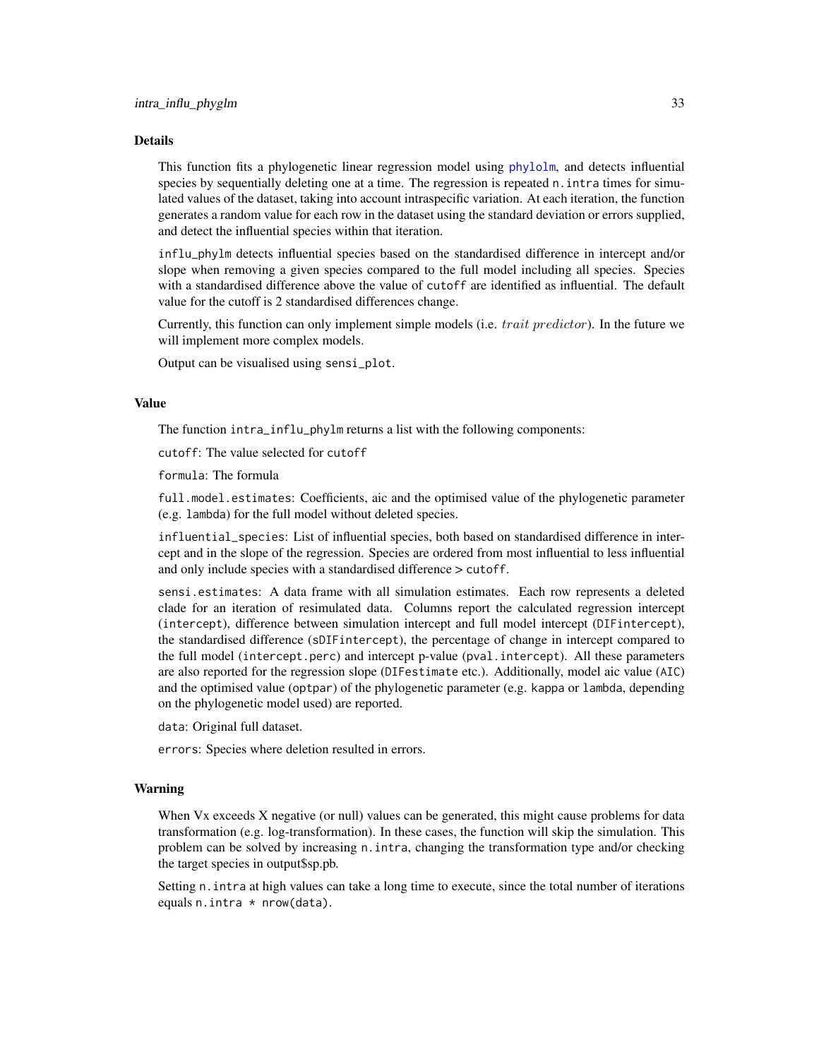### Details

This function fits a phylogenetic linear regression model using phylolm, and detects influential species by sequentially deleting one at a time. The regression is repeated `n.intra` times for simulated values of the dataset, taking into account intraspecific variation. At each iteration, the function generates a random value for each row in the dataset using the standard deviation or errors supplied, and detect the influential species within that iteration.

`influ_phylm` detects influential species based on the standardised difference in intercept and/or slope when removing a given species compared to the full model including all species. Species with a standardised difference above the value of `cutoff` are identified as influential. The default value for the cutoff is 2 standardised differences change.

Currently, this function can only implement simple models (i.e. $trait \sim predictor$). In the future we will implement more complex models.

Output can be visualised using `sensi_plot`.

### Value

The function `intra_influ_phylm` returns a list with the following components:

`cutoff`: The value selected for `cutoff`

`formula`: The formula

`full.model.estimates`: Coefficients, aic and the optimised value of the phylogenetic parameter (e.g. `lambda`) for the full model without deleted species.

`influential_species`: List of influential species, both based on standardised difference in intercept and in the slope of the regression. Species are ordered from most influential to less influential and only include species with a standardised difference > `cutoff`.

`sensi.estimates`: A data frame with all simulation estimates. Each row represents a deleted clade for an iteration of resimulated data. Columns report the calculated regression intercept (`intercept`), difference between simulation intercept and full model intercept (`DIFintercept`), the standardised difference (`sDIFintercept`), the percentage of change in intercept compared to the full model (`intercept.perc`) and intercept p-value (`pval.intercept`). All these parameters are also reported for the regression slope (`DIFestimate` etc.). Additionally, model aic value (`AIC`) and the optimised value (`optpar`) of the phylogenetic parameter (e.g. `kappa` or `lambda`, depending on the phylogenetic model used) are reported.

`data`: Original full dataset.

`errors`: Species where deletion resulted in errors.

### Warning

When Vx exceeds X negative (or null) values can be generated, this might cause problems for data transformation (e.g. log-transformation). In these cases, the function will skip the simulation. This problem can be solved by increasing `n.intra`, changing the transformation type and/or checking the target species in output$sp.pb.

Setting `n.intra` at high values can take a long time to execute, since the total number of iterations equals `n.intra * nrow(data)`.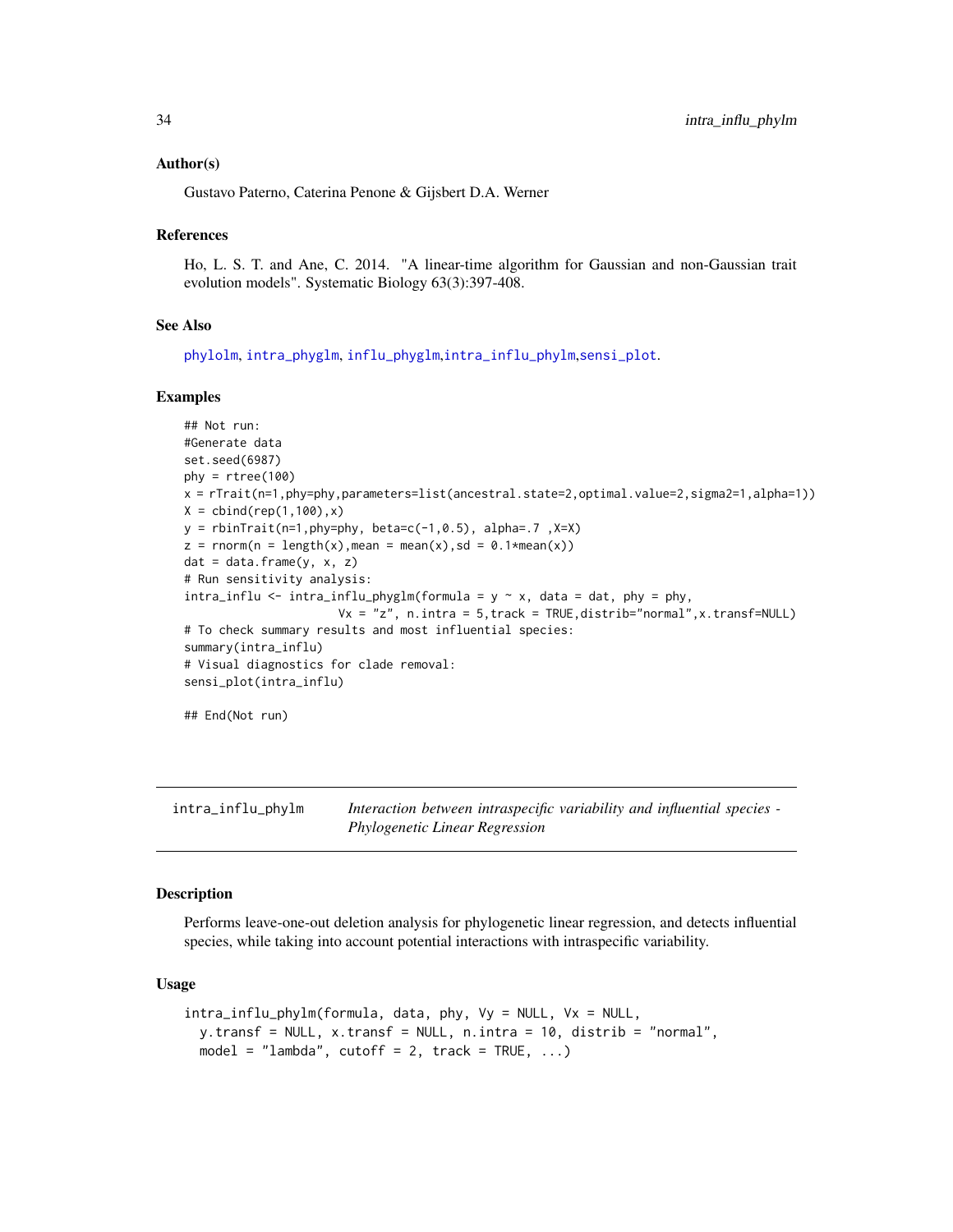### Author(s)

Gustavo Paterno, Caterina Penone & Gijsbert D.A. Werner

### References

Ho, L. S. T. and Ane, C. 2014. "A linear-time algorithm for Gaussian and non-Gaussian trait evolution models". Systematic Biology 63(3):397-408.

### See Also

phylolm, intra_phyglm, influ_phyglm,intra_influ_phylm,sensi_plot.

### Examples

```
## Not run:
#Generate data
set.seed(6987)
phy = rtree(100)
x = rTrait(n=1,phy=phy,parameters=list(ancestral.state=2,optimal.value=2,sigma2=1,alpha=1))
X = cbind(rep(1,100),x)
y = rbinTrait(n=1,phy=phy, beta=c(-1,0.5), alpha=.7 ,X=X)
z = rnorm(n = length(x),mean = mean(x),sd = 0.1*mean(x))
dat = data.frame(y, x, z)
# Run sensitivity analysis:
intra_influ <- intra_influ_phyglm(formula = y ~ x, data = dat, phy = phy,
                      Vx = "z", n.intra = 5,track = TRUE,distrib="normal",x.transf=NULL)
# To check summary results and most influential species:
summary(intra_influ)
# Visual diagnostics for clade removal:
sensi_plot(intra_influ)

## End(Not run)
```

---

## intra_influ_phylm — *Interaction between intraspecific variability and influential species - Phylogenetic Linear Regression*

### Description

Performs leave-one-out deletion analysis for phylogenetic linear regression, and detects influential species, while taking into account potential interactions with intraspecific variability.

### Usage

```
intra_influ_phylm(formula, data, phy, Vy = NULL, Vx = NULL,
  y.transf = NULL, x.transf = NULL, n.intra = 10, distrib = "normal",
  model = "lambda", cutoff = 2, track = TRUE, ...)
```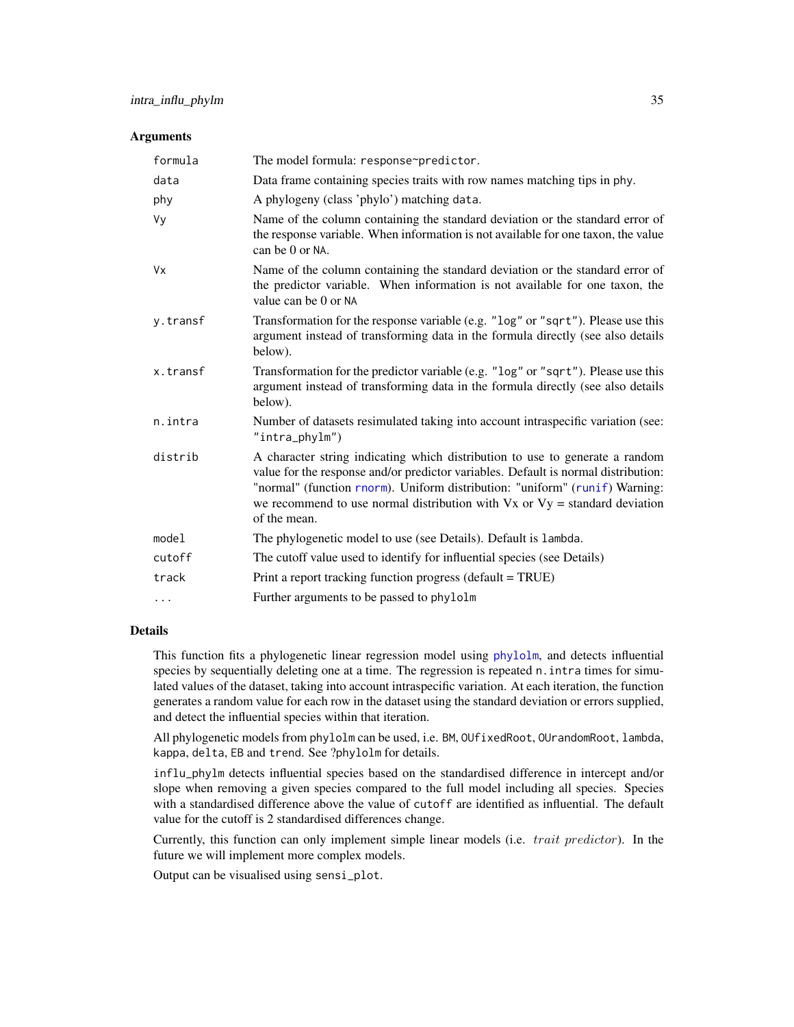### Arguments

| | |
|---|---|
| `formula` | The model formula: `response~predictor`. |
| `data` | Data frame containing species traits with row names matching tips in `phy`. |
| `phy` | A phylogeny (class 'phylo') matching `data`. |
| `Vy` | Name of the column containing the standard deviation or the standard error of the response variable. When information is not available for one taxon, the value can be 0 or `NA`. |
| `Vx` | Name of the column containing the standard deviation or the standard error of the predictor variable. When information is not available for one taxon, the value can be 0 or `NA` |
| `y.transf` | Transformation for the response variable (e.g. `"log"` or `"sqrt"`). Please use this argument instead of transforming data in the formula directly (see also details below). |
| `x.transf` | Transformation for the predictor variable (e.g. `"log"` or `"sqrt"`). Please use this argument instead of transforming data in the formula directly (see also details below). |
| `n.intra` | Number of datasets resimulated taking into account intraspecific variation (see: `"intra_phylm"`) |
| `distrib` | A character string indicating which distribution to use to generate a random value for the response and/or predictor variables. Default is normal distribution: "normal" (function `rnorm`). Uniform distribution: "uniform" (`runif`) Warning: we recommend to use normal distribution with Vx or Vy = standard deviation of the mean. |
| `model` | The phylogenetic model to use (see Details). Default is `lambda`. |
| `cutoff` | The cutoff value used to identify for influential species (see Details) |
| `track` | Print a report tracking function progress (default = TRUE) |
| `...` | Further arguments to be passed to `phylolm` |

### Details

This function fits a phylogenetic linear regression model using `phylolm`, and detects influential species by sequentially deleting one at a time. The regression is repeated `n.intra` times for simulated values of the dataset, taking into account intraspecific variation. At each iteration, the function generates a random value for each row in the dataset using the standard deviation or errors supplied, and detect the influential species within that iteration.

All phylogenetic models from `phylolm` can be used, i.e. `BM`, `OUfixedRoot`, `OUrandomRoot`, `lambda`, `kappa`, `delta`, `EB` and `trend`. See ?phylolm for details.

`influ_phylm` detects influential species based on the standardised difference in intercept and/or slope when removing a given species compared to the full model including all species. Species with a standardised difference above the value of `cutoff` are identified as influential. The default value for the cutoff is 2 standardised differences change.

Currently, this function can only implement simple linear models (i.e. $trait \sim predictor$). In the future we will implement more complex models.

Output can be visualised using `sensi_plot`.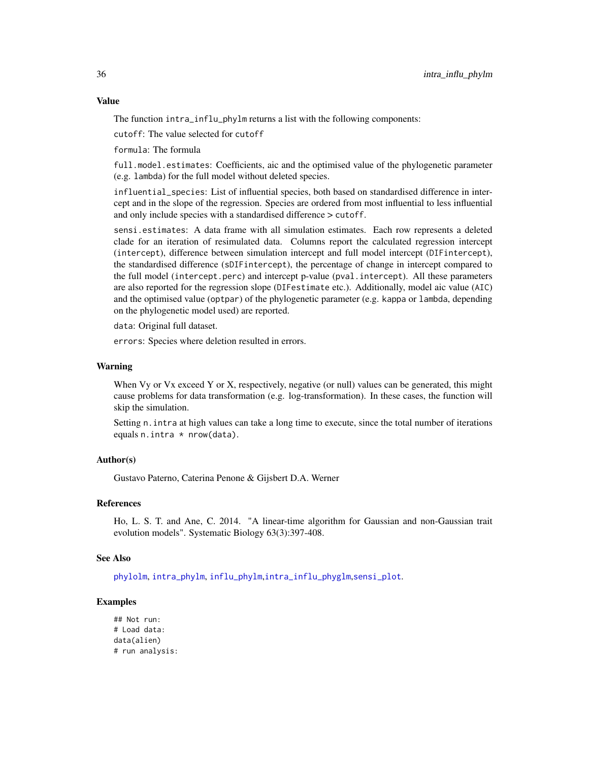## Value

The function `intra_influ_phylm` returns a list with the following components:

`cutoff`: The value selected for `cutoff`

`formula`: The formula

`full.model.estimates`: Coefficients, aic and the optimised value of the phylogenetic parameter (e.g. `lambda`) for the full model without deleted species.

`influential_species`: List of influential species, both based on standardised difference in intercept and in the slope of the regression. Species are ordered from most influential to less influential and only include species with a standardised difference > `cutoff`.

`sensi.estimates`: A data frame with all simulation estimates. Each row represents a deleted clade for an iteration of resimulated data. Columns report the calculated regression intercept (`intercept`), difference between simulation intercept and full model intercept (`DIFintercept`), the standardised difference (`sDIFintercept`), the percentage of change in intercept compared to the full model (`intercept.perc`) and intercept p-value (`pval.intercept`). All these parameters are also reported for the regression slope (`DIFestimate` etc.). Additionally, model aic value (`AIC`) and the optimised value (`optpar`) of the phylogenetic parameter (e.g. `kappa` or `lambda`, depending on the phylogenetic model used) are reported.

`data`: Original full dataset.

`errors`: Species where deletion resulted in errors.

## Warning

When Vy or Vx exceed Y or X, respectively, negative (or null) values can be generated, this might cause problems for data transformation (e.g. log-transformation). In these cases, the function will skip the simulation.

Setting `n.intra` at high values can take a long time to execute, since the total number of iterations equals `n.intra * nrow(data)`.

## Author(s)

Gustavo Paterno, Caterina Penone & Gijsbert D.A. Werner

## References

Ho, L. S. T. and Ane, C. 2014. "A linear-time algorithm for Gaussian and non-Gaussian trait evolution models". Systematic Biology 63(3):397-408.

## See Also

`phylolm`, `intra_phylm`, `influ_phylm`,`intra_influ_phyglm`,`sensi_plot`.

## Examples

```
## Not run:
# Load data:
data(alien)
# run analysis:
```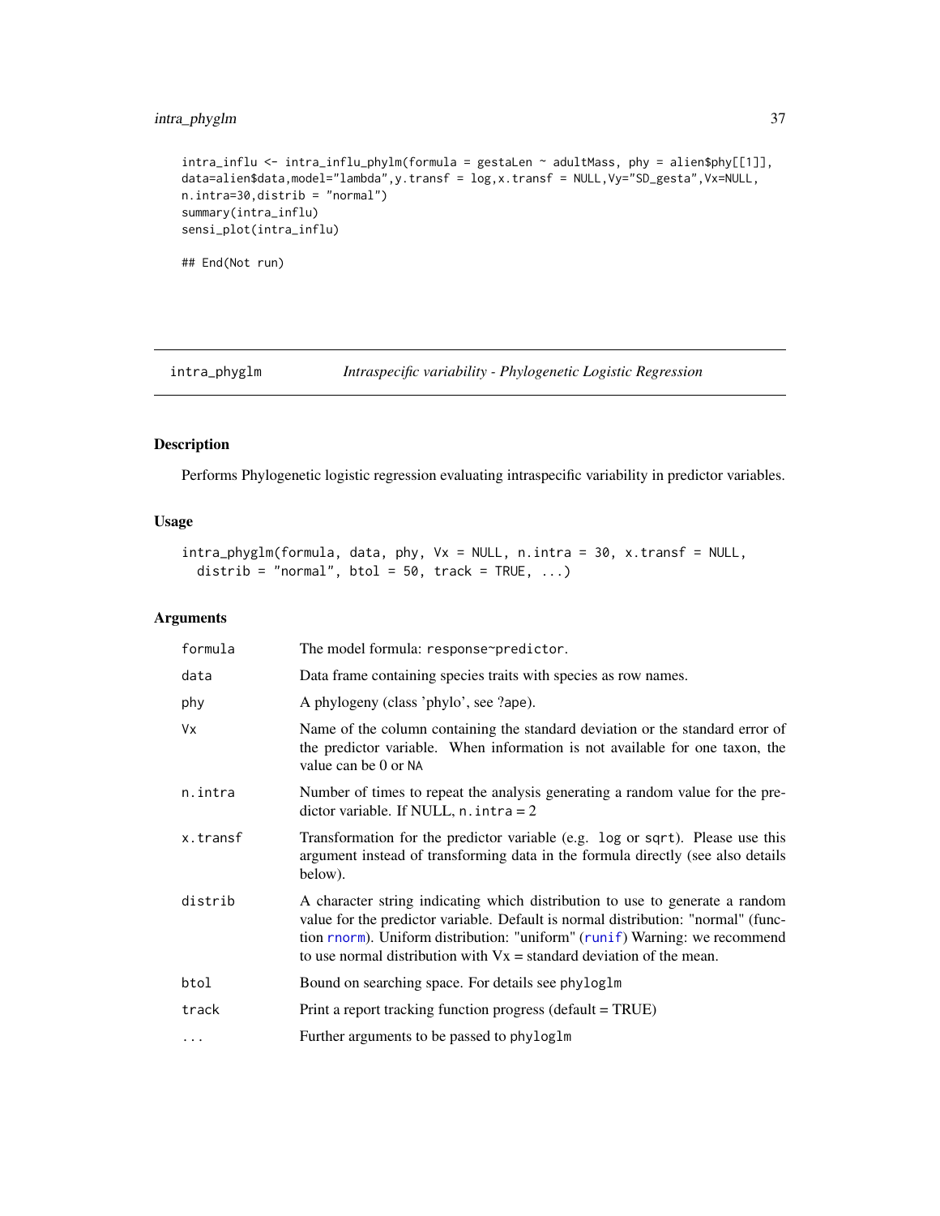```
intra_influ <- intra_influ_phylm(formula = gestaLen ~ adultMass, phy = alien$phy[[1]],
data=alien$data,model="lambda",y.transf = log,x.transf = NULL,Vy="SD_gesta",Vx=NULL,
n.intra=30,distrib = "normal")
summary(intra_influ)
sensi_plot(intra_influ)

## End(Not run)
```

---

intra_phyglm *Intraspecific variability - Phylogenetic Logistic Regression*

---

## Description

Performs Phylogenetic logistic regression evaluating intraspecific variability in predictor variables.

## Usage

```
intra_phyglm(formula, data, phy, Vx = NULL, n.intra = 30, x.transf = NULL,
  distrib = "normal", btol = 50, track = TRUE, ...)
```

## Arguments

| | |
|---|---|
| formula | The model formula: `response~predictor`. |
| data | Data frame containing species traits with species as row names. |
| phy | A phylogeny (class 'phylo', see ?ape). |
| Vx | Name of the column containing the standard deviation or the standard error of the predictor variable. When information is not available for one taxon, the value can be 0 or `NA` |
| n.intra | Number of times to repeat the analysis generating a random value for the predictor variable. If NULL, `n.intra` = 2 |
| x.transf | Transformation for the predictor variable (e.g. `log` or `sqrt`). Please use this argument instead of transforming data in the formula directly (see also details below). |
| distrib | A character string indicating which distribution to use to generate a random value for the predictor variable. Default is normal distribution: "normal" (function `rnorm`). Uniform distribution: "uniform" (`runif`) Warning: we recommend to use normal distribution with Vx = standard deviation of the mean. |
| btol | Bound on searching space. For details see `phyloglm` |
| track | Print a report tracking function progress (default = TRUE) |
| ... | Further arguments to be passed to `phyloglm` |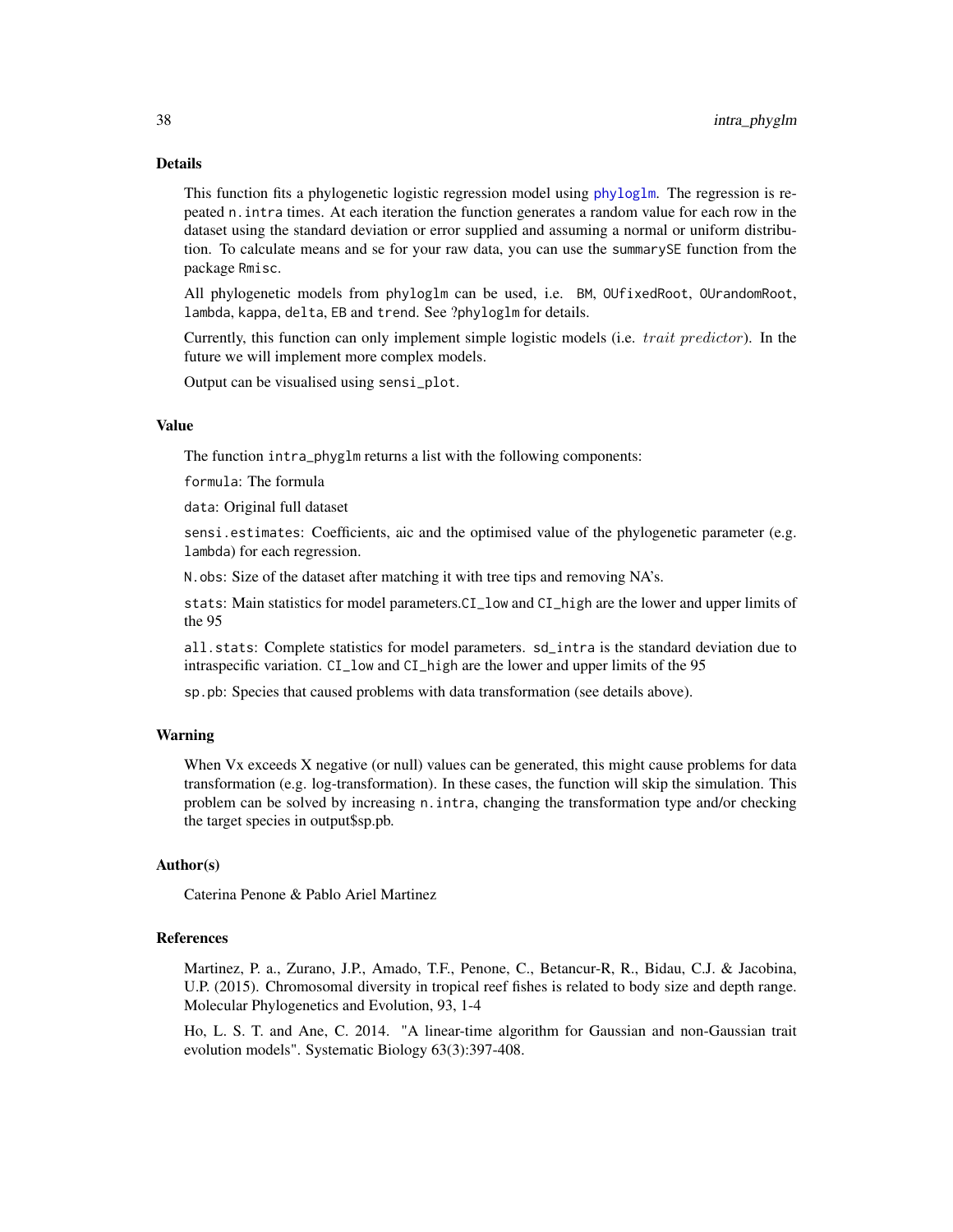## Details

This function fits a phylogenetic logistic regression model using phyloglm. The regression is repeated n.intra times. At each iteration the function generates a random value for each row in the dataset using the standard deviation or error supplied and assuming a normal or uniform distribution. To calculate means and se for your raw data, you can use the summarySE function from the package Rmisc.

All phylogenetic models from phyloglm can be used, i.e. BM, OUfixedRoot, OUrandomRoot, lambda, kappa, delta, EB and trend. See ?phyloglm for details.

Currently, this function can only implement simple logistic models (i.e. $trait \sim predictor$). In the future we will implement more complex models.

Output can be visualised using sensi_plot.

## Value

The function intra_phyglm returns a list with the following components:

formula: The formula

data: Original full dataset

sensi.estimates: Coefficients, aic and the optimised value of the phylogenetic parameter (e.g. lambda) for each regression.

N.obs: Size of the dataset after matching it with tree tips and removing NA's.

stats: Main statistics for model parameters.CI_low and CI_high are the lower and upper limits of the 95

all.stats: Complete statistics for model parameters. sd_intra is the standard deviation due to intraspecific variation. CI_low and CI_high are the lower and upper limits of the 95

sp.pb: Species that caused problems with data transformation (see details above).

## Warning

When Vx exceeds X negative (or null) values can be generated, this might cause problems for data transformation (e.g. log-transformation). In these cases, the function will skip the simulation. This problem can be solved by increasing n.intra, changing the transformation type and/or checking the target species in output$sp.pb.

## Author(s)

Caterina Penone & Pablo Ariel Martinez

## References

Martinez, P. a., Zurano, J.P., Amado, T.F., Penone, C., Betancur-R, R., Bidau, C.J. & Jacobina, U.P. (2015). Chromosomal diversity in tropical reef fishes is related to body size and depth range. Molecular Phylogenetics and Evolution, 93, 1-4

Ho, L. S. T. and Ane, C. 2014. "A linear-time algorithm for Gaussian and non-Gaussian trait evolution models". Systematic Biology 63(3):397-408.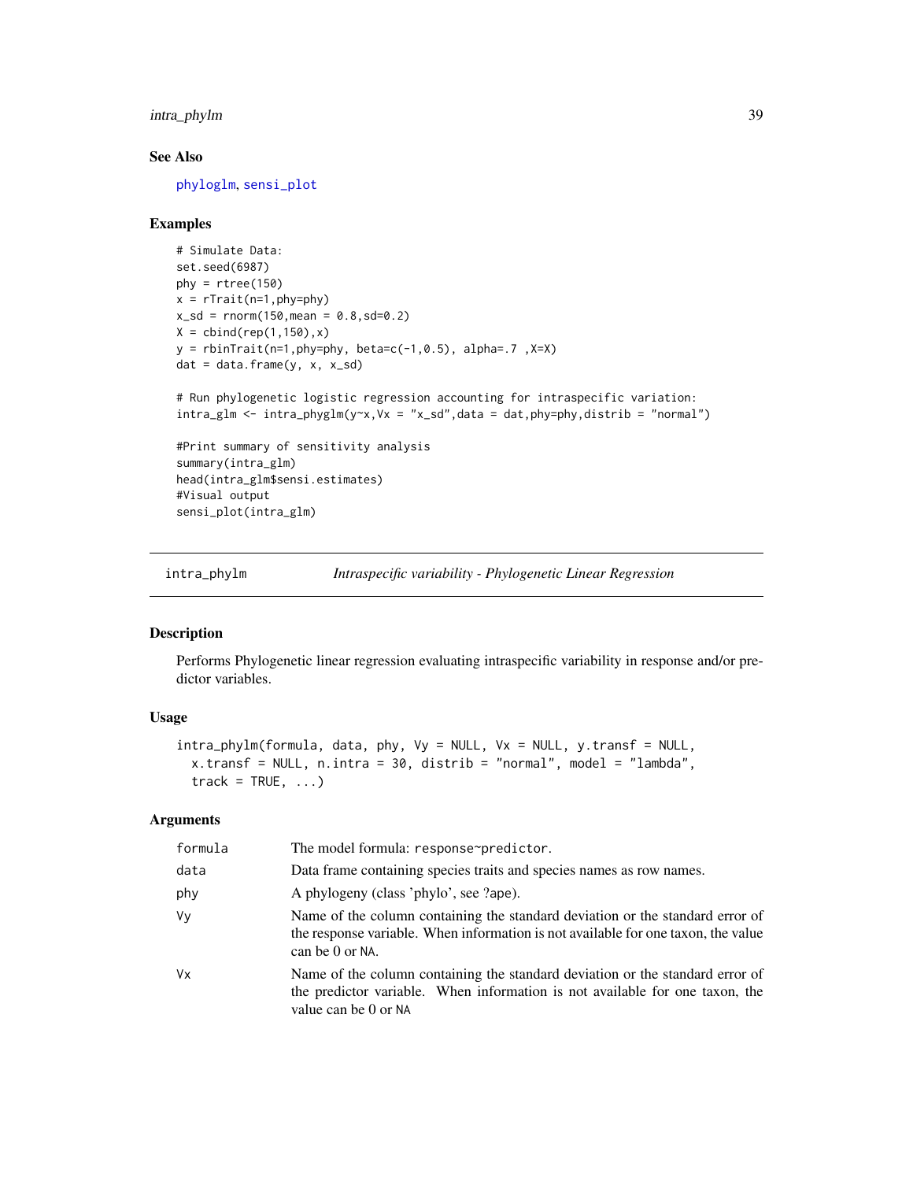### See Also

phyloglm, sensi_plot

### Examples

```
# Simulate Data:
set.seed(6987)
phy = rtree(150)
x = rTrait(n=1,phy=phy)
x_sd = rnorm(150,mean = 0.8,sd=0.2)
X = cbind(rep(1,150),x)
y = rbinTrait(n=1,phy=phy, beta=c(-1,0.5), alpha=.7 ,X=X)
dat = data.frame(y, x, x_sd)

# Run phylogenetic logistic regression accounting for intraspecific variation:
intra_glm <- intra_phyglm(y~x,Vx = "x_sd",data = dat,phy=phy,distrib = "normal")

#Print summary of sensitivity analysis
summary(intra_glm)
head(intra_glm$sensi.estimates)
#Visual output
sensi_plot(intra_glm)
```

---

## intra_phylm — *Intraspecific variability - Phylogenetic Linear Regression*

### Description

Performs Phylogenetic linear regression evaluating intraspecific variability in response and/or predictor variables.

### Usage

```
intra_phylm(formula, data, phy, Vy = NULL, Vx = NULL, y.transf = NULL,
  x.transf = NULL, n.intra = 30, distrib = "normal", model = "lambda",
  track = TRUE, ...)
```

### Arguments

| | |
|---|---|
| formula | The model formula: response~predictor. |
| data | Data frame containing species traits and species names as row names. |
| phy | A phylogeny (class 'phylo', see ?ape). |
| Vy | Name of the column containing the standard deviation or the standard error of the response variable. When information is not available for one taxon, the value can be 0 or NA. |
| Vx | Name of the column containing the standard deviation or the standard error of the predictor variable. When information is not available for one taxon, the value can be 0 or NA |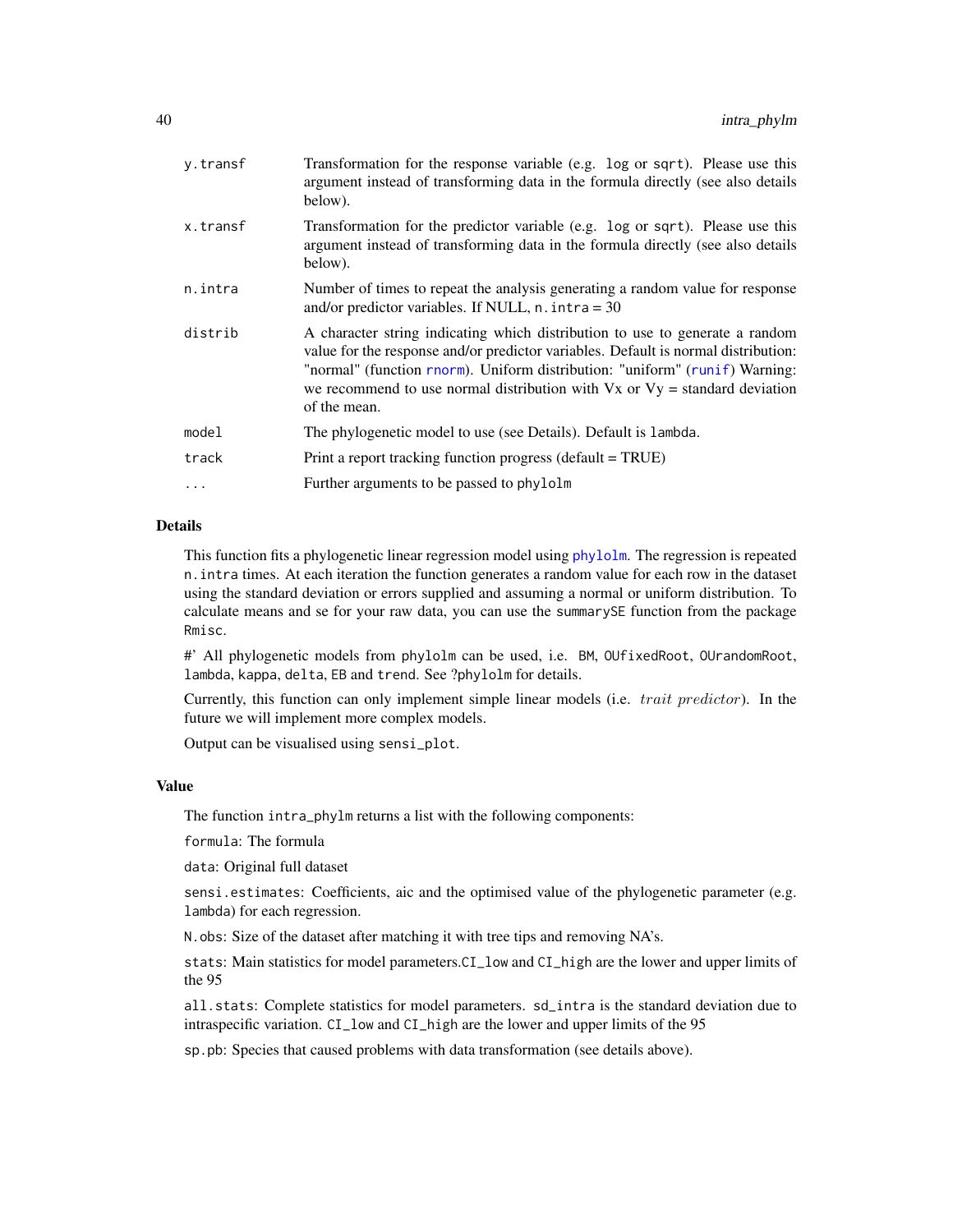| | |
|---|---|
| y.transf | Transformation for the response variable (e.g. log or sqrt). Please use this argument instead of transforming data in the formula directly (see also details below). |
| x.transf | Transformation for the predictor variable (e.g. log or sqrt). Please use this argument instead of transforming data in the formula directly (see also details below). |
| n.intra | Number of times to repeat the analysis generating a random value for response and/or predictor variables. If NULL, n.intra = 30 |
| distrib | A character string indicating which distribution to use to generate a random value for the response and/or predictor variables. Default is normal distribution: "normal" (function rnorm). Uniform distribution: "uniform" (runif) Warning: we recommend to use normal distribution with Vx or Vy = standard deviation of the mean. |
| model | The phylogenetic model to use (see Details). Default is lambda. |
| track | Print a report tracking function progress (default = TRUE) |
| ... | Further arguments to be passed to phylolm |

### Details

This function fits a phylogenetic linear regression model using phylolm. The regression is repeated n.intra times. At each iteration the function generates a random value for each row in the dataset using the standard deviation or errors supplied and assuming a normal or uniform distribution. To calculate means and se for your raw data, you can use the summarySE function from the package Rmisc.

#' All phylogenetic models from phylolm can be used, i.e. BM, OUfixedRoot, OUrandomRoot, lambda, kappa, delta, EB and trend. See ?phylolm for details.

Currently, this function can only implement simple linear models (i.e. $trait \sim predictor$). In the future we will implement more complex models.

Output can be visualised using sensi_plot.

### Value

The function intra_phylm returns a list with the following components:

formula: The formula

data: Original full dataset

sensi.estimates: Coefficients, aic and the optimised value of the phylogenetic parameter (e.g. lambda) for each regression.

N.obs: Size of the dataset after matching it with tree tips and removing NA's.

stats: Main statistics for model parameters.CI_low and CI_high are the lower and upper limits of the 95

all.stats: Complete statistics for model parameters. sd_intra is the standard deviation due to intraspecific variation. CI_low and CI_high are the lower and upper limits of the 95

sp.pb: Species that caused problems with data transformation (see details above).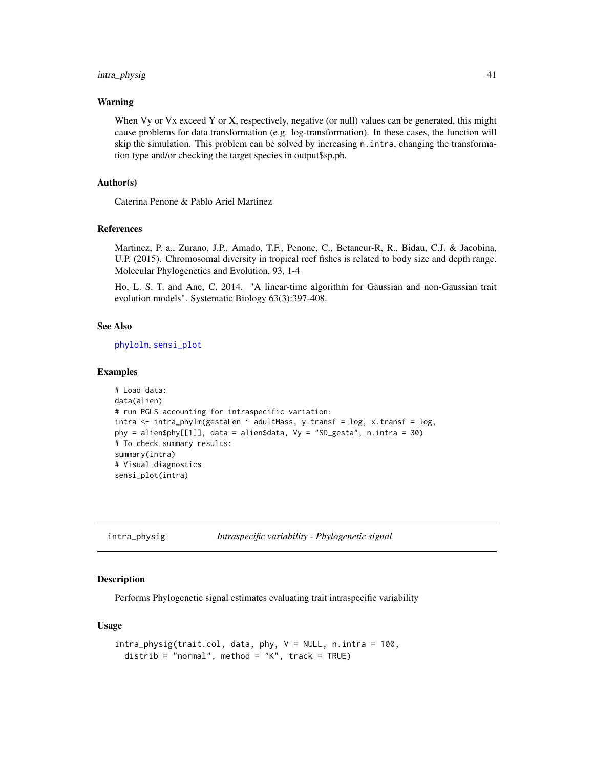### Warning

When Vy or Vx exceed Y or X, respectively, negative (or null) values can be generated, this might cause problems for data transformation (e.g. log-transformation). In these cases, the function will skip the simulation. This problem can be solved by increasing `n.intra`, changing the transformation type and/or checking the target species in output$sp.pb.

### Author(s)

Caterina Penone & Pablo Ariel Martinez

### References

Martinez, P. a., Zurano, J.P., Amado, T.F., Penone, C., Betancur-R, R., Bidau, C.J. & Jacobina, U.P. (2015). Chromosomal diversity in tropical reef fishes is related to body size and depth range. Molecular Phylogenetics and Evolution, 93, 1-4

Ho, L. S. T. and Ane, C. 2014. "A linear-time algorithm for Gaussian and non-Gaussian trait evolution models". Systematic Biology 63(3):397-408.

### See Also

phylolm, sensi_plot

### Examples

```
# Load data:
data(alien)
# run PGLS accounting for intraspecific variation:
intra <- intra_phylm(gestaLen ~ adultMass, y.transf = log, x.transf = log,
phy = alien$phy[[1]], data = alien$data, Vy = "SD_gesta", n.intra = 30)
# To check summary results:
summary(intra)
# Visual diagnostics
sensi_plot(intra)
```

---

## intra_physig — *Intraspecific variability - Phylogenetic signal*

### Description

Performs Phylogenetic signal estimates evaluating trait intraspecific variability

### Usage

```
intra_physig(trait.col, data, phy, V = NULL, n.intra = 100,
  distrib = "normal", method = "K", track = TRUE)
```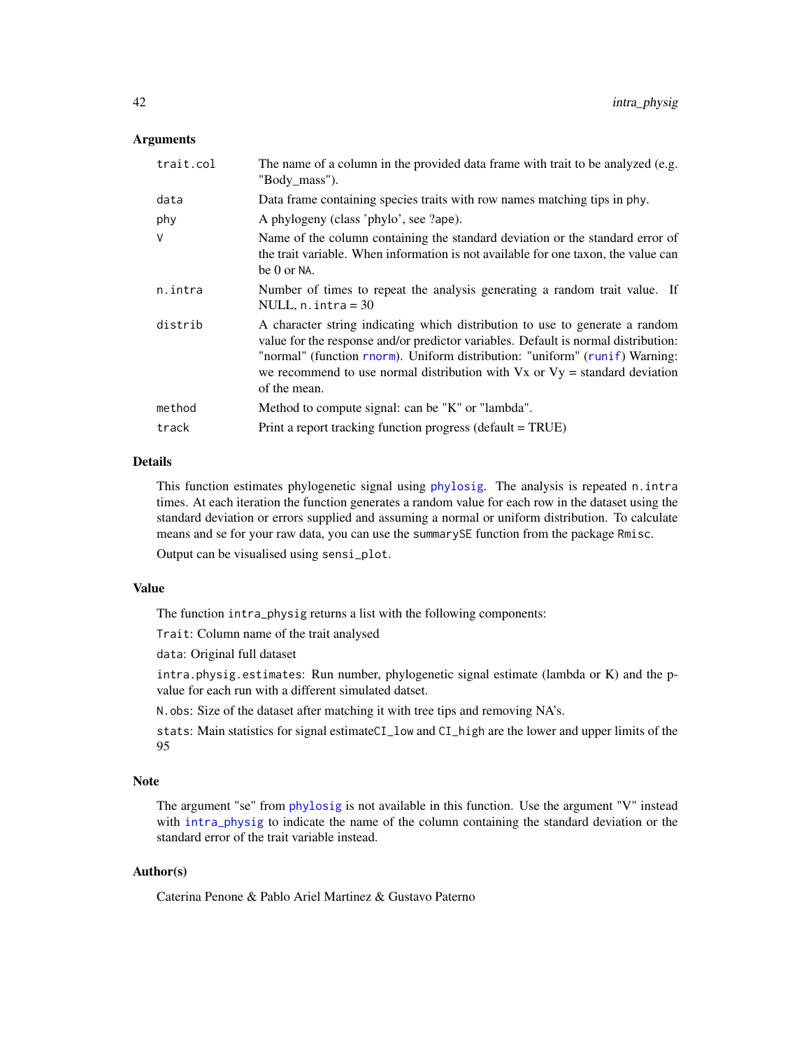### Arguments

| | |
|---|---|
| trait.col | The name of a column in the provided data frame with trait to be analyzed (e.g. "Body_mass"). |
| data | Data frame containing species traits with row names matching tips in phy. |
| phy | A phylogeny (class 'phylo', see ?ape). |
| V | Name of the column containing the standard deviation or the standard error of the trait variable. When information is not available for one taxon, the value can be 0 or NA. |
| n.intra | Number of times to repeat the analysis generating a random trait value. If NULL, n.intra = 30 |
| distrib | A character string indicating which distribution to use to generate a random value for the response and/or predictor variables. Default is normal distribution: "normal" (function rnorm). Uniform distribution: "uniform" (runif) Warning: we recommend to use normal distribution with Vx or Vy = standard deviation of the mean. |
| method | Method to compute signal: can be "K" or "lambda". |
| track | Print a report tracking function progress (default = TRUE) |

### Details

This function estimates phylogenetic signal using phylosig. The analysis is repeated n.intra times. At each iteration the function generates a random value for each row in the dataset using the standard deviation or errors supplied and assuming a normal or uniform distribution. To calculate means and se for your raw data, you can use the summarySE function from the package Rmisc.

Output can be visualised using sensi_plot.

### Value

The function intra_physig returns a list with the following components:

Trait: Column name of the trait analysed

data: Original full dataset

intra.physig.estimates: Run number, phylogenetic signal estimate (lambda or K) and the p-value for each run with a different simulated datset.

N.obs: Size of the dataset after matching it with tree tips and removing NA's.

stats: Main statistics for signal estimateCI_low and CI_high are the lower and upper limits of the 95

### Note

The argument "se" from phylosig is not available in this function. Use the argument "V" instead with intra_physig to indicate the name of the column containing the standard deviation or the standard error of the trait variable instead.

### Author(s)

Caterina Penone & Pablo Ariel Martinez & Gustavo Paterno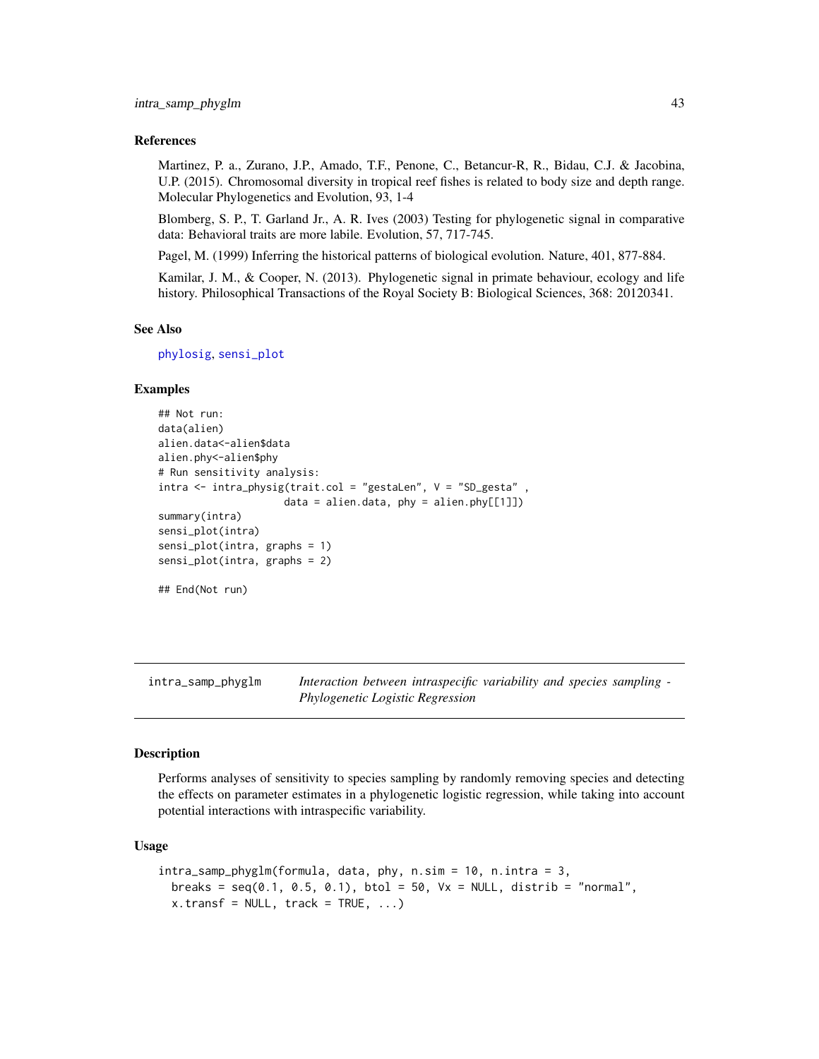## References

Martinez, P. a., Zurano, J.P., Amado, T.F., Penone, C., Betancur-R, R., Bidau, C.J. & Jacobina, U.P. (2015). Chromosomal diversity in tropical reef fishes is related to body size and depth range. Molecular Phylogenetics and Evolution, 93, 1-4

Blomberg, S. P., T. Garland Jr., A. R. Ives (2003) Testing for phylogenetic signal in comparative data: Behavioral traits are more labile. Evolution, 57, 717-745.

Pagel, M. (1999) Inferring the historical patterns of biological evolution. Nature, 401, 877-884.

Kamilar, J. M., & Cooper, N. (2013). Phylogenetic signal in primate behaviour, ecology and life history. Philosophical Transactions of the Royal Society B: Biological Sciences, 368: 20120341.

## See Also

phylosig, sensi_plot

## Examples

```
## Not run:
data(alien)
alien.data<-alien$data
alien.phy<-alien$phy
# Run sensitivity analysis:
intra <- intra_physig(trait.col = "gestaLen", V = "SD_gesta" ,
                     data = alien.data, phy = alien.phy[[1]])
summary(intra)
sensi_plot(intra)
sensi_plot(intra, graphs = 1)
sensi_plot(intra, graphs = 2)

## End(Not run)
```

---

# intra_samp_phyglm — *Interaction between intraspecific variability and species sampling - Phylogenetic Logistic Regression*

## Description

Performs analyses of sensitivity to species sampling by randomly removing species and detecting the effects on parameter estimates in a phylogenetic logistic regression, while taking into account potential interactions with intraspecific variability.

## Usage

```
intra_samp_phyglm(formula, data, phy, n.sim = 10, n.intra = 3,
  breaks = seq(0.1, 0.5, 0.1), btol = 50, Vx = NULL, distrib = "normal",
  x.transf = NULL, track = TRUE, ...)
```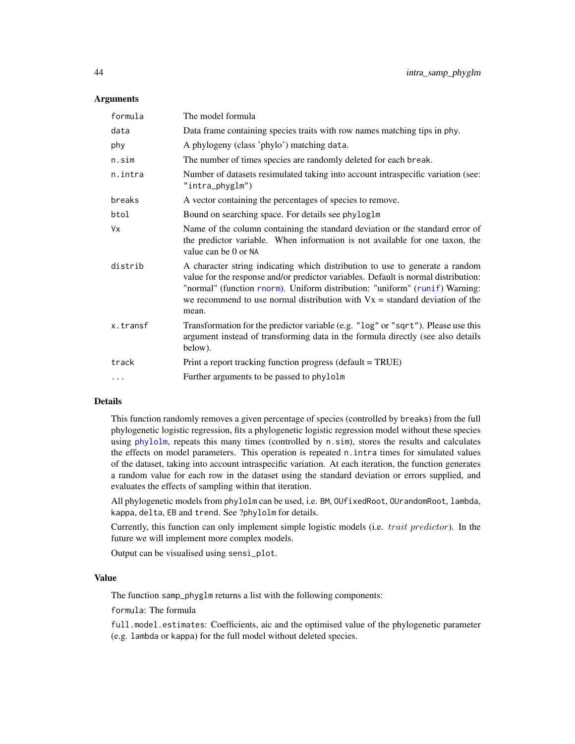### Arguments

| | |
|---|---|
| `formula` | The model formula |
| `data` | Data frame containing species traits with row names matching tips in `phy`. |
| `phy` | A phylogeny (class 'phylo') matching `data`. |
| `n.sim` | The number of times species are randomly deleted for each `break`. |
| `n.intra` | Number of datasets resimulated taking into account intraspecific variation (see: `"intra_phyglm"`) |
| `breaks` | A vector containing the percentages of species to remove. |
| `btol` | Bound on searching space. For details see `phyloglm` |
| `Vx` | Name of the column containing the standard deviation or the standard error of the predictor variable. When information is not available for one taxon, the value can be 0 or `NA` |
| `distrib` | A character string indicating which distribution to use to generate a random value for the response and/or predictor variables. Default is normal distribution: "normal" (function `rnorm`). Uniform distribution: "uniform" (`runif`) Warning: we recommend to use normal distribution with Vx = standard deviation of the mean. |
| `x.transf` | Transformation for the predictor variable (e.g. `"log"` or `"sqrt"`). Please use this argument instead of transforming data in the formula directly (see also details below). |
| `track` | Print a report tracking function progress (default = TRUE) |
| `...` | Further arguments to be passed to `phylolm` |

### Details

This function randomly removes a given percentage of species (controlled by `breaks`) from the full phylogenetic logistic regression, fits a phylogenetic logistic regression model without these species using `phylolm`, repeats this many times (controlled by `n.sim`), stores the results and calculates the effects on model parameters. This operation is repeated `n.intra` times for simulated values of the dataset, taking into account intraspecific variation. At each iteration, the function generates a random value for each row in the dataset using the standard deviation or errors supplied, and evaluates the effects of sampling within that iteration.

All phylogenetic models from `phylolm` can be used, i.e. `BM`, `OUfixedRoot`, `OUrandomRoot`, `lambda`, `kappa`, `delta`, `EB` and `trend`. See ?phylolm for details.

Currently, this function can only implement simple logistic models (i.e. $trait \sim predictor$). In the future we will implement more complex models.

Output can be visualised using `sensi_plot`.

### Value

The function `samp_phyglm` returns a list with the following components:

`formula`: The formula

`full.model.estimates`: Coefficients, aic and the optimised value of the phylogenetic parameter (e.g. `lambda` or `kappa`) for the full model without deleted species.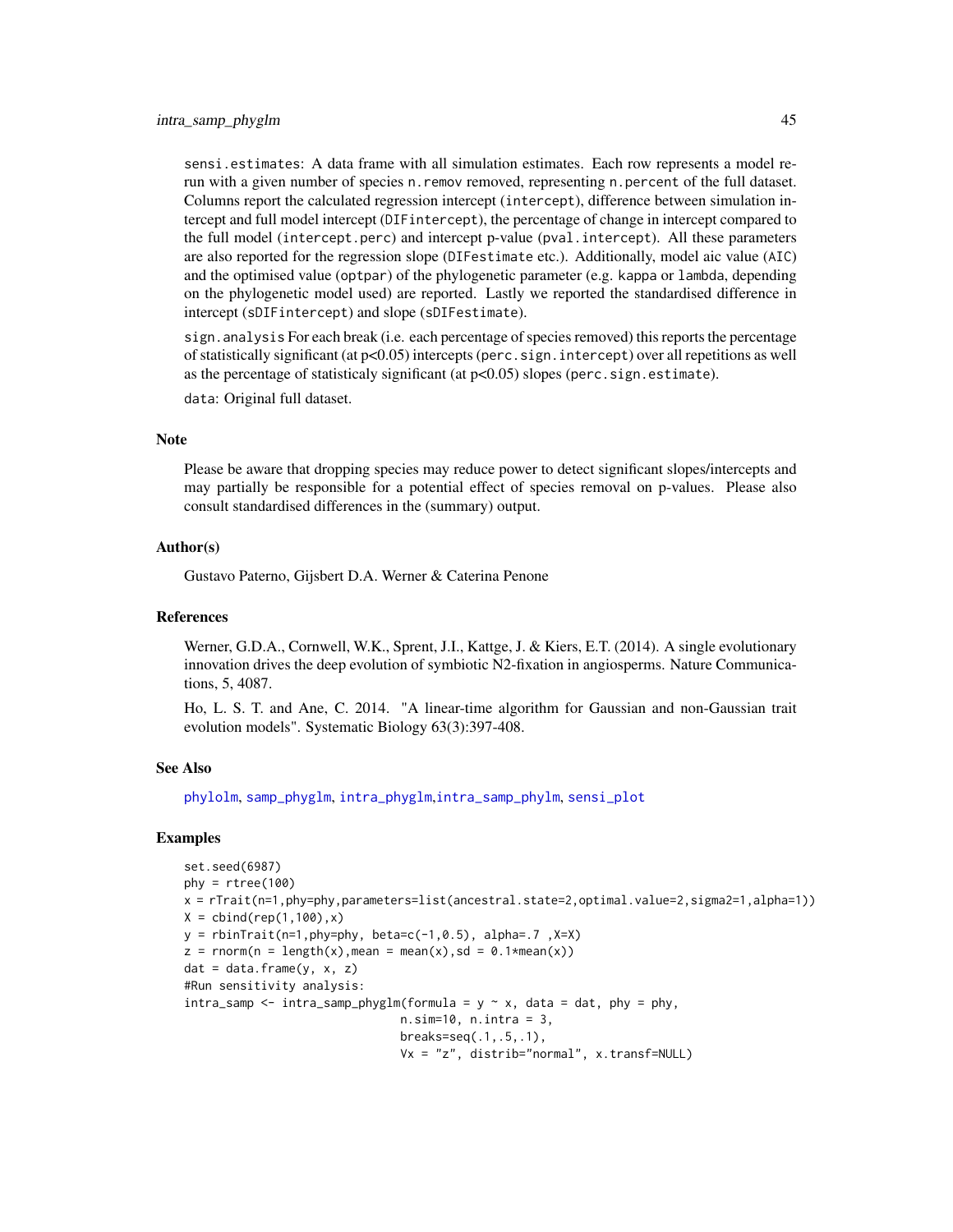sensi.estimates: A data frame with all simulation estimates. Each row represents a model rerun with a given number of species n.remov removed, representing n.percent of the full dataset. Columns report the calculated regression intercept (intercept), difference between simulation intercept and full model intercept (DIFintercept), the percentage of change in intercept compared to the full model (intercept.perc) and intercept p-value (pval.intercept). All these parameters are also reported for the regression slope (DIFestimate etc.). Additionally, model aic value (AIC) and the optimised value (optpar) of the phylogenetic parameter (e.g. kappa or lambda, depending on the phylogenetic model used) are reported. Lastly we reported the standardised difference in intercept (sDIFintercept) and slope (sDIFestimate).

sign.analysis For each break (i.e. each percentage of species removed) this reports the percentage of statistically significant (at $p<0.05$) intercepts (perc.sign.intercept) over all repetitions as well as the percentage of statisticaly significant (at $p<0.05$) slopes (perc.sign.estimate).

data: Original full dataset.

## Note

Please be aware that dropping species may reduce power to detect significant slopes/intercepts and may partially be responsible for a potential effect of species removal on p-values. Please also consult standardised differences in the (summary) output.

## Author(s)

Gustavo Paterno, Gijsbert D.A. Werner & Caterina Penone

## References

Werner, G.D.A., Cornwell, W.K., Sprent, J.I., Kattge, J. & Kiers, E.T. (2014). A single evolutionary innovation drives the deep evolution of symbiotic N2-fixation in angiosperms. Nature Communications, 5, 4087.

Ho, L. S. T. and Ane, C. 2014. "A linear-time algorithm for Gaussian and non-Gaussian trait evolution models". Systematic Biology 63(3):397-408.

## See Also

phylolm, samp_phyglm, intra_phyglm,intra_samp_phylm, sensi_plot

## Examples

```
set.seed(6987)
phy = rtree(100)
x = rTrait(n=1,phy=phy,parameters=list(ancestral.state=2,optimal.value=2,sigma2=1,alpha=1))
X = cbind(rep(1,100),x)
y = rbinTrait(n=1,phy=phy, beta=c(-1,0.5), alpha=.7 ,X=X)
z = rnorm(n = length(x),mean = mean(x),sd = 0.1*mean(x))
dat = data.frame(y, x, z)
#Run sensitivity analysis:
intra_samp <- intra_samp_phyglm(formula = y ~ x, data = dat, phy = phy,
                                n.sim=10, n.intra = 3,
                                breaks=seq(.1,.5,.1),
                                Vx = "z", distrib="normal", x.transf=NULL)
```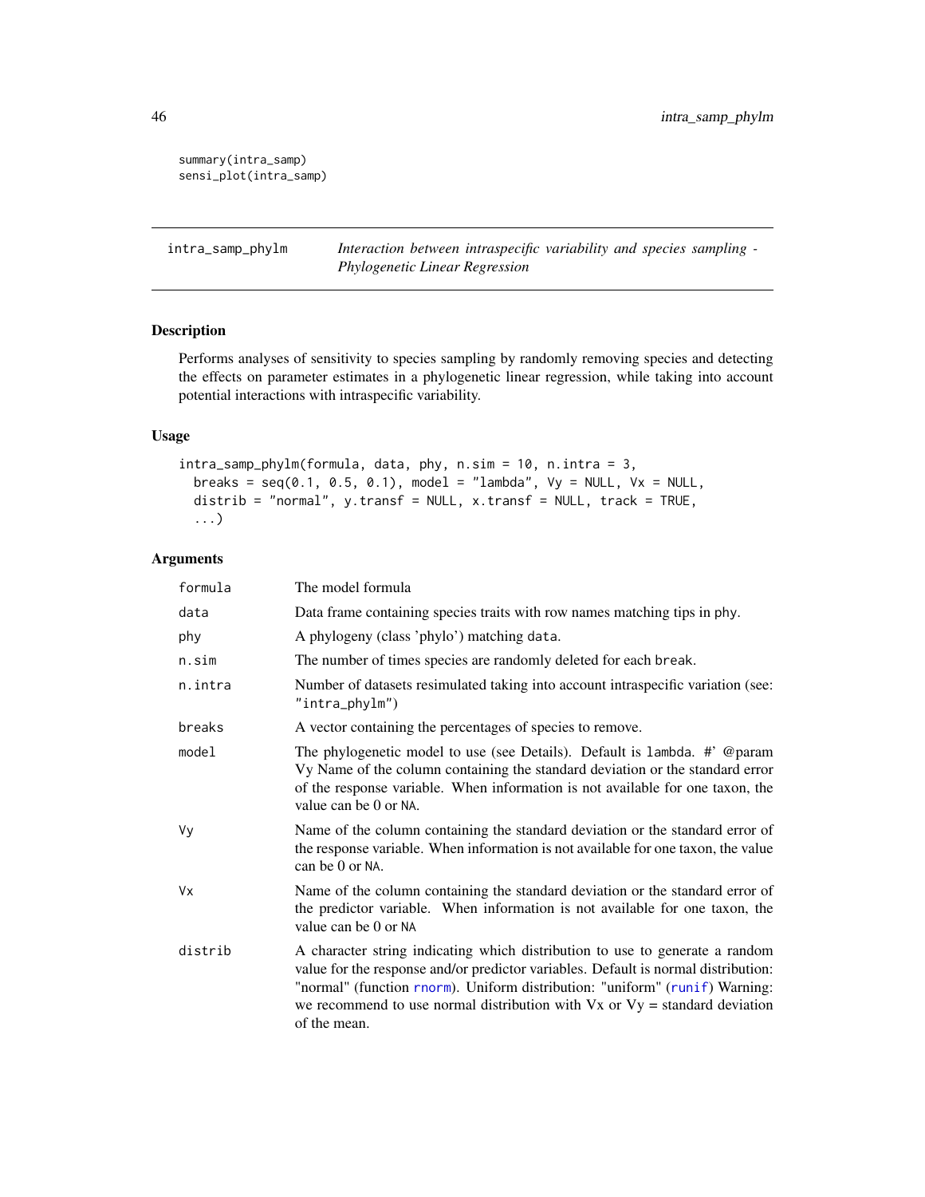```
summary(intra_samp)
sensi_plot(intra_samp)
```

## intra_samp_phylm — *Interaction between intraspecific variability and species sampling - Phylogenetic Linear Regression*

### Description

Performs analyses of sensitivity to species sampling by randomly removing species and detecting the effects on parameter estimates in a phylogenetic linear regression, while taking into account potential interactions with intraspecific variability.

### Usage

```
intra_samp_phylm(formula, data, phy, n.sim = 10, n.intra = 3,
  breaks = seq(0.1, 0.5, 0.1), model = "lambda", Vy = NULL, Vx = NULL,
  distrib = "normal", y.transf = NULL, x.transf = NULL, track = TRUE,
  ...)
```

### Arguments

| | |
|---|---|
| `formula` | The model formula |
| `data` | Data frame containing species traits with row names matching tips in `phy`. |
| `phy` | A phylogeny (class 'phylo') matching `data`. |
| `n.sim` | The number of times species are randomly deleted for each `break`. |
| `n.intra` | Number of datasets resimulated taking into account intraspecific variation (see: `"intra_phylm"`) |
| `breaks` | A vector containing the percentages of species to remove. |
| `model` | The phylogenetic model to use (see Details). Default is `lambda`. #' @param Vy Name of the column containing the standard deviation or the standard error of the response variable. When information is not available for one taxon, the value can be 0 or `NA`. |
| `Vy` | Name of the column containing the standard deviation or the standard error of the response variable. When information is not available for one taxon, the value can be 0 or `NA`. |
| `Vx` | Name of the column containing the standard deviation or the standard error of the predictor variable. When information is not available for one taxon, the value can be 0 or `NA` |
| `distrib` | A character string indicating which distribution to use to generate a random value for the response and/or predictor variables. Default is normal distribution: "normal" (function `rnorm`). Uniform distribution: "uniform" (`runif`) Warning: we recommend to use normal distribution with Vx or Vy = standard deviation of the mean. |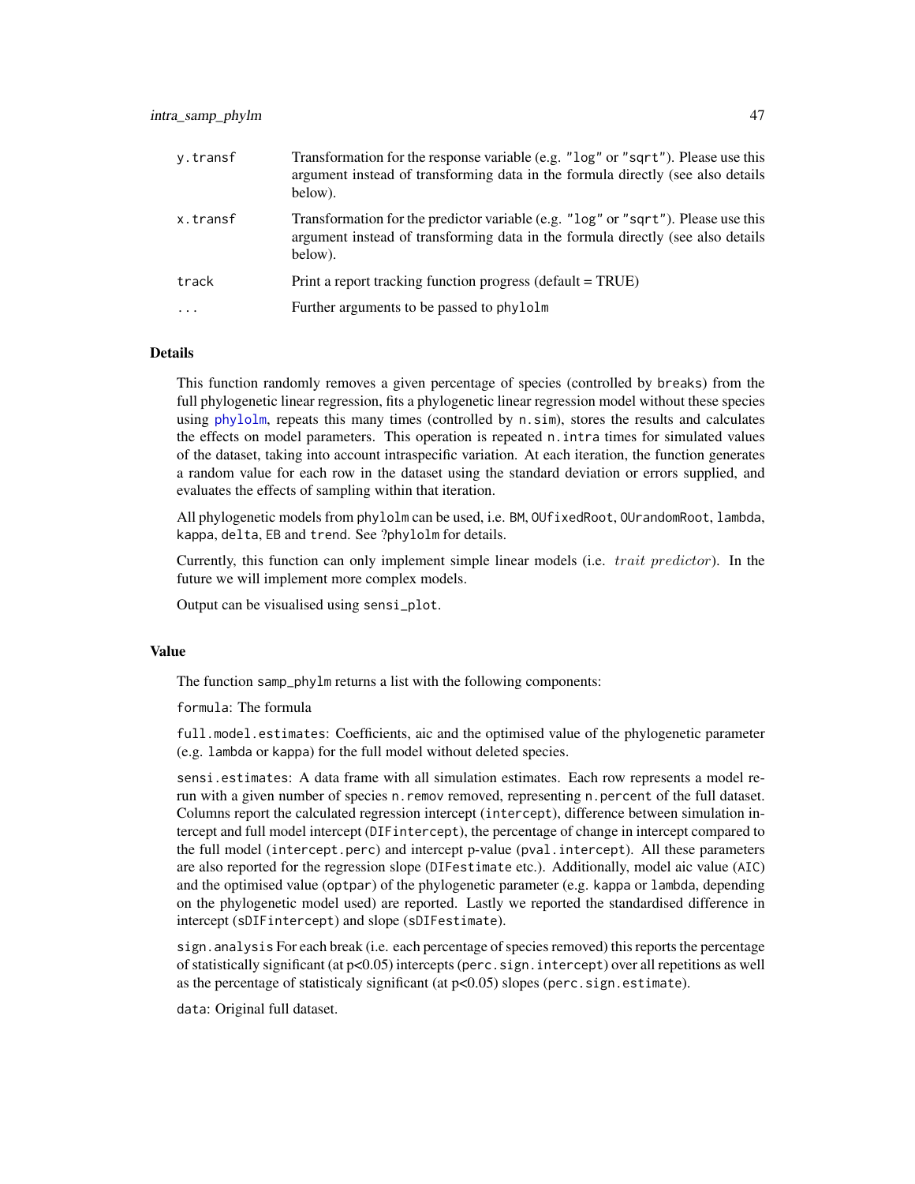| | |
|---|---|
| y.transf | Transformation for the response variable (e.g. "log" or "sqrt"). Please use this argument instead of transforming data in the formula directly (see also details below). |
| x.transf | Transformation for the predictor variable (e.g. "log" or "sqrt"). Please use this argument instead of transforming data in the formula directly (see also details below). |
| track | Print a report tracking function progress (default = TRUE) |
| ... | Further arguments to be passed to phylolm |

## Details

This function randomly removes a given percentage of species (controlled by breaks) from the full phylogenetic linear regression, fits a phylogenetic linear regression model without these species using phylolm, repeats this many times (controlled by n.sim), stores the results and calculates the effects on model parameters. This operation is repeated n.intra times for simulated values of the dataset, taking into account intraspecific variation. At each iteration, the function generates a random value for each row in the dataset using the standard deviation or errors supplied, and evaluates the effects of sampling within that iteration.

All phylogenetic models from phylolm can be used, i.e. BM, OUfixedRoot, OUrandomRoot, lambda, kappa, delta, EB and trend. See ?phylolm for details.

Currently, this function can only implement simple linear models (i.e. $trait \sim predictor$). In the future we will implement more complex models.

Output can be visualised using sensi_plot.

## Value

The function samp_phylm returns a list with the following components:

formula: The formula

full.model.estimates: Coefficients, aic and the optimised value of the phylogenetic parameter (e.g. lambda or kappa) for the full model without deleted species.

sensi.estimates: A data frame with all simulation estimates. Each row represents a model rerun with a given number of species n.remov removed, representing n.percent of the full dataset. Columns report the calculated regression intercept (intercept), difference between simulation intercept and full model intercept (DIFintercept), the percentage of change in intercept compared to the full model (intercept.perc) and intercept p-value (pval.intercept). All these parameters are also reported for the regression slope (DIFestimate etc.). Additionally, model aic value (AIC) and the optimised value (optpar) of the phylogenetic parameter (e.g. kappa or lambda, depending on the phylogenetic model used) are reported. Lastly we reported the standardised difference in intercept (sDIFintercept) and slope (sDIFestimate).

sign.analysis For each break (i.e. each percentage of species removed) this reports the percentage of statistically significant (at $p<0.05$) intercepts (perc.sign.intercept) over all repetitions as well as the percentage of statisticaly significant (at $p<0.05$) slopes (perc.sign.estimate).

data: Original full dataset.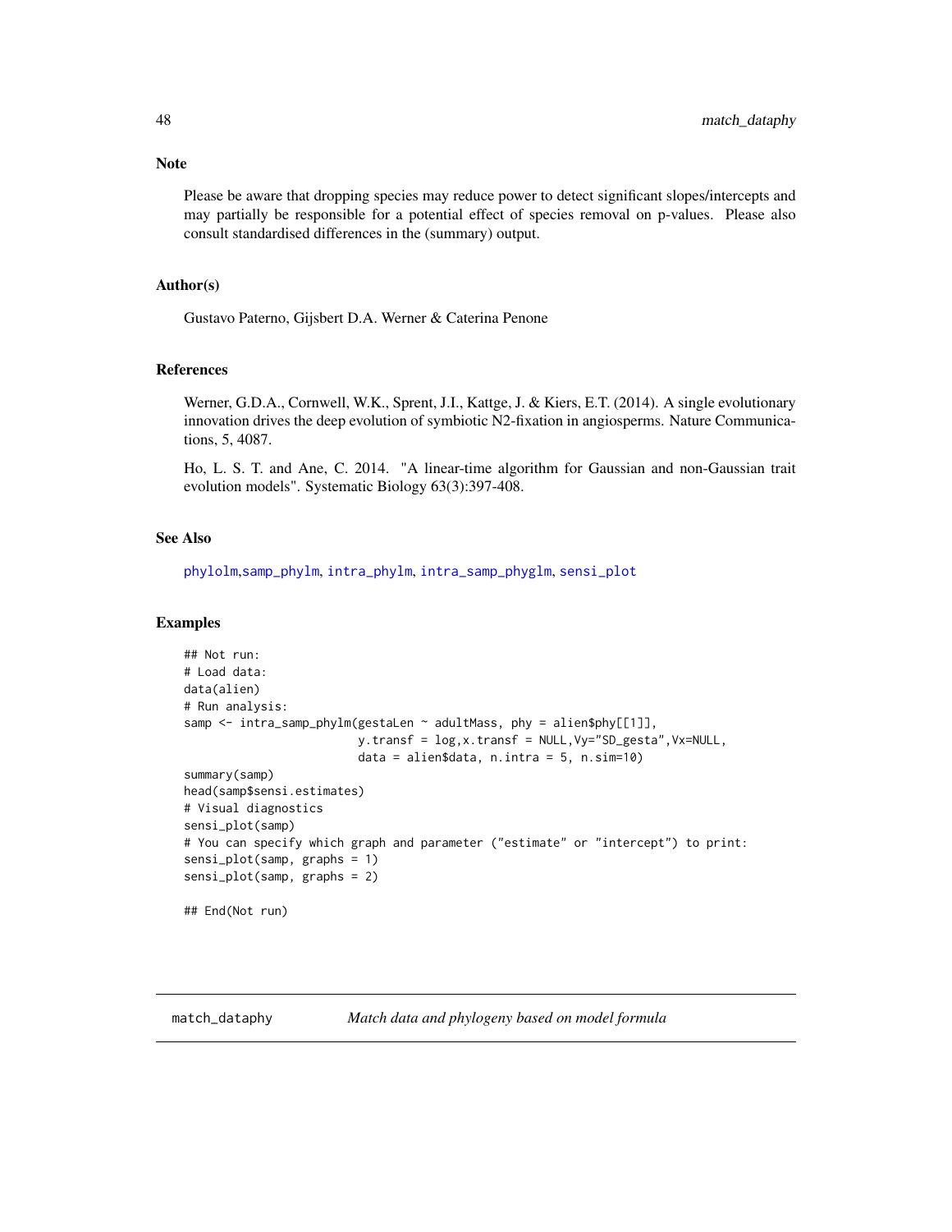## Note

Please be aware that dropping species may reduce power to detect significant slopes/intercepts and may partially be responsible for a potential effect of species removal on p-values. Please also consult standardised differences in the (summary) output.

## Author(s)

Gustavo Paterno, Gijsbert D.A. Werner & Caterina Penone

## References

Werner, G.D.A., Cornwell, W.K., Sprent, J.I., Kattge, J. & Kiers, E.T. (2014). A single evolutionary innovation drives the deep evolution of symbiotic N2-fixation in angiosperms. Nature Communications, 5, 4087.

Ho, L. S. T. and Ane, C. 2014. "A linear-time algorithm for Gaussian and non-Gaussian trait evolution models". Systematic Biology 63(3):397-408.

## See Also

phylolm, samp_phylm, intra_phylm, intra_samp_phyglm, sensi_plot

## Examples

```
## Not run:
# Load data:
data(alien)
# Run analysis:
samp <- intra_samp_phylm(gestaLen ~ adultMass, phy = alien$phy[[1]],
                         y.transf = log,x.transf = NULL,Vy="SD_gesta",Vx=NULL,
                         data = alien$data, n.intra = 5, n.sim=10)
summary(samp)
head(samp$sensi.estimates)
# Visual diagnostics
sensi_plot(samp)
# You can specify which graph and parameter ("estimate" or "intercept") to print:
sensi_plot(samp, graphs = 1)
sensi_plot(samp, graphs = 2)

## End(Not run)
```

---

match_dataphy    *Match data and phylogeny based on model formula*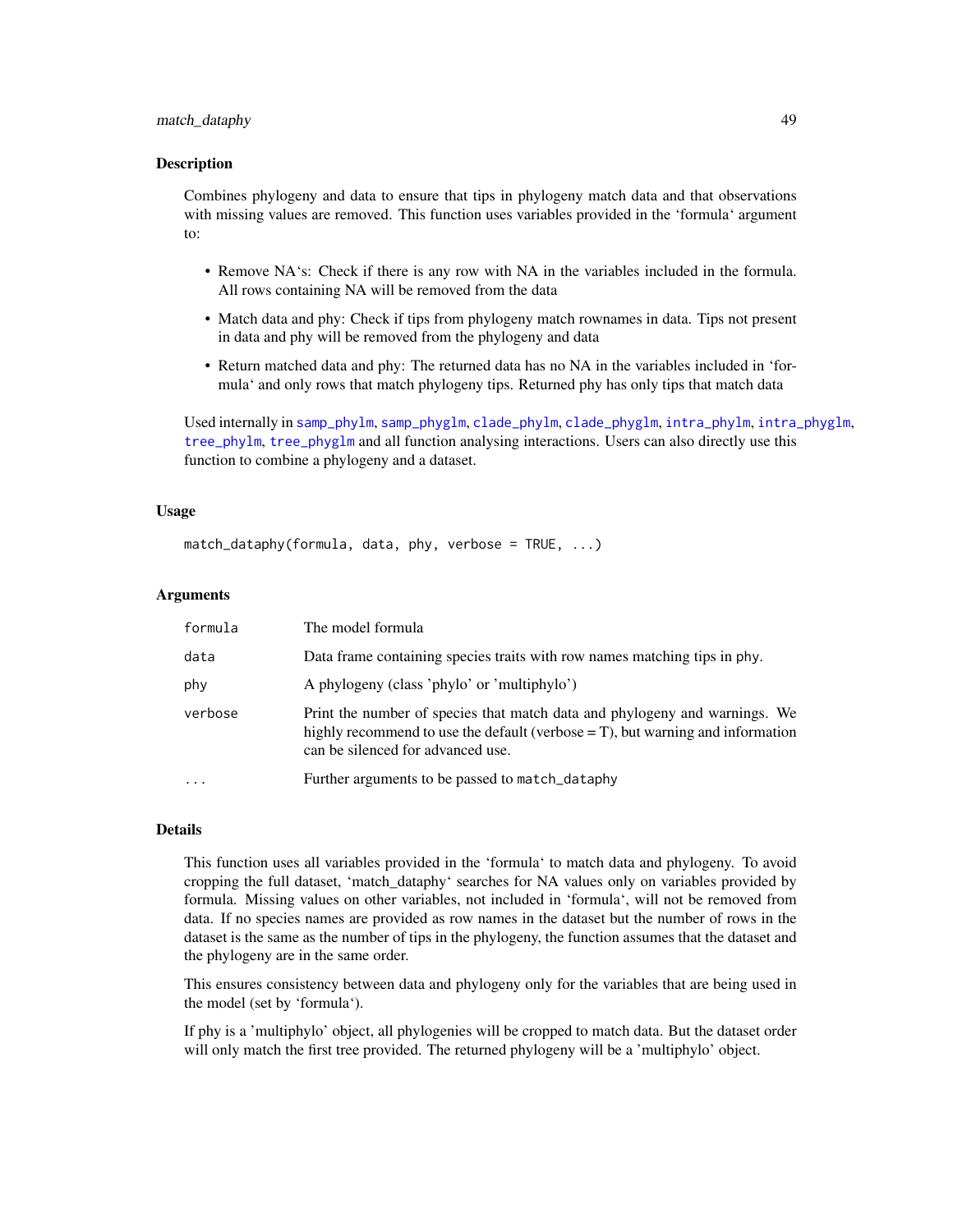## Description

Combines phylogeny and data to ensure that tips in phylogeny match data and that observations with missing values are removed. This function uses variables provided in the 'formula' argument to:

- Remove NA's: Check if there is any row with NA in the variables included in the formula. All rows containing NA will be removed from the data
- Match data and phy: Check if tips from phylogeny match rownames in data. Tips not present in data and phy will be removed from the phylogeny and data
- Return matched data and phy: The returned data has no NA in the variables included in 'formula' and only rows that match phylogeny tips. Returned phy has only tips that match data

Used internally in `samp_phylm`, `samp_phyglm`, `clade_phylm`, `clade_phyglm`, `intra_phylm`, `intra_phyglm`, `tree_phylm`, `tree_phyglm` and all function analysing interactions. Users can also directly use this function to combine a phylogeny and a dataset.

## Usage

```
match_dataphy(formula, data, phy, verbose = TRUE, ...)
```

## Arguments

| | |
|---|---|
| `formula` | The model formula |
| `data` | Data frame containing species traits with row names matching tips in `phy`. |
| `phy` | A phylogeny (class 'phylo' or 'multiphylo') |
| `verbose` | Print the number of species that match data and phylogeny and warnings. We highly recommend to use the default (verbose = T), but warning and information can be silenced for advanced use. |
| `...` | Further arguments to be passed to `match_dataphy` |

## Details

This function uses all variables provided in the 'formula' to match data and phylogeny. To avoid cropping the full dataset, 'match_dataphy' searches for NA values only on variables provided by formula. Missing values on other variables, not included in 'formula', will not be removed from data. If no species names are provided as row names in the dataset but the number of rows in the dataset is the same as the number of tips in the phylogeny, the function assumes that the dataset and the phylogeny are in the same order.

This ensures consistency between data and phylogeny only for the variables that are being used in the model (set by 'formula').

If phy is a 'multiphylo' object, all phylogenies will be cropped to match data. But the dataset order will only match the first tree provided. The returned phylogeny will be a 'multiphylo' object.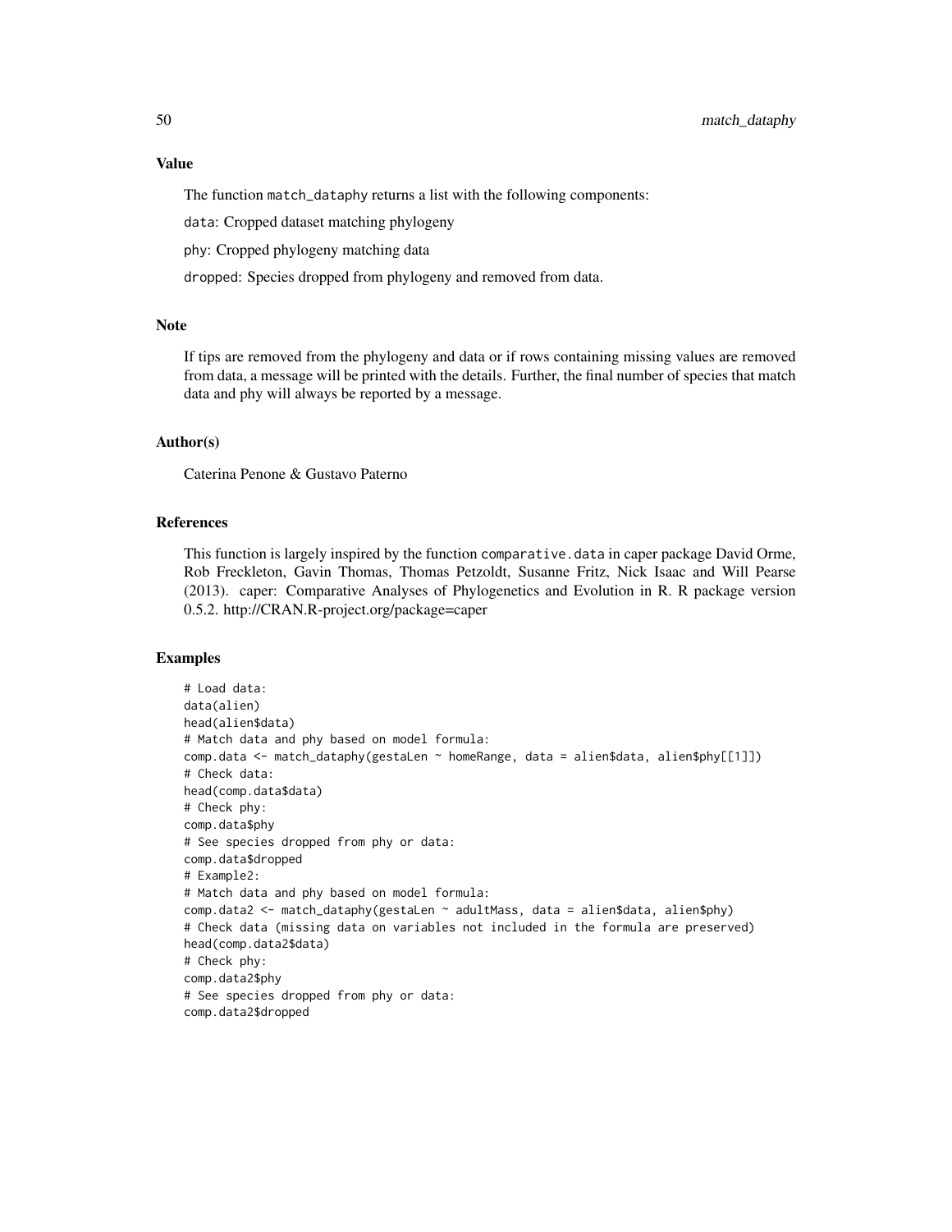## Value

The function `match_dataphy` returns a list with the following components:

`data`: Cropped dataset matching phylogeny

`phy`: Cropped phylogeny matching data

`dropped`: Species dropped from phylogeny and removed from data.

## Note

If tips are removed from the phylogeny and data or if rows containing missing values are removed from data, a message will be printed with the details. Further, the final number of species that match data and phy will always be reported by a message.

## Author(s)

Caterina Penone & Gustavo Paterno

## References

This function is largely inspired by the function `comparative.data` in caper package David Orme, Rob Freckleton, Gavin Thomas, Thomas Petzoldt, Susanne Fritz, Nick Isaac and Will Pearse (2013). caper: Comparative Analyses of Phylogenetics and Evolution in R. R package version 0.5.2. http://CRAN.R-project.org/package=caper

## Examples

```
# Load data:
data(alien)
head(alien$data)
# Match data and phy based on model formula:
comp.data <- match_dataphy(gestaLen ~ homeRange, data = alien$data, alien$phy[[1]])
# Check data:
head(comp.data$data)
# Check phy:
comp.data$phy
# See species dropped from phy or data:
comp.data$dropped
# Example2:
# Match data and phy based on model formula:
comp.data2 <- match_dataphy(gestaLen ~ adultMass, data = alien$data, alien$phy)
# Check data (missing data on variables not included in the formula are preserved)
head(comp.data2$data)
# Check phy:
comp.data2$phy
# See species dropped from phy or data:
comp.data2$dropped
```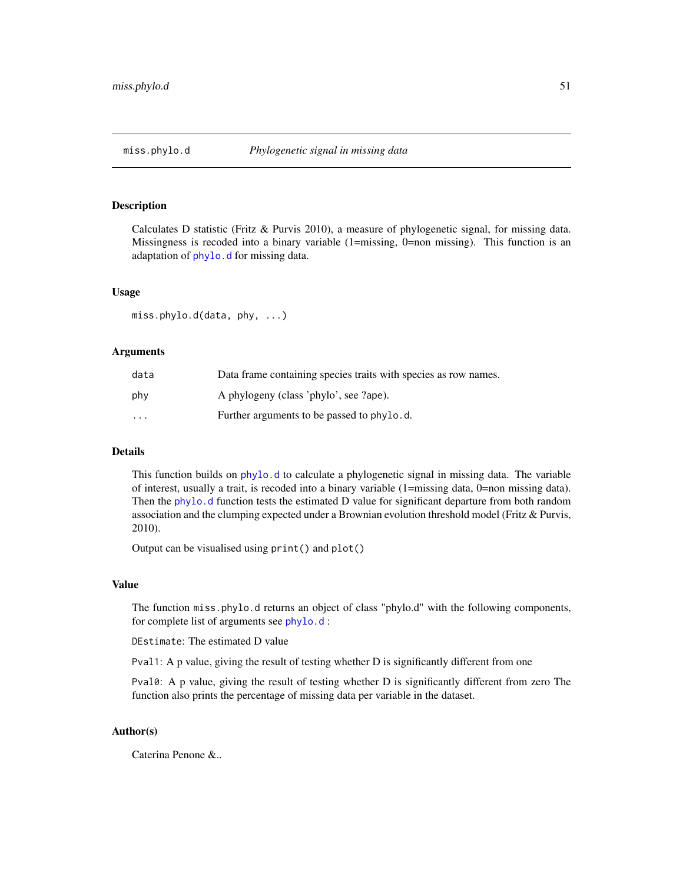# miss.phylo.d *Phylogenetic signal in missing data*

## Description

Calculates D statistic (Fritz & Purvis 2010), a measure of phylogenetic signal, for missing data. Missingness is recoded into a binary variable (1=missing, 0=non missing). This function is an adaptation of phylo.d for missing data.

## Usage

```
miss.phylo.d(data, phy, ...)
```

## Arguments

| | |
|---|---|
| data | Data frame containing species traits with species as row names. |
| phy | A phylogeny (class 'phylo', see ?ape). |
| ... | Further arguments to be passed to phylo.d. |

## Details

This function builds on phylo.d to calculate a phylogenetic signal in missing data. The variable of interest, usually a trait, is recoded into a binary variable (1=missing data, 0=non missing data). Then the phylo.d function tests the estimated D value for significant departure from both random association and the clumping expected under a Brownian evolution threshold model (Fritz & Purvis, 2010).

Output can be visualised using `print()` and `plot()`

## Value

The function `miss.phylo.d` returns an object of class "phylo.d" with the following components, for complete list of arguments see phylo.d :

`DEstimate`: The estimated D value

`Pval1`: A p value, giving the result of testing whether D is significantly different from one

`Pval0`: A p value, giving the result of testing whether D is significantly different from zero The function also prints the percentage of missing data per variable in the dataset.

## Author(s)

Caterina Penone &..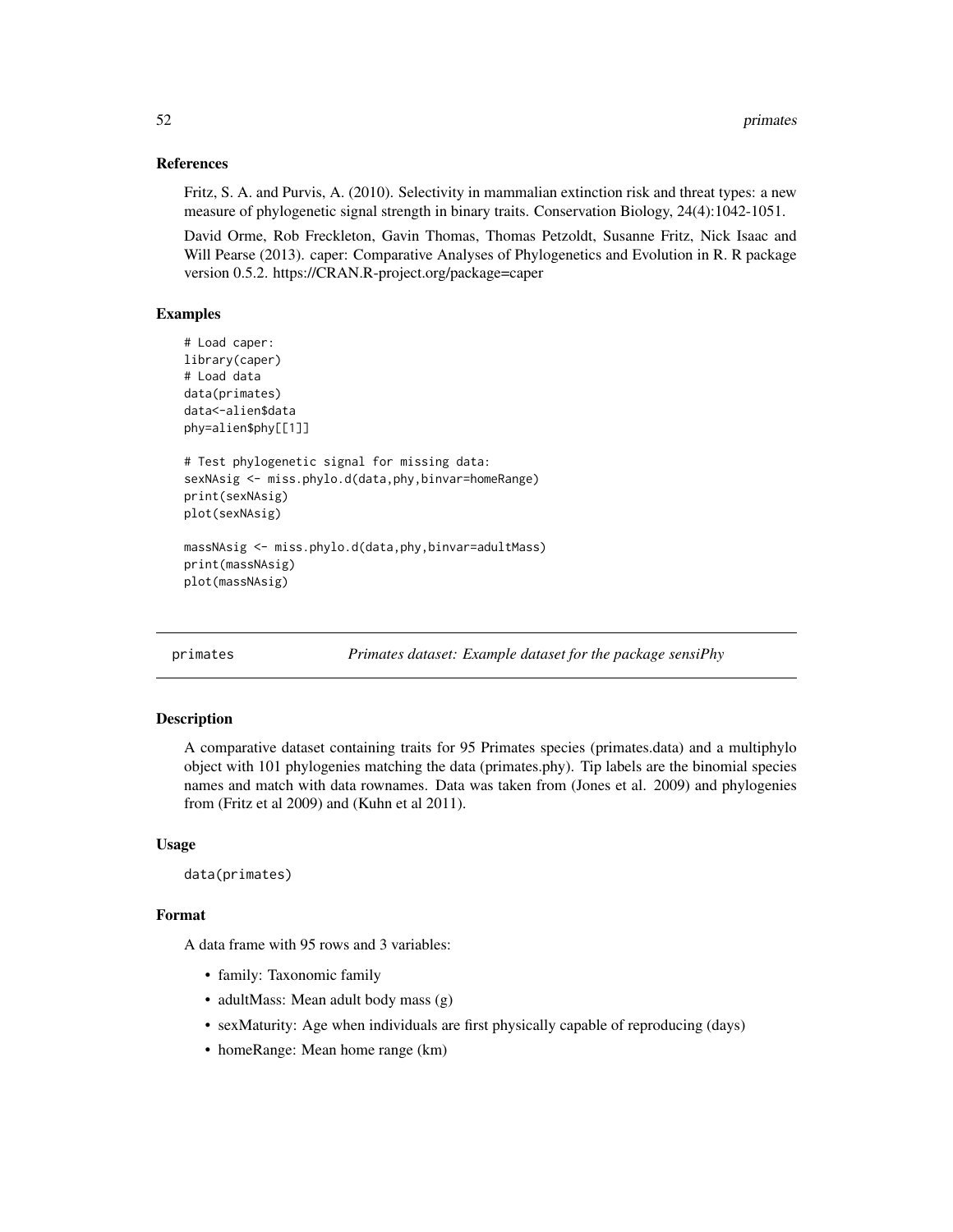### References

Fritz, S. A. and Purvis, A. (2010). Selectivity in mammalian extinction risk and threat types: a new measure of phylogenetic signal strength in binary traits. Conservation Biology, 24(4):1042-1051.

David Orme, Rob Freckleton, Gavin Thomas, Thomas Petzoldt, Susanne Fritz, Nick Isaac and Will Pearse (2013). caper: Comparative Analyses of Phylogenetics and Evolution in R. R package version 0.5.2. https://CRAN.R-project.org/package=caper

### Examples

```
# Load caper:
library(caper)
# Load data
data(primates)
data<-alien$data
phy=alien$phy[[1]]

# Test phylogenetic signal for missing data:
sexNAsig <- miss.phylo.d(data,phy,binvar=homeRange)
print(sexNAsig)
plot(sexNAsig)

massNAsig <- miss.phylo.d(data,phy,binvar=adultMass)
print(massNAsig)
plot(massNAsig)
```

---

## primates *Primates dataset: Example dataset for the package sensiPhy*

---

### Description

A comparative dataset containing traits for 95 Primates species (primates.data) and a multiphylo object with 101 phylogenies matching the data (primates.phy). Tip labels are the binomial species names and match with data rownames. Data was taken from (Jones et al. 2009) and phylogenies from (Fritz et al 2009) and (Kuhn et al 2011).

### Usage

```
data(primates)
```

### Format

A data frame with 95 rows and 3 variables:

- family: Taxonomic family
- adultMass: Mean adult body mass (g)
- sexMaturity: Age when individuals are first physically capable of reproducing (days)
- homeRange: Mean home range (km)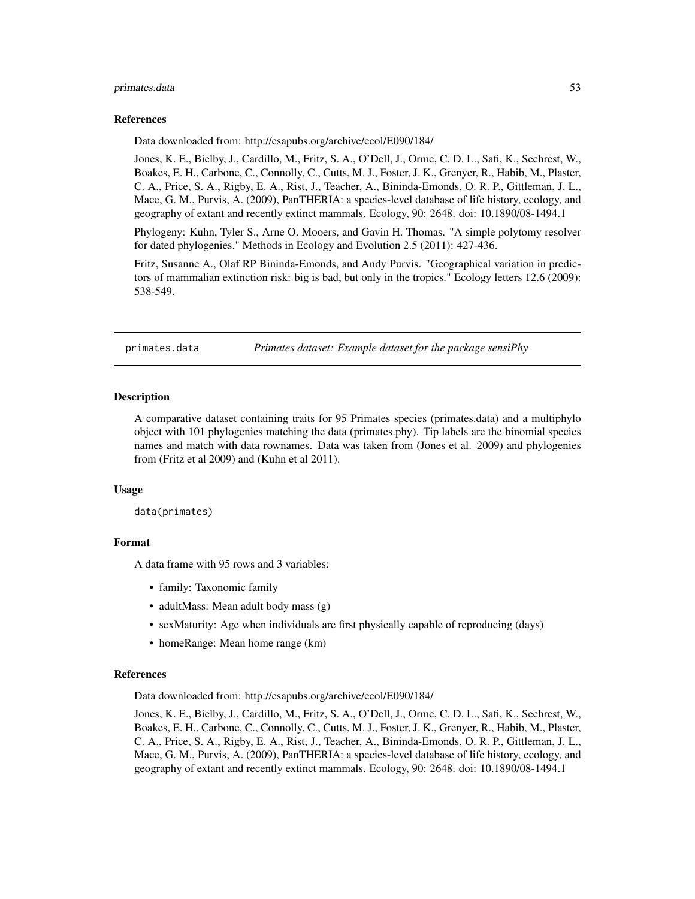### References

Data downloaded from: http://esapubs.org/archive/ecol/E090/184/

Jones, K. E., Bielby, J., Cardillo, M., Fritz, S. A., O'Dell, J., Orme, C. D. L., Safi, K., Sechrest, W., Boakes, E. H., Carbone, C., Connolly, C., Cutts, M. J., Foster, J. K., Grenyer, R., Habib, M., Plaster, C. A., Price, S. A., Rigby, E. A., Rist, J., Teacher, A., Bininda-Emonds, O. R. P., Gittleman, J. L., Mace, G. M., Purvis, A. (2009), PanTHERIA: a species-level database of life history, ecology, and geography of extant and recently extinct mammals. Ecology, 90: 2648. doi: 10.1890/08-1494.1

Phylogeny: Kuhn, Tyler S., Arne O. Mooers, and Gavin H. Thomas. "A simple polytomy resolver for dated phylogenies." Methods in Ecology and Evolution 2.5 (2011): 427-436.

Fritz, Susanne A., Olaf RP Bininda-Emonds, and Andy Purvis. "Geographical variation in predictors of mammalian extinction risk: big is bad, but only in the tropics." Ecology letters 12.6 (2009): 538-549.

---

## primates.data — *Primates dataset: Example dataset for the package sensiPhy*

### Description

A comparative dataset containing traits for 95 Primates species (primates.data) and a multiphylo object with 101 phylogenies matching the data (primates.phy). Tip labels are the binomial species names and match with data rownames. Data was taken from (Jones et al. 2009) and phylogenies from (Fritz et al 2009) and (Kuhn et al 2011).

### Usage

```
data(primates)
```

### Format

A data frame with 95 rows and 3 variables:

- family: Taxonomic family
- adultMass: Mean adult body mass (g)
- sexMaturity: Age when individuals are first physically capable of reproducing (days)
- homeRange: Mean home range (km)

### References

Data downloaded from: http://esapubs.org/archive/ecol/E090/184/

Jones, K. E., Bielby, J., Cardillo, M., Fritz, S. A., O'Dell, J., Orme, C. D. L., Safi, K., Sechrest, W., Boakes, E. H., Carbone, C., Connolly, C., Cutts, M. J., Foster, J. K., Grenyer, R., Habib, M., Plaster, C. A., Price, S. A., Rigby, E. A., Rist, J., Teacher, A., Bininda-Emonds, O. R. P., Gittleman, J. L., Mace, G. M., Purvis, A. (2009), PanTHERIA: a species-level database of life history, ecology, and geography of extant and recently extinct mammals. Ecology, 90: 2648. doi: 10.1890/08-1494.1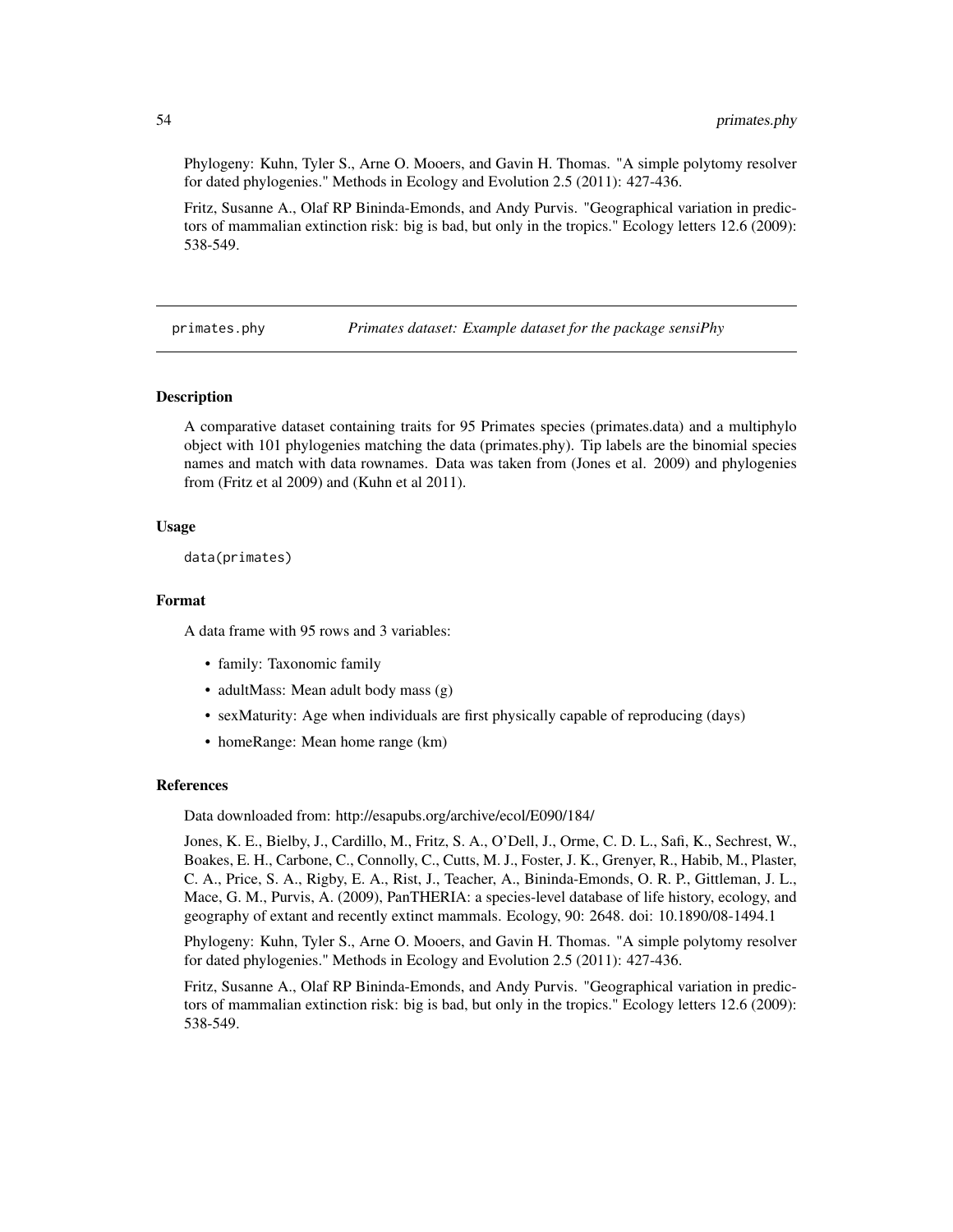Phylogeny: Kuhn, Tyler S., Arne O. Mooers, and Gavin H. Thomas. "A simple polytomy resolver for dated phylogenies." Methods in Ecology and Evolution 2.5 (2011): 427-436.

Fritz, Susanne A., Olaf RP Bininda-Emonds, and Andy Purvis. "Geographical variation in predictors of mammalian extinction risk: big is bad, but only in the tropics." Ecology letters 12.6 (2009): 538-549.

---

## primates.phy — *Primates dataset: Example dataset for the package sensiPhy*

### Description

A comparative dataset containing traits for 95 Primates species (primates.data) and a multiphylo object with 101 phylogenies matching the data (primates.phy). Tip labels are the binomial species names and match with data rownames. Data was taken from (Jones et al. 2009) and phylogenies from (Fritz et al 2009) and (Kuhn et al 2011).

### Usage

```
data(primates)
```

### Format

A data frame with 95 rows and 3 variables:

- family: Taxonomic family
- adultMass: Mean adult body mass (g)
- sexMaturity: Age when individuals are first physically capable of reproducing (days)
- homeRange: Mean home range (km)

### References

Data downloaded from: http://esapubs.org/archive/ecol/E090/184/

Jones, K. E., Bielby, J., Cardillo, M., Fritz, S. A., O'Dell, J., Orme, C. D. L., Safi, K., Sechrest, W., Boakes, E. H., Carbone, C., Connolly, C., Cutts, M. J., Foster, J. K., Grenyer, R., Habib, M., Plaster, C. A., Price, S. A., Rigby, E. A., Rist, J., Teacher, A., Bininda-Emonds, O. R. P., Gittleman, J. L., Mace, G. M., Purvis, A. (2009), PanTHERIA: a species-level database of life history, ecology, and geography of extant and recently extinct mammals. Ecology, 90: 2648. doi: 10.1890/08-1494.1

Phylogeny: Kuhn, Tyler S., Arne O. Mooers, and Gavin H. Thomas. "A simple polytomy resolver for dated phylogenies." Methods in Ecology and Evolution 2.5 (2011): 427-436.

Fritz, Susanne A., Olaf RP Bininda-Emonds, and Andy Purvis. "Geographical variation in predictors of mammalian extinction risk: big is bad, but only in the tropics." Ecology letters 12.6 (2009): 538-549.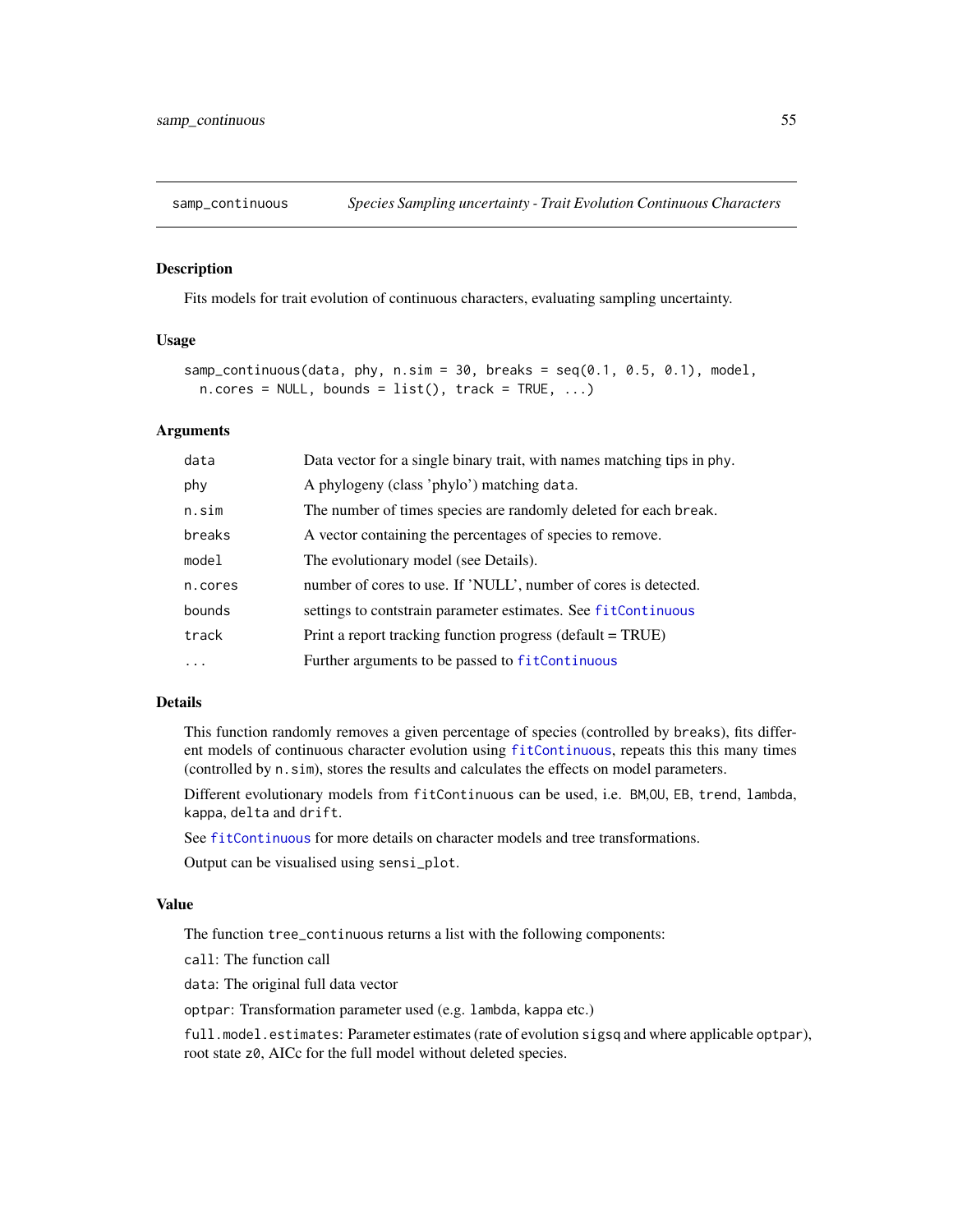samp_continuous *Species Sampling uncertainty - Trait Evolution Continuous Characters*

## Description

Fits models for trait evolution of continuous characters, evaluating sampling uncertainty.

## Usage

```
samp_continuous(data, phy, n.sim = 30, breaks = seq(0.1, 0.5, 0.1), model,
  n.cores = NULL, bounds = list(), track = TRUE, ...)
```

## Arguments

| | |
|---|---|
| data | Data vector for a single binary trait, with names matching tips in phy. |
| phy | A phylogeny (class 'phylo') matching data. |
| n.sim | The number of times species are randomly deleted for each break. |
| breaks | A vector containing the percentages of species to remove. |
| model | The evolutionary model (see Details). |
| n.cores | number of cores to use. If 'NULL', number of cores is detected. |
| bounds | settings to contstrain parameter estimates. See fitContinuous |
| track | Print a report tracking function progress (default = TRUE) |
| ... | Further arguments to be passed to fitContinuous |

## Details

This function randomly removes a given percentage of species (controlled by breaks), fits different models of continuous character evolution using fitContinuous, repeats this this many times (controlled by n.sim), stores the results and calculates the effects on model parameters.

Different evolutionary models from fitContinuous can be used, i.e. BM,OU, EB, trend, lambda, kappa, delta and drift.

See fitContinuous for more details on character models and tree transformations.

Output can be visualised using sensi_plot.

## Value

The function tree_continuous returns a list with the following components:

call: The function call

data: The original full data vector

optpar: Transformation parameter used (e.g. lambda, kappa etc.)

full.model.estimates: Parameter estimates (rate of evolution sigsq and where applicable optpar), root state z0, AICc for the full model without deleted species.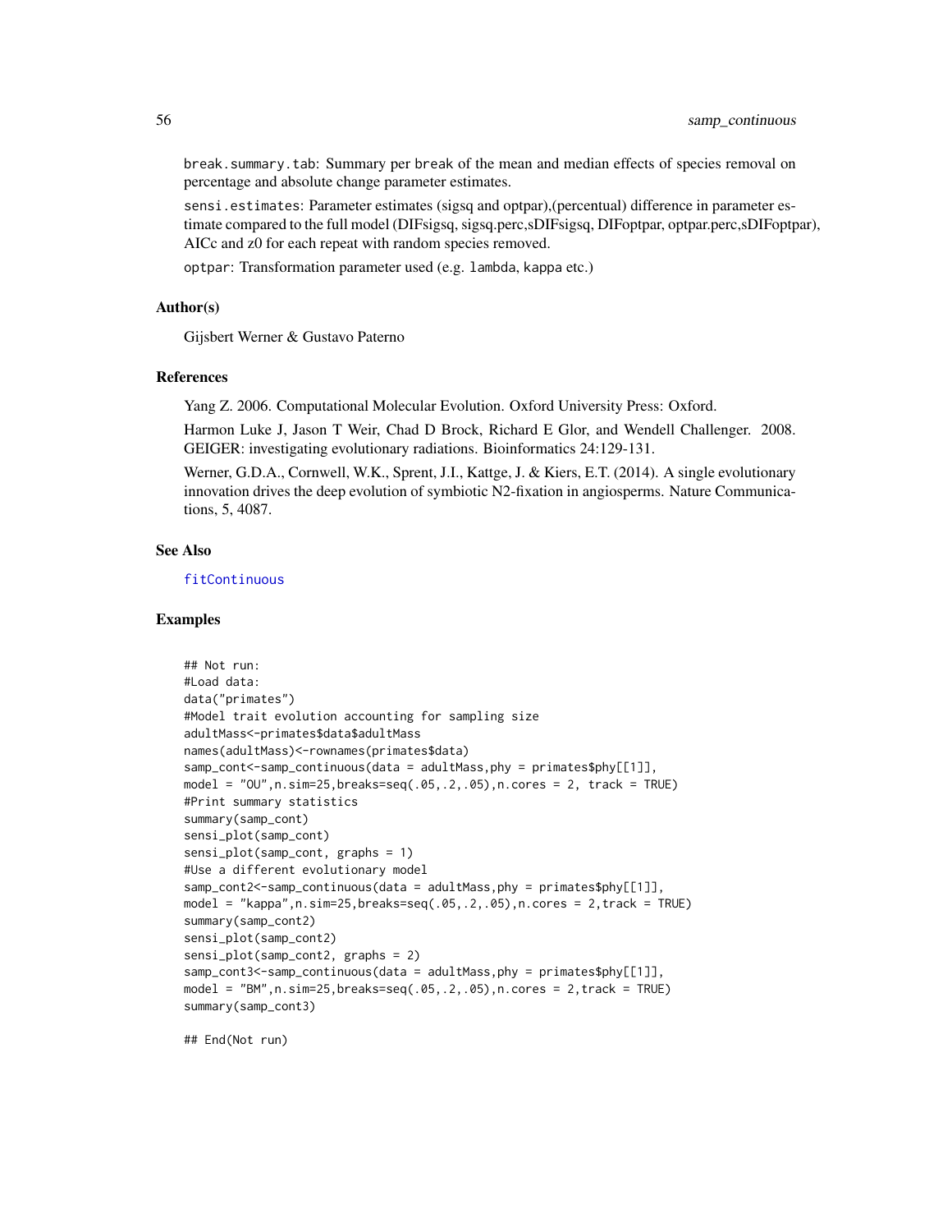break.summary.tab: Summary per break of the mean and median effects of species removal on percentage and absolute change parameter estimates.

sensi.estimates: Parameter estimates (sigsq and optpar),(percentual) difference in parameter estimate compared to the full model (DIFsigsq, sigsq.perc,sDIFsigsq, DIFoptpar, optpar.perc,sDIFoptpar), AICc and z0 for each repeat with random species removed.

optpar: Transformation parameter used (e.g. lambda, kappa etc.)

### Author(s)

Gijsbert Werner & Gustavo Paterno

### References

Yang Z. 2006. Computational Molecular Evolution. Oxford University Press: Oxford.

Harmon Luke J, Jason T Weir, Chad D Brock, Richard E Glor, and Wendell Challenger. 2008. GEIGER: investigating evolutionary radiations. Bioinformatics 24:129-131.

Werner, G.D.A., Cornwell, W.K., Sprent, J.I., Kattge, J. & Kiers, E.T. (2014). A single evolutionary innovation drives the deep evolution of symbiotic N2-fixation in angiosperms. Nature Communications, 5, 4087.

### See Also

fitContinuous

### Examples

```
## Not run:
#Load data:
data("primates")
#Model trait evolution accounting for sampling size
adultMass<-primates$data$adultMass
names(adultMass)<-rownames(primates$data)
samp_cont<-samp_continuous(data = adultMass,phy = primates$phy[[1]],
model = "OU",n.sim=25,breaks=seq(.05,.2,.05),n.cores = 2, track = TRUE)
#Print summary statistics
summary(samp_cont)
sensi_plot(samp_cont)
sensi_plot(samp_cont, graphs = 1)
#Use a different evolutionary model
samp_cont2<-samp_continuous(data = adultMass,phy = primates$phy[[1]],
model = "kappa",n.sim=25,breaks=seq(.05,.2,.05),n.cores = 2,track = TRUE)
summary(samp_cont2)
sensi_plot(samp_cont2)
sensi_plot(samp_cont2, graphs = 2)
samp_cont3<-samp_continuous(data = adultMass,phy = primates$phy[[1]],
model = "BM",n.sim=25,breaks=seq(.05,.2,.05),n.cores = 2,track = TRUE)
summary(samp_cont3)

## End(Not run)
```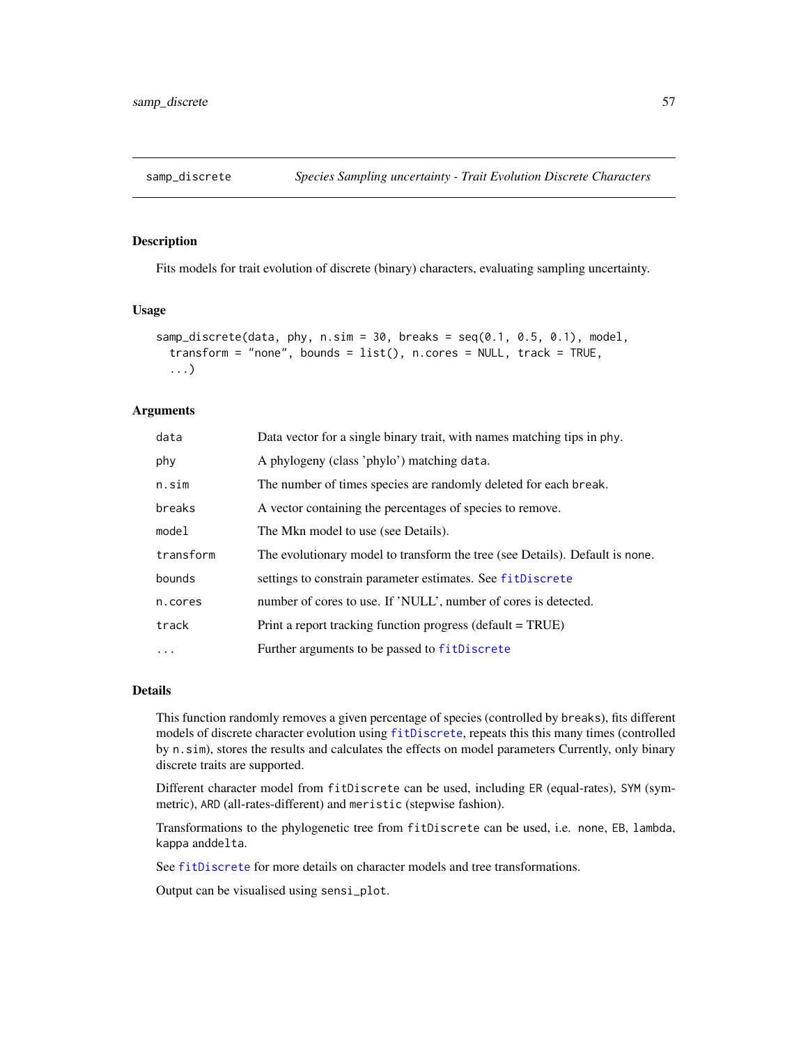samp_discrete *Species Sampling uncertainty - Trait Evolution Discrete Characters*

## Description

Fits models for trait evolution of discrete (binary) characters, evaluating sampling uncertainty.

## Usage

```
samp_discrete(data, phy, n.sim = 30, breaks = seq(0.1, 0.5, 0.1), model,
  transform = "none", bounds = list(), n.cores = NULL, track = TRUE,
  ...)
```

## Arguments

| | |
|---|---|
| data | Data vector for a single binary trait, with names matching tips in phy. |
| phy | A phylogeny (class 'phylo') matching data. |
| n.sim | The number of times species are randomly deleted for each break. |
| breaks | A vector containing the percentages of species to remove. |
| model | The Mkn model to use (see Details). |
| transform | The evolutionary model to transform the tree (see Details). Default is none. |
| bounds | settings to constrain parameter estimates. See fitDiscrete |
| n.cores | number of cores to use. If 'NULL', number of cores is detected. |
| track | Print a report tracking function progress (default = TRUE) |
| ... | Further arguments to be passed to fitDiscrete |

## Details

This function randomly removes a given percentage of species (controlled by breaks), fits different models of discrete character evolution using fitDiscrete, repeats this this many times (controlled by n.sim), stores the results and calculates the effects on model parameters Currently, only binary discrete traits are supported.

Different character model from fitDiscrete can be used, including ER (equal-rates), SYM (symmetric), ARD (all-rates-different) and meristic (stepwise fashion).

Transformations to the phylogenetic tree from fitDiscrete can be used, i.e. none, EB, lambda, kappa anddelta.

See fitDiscrete for more details on character models and tree transformations.

Output can be visualised using sensi_plot.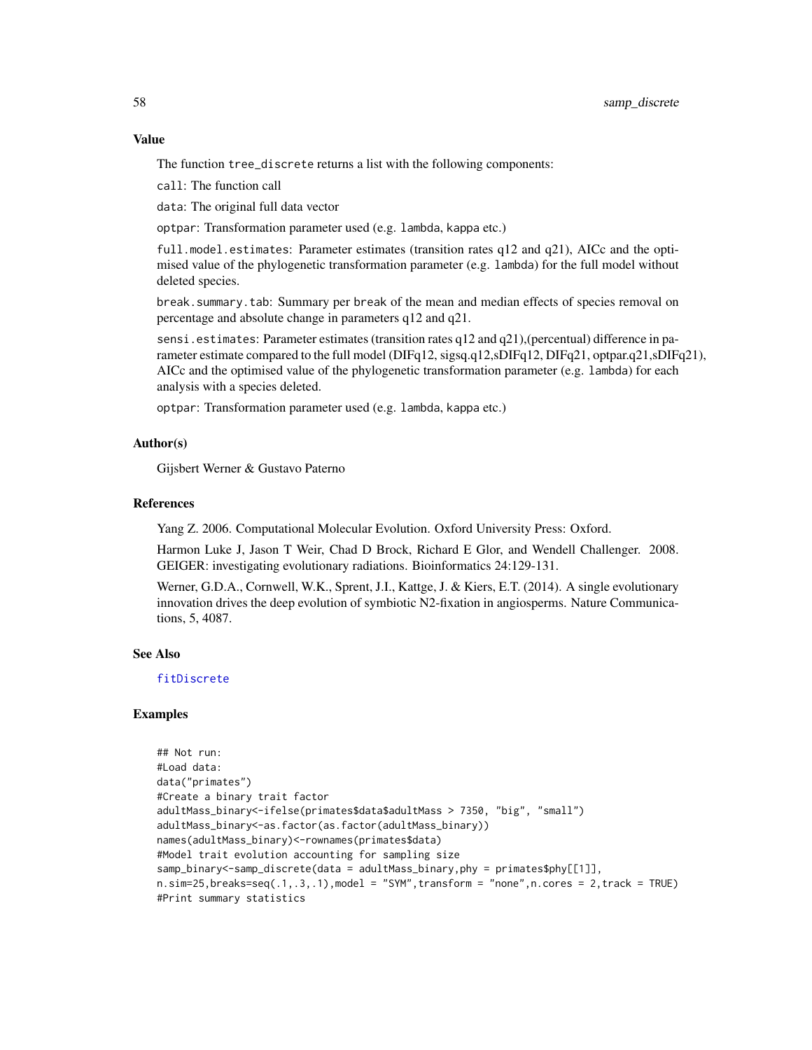### Value

The function `tree_discrete` returns a list with the following components:

`call`: The function call

`data`: The original full data vector

`optpar`: Transformation parameter used (e.g. `lambda`, `kappa` etc.)

`full.model.estimates`: Parameter estimates (transition rates q12 and q21), AICc and the optimised value of the phylogenetic transformation parameter (e.g. `lambda`) for the full model without deleted species.

`break.summary.tab`: Summary per `break` of the mean and median effects of species removal on percentage and absolute change in parameters q12 and q21.

`sensi.estimates`: Parameter estimates (transition rates q12 and q21),(percentual) difference in parameter estimate compared to the full model (DIFq12, sigsq.q12,sDIFq12, DIFq21, optpar.q21,sDIFq21), AICc and the optimised value of the phylogenetic transformation parameter (e.g. `lambda`) for each analysis with a species deleted.

`optpar`: Transformation parameter used (e.g. `lambda`, `kappa` etc.)

### Author(s)

Gijsbert Werner & Gustavo Paterno

### References

Yang Z. 2006. Computational Molecular Evolution. Oxford University Press: Oxford.

Harmon Luke J, Jason T Weir, Chad D Brock, Richard E Glor, and Wendell Challenger. 2008. GEIGER: investigating evolutionary radiations. Bioinformatics 24:129-131.

Werner, G.D.A., Cornwell, W.K., Sprent, J.I., Kattge, J. & Kiers, E.T. (2014). A single evolutionary innovation drives the deep evolution of symbiotic N2-fixation in angiosperms. Nature Communications, 5, 4087.

### See Also

`fitDiscrete`

### Examples

```
## Not run:
#Load data:
data("primates")
#Create a binary trait factor
adultMass_binary<-ifelse(primates$data$adultMass > 7350, "big", "small")
adultMass_binary<-as.factor(as.factor(adultMass_binary))
names(adultMass_binary)<-rownames(primates$data)
#Model trait evolution accounting for sampling size
samp_binary<-samp_discrete(data = adultMass_binary,phy = primates$phy[[1]],
n.sim=25,breaks=seq(.1,.3,.1),model = "SYM",transform = "none",n.cores = 2,track = TRUE)
#Print summary statistics
```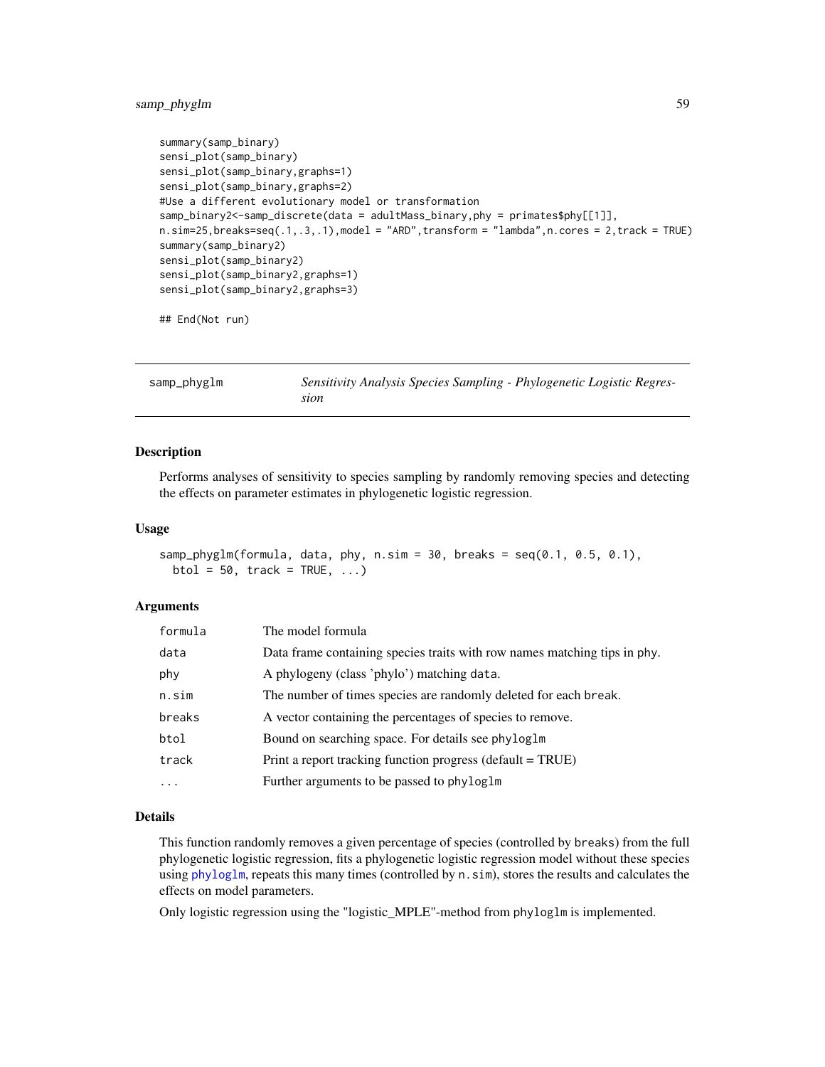```
summary(samp_binary)
sensi_plot(samp_binary)
sensi_plot(samp_binary,graphs=1)
sensi_plot(samp_binary,graphs=2)
#Use a different evolutionary model or transformation
samp_binary2<-samp_discrete(data = adultMass_binary,phy = primates$phy[[1]],
n.sim=25,breaks=seq(.1,.3,.1),model = "ARD",transform = "lambda",n.cores = 2,track = TRUE)
summary(samp_binary2)
sensi_plot(samp_binary2)
sensi_plot(samp_binary2,graphs=1)
sensi_plot(samp_binary2,graphs=3)

## End(Not run)
```

---

## samp_phyglm — *Sensitivity Analysis Species Sampling - Phylogenetic Logistic Regression*

---

### Description

Performs analyses of sensitivity to species sampling by randomly removing species and detecting the effects on parameter estimates in phylogenetic logistic regression.

### Usage

```
samp_phyglm(formula, data, phy, n.sim = 30, breaks = seq(0.1, 0.5, 0.1),
  btol = 50, track = TRUE, ...)
```

### Arguments

| | |
|---|---|
| formula | The model formula |
| data | Data frame containing species traits with row names matching tips in phy. |
| phy | A phylogeny (class 'phylo') matching data. |
| n.sim | The number of times species are randomly deleted for each break. |
| breaks | A vector containing the percentages of species to remove. |
| btol | Bound on searching space. For details see phyloglm |
| track | Print a report tracking function progress (default = TRUE) |
| ... | Further arguments to be passed to phyloglm |

### Details

This function randomly removes a given percentage of species (controlled by breaks) from the full phylogenetic logistic regression, fits a phylogenetic logistic regression model without these species using phyloglm, repeats this many times (controlled by n.sim), stores the results and calculates the effects on model parameters.

Only logistic regression using the "logistic_MPLE"-method from phyloglm is implemented.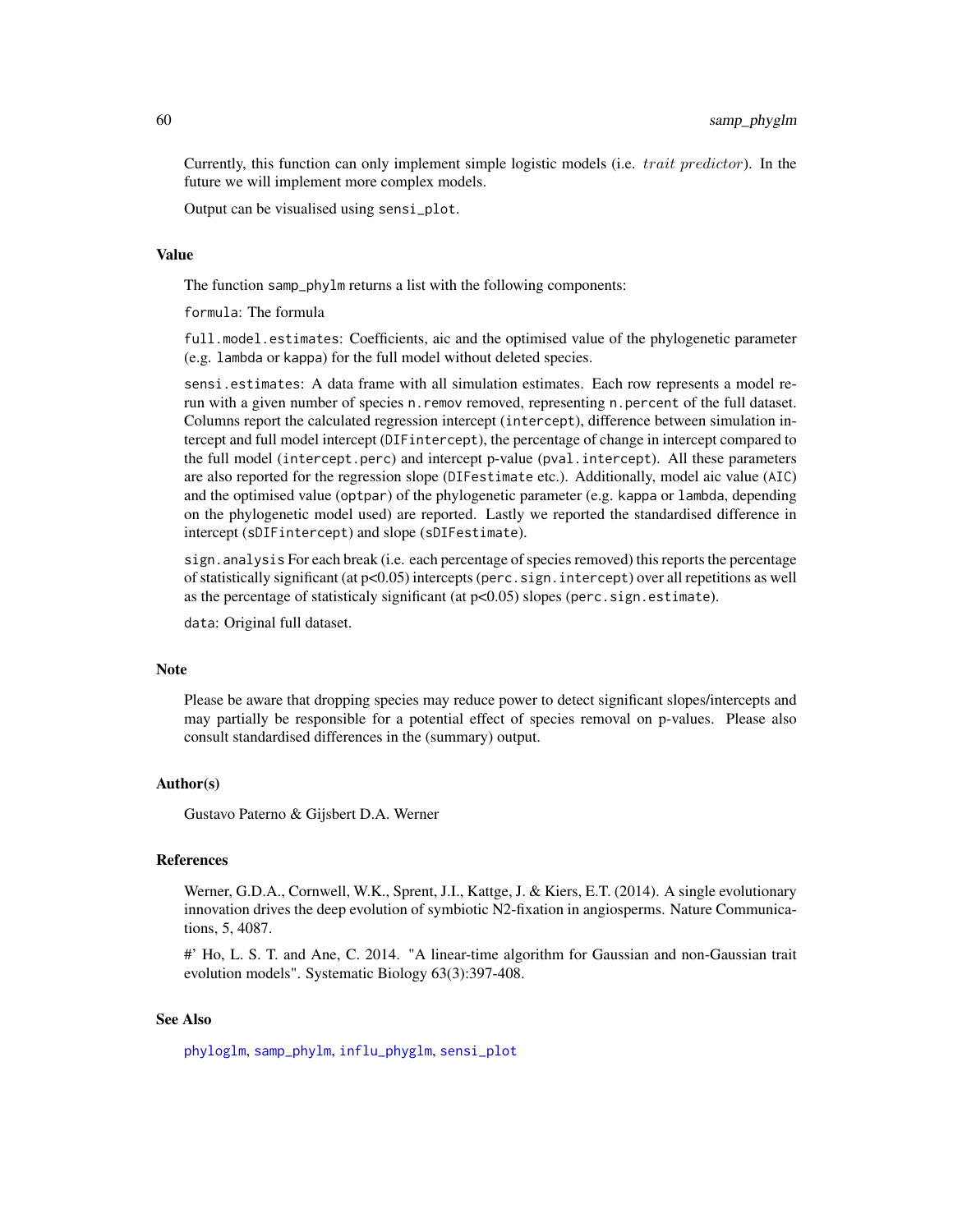Currently, this function can only implement simple logistic models (i.e. $trait \sim predictor$). In the future we will implement more complex models.

Output can be visualised using `sensi_plot`.

## Value

The function `samp_phylm` returns a list with the following components:

`formula`: The formula

`full.model.estimates`: Coefficients, aic and the optimised value of the phylogenetic parameter (e.g. `lambda` or `kappa`) for the full model without deleted species.

`sensi.estimates`: A data frame with all simulation estimates. Each row represents a model rerun with a given number of species `n.remov` removed, representing `n.percent` of the full dataset. Columns report the calculated regression intercept (`intercept`), difference between simulation intercept and full model intercept (`DIFintercept`), the percentage of change in intercept compared to the full model (`intercept.perc`) and intercept p-value (`pval.intercept`). All these parameters are also reported for the regression slope (`DIFestimate` etc.). Additionally, model aic value (`AIC`) and the optimised value (`optpar`) of the phylogenetic parameter (e.g. `kappa` or `lambda`, depending on the phylogenetic model used) are reported. Lastly we reported the standardised difference in intercept (`sDIFintercept`) and slope (`sDIFestimate`).

`sign.analysis` For each break (i.e. each percentage of species removed) this reports the percentage of statistically significant (at p<0.05) intercepts (`perc.sign.intercept`) over all repetitions as well as the percentage of statisticaly significant (at p<0.05) slopes (`perc.sign.estimate`).

`data`: Original full dataset.

## Note

Please be aware that dropping species may reduce power to detect significant slopes/intercepts and may partially be responsible for a potential effect of species removal on p-values. Please also consult standardised differences in the (summary) output.

## Author(s)

Gustavo Paterno & Gijsbert D.A. Werner

## References

Werner, G.D.A., Cornwell, W.K., Sprent, J.I., Kattge, J. & Kiers, E.T. (2014). A single evolutionary innovation drives the deep evolution of symbiotic N2-fixation in angiosperms. Nature Communications, 5, 4087.

#' Ho, L. S. T. and Ane, C. 2014. "A linear-time algorithm for Gaussian and non-Gaussian trait evolution models". Systematic Biology 63(3):397-408.

## See Also

`phyloglm`, `samp_phylm`, `influ_phyglm`, `sensi_plot`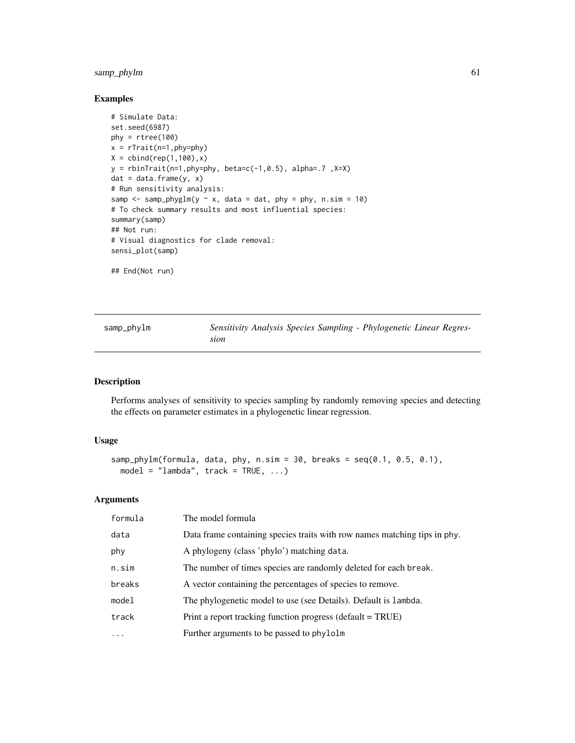## Examples

```
# Simulate Data:
set.seed(6987)
phy = rtree(100)
x = rTrait(n=1,phy=phy)
X = cbind(rep(1,100),x)
y = rbinTrait(n=1,phy=phy, beta=c(-1,0.5), alpha=.7 ,X=X)
dat = data.frame(y, x)
# Run sensitivity analysis:
samp <- samp_phyglm(y ~ x, data = dat, phy = phy, n.sim = 10)
# To check summary results and most influential species:
summary(samp)
## Not run:
# Visual diagnostics for clade removal:
sensi_plot(samp)

## End(Not run)
```

---

# samp_phylm — *Sensitivity Analysis Species Sampling - Phylogenetic Linear Regression*

## Description

Performs analyses of sensitivity to species sampling by randomly removing species and detecting the effects on parameter estimates in a phylogenetic linear regression.

## Usage

```
samp_phylm(formula, data, phy, n.sim = 30, breaks = seq(0.1, 0.5, 0.1),
  model = "lambda", track = TRUE, ...)
```

## Arguments

| | |
|---|---|
| formula | The model formula |
| data | Data frame containing species traits with row names matching tips in phy. |
| phy | A phylogeny (class 'phylo') matching data. |
| n.sim | The number of times species are randomly deleted for each break. |
| breaks | A vector containing the percentages of species to remove. |
| model | The phylogenetic model to use (see Details). Default is lambda. |
| track | Print a report tracking function progress (default = TRUE) |
| ... | Further arguments to be passed to phylolm |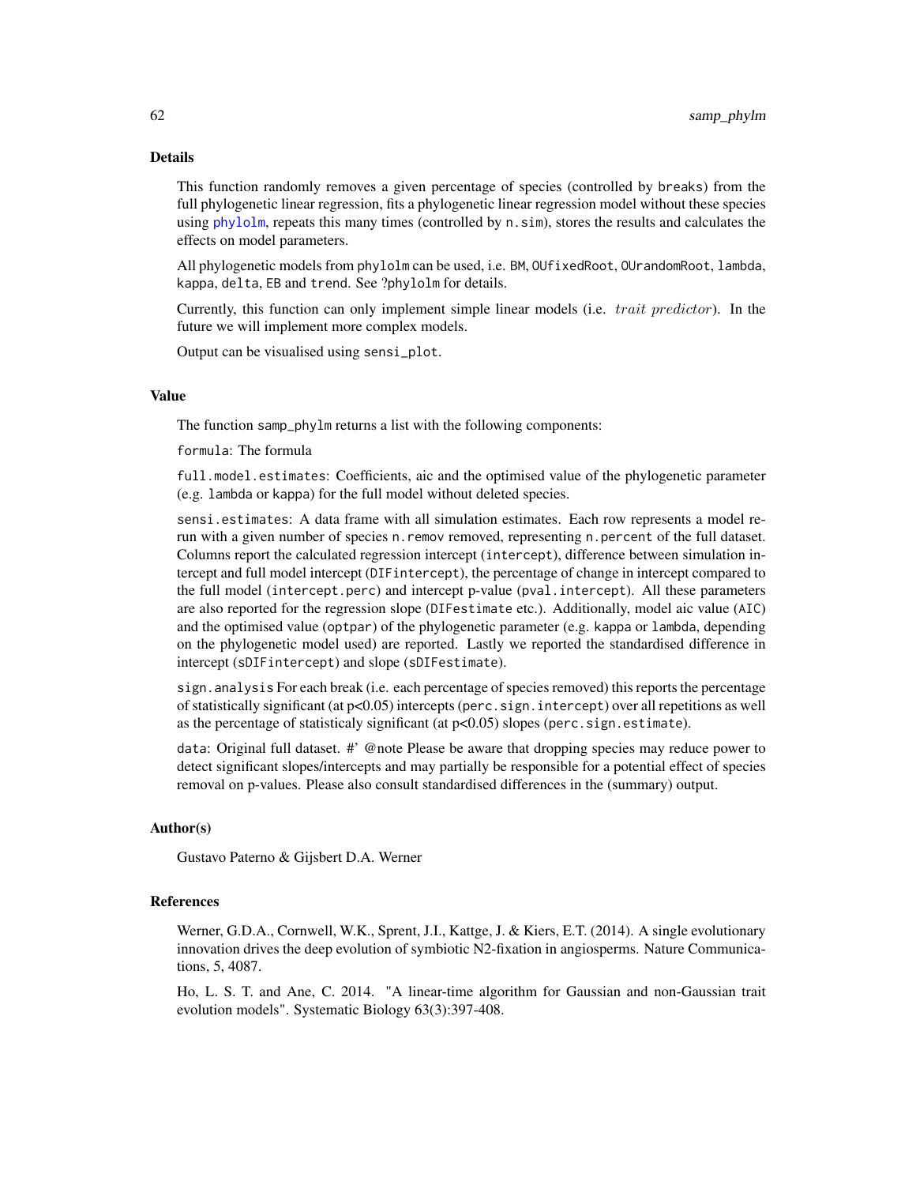## Details

This function randomly removes a given percentage of species (controlled by breaks) from the full phylogenetic linear regression, fits a phylogenetic linear regression model without these species using phylolm, repeats this many times (controlled by n.sim), stores the results and calculates the effects on model parameters.

All phylogenetic models from phylolm can be used, i.e. BM, OUfixedRoot, OUrandomRoot, lambda, kappa, delta, EB and trend. See ?phylolm for details.

Currently, this function can only implement simple linear models (i.e. $trait \sim predictor$). In the future we will implement more complex models.

Output can be visualised using sensi_plot.

## Value

The function samp_phylm returns a list with the following components:

formula: The formula

full.model.estimates: Coefficients, aic and the optimised value of the phylogenetic parameter (e.g. lambda or kappa) for the full model without deleted species.

sensi.estimates: A data frame with all simulation estimates. Each row represents a model rerun with a given number of species n.remov removed, representing n.percent of the full dataset. Columns report the calculated regression intercept (intercept), difference between simulation intercept and full model intercept (DIFintercept), the percentage of change in intercept compared to the full model (intercept.perc) and intercept p-value (pval.intercept). All these parameters are also reported for the regression slope (DIFestimate etc.). Additionally, model aic value (AIC) and the optimised value (optpar) of the phylogenetic parameter (e.g. kappa or lambda, depending on the phylogenetic model used) are reported. Lastly we reported the standardised difference in intercept (sDIFintercept) and slope (sDIFestimate).

sign.analysis For each break (i.e. each percentage of species removed) this reports the percentage of statistically significant (at p<0.05) intercepts (perc.sign.intercept) over all repetitions as well as the percentage of statisticaly significant (at p<0.05) slopes (perc.sign.estimate).

data: Original full dataset. #' @note Please be aware that dropping species may reduce power to detect significant slopes/intercepts and may partially be responsible for a potential effect of species removal on p-values. Please also consult standardised differences in the (summary) output.

## Author(s)

Gustavo Paterno & Gijsbert D.A. Werner

## References

Werner, G.D.A., Cornwell, W.K., Sprent, J.I., Kattge, J. & Kiers, E.T. (2014). A single evolutionary innovation drives the deep evolution of symbiotic N2-fixation in angiosperms. Nature Communications, 5, 4087.

Ho, L. S. T. and Ane, C. 2014. "A linear-time algorithm for Gaussian and non-Gaussian trait evolution models". Systematic Biology 63(3):397-408.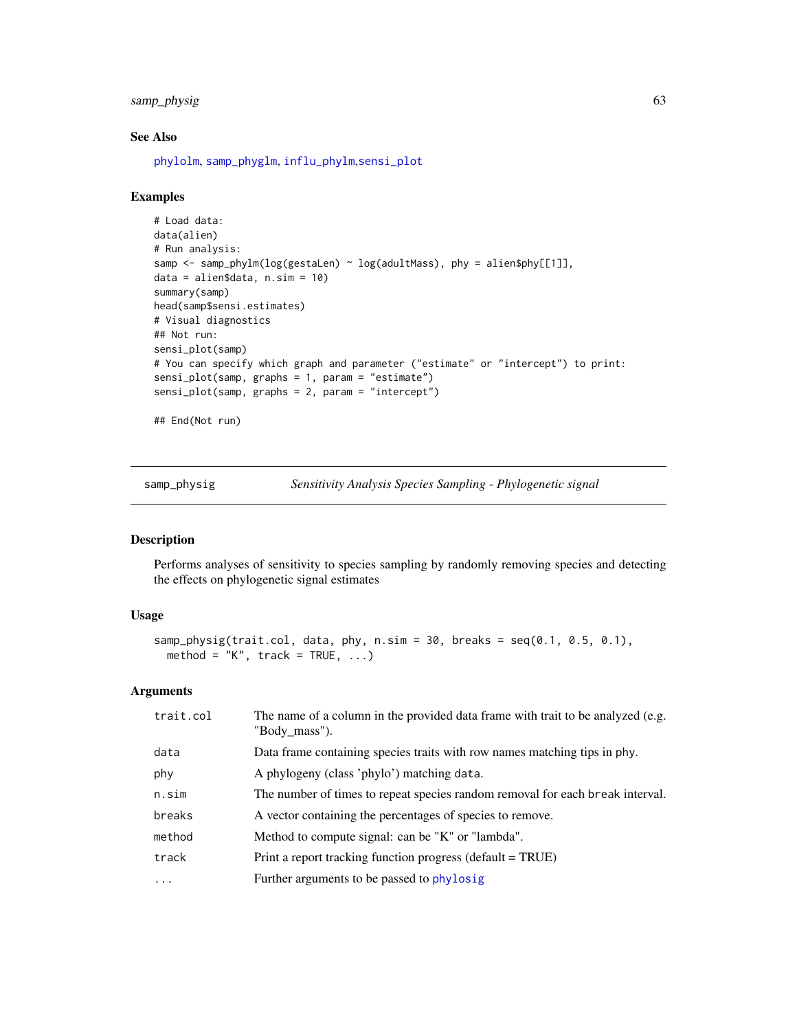## See Also

phylolm, samp_phyglm, influ_phylm, sensi_plot

## Examples

```
# Load data:
data(alien)
# Run analysis:
samp <- samp_phylm(log(gestaLen) ~ log(adultMass), phy = alien$phy[[1]],
data = alien$data, n.sim = 10)
summary(samp)
head(samp$sensi.estimates)
# Visual diagnostics
## Not run:
sensi_plot(samp)
# You can specify which graph and parameter ("estimate" or "intercept") to print:
sensi_plot(samp, graphs = 1, param = "estimate")
sensi_plot(samp, graphs = 2, param = "intercept")

## End(Not run)
```

---

# samp_physig — *Sensitivity Analysis Species Sampling - Phylogenetic signal*

## Description

Performs analyses of sensitivity to species sampling by randomly removing species and detecting the effects on phylogenetic signal estimates

## Usage

```
samp_physig(trait.col, data, phy, n.sim = 30, breaks = seq(0.1, 0.5, 0.1),
  method = "K", track = TRUE, ...)
```

## Arguments

| | |
|---|---|
| trait.col | The name of a column in the provided data frame with trait to be analyzed (e.g. "Body_mass"). |
| data | Data frame containing species traits with row names matching tips in phy. |
| phy | A phylogeny (class 'phylo') matching data. |
| n.sim | The number of times to repeat species random removal for each break interval. |
| breaks | A vector containing the percentages of species to remove. |
| method | Method to compute signal: can be "K" or "lambda". |
| track | Print a report tracking function progress (default = TRUE) |
| ... | Further arguments to be passed to phylosig |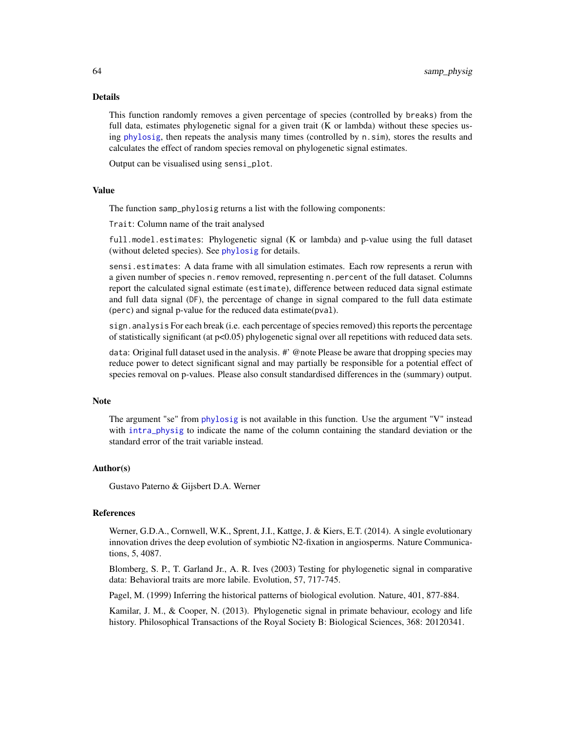## Details

This function randomly removes a given percentage of species (controlled by `breaks`) from the full data, estimates phylogenetic signal for a given trait (K or lambda) without these species using `phylosig`, then repeats the analysis many times (controlled by `n.sim`), stores the results and calculates the effect of random species removal on phylogenetic signal estimates.

Output can be visualised using `sensi_plot`.

## Value

The function `samp_phylosig` returns a list with the following components:

`Trait`: Column name of the trait analysed

`full.model.estimates`: Phylogenetic signal (K or lambda) and p-value using the full dataset (without deleted species). See `phylosig` for details.

`sensi.estimates`: A data frame with all simulation estimates. Each row represents a rerun with a given number of species `n.remov` removed, representing `n.percent` of the full dataset. Columns report the calculated signal estimate (`estimate`), difference between reduced data signal estimate and full data signal (`DF`), the percentage of change in signal compared to the full data estimate (`perc`) and signal p-value for the reduced data estimate(`pval`).

`sign.analysis` For each break (i.e. each percentage of species removed) this reports the percentage of statistically significant (at p<0.05) phylogenetic signal over all repetitions with reduced data sets.

`data`: Original full dataset used in the analysis. #' @note Please be aware that dropping species may reduce power to detect significant signal and may partially be responsible for a potential effect of species removal on p-values. Please also consult standardised differences in the (summary) output.

## Note

The argument "se" from `phylosig` is not available in this function. Use the argument "V" instead with `intra_physig` to indicate the name of the column containing the standard deviation or the standard error of the trait variable instead.

## Author(s)

Gustavo Paterno & Gijsbert D.A. Werner

## References

Werner, G.D.A., Cornwell, W.K., Sprent, J.I., Kattge, J. & Kiers, E.T. (2014). A single evolutionary innovation drives the deep evolution of symbiotic N2-fixation in angiosperms. Nature Communications, 5, 4087.

Blomberg, S. P., T. Garland Jr., A. R. Ives (2003) Testing for phylogenetic signal in comparative data: Behavioral traits are more labile. Evolution, 57, 717-745.

Pagel, M. (1999) Inferring the historical patterns of biological evolution. Nature, 401, 877-884.

Kamilar, J. M., & Cooper, N. (2013). Phylogenetic signal in primate behaviour, ecology and life history. Philosophical Transactions of the Royal Society B: Biological Sciences, 368: 20120341.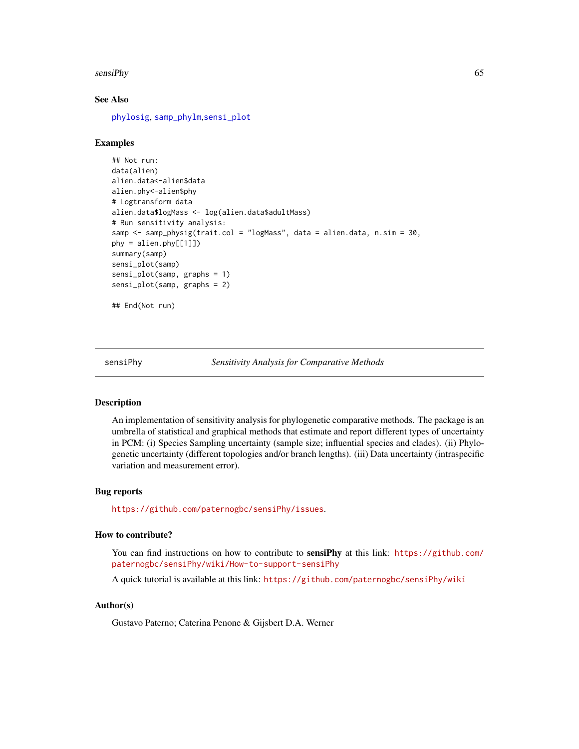## See Also

phylosig, samp_phylm, sensi_plot

## Examples

```
## Not run:
data(alien)
alien.data<-alien$data
alien.phy<-alien$phy
# Logtransform data
alien.data$logMass <- log(alien.data$adultMass)
# Run sensitivity analysis:
samp <- samp_physig(trait.col = "logMass", data = alien.data, n.sim = 30,
phy = alien.phy[[1]])
summary(samp)
sensi_plot(samp)
sensi_plot(samp, graphs = 1)
sensi_plot(samp, graphs = 2)

## End(Not run)
```

---

# sensiPhy    *Sensitivity Analysis for Comparative Methods*

---

## Description

An implementation of sensitivity analysis for phylogenetic comparative methods. The package is an umbrella of statistical and graphical methods that estimate and report different types of uncertainty in PCM: (i) Species Sampling uncertainty (sample size; influential species and clades). (ii) Phylogenetic uncertainty (different topologies and/or branch lengths). (iii) Data uncertainty (intraspecific variation and measurement error).

## Bug reports

https://github.com/paternogbc/sensiPhy/issues.

## How to contribute?

You can find instructions on how to contribute to **sensiPhy** at this link: https://github.com/paternogbc/sensiPhy/wiki/How-to-support-sensiPhy

A quick tutorial is available at this link: https://github.com/paternogbc/sensiPhy/wiki

## Author(s)

Gustavo Paterno; Caterina Penone & Gijsbert D.A. Werner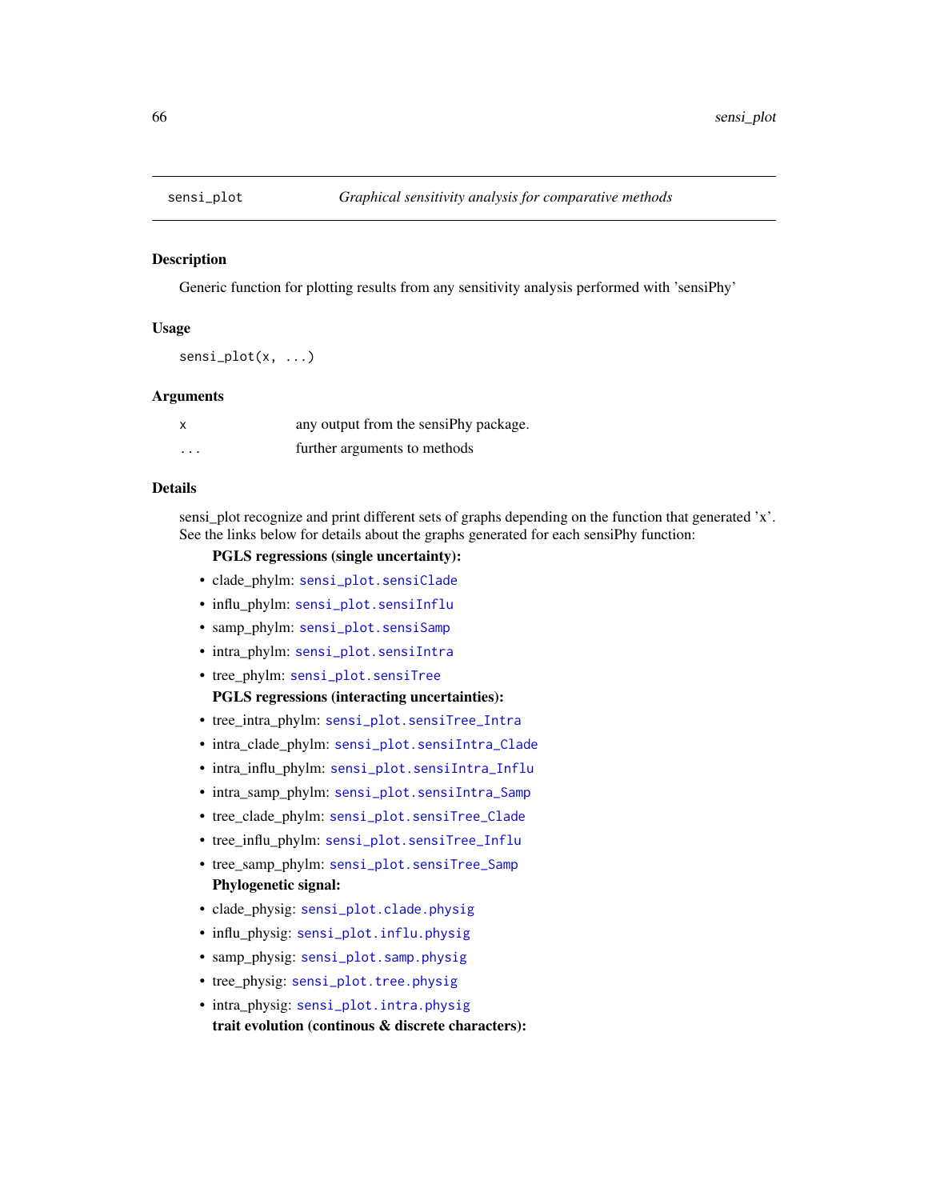sensi_plot — *Graphical sensitivity analysis for comparative methods*

## Description

Generic function for plotting results from any sensitivity analysis performed with 'sensiPhy'

## Usage

```
sensi_plot(x, ...)
```

## Arguments

| | |
|---|---|
| x | any output from the sensiPhy package. |
| ... | further arguments to methods |

## Details

sensi_plot recognize and print different sets of graphs depending on the function that generated 'x'. See the links below for details about the graphs generated for each sensiPhy function:

**PGLS regressions (single uncertainty):**

- clade_phylm: sensi_plot.sensiClade
- influ_phylm: sensi_plot.sensiInflu
- samp_phylm: sensi_plot.sensiSamp
- intra_phylm: sensi_plot.sensiIntra
- tree_phylm: sensi_plot.sensiTree

**PGLS regressions (interacting uncertainties):**

- tree_intra_phylm: sensi_plot.sensiTree_Intra
- intra_clade_phylm: sensi_plot.sensiIntra_Clade
- intra_influ_phylm: sensi_plot.sensiIntra_Influ
- intra_samp_phylm: sensi_plot.sensiIntra_Samp
- tree_clade_phylm: sensi_plot.sensiTree_Clade
- tree_influ_phylm: sensi_plot.sensiTree_Influ
- tree_samp_phylm: sensi_plot.sensiTree_Samp

**Phylogenetic signal:**

- clade_physig: sensi_plot.clade.physig
- influ_physig: sensi_plot.influ.physig
- samp_physig: sensi_plot.samp.physig
- tree_physig: sensi_plot.tree.physig
- intra_physig: sensi_plot.intra.physig

**trait evolution (continous & discrete characters):**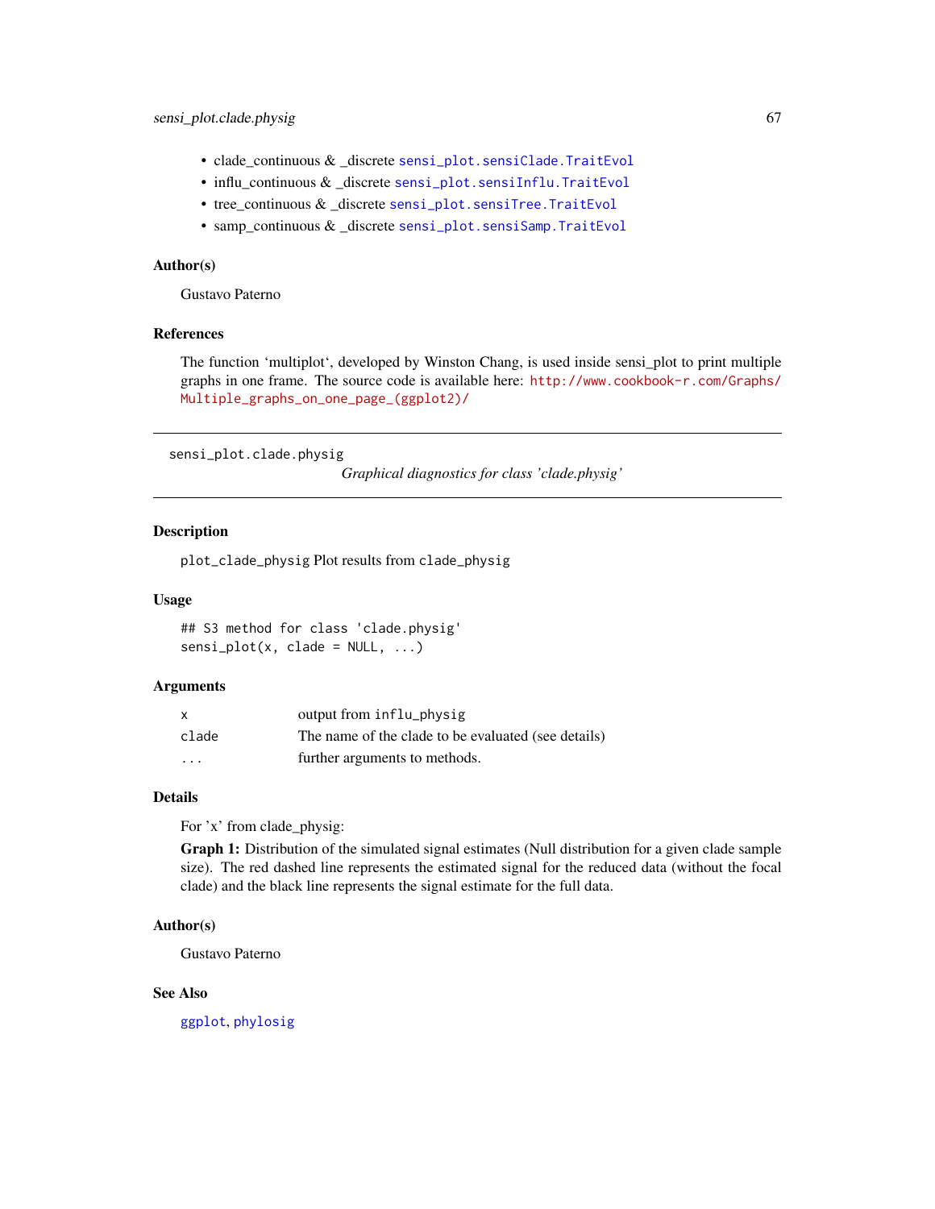- clade_continuous & _discrete sensi_plot.sensiClade.TraitEvol
- influ_continuous & _discrete sensi_plot.sensiInflu.TraitEvol
- tree_continuous & _discrete sensi_plot.sensiTree.TraitEvol
- samp_continuous & _discrete sensi_plot.sensiSamp.TraitEvol

### Author(s)

Gustavo Paterno

### References

The function 'multiplot', developed by Winston Chang, is used inside sensi_plot to print multiple graphs in one frame. The source code is available here: http://www.cookbook-r.com/Graphs/Multiple_graphs_on_one_page_(ggplot2)/

---

## sensi_plot.clade.physig

*Graphical diagnostics for class 'clade.physig'*

---

### Description

plot_clade_physig Plot results from clade_physig

### Usage

```
## S3 method for class 'clade.physig'
sensi_plot(x, clade = NULL, ...)
```

### Arguments

| | |
|---|---|
| x | output from influ_physig |
| clade | The name of the clade to be evaluated (see details) |
| ... | further arguments to methods. |

### Details

For 'x' from clade_physig:

**Graph 1:** Distribution of the simulated signal estimates (Null distribution for a given clade sample size). The red dashed line represents the estimated signal for the reduced data (without the focal clade) and the black line represents the signal estimate for the full data.

### Author(s)

Gustavo Paterno

### See Also

ggplot, phylosig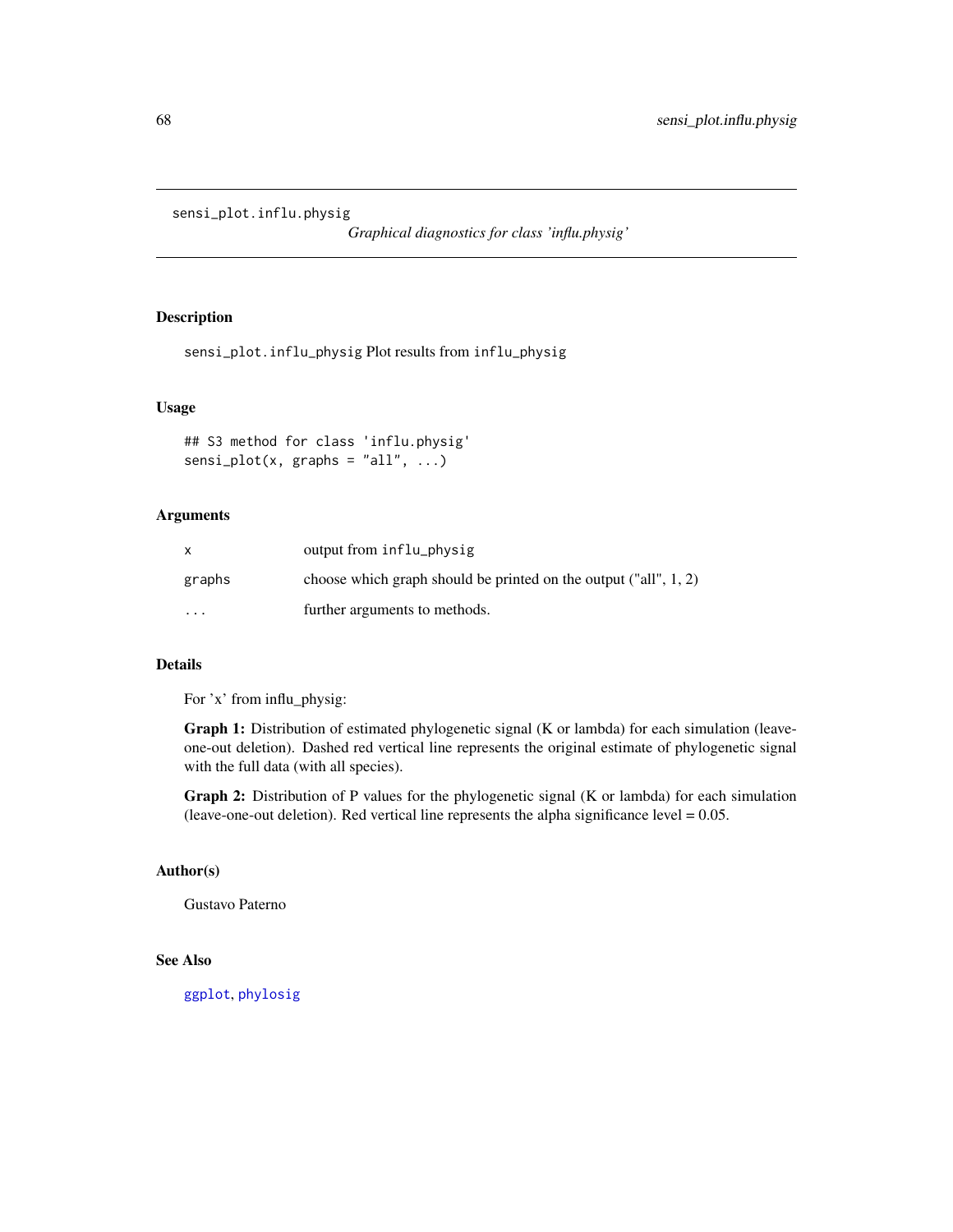sensi_plot.influ.physig *Graphical diagnostics for class 'influ.physig'*

## Description

sensi_plot.influ_physig Plot results from influ_physig

## Usage

```
## S3 method for class 'influ.physig'
sensi_plot(x, graphs = "all", ...)
```

## Arguments

| | |
|---|---|
| x | output from influ_physig |
| graphs | choose which graph should be printed on the output ("all", 1, 2) |
| ... | further arguments to methods. |

## Details

For 'x' from influ_physig:

**Graph 1:** Distribution of estimated phylogenetic signal (K or lambda) for each simulation (leave-one-out deletion). Dashed red vertical line represents the original estimate of phylogenetic signal with the full data (with all species).

**Graph 2:** Distribution of P values for the phylogenetic signal (K or lambda) for each simulation (leave-one-out deletion). Red vertical line represents the alpha significance level = 0.05.

## Author(s)

Gustavo Paterno

## See Also

ggplot, phylosig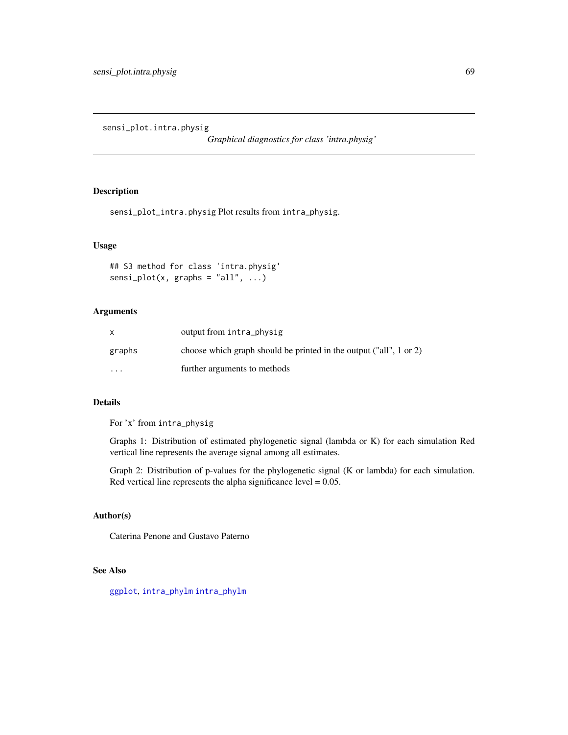sensi_plot.intra.physig *Graphical diagnostics for class 'intra.physig'*

## Description

sensi_plot_intra.physig Plot results from intra_physig.

## Usage

```
## S3 method for class 'intra.physig'
sensi_plot(x, graphs = "all", ...)
```

## Arguments

| | |
|---|---|
| x | output from intra_physig |
| graphs | choose which graph should be printed in the output ("all", 1 or 2) |
| ... | further arguments to methods |

## Details

For 'x' from intra_physig

Graphs 1: Distribution of estimated phylogenetic signal (lambda or K) for each simulation Red vertical line represents the average signal among all estimates.

Graph 2: Distribution of p-values for the phylogenetic signal (K or lambda) for each simulation. Red vertical line represents the alpha significance level = 0.05.

## Author(s)

Caterina Penone and Gustavo Paterno

## See Also

ggplot, intra_phylm intra_phylm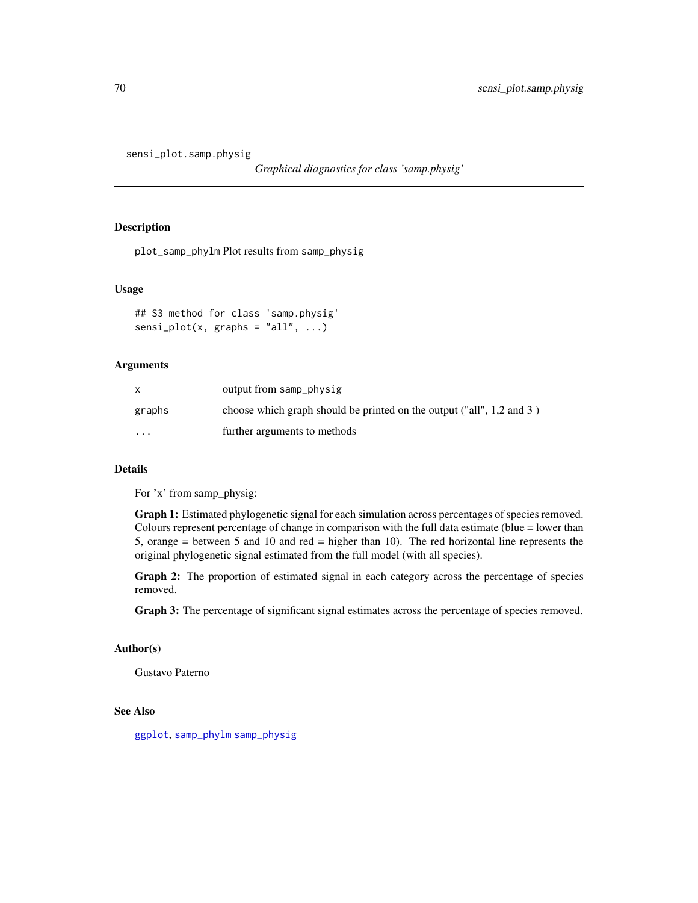sensi_plot.samp.physig    *Graphical diagnostics for class 'samp.physig'*

## Description

plot_samp_phylm Plot results from samp_physig

## Usage

```
## S3 method for class 'samp.physig'
sensi_plot(x, graphs = "all", ...)
```

## Arguments

| | |
|---|---|
| x | output from samp_physig |
| graphs | choose which graph should be printed on the output ("all", 1,2 and 3 ) |
| ... | further arguments to methods |

## Details

For 'x' from samp_physig:

**Graph 1:** Estimated phylogenetic signal for each simulation across percentages of species removed. Colours represent percentage of change in comparison with the full data estimate (blue = lower than 5, orange = between 5 and 10 and red = higher than 10). The red horizontal line represents the original phylogenetic signal estimated from the full model (with all species).

**Graph 2:** The proportion of estimated signal in each category across the percentage of species removed.

**Graph 3:** The percentage of significant signal estimates across the percentage of species removed.

## Author(s)

Gustavo Paterno

## See Also

ggplot, samp_phylm samp_physig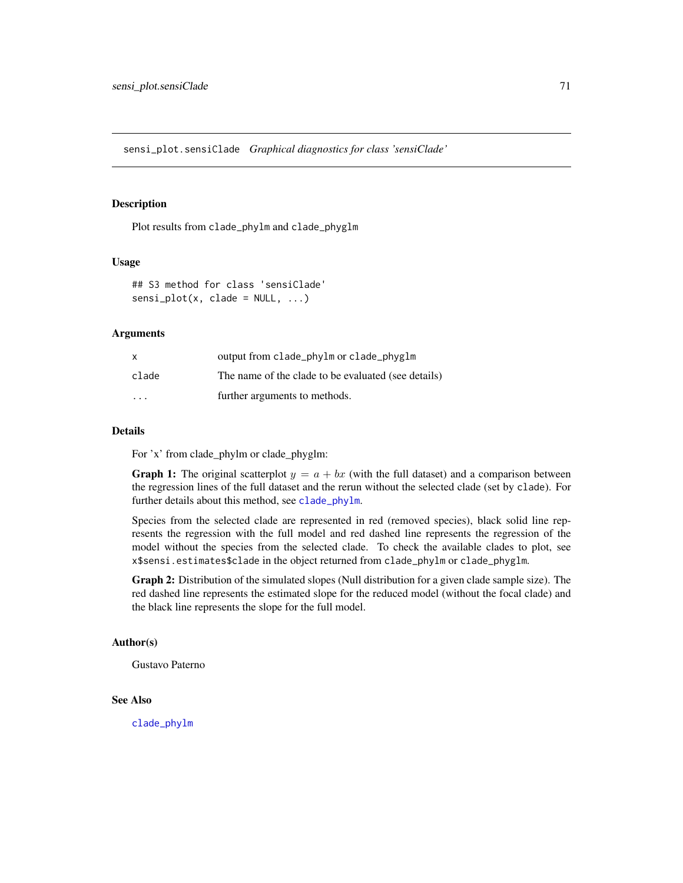sensi_plot.sensiClade *Graphical diagnostics for class 'sensiClade'*

## Description

Plot results from `clade_phylm` and `clade_phyglm`

## Usage

```
## S3 method for class 'sensiClade'
sensi_plot(x, clade = NULL, ...)
```

## Arguments

| | |
|---|---|
| x | output from `clade_phylm` or `clade_phyglm` |
| clade | The name of the clade to be evaluated (see details) |
| ... | further arguments to methods. |

## Details

For 'x' from clade_phylm or clade_phyglm:

**Graph 1:** The original scatterplot $y = a + bx$ (with the full dataset) and a comparison between the regression lines of the full dataset and the rerun without the selected clade (set by `clade`). For further details about this method, see `clade_phylm`.

Species from the selected clade are represented in red (removed species), black solid line represents the regression with the full model and red dashed line represents the regression of the model without the species from the selected clade. To check the available clades to plot, see `x$sensi.estimates$clade` in the object returned from `clade_phylm` or `clade_phyglm`.

**Graph 2:** Distribution of the simulated slopes (Null distribution for a given clade sample size). The red dashed line represents the estimated slope for the reduced model (without the focal clade) and the black line represents the slope for the full model.

## Author(s)

Gustavo Paterno

## See Also

`clade_phylm`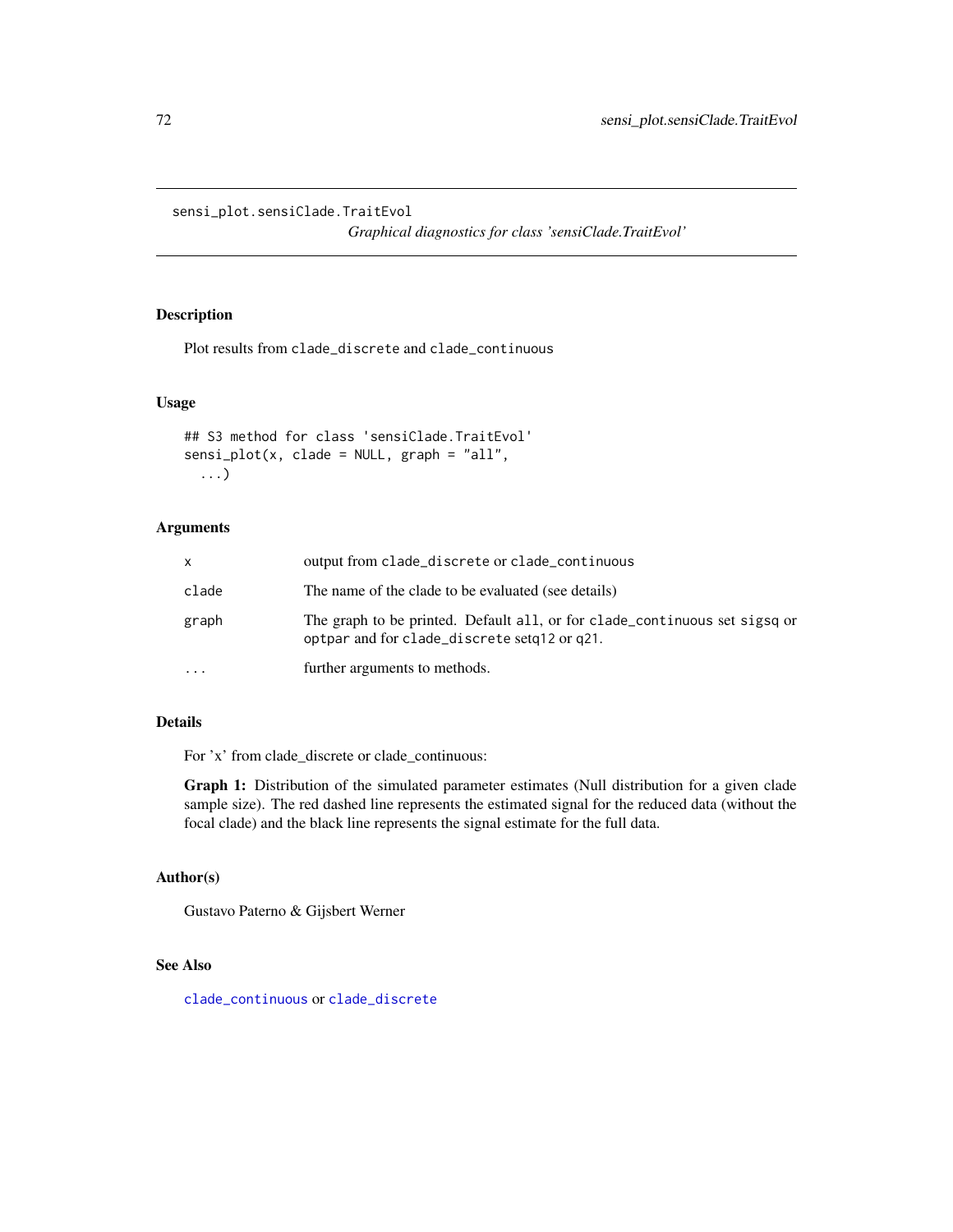sensi_plot.sensiClade.TraitEvol

*Graphical diagnostics for class 'sensiClade.TraitEvol'*

## Description

Plot results from clade_discrete and clade_continuous

## Usage

```
## S3 method for class 'sensiClade.TraitEvol'
sensi_plot(x, clade = NULL, graph = "all",
  ...)
```

## Arguments

| | |
|---|---|
| x | output from clade_discrete or clade_continuous |
| clade | The name of the clade to be evaluated (see details) |
| graph | The graph to be printed. Default all, or for clade_continuous set sigsq or optpar and for clade_discrete setq12 or q21. |
| ... | further arguments to methods. |

## Details

For 'x' from clade_discrete or clade_continuous:

**Graph 1:** Distribution of the simulated parameter estimates (Null distribution for a given clade sample size). The red dashed line represents the estimated signal for the reduced data (without the focal clade) and the black line represents the signal estimate for the full data.

## Author(s)

Gustavo Paterno & Gijsbert Werner

## See Also

clade_continuous or clade_discrete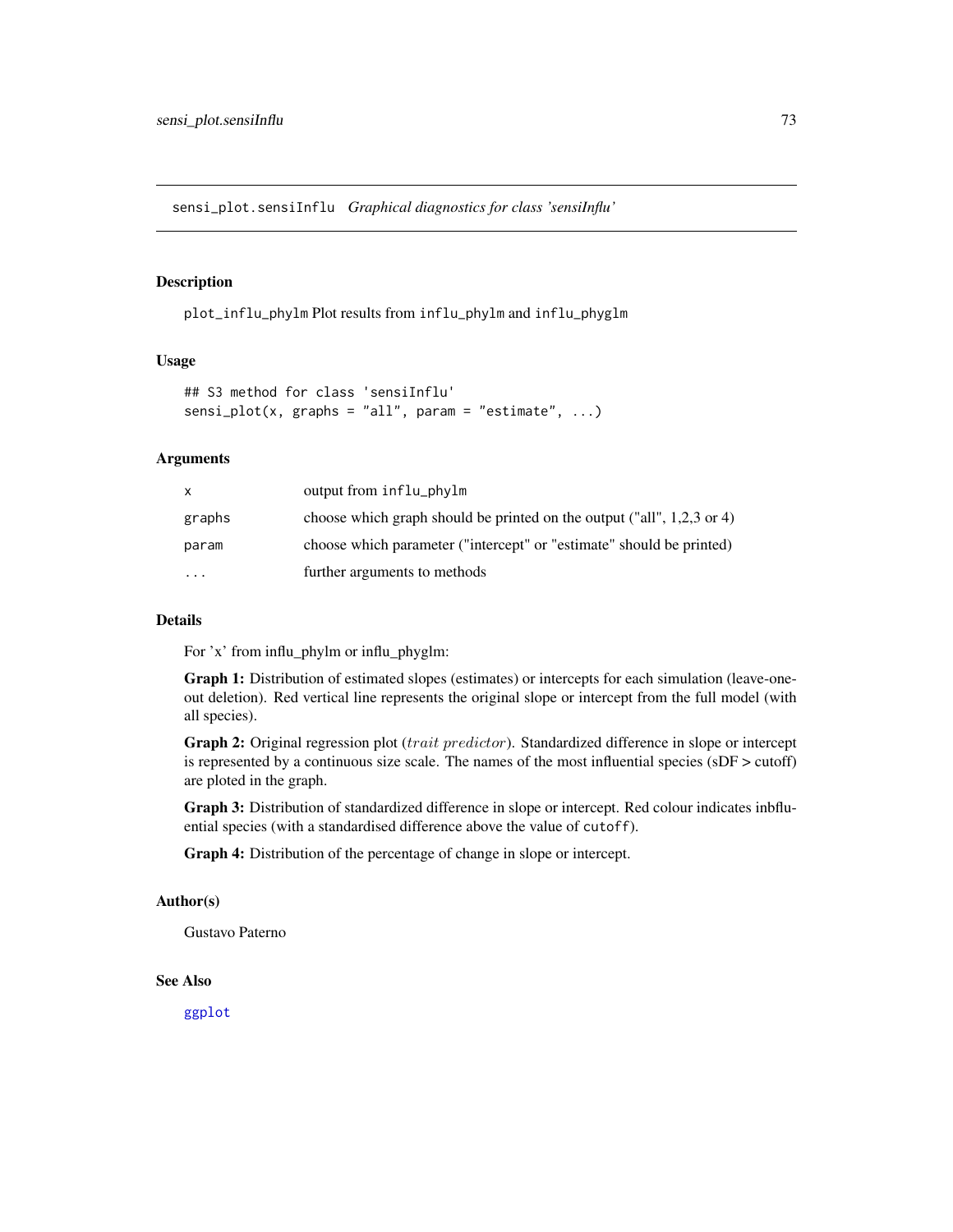sensi_plot.sensiInflu *Graphical diagnostics for class 'sensiInflu'*

## Description

plot_influ_phylm Plot results from influ_phylm and influ_phyglm

## Usage

```
## S3 method for class 'sensiInflu'
sensi_plot(x, graphs = "all", param = "estimate", ...)
```

## Arguments

| | |
|---|---|
| x | output from influ_phylm |
| graphs | choose which graph should be printed on the output ("all", 1,2,3 or 4) |
| param | choose which parameter ("intercept" or "estimate" should be printed) |
| ... | further arguments to methods |

## Details

For 'x' from influ_phylm or influ_phyglm:

**Graph 1:** Distribution of estimated slopes (estimates) or intercepts for each simulation (leave-one-out deletion). Red vertical line represents the original slope or intercept from the full model (with all species).

**Graph 2:** Original regression plot ($trait\ predictor$). Standardized difference in slope or intercept is represented by a continuous size scale. The names of the most influential species (sDF > cutoff) are ploted in the graph.

**Graph 3:** Distribution of standardized difference in slope or intercept. Red colour indicates inbfluential species (with a standardised difference above the value of cutoff).

**Graph 4:** Distribution of the percentage of change in slope or intercept.

## Author(s)

Gustavo Paterno

## See Also

ggplot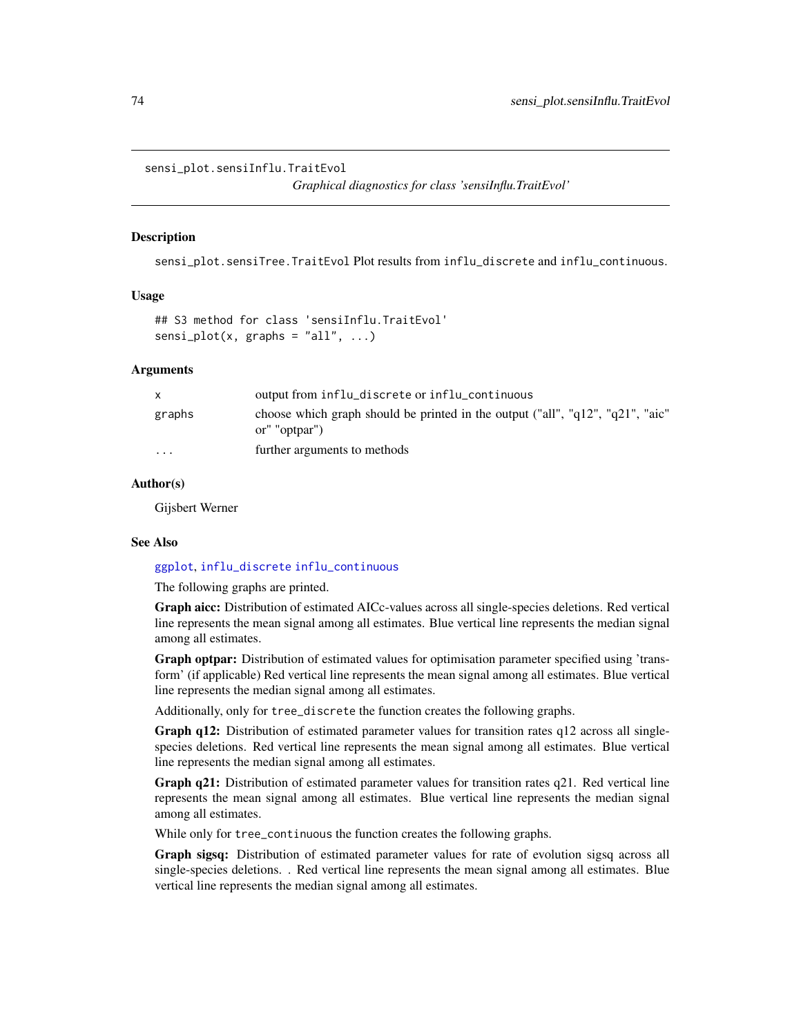```
sensi_plot.sensiInflu.TraitEvol
```

*Graphical diagnostics for class 'sensiInflu.TraitEvol'*

### Description

`sensi_plot.sensiTree.TraitEvol` Plot results from `influ_discrete` and `influ_continuous`.

### Usage

```
## S3 method for class 'sensiInflu.TraitEvol'
sensi_plot(x, graphs = "all", ...)
```

### Arguments

| | |
|---|---|
| x | output from `influ_discrete` or `influ_continuous` |
| graphs | choose which graph should be printed in the output ("all", "q12", "q21", "aic" or" "optpar") |
| ... | further arguments to methods |

### Author(s)

Gijsbert Werner

### See Also

ggplot, influ_discrete influ_continuous

The following graphs are printed.

**Graph aicc:** Distribution of estimated AICc-values across all single-species deletions. Red vertical line represents the mean signal among all estimates. Blue vertical line represents the median signal among all estimates.

**Graph optpar:** Distribution of estimated values for optimisation parameter specified using 'transform' (if applicable) Red vertical line represents the mean signal among all estimates. Blue vertical line represents the median signal among all estimates.

Additionally, only for `tree_discrete` the function creates the following graphs.

**Graph q12:** Distribution of estimated parameter values for transition rates q12 across all single-species deletions. Red vertical line represents the mean signal among all estimates. Blue vertical line represents the median signal among all estimates.

**Graph q21:** Distribution of estimated parameter values for transition rates q21. Red vertical line represents the mean signal among all estimates. Blue vertical line represents the median signal among all estimates.

While only for `tree_continuous` the function creates the following graphs.

**Graph sigsq:** Distribution of estimated parameter values for rate of evolution sigsq across all single-species deletions. . Red vertical line represents the mean signal among all estimates. Blue vertical line represents the median signal among all estimates.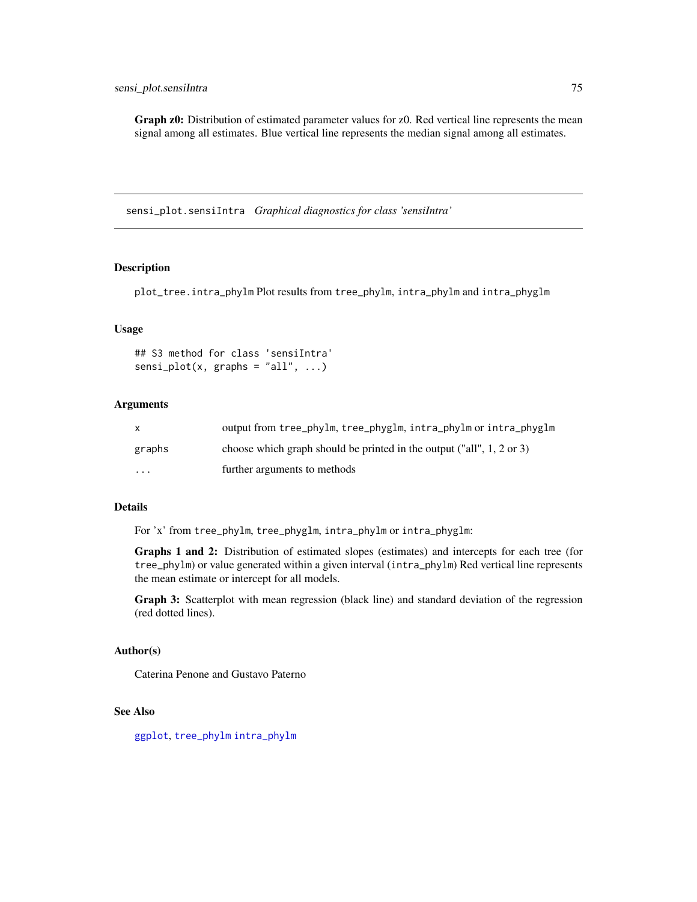**Graph z0:** Distribution of estimated parameter values for z0. Red vertical line represents the mean signal among all estimates. Blue vertical line represents the median signal among all estimates.

## sensi_plot.sensiIntra *Graphical diagnostics for class 'sensiIntra'*

### Description

plot_tree.intra_phylm Plot results from tree_phylm, intra_phylm and intra_phyglm

### Usage

```
## S3 method for class 'sensiIntra'
sensi_plot(x, graphs = "all", ...)
```

### Arguments

| | |
|---|---|
| x | output from tree_phylm, tree_phyglm, intra_phylm or intra_phyglm |
| graphs | choose which graph should be printed in the output ("all", 1, 2 or 3) |
| ... | further arguments to methods |

### Details

For 'x' from tree_phylm, tree_phyglm, intra_phylm or intra_phyglm:

**Graphs 1 and 2:** Distribution of estimated slopes (estimates) and intercepts for each tree (for tree_phylm) or value generated within a given interval (intra_phylm) Red vertical line represents the mean estimate or intercept for all models.

**Graph 3:** Scatterplot with mean regression (black line) and standard deviation of the regression (red dotted lines).

### Author(s)

Caterina Penone and Gustavo Paterno

### See Also

ggplot, tree_phylm intra_phylm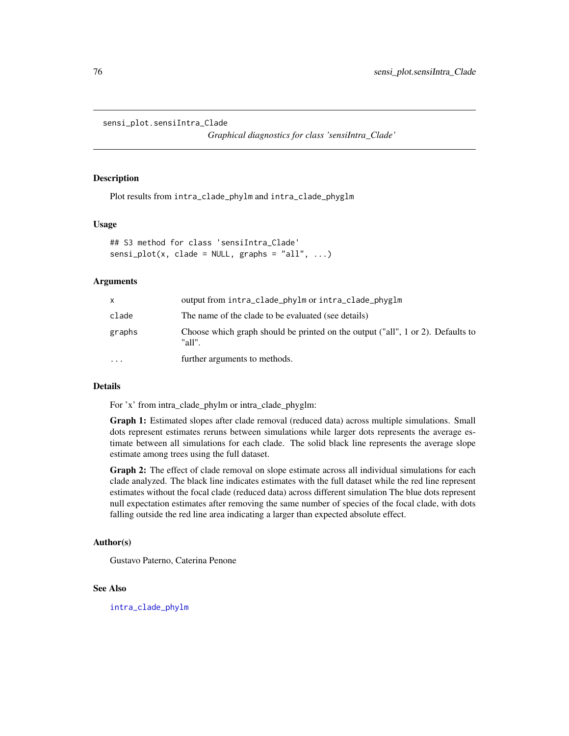sensi_plot.sensiIntra_Clade

*Graphical diagnostics for class 'sensiIntra_Clade'*

## Description

Plot results from `intra_clade_phylm` and `intra_clade_phyglm`

## Usage

```
## S3 method for class 'sensiIntra_Clade'
sensi_plot(x, clade = NULL, graphs = "all", ...)
```

## Arguments

| | |
|---|---|
| x | output from `intra_clade_phylm` or `intra_clade_phyglm` |
| clade | The name of the clade to be evaluated (see details) |
| graphs | Choose which graph should be printed on the output ("all", 1 or 2). Defaults to "all". |
| ... | further arguments to methods. |

## Details

For 'x' from intra_clade_phylm or intra_clade_phyglm:

**Graph 1:** Estimated slopes after clade removal (reduced data) across multiple simulations. Small dots represent estimates reruns between simulations while larger dots represents the average estimate between all simulations for each clade. The solid black line represents the average slope estimate among trees using the full dataset.

**Graph 2:** The effect of clade removal on slope estimate across all individual simulations for each clade analyzed. The black line indicates estimates with the full dataset while the red line represent estimates without the focal clade (reduced data) across different simulation The blue dots represent null expectation estimates after removing the same number of species of the focal clade, with dots falling outside the red line area indicating a larger than expected absolute effect.

## Author(s)

Gustavo Paterno, Caterina Penone

## See Also

`intra_clade_phylm`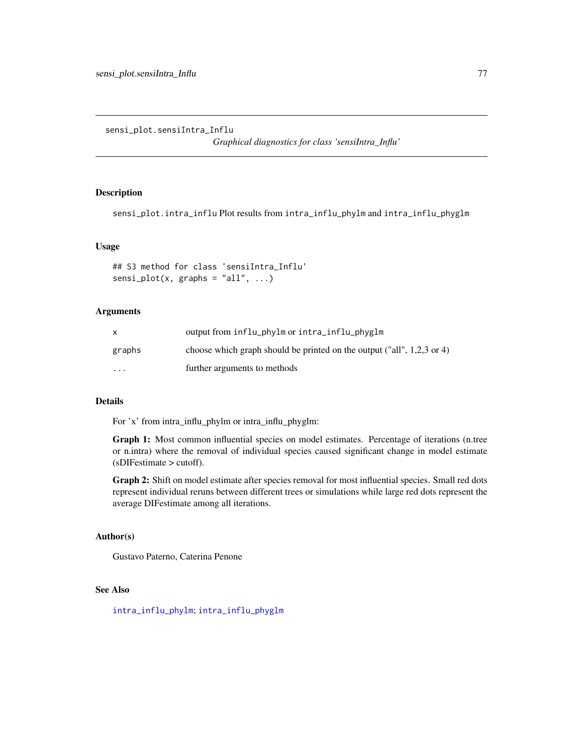sensi_plot.sensiIntra_Influ *Graphical diagnostics for class 'sensiIntra_Influ'*

## Description

sensi_plot.intra_influ Plot results from intra_influ_phylm and intra_influ_phyglm

## Usage

```
## S3 method for class 'sensiIntra_Influ'
sensi_plot(x, graphs = "all", ...)
```

## Arguments

| | |
|---|---|
| x | output from influ_phylm or intra_influ_phyglm |
| graphs | choose which graph should be printed on the output ("all", 1,2,3 or 4) |
| ... | further arguments to methods |

## Details

For 'x' from intra_influ_phylm or intra_influ_phyglm:

**Graph 1:** Most common influential species on model estimates. Percentage of iterations (n.tree or n.intra) where the removal of individual species caused significant change in model estimate (sDIFestimate > cutoff).

**Graph 2:** Shift on model estimate after species removal for most influential species. Small red dots represent individual reruns between different trees or simulations while large red dots represent the average DIFestimate among all iterations.

## Author(s)

Gustavo Paterno, Caterina Penone

## See Also

intra_influ_phylm; intra_influ_phyglm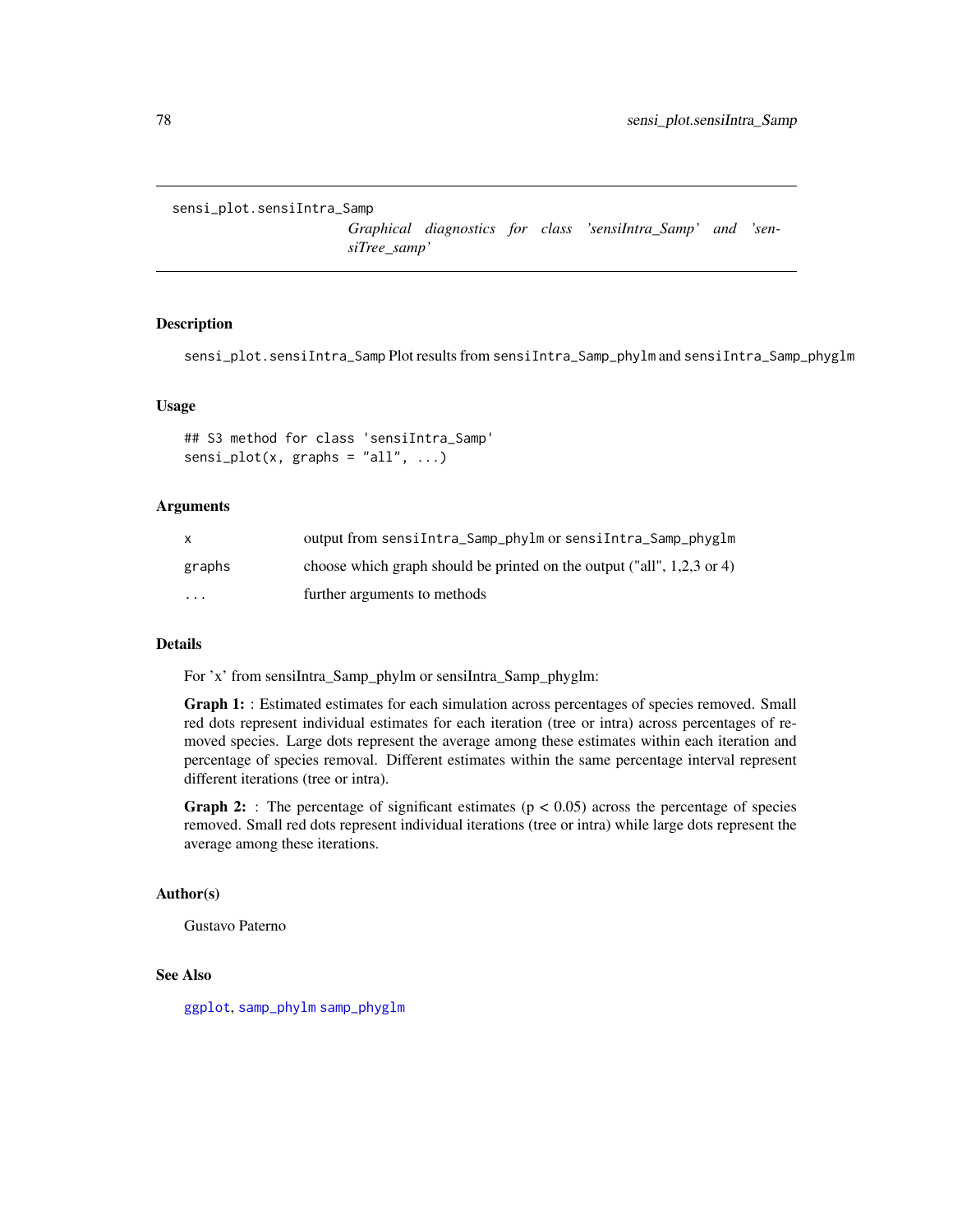sensi_plot.sensiIntra_Samp    *Graphical diagnostics for class 'sensiIntra_Samp' and 'sensiTree_samp'*

## Description

sensi_plot.sensiIntra_Samp Plot results from sensiIntra_Samp_phylm and sensiIntra_Samp_phyglm

## Usage

```
## S3 method for class 'sensiIntra_Samp'
sensi_plot(x, graphs = "all", ...)
```

## Arguments

| | |
|---|---|
| x | output from sensiIntra_Samp_phylm or sensiIntra_Samp_phyglm |
| graphs | choose which graph should be printed on the output ("all", 1,2,3 or 4) |
| ... | further arguments to methods |

## Details

For 'x' from sensiIntra_Samp_phylm or sensiIntra_Samp_phyglm:

**Graph 1:** : Estimated estimates for each simulation across percentages of species removed. Small red dots represent individual estimates for each iteration (tree or intra) across percentages of removed species. Large dots represent the average among these estimates within each iteration and percentage of species removal. Different estimates within the same percentage interval represent different iterations (tree or intra).

**Graph 2:** : The percentage of significant estimates ($p < 0.05$) across the percentage of species removed. Small red dots represent individual iterations (tree or intra) while large dots represent the average among these iterations.

## Author(s)

Gustavo Paterno

## See Also

ggplot, samp_phylm samp_phyglm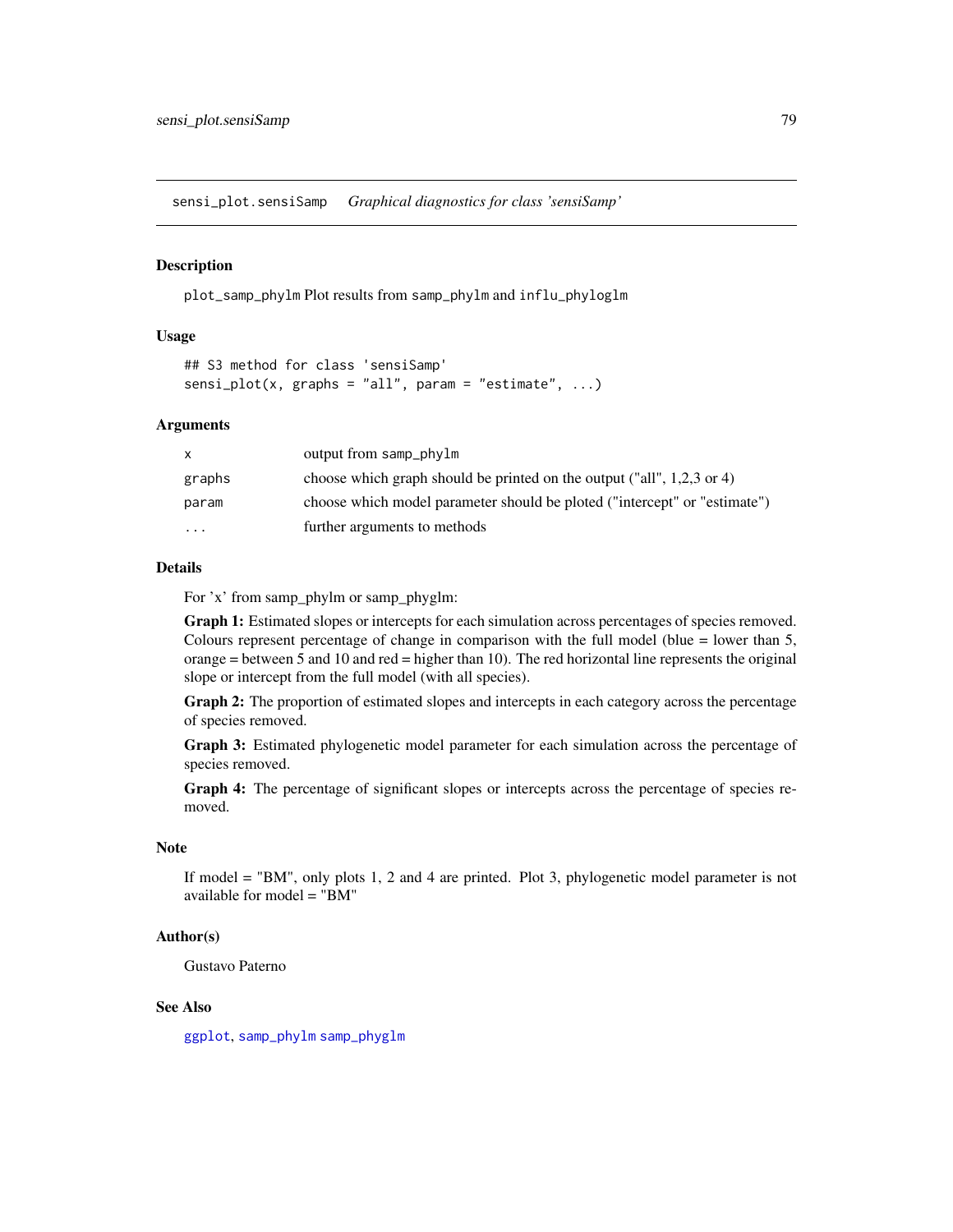# sensi_plot.sensiSamp *Graphical diagnostics for class 'sensiSamp'*

## Description

plot_samp_phylm Plot results from samp_phylm and influ_phyloglm

## Usage

```
## S3 method for class 'sensiSamp'
sensi_plot(x, graphs = "all", param = "estimate", ...)
```

## Arguments

| | |
|---|---|
| x | output from samp_phylm |
| graphs | choose which graph should be printed on the output ("all", 1,2,3 or 4) |
| param | choose which model parameter should be ploted ("intercept" or "estimate") |
| ... | further arguments to methods |

## Details

For 'x' from samp_phylm or samp_phyglm:

**Graph 1:** Estimated slopes or intercepts for each simulation across percentages of species removed. Colours represent percentage of change in comparison with the full model (blue = lower than 5, orange = between 5 and 10 and red = higher than 10). The red horizontal line represents the original slope or intercept from the full model (with all species).

**Graph 2:** The proportion of estimated slopes and intercepts in each category across the percentage of species removed.

**Graph 3:** Estimated phylogenetic model parameter for each simulation across the percentage of species removed.

**Graph 4:** The percentage of significant slopes or intercepts across the percentage of species removed.

## Note

If model = "BM", only plots 1, 2 and 4 are printed. Plot 3, phylogenetic model parameter is not available for model = "BM"

## Author(s)

Gustavo Paterno

## See Also

ggplot, samp_phylm samp_phyglm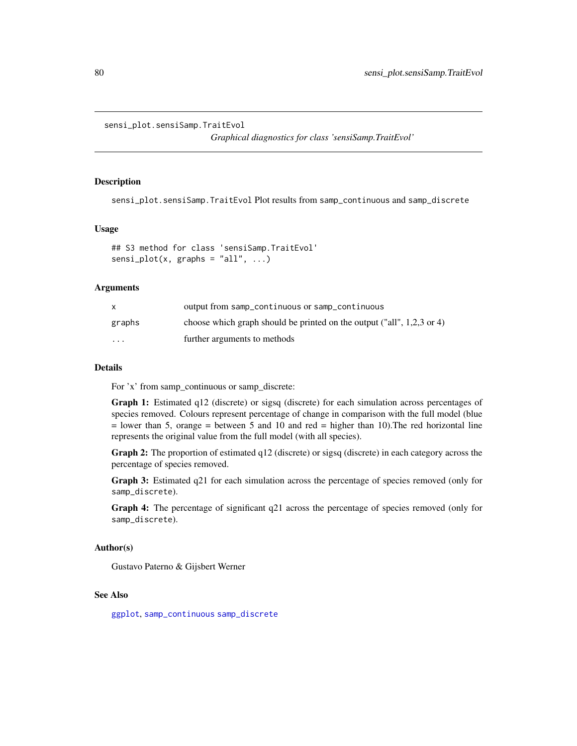sensi_plot.sensiSamp.TraitEvol

*Graphical diagnostics for class 'sensiSamp.TraitEvol'*

## Description

sensi_plot.sensiSamp.TraitEvol Plot results from samp_continuous and samp_discrete

## Usage

```
## S3 method for class 'sensiSamp.TraitEvol'
sensi_plot(x, graphs = "all", ...)
```

## Arguments

| | |
|---|---|
| x | output from samp_continuous or samp_continuous |
| graphs | choose which graph should be printed on the output ("all", 1,2,3 or 4) |
| ... | further arguments to methods |

## Details

For 'x' from samp_continuous or samp_discrete:

**Graph 1:** Estimated q12 (discrete) or sigsq (discrete) for each simulation across percentages of species removed. Colours represent percentage of change in comparison with the full model (blue = lower than 5, orange = between 5 and 10 and red = higher than 10).The red horizontal line represents the original value from the full model (with all species).

**Graph 2:** The proportion of estimated q12 (discrete) or sigsq (discrete) in each category across the percentage of species removed.

**Graph 3:** Estimated q21 for each simulation across the percentage of species removed (only for samp_discrete).

**Graph 4:** The percentage of significant q21 across the percentage of species removed (only for samp_discrete).

## Author(s)

Gustavo Paterno & Gijsbert Werner

## See Also

ggplot, samp_continuous samp_discrete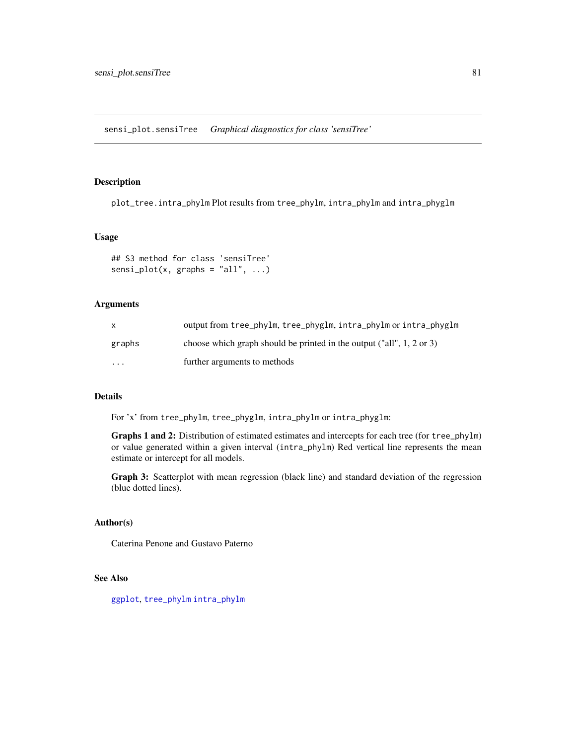# sensi_plot.sensiTree    *Graphical diagnostics for class 'sensiTree'*

## Description

plot_tree.intra_phylm Plot results from tree_phylm, intra_phylm and intra_phyglm

## Usage

```
## S3 method for class 'sensiTree'
sensi_plot(x, graphs = "all", ...)
```

## Arguments

| | |
|---|---|
| x | output from tree_phylm, tree_phyglm, intra_phylm or intra_phyglm |
| graphs | choose which graph should be printed in the output ("all", 1, 2 or 3) |
| ... | further arguments to methods |

## Details

For 'x' from tree_phylm, tree_phyglm, intra_phylm or intra_phyglm:

**Graphs 1 and 2:** Distribution of estimated estimates and intercepts for each tree (for tree_phylm) or value generated within a given interval (intra_phylm) Red vertical line represents the mean estimate or intercept for all models.

**Graph 3:** Scatterplot with mean regression (black line) and standard deviation of the regression (blue dotted lines).

## Author(s)

Caterina Penone and Gustavo Paterno

## See Also

ggplot, tree_phylm intra_phylm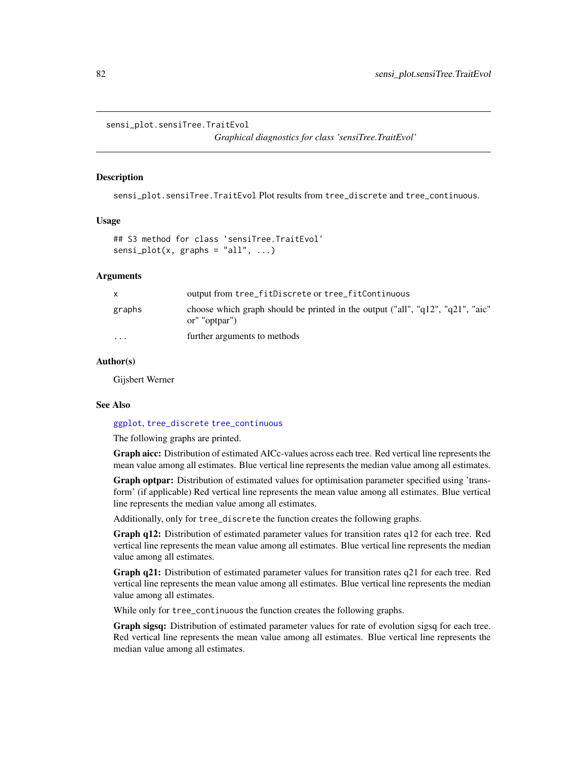sensi_plot.sensiTree.TraitEvol

*Graphical diagnostics for class 'sensiTree.TraitEvol'*

### Description

sensi_plot.sensiTree.TraitEvol Plot results from tree_discrete and tree_continuous.

### Usage

```
## S3 method for class 'sensiTree.TraitEvol'
sensi_plot(x, graphs = "all", ...)
```

### Arguments

| | |
|---|---|
| x | output from tree_fitDiscrete or tree_fitContinuous |
| graphs | choose which graph should be printed in the output ("all", "q12", "q21", "aic" or" "optpar") |
| ... | further arguments to methods |

### Author(s)

Gijsbert Werner

### See Also

ggplot, tree_discrete tree_continuous

The following graphs are printed.

**Graph aicc:** Distribution of estimated AICc-values across each tree. Red vertical line represents the mean value among all estimates. Blue vertical line represents the median value among all estimates.

**Graph optpar:** Distribution of estimated values for optimisation parameter specified using 'transform' (if applicable) Red vertical line represents the mean value among all estimates. Blue vertical line represents the median value among all estimates.

Additionally, only for tree_discrete the function creates the following graphs.

**Graph q12:** Distribution of estimated parameter values for transition rates q12 for each tree. Red vertical line represents the mean value among all estimates. Blue vertical line represents the median value among all estimates.

**Graph q21:** Distribution of estimated parameter values for transition rates q21 for each tree. Red vertical line represents the mean value among all estimates. Blue vertical line represents the median value among all estimates.

While only for tree_continuous the function creates the following graphs.

**Graph sigsq:** Distribution of estimated parameter values for rate of evolution sigsq for each tree. Red vertical line represents the mean value among all estimates. Blue vertical line represents the median value among all estimates.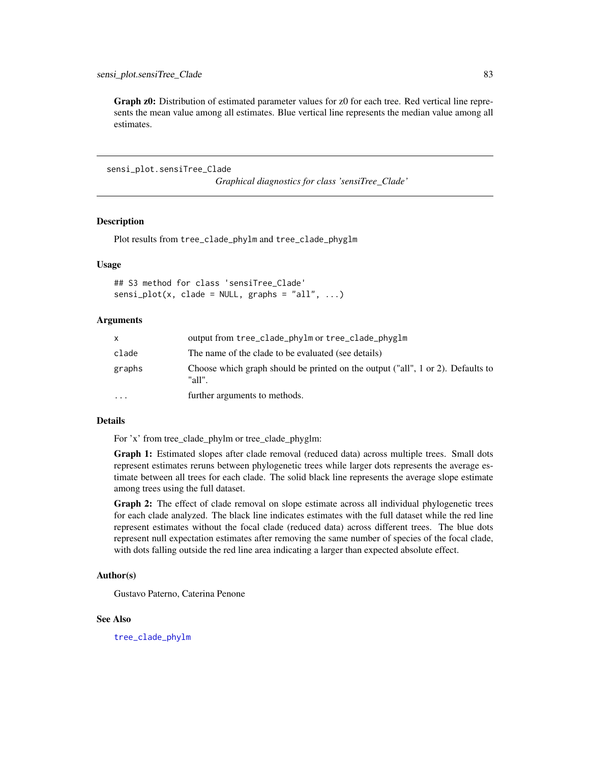**Graph z0:** Distribution of estimated parameter values for z0 for each tree. Red vertical line represents the mean value among all estimates. Blue vertical line represents the median value among all estimates.

---

## sensi_plot.sensiTree_Clade

*Graphical diagnostics for class 'sensiTree_Clade'*

---

### Description

Plot results from `tree_clade_phylm` and `tree_clade_phyglm`

### Usage

```
## S3 method for class 'sensiTree_Clade'
sensi_plot(x, clade = NULL, graphs = "all", ...)
```

### Arguments

| | |
|---|---|
| `x` | output from `tree_clade_phylm` or `tree_clade_phyglm` |
| `clade` | The name of the clade to be evaluated (see details) |
| `graphs` | Choose which graph should be printed on the output ("all", 1 or 2). Defaults to "all". |
| `...` | further arguments to methods. |

### Details

For 'x' from tree_clade_phylm or tree_clade_phyglm:

**Graph 1:** Estimated slopes after clade removal (reduced data) across multiple trees. Small dots represent estimates reruns between phylogenetic trees while larger dots represents the average estimate between all trees for each clade. The solid black line represents the average slope estimate among trees using the full dataset.

**Graph 2:** The effect of clade removal on slope estimate across all individual phylogenetic trees for each clade analyzed. The black line indicates estimates with the full dataset while the red line represent estimates without the focal clade (reduced data) across different trees. The blue dots represent null expectation estimates after removing the same number of species of the focal clade, with dots falling outside the red line area indicating a larger than expected absolute effect.

### Author(s)

Gustavo Paterno, Caterina Penone

### See Also

`tree_clade_phylm`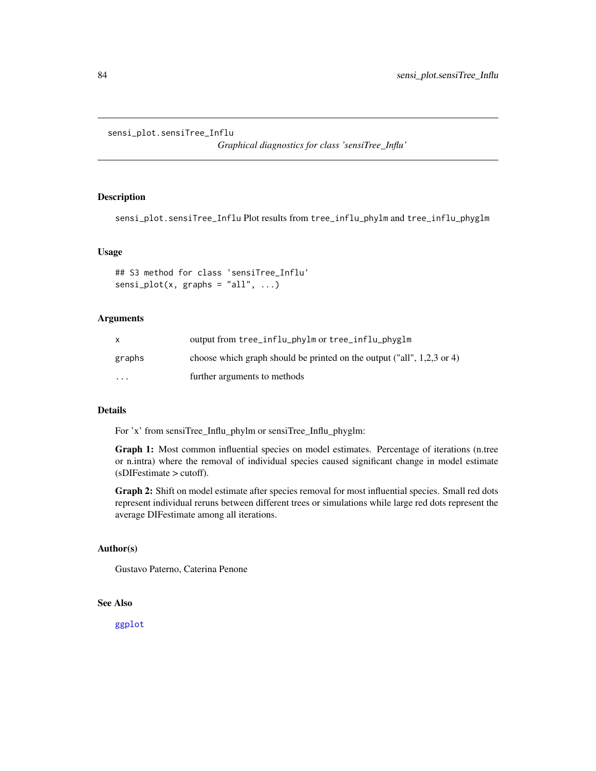sensi_plot.sensiTree_Influ    *Graphical diagnostics for class 'sensiTree_Influ'*

## Description

sensi_plot.sensiTree_Influ Plot results from tree_influ_phylm and tree_influ_phyglm

## Usage

```
## S3 method for class 'sensiTree_Influ'
sensi_plot(x, graphs = "all", ...)
```

## Arguments

| | |
|---|---|
| x | output from tree_influ_phylm or tree_influ_phyglm |
| graphs | choose which graph should be printed on the output ("all", 1,2,3 or 4) |
| ... | further arguments to methods |

## Details

For 'x' from sensiTree_Influ_phylm or sensiTree_Influ_phyglm:

**Graph 1:** Most common influential species on model estimates. Percentage of iterations (n.tree or n.intra) where the removal of individual species caused significant change in model estimate (sDIFestimate > cutoff).

**Graph 2:** Shift on model estimate after species removal for most influential species. Small red dots represent individual reruns between different trees or simulations while large red dots represent the average DIFestimate among all iterations.

## Author(s)

Gustavo Paterno, Caterina Penone

## See Also

ggplot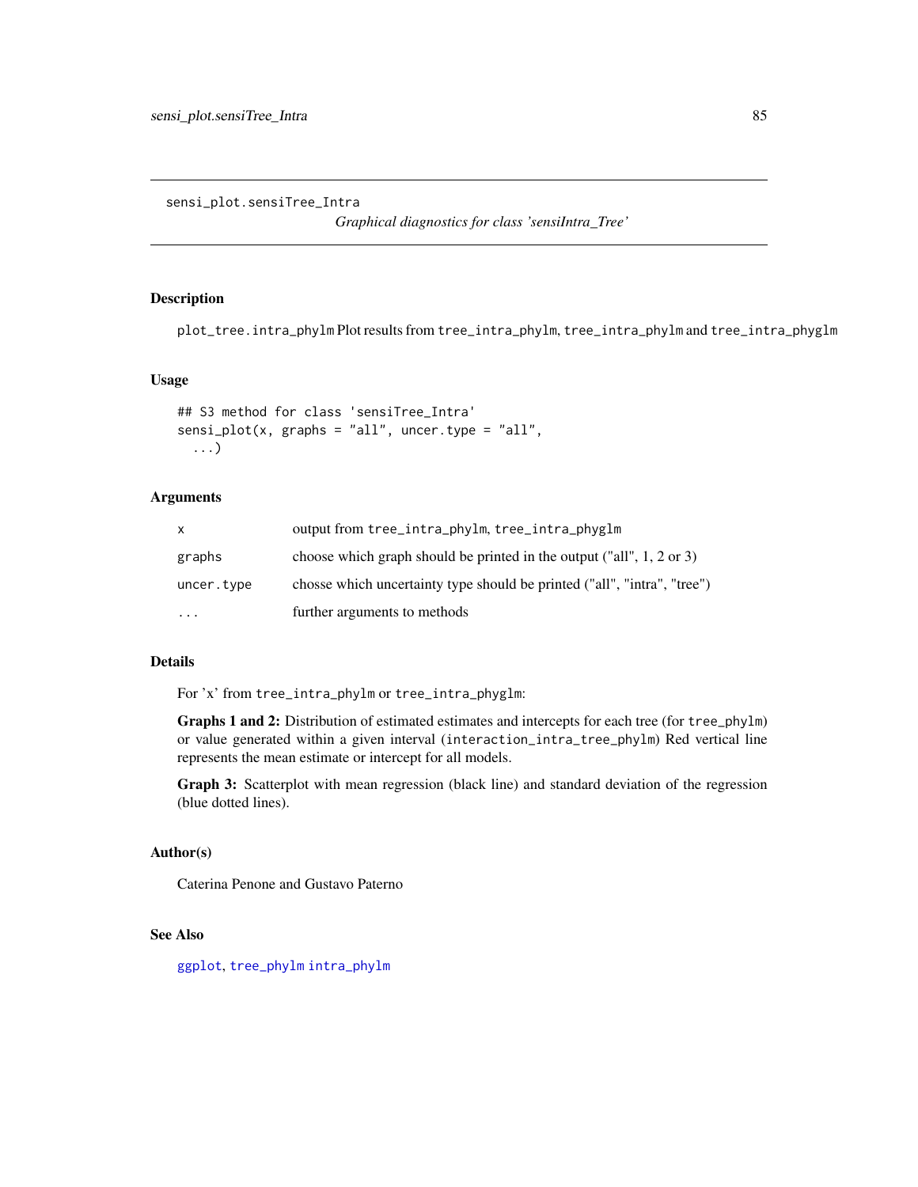sensi_plot.sensiTree_Intra

*Graphical diagnostics for class 'sensiIntra_Tree'*

## Description

plot_tree.intra_phylm Plot results from tree_intra_phylm, tree_intra_phylm and tree_intra_phyglm

## Usage

```
## S3 method for class 'sensiTree_Intra'
sensi_plot(x, graphs = "all", uncer.type = "all",
  ...)
```

## Arguments

| | |
|---|---|
| x | output from tree_intra_phylm, tree_intra_phyglm |
| graphs | choose which graph should be printed in the output ("all", 1, 2 or 3) |
| uncer.type | chosse which uncertainty type should be printed ("all", "intra", "tree") |
| ... | further arguments to methods |

## Details

For 'x' from tree_intra_phylm or tree_intra_phyglm:

**Graphs 1 and 2:** Distribution of estimated estimates and intercepts for each tree (for tree_phylm) or value generated within a given interval (interaction_intra_tree_phylm) Red vertical line represents the mean estimate or intercept for all models.

**Graph 3:** Scatterplot with mean regression (black line) and standard deviation of the regression (blue dotted lines).

## Author(s)

Caterina Penone and Gustavo Paterno

## See Also

ggplot, tree_phylm intra_phylm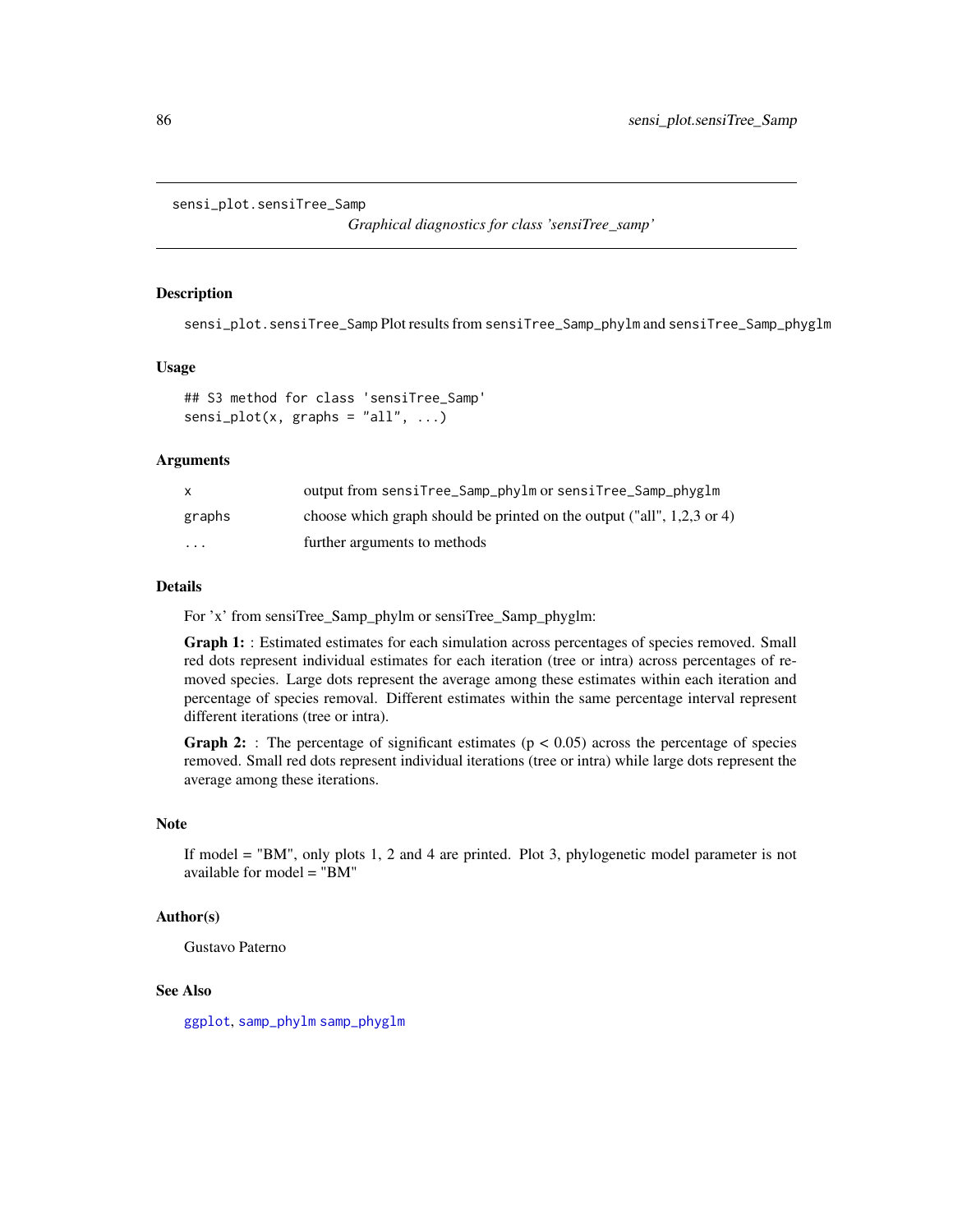`sensi_plot.sensiTree_Samp` — *Graphical diagnostics for class 'sensiTree_samp'*

## Description

`sensi_plot.sensiTree_Samp` Plot results from `sensiTree_Samp_phylm` and `sensiTree_Samp_phyglm`

## Usage

```
## S3 method for class 'sensiTree_Samp'
sensi_plot(x, graphs = "all", ...)
```

## Arguments

| | |
|---|---|
| `x` | output from `sensiTree_Samp_phylm` or `sensiTree_Samp_phyglm` |
| `graphs` | choose which graph should be printed on the output ("all", 1,2,3 or 4) |
| `...` | further arguments to methods |

## Details

For 'x' from sensiTree_Samp_phylm or sensiTree_Samp_phyglm:

**Graph 1:** : Estimated estimates for each simulation across percentages of species removed. Small red dots represent individual estimates for each iteration (tree or intra) across percentages of removed species. Large dots represent the average among these estimates within each iteration and percentage of species removal. Different estimates within the same percentage interval represent different iterations (tree or intra).

**Graph 2:** : The percentage of significant estimates ($p < 0.05$) across the percentage of species removed. Small red dots represent individual iterations (tree or intra) while large dots represent the average among these iterations.

## Note

If model = "BM", only plots 1, 2 and 4 are printed. Plot 3, phylogenetic model parameter is not available for model = "BM"

## Author(s)

Gustavo Paterno

## See Also

`ggplot`, `samp_phylm` `samp_phyglm`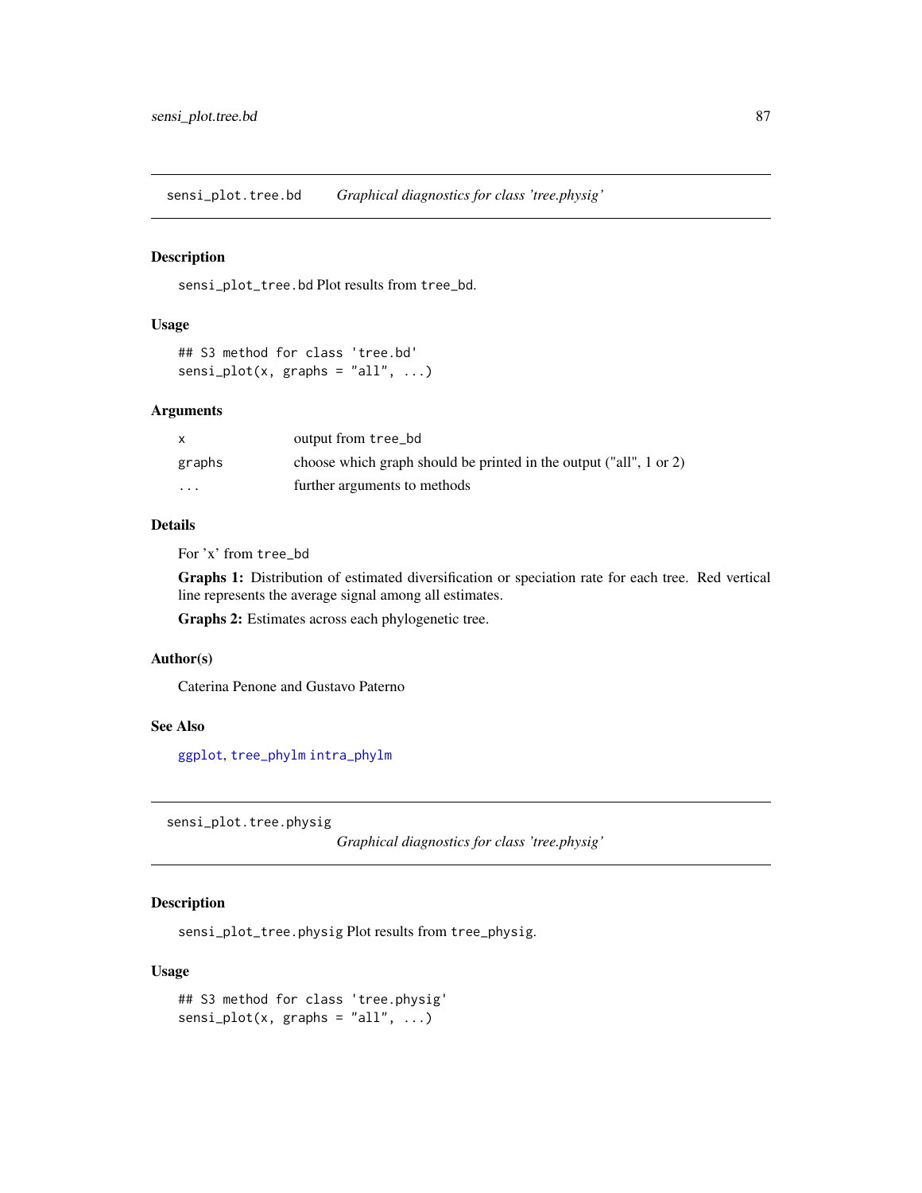## sensi_plot.tree.bd — *Graphical diagnostics for class 'tree.physig'*

### Description

`sensi_plot_tree.bd` Plot results from `tree_bd`.

### Usage

```
## S3 method for class 'tree.bd'
sensi_plot(x, graphs = "all", ...)
```

### Arguments

| | |
|---|---|
| `x` | output from `tree_bd` |
| `graphs` | choose which graph should be printed in the output ("all", 1 or 2) |
| `...` | further arguments to methods |

### Details

For 'x' from `tree_bd`

**Graphs 1:** Distribution of estimated diversification or speciation rate for each tree. Red vertical line represents the average signal among all estimates.

**Graphs 2:** Estimates across each phylogenetic tree.

### Author(s)

Caterina Penone and Gustavo Paterno

### See Also

`ggplot`, `tree_phylm` `intra_phylm`

## sensi_plot.tree.physig — *Graphical diagnostics for class 'tree.physig'*

### Description

`sensi_plot_tree.physig` Plot results from `tree_physig`.

### Usage

```
## S3 method for class 'tree.physig'
sensi_plot(x, graphs = "all", ...)
```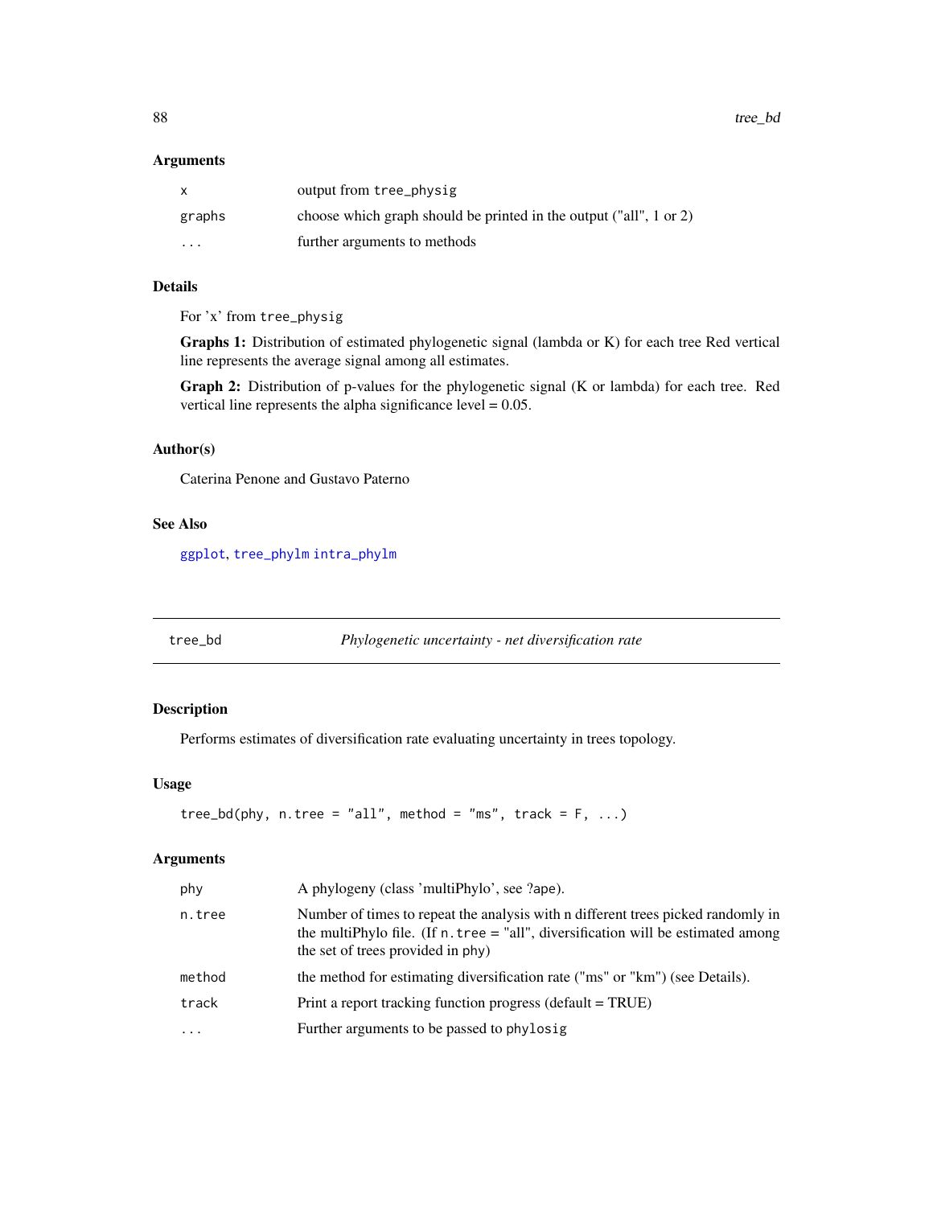### Arguments

| | |
|---|---|
| x | output from tree_physig |
| graphs | choose which graph should be printed in the output ("all", 1 or 2) |
| ... | further arguments to methods |

### Details

For 'x' from tree_physig

**Graphs 1:** Distribution of estimated phylogenetic signal (lambda or K) for each tree Red vertical line represents the average signal among all estimates.

**Graph 2:** Distribution of p-values for the phylogenetic signal (K or lambda) for each tree. Red vertical line represents the alpha significance level = 0.05.

### Author(s)

Caterina Penone and Gustavo Paterno

### See Also

ggplot, tree_phylm intra_phylm

---

## tree_bd — *Phylogenetic uncertainty - net diversification rate*

### Description

Performs estimates of diversification rate evaluating uncertainty in trees topology.

### Usage

```
tree_bd(phy, n.tree = "all", method = "ms", track = F, ...)
```

### Arguments

| | |
|---|---|
| phy | A phylogeny (class 'multiPhylo', see ?ape). |
| n.tree | Number of times to repeat the analysis with n different trees picked randomly in the multiPhylo file. (If n.tree = "all", diversification will be estimated among the set of trees provided in phy) |
| method | the method for estimating diversification rate ("ms" or "km") (see Details). |
| track | Print a report tracking function progress (default = TRUE) |
| ... | Further arguments to be passed to phylosig |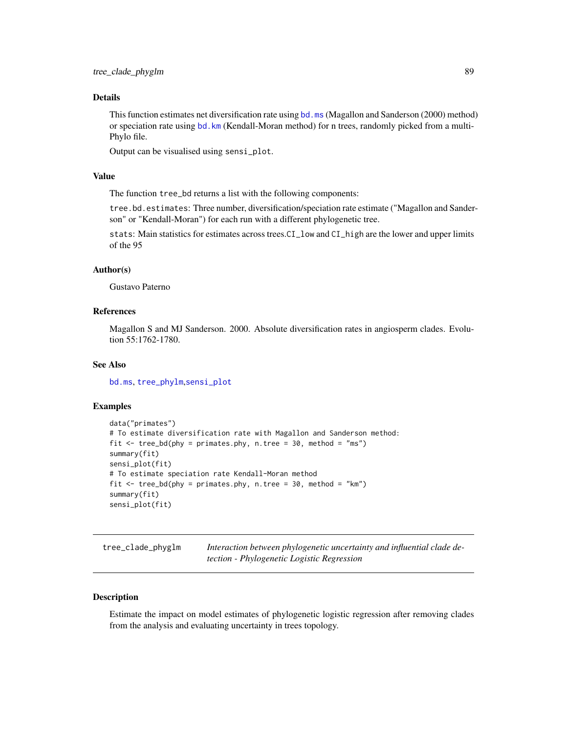### Details

This function estimates net diversification rate using bd.ms (Magallon and Sanderson (2000) method) or speciation rate using bd.km (Kendall-Moran method) for n trees, randomly picked from a multiPhylo file.

Output can be visualised using `sensi_plot`.

### Value

The function `tree_bd` returns a list with the following components:

`tree.bd.estimates`: Three number, diversification/speciation rate estimate ("Magallon and Sanderson" or "Kendall-Moran") for each run with a different phylogenetic tree.

`stats`: Main statistics for estimates across trees.`CI_low` and `CI_high` are the lower and upper limits of the 95

### Author(s)

Gustavo Paterno

### References

Magallon S and MJ Sanderson. 2000. Absolute diversification rates in angiosperm clades. Evolution 55:1762-1780.

### See Also

bd.ms, tree_phylm,sensi_plot

### Examples

```
data("primates")
# To estimate diversification rate with Magallon and Sanderson method:
fit <- tree_bd(phy = primates.phy, n.tree = 30, method = "ms")
summary(fit)
sensi_plot(fit)
# To estimate speciation rate Kendall-Moran method
fit <- tree_bd(phy = primates.phy, n.tree = 30, method = "km")
summary(fit)
sensi_plot(fit)
```

---

## tree_clade_phyglm — *Interaction between phylogenetic uncertainty and influential clade detection - Phylogenetic Logistic Regression*

---

### Description

Estimate the impact on model estimates of phylogenetic logistic regression after removing clades from the analysis and evaluating uncertainty in trees topology.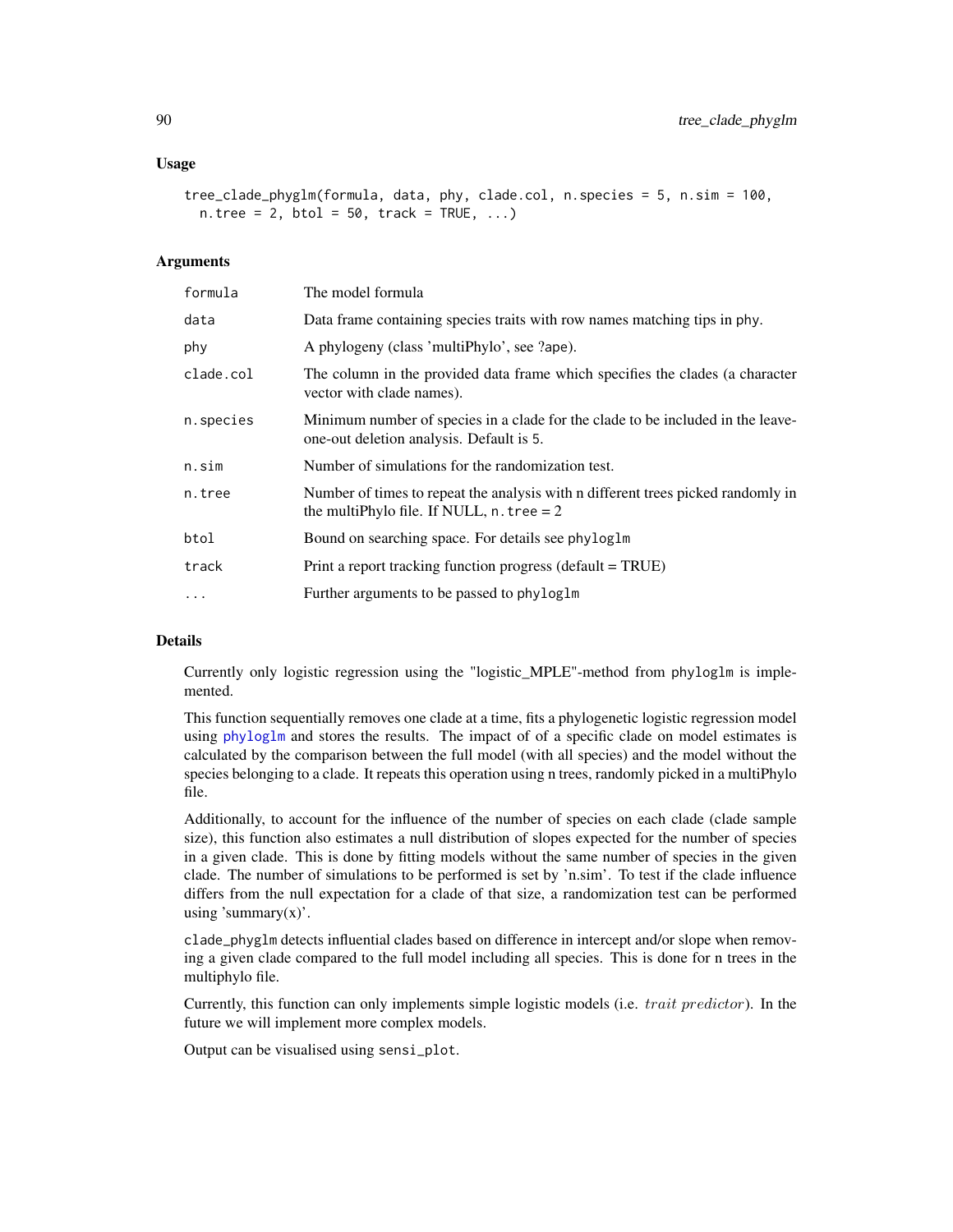### Usage

```
tree_clade_phyglm(formula, data, phy, clade.col, n.species = 5, n.sim = 100,
  n.tree = 2, btol = 50, track = TRUE, ...)
```

### Arguments

| | |
|---|---|
| formula | The model formula |
| data | Data frame containing species traits with row names matching tips in phy. |
| phy | A phylogeny (class 'multiPhylo', see ?ape). |
| clade.col | The column in the provided data frame which specifies the clades (a character vector with clade names). |
| n.species | Minimum number of species in a clade for the clade to be included in the leave-one-out deletion analysis. Default is 5. |
| n.sim | Number of simulations for the randomization test. |
| n.tree | Number of times to repeat the analysis with n different trees picked randomly in the multiPhylo file. If NULL, n.tree = 2 |
| btol | Bound on searching space. For details see phyloglm |
| track | Print a report tracking function progress (default = TRUE) |
| ... | Further arguments to be passed to phyloglm |

### Details

Currently only logistic regression using the "logistic_MPLE"-method from phyloglm is implemented.

This function sequentially removes one clade at a time, fits a phylogenetic logistic regression model using phyloglm and stores the results. The impact of of a specific clade on model estimates is calculated by the comparison between the full model (with all species) and the model without the species belonging to a clade. It repeats this operation using n trees, randomly picked in a multiPhylo file.

Additionally, to account for the influence of the number of species on each clade (clade sample size), this function also estimates a null distribution of slopes expected for the number of species in a given clade. This is done by fitting models without the same number of species in the given clade. The number of simulations to be performed is set by 'n.sim'. To test if the clade influence differs from the null expectation for a clade of that size, a randomization test can be performed using 'summary(x)'.

clade_phyglm detects influential clades based on difference in intercept and/or slope when removing a given clade compared to the full model including all species. This is done for n trees in the multiphylo file.

Currently, this function can only implements simple logistic models (i.e. $trait \sim predictor$). In the future we will implement more complex models.

Output can be visualised using sensi_plot.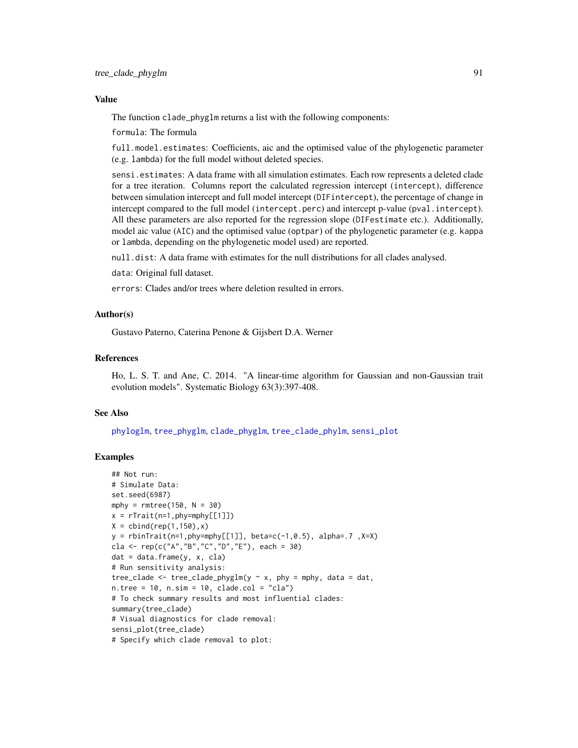### Value

The function `clade_phyglm` returns a list with the following components:

`formula`: The formula

`full.model.estimates`: Coefficients, aic and the optimised value of the phylogenetic parameter (e.g. `lambda`) for the full model without deleted species.

`sensi.estimates`: A data frame with all simulation estimates. Each row represents a deleted clade for a tree iteration. Columns report the calculated regression intercept (`intercept`), difference between simulation intercept and full model intercept (`DIFintercept`), the percentage of change in intercept compared to the full model (`intercept.perc`) and intercept p-value (`pval.intercept`). All these parameters are also reported for the regression slope (`DIFestimate` etc.). Additionally, model aic value (`AIC`) and the optimised value (`optpar`) of the phylogenetic parameter (e.g. `kappa` or `lambda`, depending on the phylogenetic model used) are reported.

`null.dist`: A data frame with estimates for the null distributions for all clades analysed.

`data`: Original full dataset.

`errors`: Clades and/or trees where deletion resulted in errors.

### Author(s)

Gustavo Paterno, Caterina Penone & Gijsbert D.A. Werner

### References

Ho, L. S. T. and Ane, C. 2014. "A linear-time algorithm for Gaussian and non-Gaussian trait evolution models". Systematic Biology 63(3):397-408.

### See Also

phyloglm, tree_phyglm, clade_phyglm, tree_clade_phylm, sensi_plot

### Examples

```
## Not run:
# Simulate Data:
set.seed(6987)
mphy = rmtree(150, N = 30)
x = rTrait(n=1,phy=mphy[[1]])
X = cbind(rep(1,150),x)
y = rbinTrait(n=1,phy=mphy[[1]], beta=c(-1,0.5), alpha=.7 ,X=X)
cla <- rep(c("A","B","C","D","E"), each = 30)
dat = data.frame(y, x, cla)
# Run sensitivity analysis:
tree_clade <- tree_clade_phyglm(y ~ x, phy = mphy, data = dat,
n.tree = 10, n.sim = 10, clade.col = "cla")
# To check summary results and most influential clades:
summary(tree_clade)
# Visual diagnostics for clade removal:
sensi_plot(tree_clade)
# Specify which clade removal to plot:
```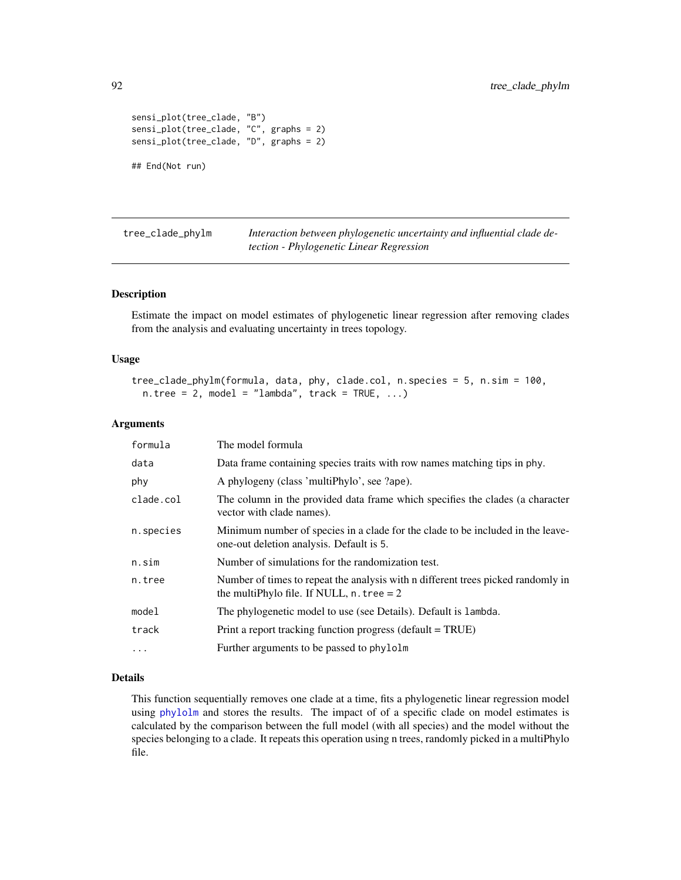```
sensi_plot(tree_clade, "B")
sensi_plot(tree_clade, "C", graphs = 2)
sensi_plot(tree_clade, "D", graphs = 2)

## End(Not run)
```

---

## tree_clade_phylm

*Interaction between phylogenetic uncertainty and influential clade detection - Phylogenetic Linear Regression*

---

### Description

Estimate the impact on model estimates of phylogenetic linear regression after removing clades from the analysis and evaluating uncertainty in trees topology.

### Usage

```
tree_clade_phylm(formula, data, phy, clade.col, n.species = 5, n.sim = 100,
  n.tree = 2, model = "lambda", track = TRUE, ...)
```

### Arguments

| | |
|---|---|
| `formula` | The model formula |
| `data` | Data frame containing species traits with row names matching tips in `phy`. |
| `phy` | A phylogeny (class 'multiPhylo', see ?ape). |
| `clade.col` | The column in the provided data frame which specifies the clades (a character vector with clade names). |
| `n.species` | Minimum number of species in a clade for the clade to be included in the leave-one-out deletion analysis. Default is 5. |
| `n.sim` | Number of simulations for the randomization test. |
| `n.tree` | Number of times to repeat the analysis with n different trees picked randomly in the multiPhylo file. If NULL, `n.tree` = 2 |
| `model` | The phylogenetic model to use (see Details). Default is `lambda`. |
| `track` | Print a report tracking function progress (default = TRUE) |
| `...` | Further arguments to be passed to `phylolm` |

### Details

This function sequentially removes one clade at a time, fits a phylogenetic linear regression model using `phylolm` and stores the results. The impact of of a specific clade on model estimates is calculated by the comparison between the full model (with all species) and the model without the species belonging to a clade. It repeats this operation using n trees, randomly picked in a multiPhylo file.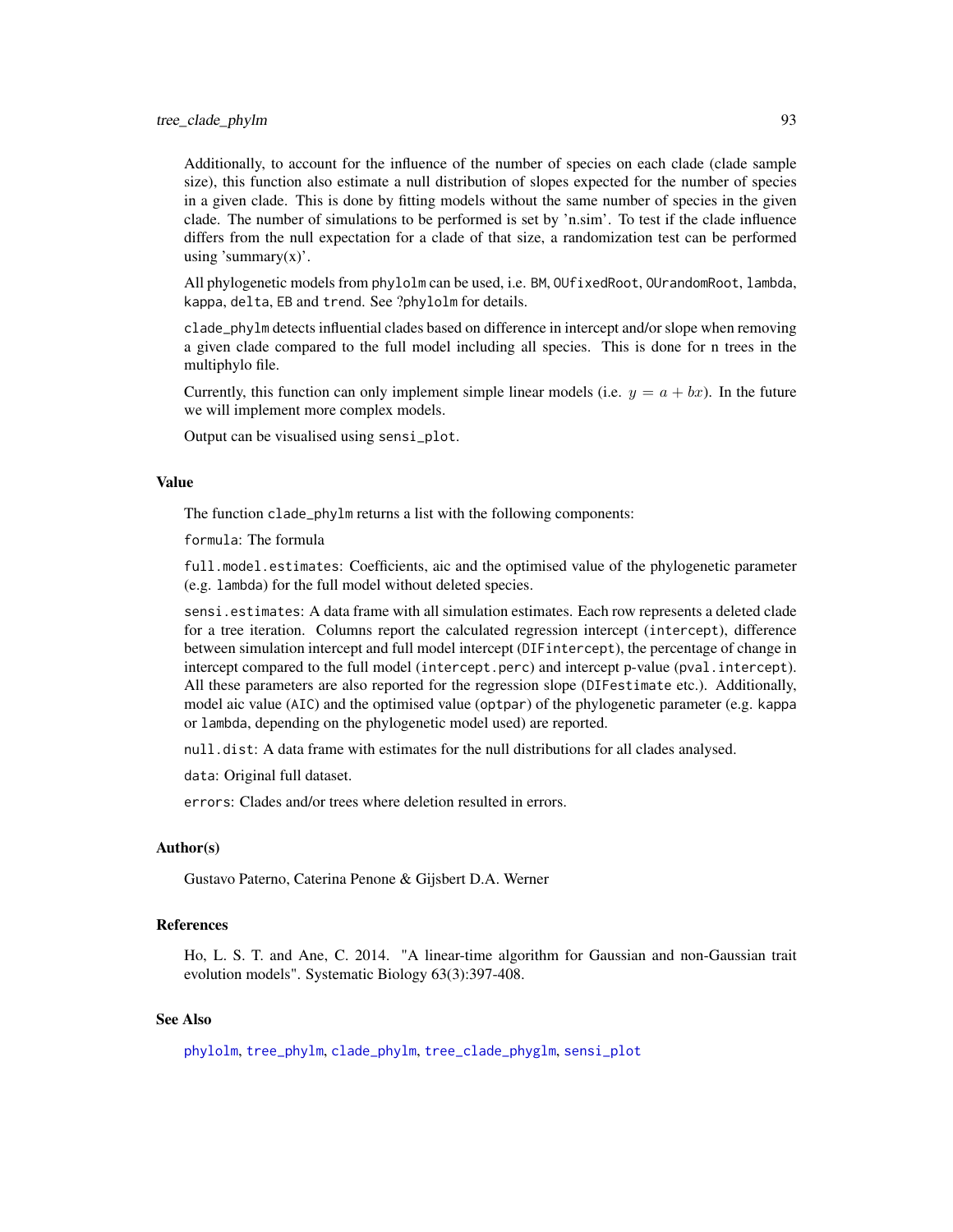Additionally, to account for the influence of the number of species on each clade (clade sample size), this function also estimate a null distribution of slopes expected for the number of species in a given clade. This is done by fitting models without the same number of species in the given clade. The number of simulations to be performed is set by 'n.sim'. To test if the clade influence differs from the null expectation for a clade of that size, a randomization test can be performed using 'summary(x)'.

All phylogenetic models from `phylolm` can be used, i.e. `BM`, `OUfixedRoot`, `OUrandomRoot`, `lambda`, `kappa`, `delta`, `EB` and `trend`. See ?`phylolm` for details.

`clade_phylm` detects influential clades based on difference in intercept and/or slope when removing a given clade compared to the full model including all species. This is done for n trees in the multiphylo file.

Currently, this function can only implement simple linear models (i.e. $y = a + bx$). In the future we will implement more complex models.

Output can be visualised using `sensi_plot`.

### Value

The function `clade_phylm` returns a list with the following components:

`formula`: The formula

`full.model.estimates`: Coefficients, aic and the optimised value of the phylogenetic parameter (e.g. `lambda`) for the full model without deleted species.

`sensi.estimates`: A data frame with all simulation estimates. Each row represents a deleted clade for a tree iteration. Columns report the calculated regression intercept (`intercept`), difference between simulation intercept and full model intercept (`DIFintercept`), the percentage of change in intercept compared to the full model (`intercept.perc`) and intercept p-value (`pval.intercept`). All these parameters are also reported for the regression slope (`DIFestimate` etc.). Additionally, model aic value (`AIC`) and the optimised value (`optpar`) of the phylogenetic parameter (e.g. `kappa` or `lambda`, depending on the phylogenetic model used) are reported.

`null.dist`: A data frame with estimates for the null distributions for all clades analysed.

`data`: Original full dataset.

`errors`: Clades and/or trees where deletion resulted in errors.

### Author(s)

Gustavo Paterno, Caterina Penone & Gijsbert D.A. Werner

### References

Ho, L. S. T. and Ane, C. 2014. "A linear-time algorithm for Gaussian and non-Gaussian trait evolution models". Systematic Biology 63(3):397-408.

### See Also

`phylolm`, `tree_phylm`, `clade_phylm`, `tree_clade_phyglm`, `sensi_plot`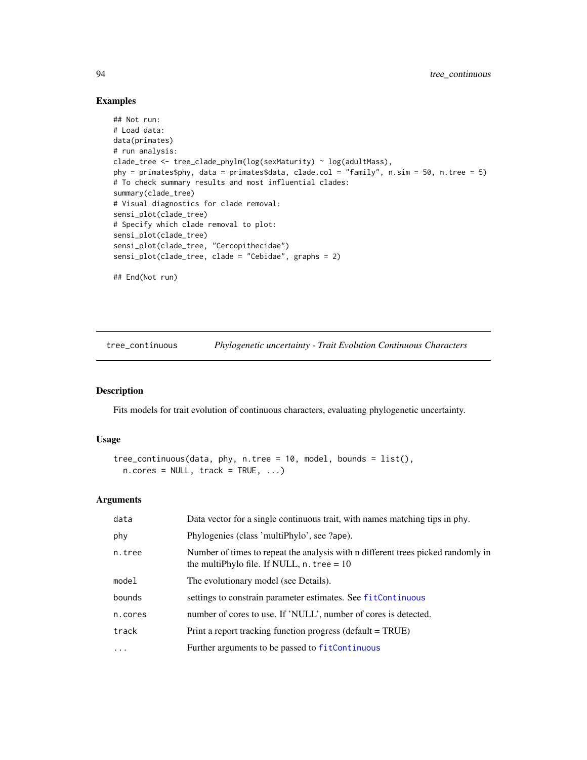### Examples

```
## Not run:
# Load data:
data(primates)
# run analysis:
clade_tree <- tree_clade_phylm(log(sexMaturity) ~ log(adultMass),
phy = primates$phy, data = primates$data, clade.col = "family", n.sim = 50, n.tree = 5)
# To check summary results and most influential clades:
summary(clade_tree)
# Visual diagnostics for clade removal:
sensi_plot(clade_tree)
# Specify which clade removal to plot:
sensi_plot(clade_tree)
sensi_plot(clade_tree, "Cercopithecidae")
sensi_plot(clade_tree, clade = "Cebidae", graphs = 2)

## End(Not run)
```

---

## tree_continuous *Phylogenetic uncertainty - Trait Evolution Continuous Characters*

### Description

Fits models for trait evolution of continuous characters, evaluating phylogenetic uncertainty.

### Usage

```
tree_continuous(data, phy, n.tree = 10, model, bounds = list(),
  n.cores = NULL, track = TRUE, ...)
```

### Arguments

| | |
|---|---|
| data | Data vector for a single continuous trait, with names matching tips in phy. |
| phy | Phylogenies (class 'multiPhylo', see ?ape). |
| n.tree | Number of times to repeat the analysis with n different trees picked randomly in the multiPhylo file. If NULL, n.tree = 10 |
| model | The evolutionary model (see Details). |
| bounds | settings to constrain parameter estimates. See fitContinuous |
| n.cores | number of cores to use. If 'NULL', number of cores is detected. |
| track | Print a report tracking function progress (default = TRUE) |
| ... | Further arguments to be passed to fitContinuous |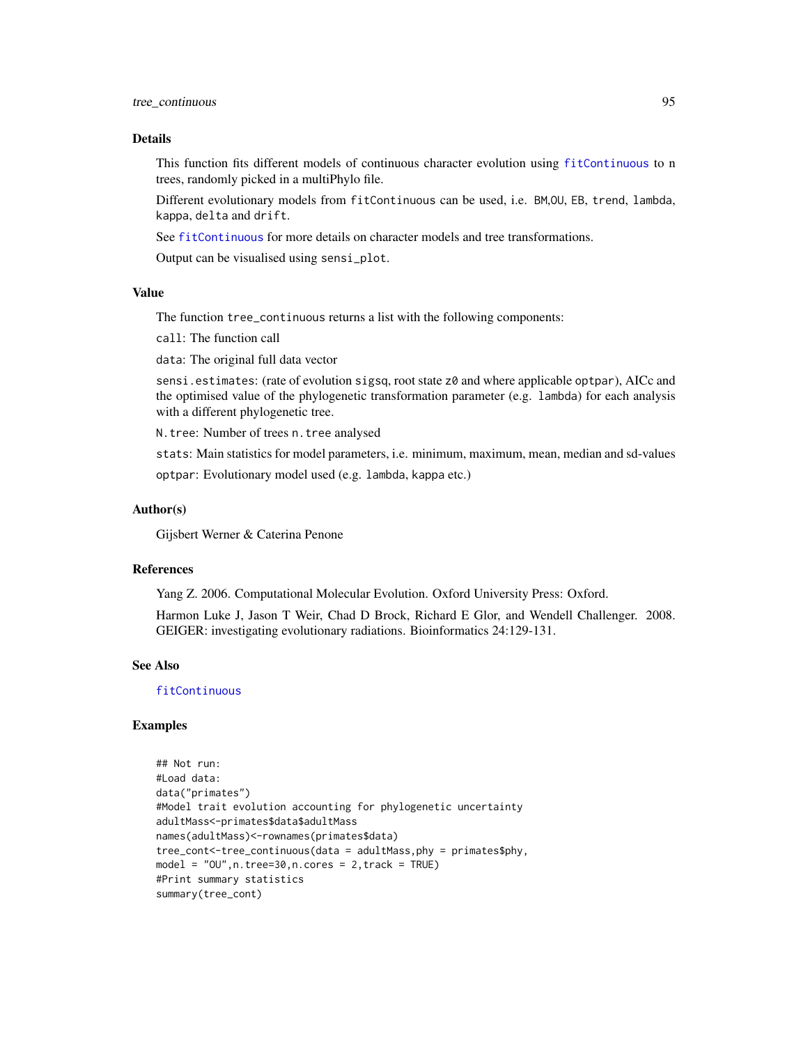### Details

This function fits different models of continuous character evolution using fitContinuous to n trees, randomly picked in a multiPhylo file.

Different evolutionary models from fitContinuous can be used, i.e. BM,OU, EB, trend, lambda, kappa, delta and drift.

See fitContinuous for more details on character models and tree transformations.

Output can be visualised using sensi_plot.

### Value

The function tree_continuous returns a list with the following components:

call: The function call

data: The original full data vector

sensi.estimates: (rate of evolution sigsq, root state z0 and where applicable optpar), AICc and the optimised value of the phylogenetic transformation parameter (e.g. lambda) for each analysis with a different phylogenetic tree.

N.tree: Number of trees n.tree analysed

stats: Main statistics for model parameters, i.e. minimum, maximum, mean, median and sd-values

optpar: Evolutionary model used (e.g. lambda, kappa etc.)

### Author(s)

Gijsbert Werner & Caterina Penone

### References

Yang Z. 2006. Computational Molecular Evolution. Oxford University Press: Oxford.

Harmon Luke J, Jason T Weir, Chad D Brock, Richard E Glor, and Wendell Challenger. 2008. GEIGER: investigating evolutionary radiations. Bioinformatics 24:129-131.

### See Also

fitContinuous

### Examples

```
## Not run:
#Load data:
data("primates")
#Model trait evolution accounting for phylogenetic uncertainty
adultMass<-primates$data$adultMass
names(adultMass)<-rownames(primates$data)
tree_cont<-tree_continuous(data = adultMass,phy = primates$phy,
model = "OU",n.tree=30,n.cores = 2,track = TRUE)
#Print summary statistics
summary(tree_cont)
```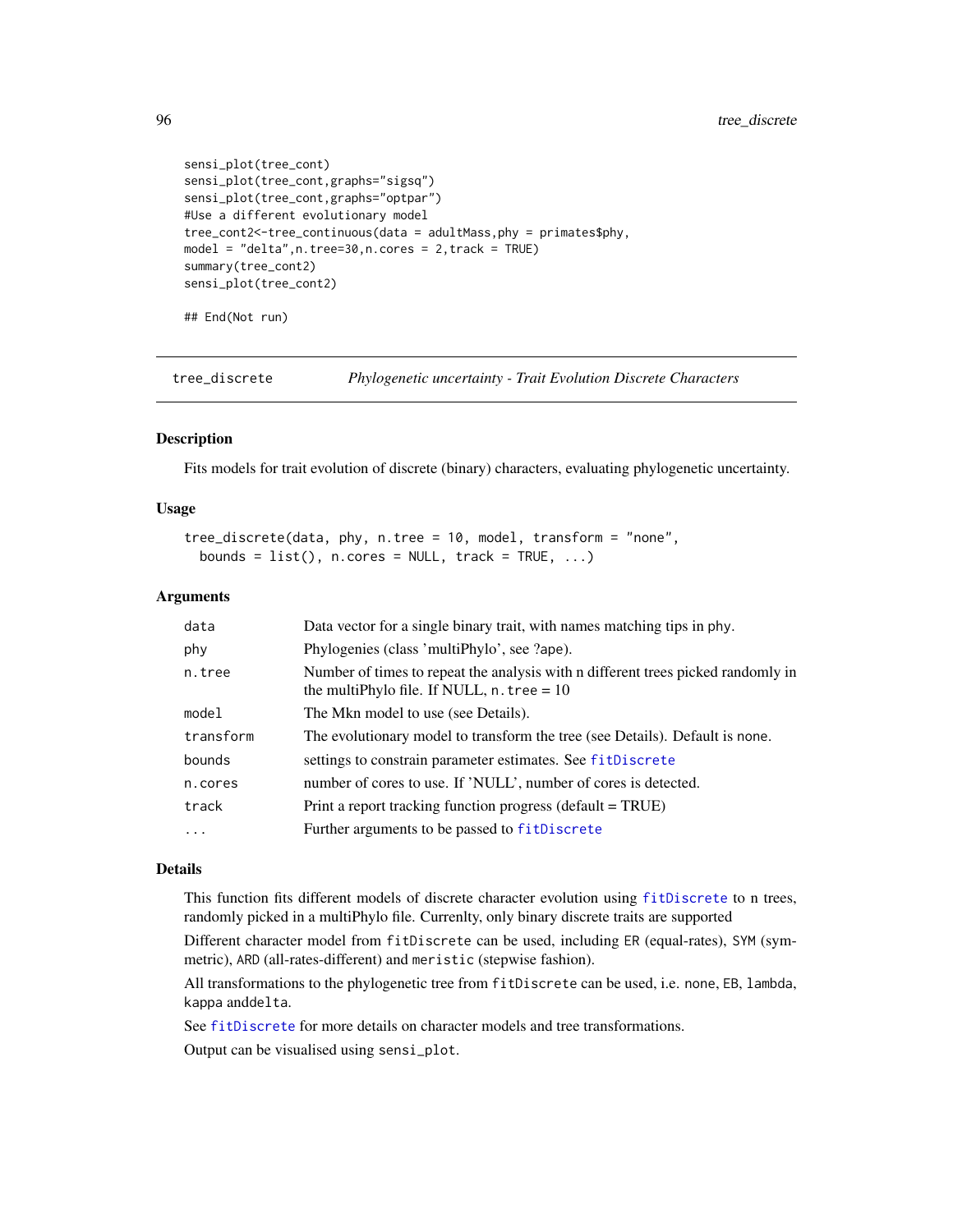```
sensi_plot(tree_cont)
sensi_plot(tree_cont,graphs="sigsq")
sensi_plot(tree_cont,graphs="optpar")
#Use a different evolutionary model
tree_cont2<-tree_continuous(data = adultMass,phy = primates$phy,
model = "delta",n.tree=30,n.cores = 2,track = TRUE)
summary(tree_cont2)
sensi_plot(tree_cont2)

## End(Not run)
```

---

## tree_discrete — *Phylogenetic uncertainty - Trait Evolution Discrete Characters*

### Description

Fits models for trait evolution of discrete (binary) characters, evaluating phylogenetic uncertainty.

### Usage

```
tree_discrete(data, phy, n.tree = 10, model, transform = "none",
  bounds = list(), n.cores = NULL, track = TRUE, ...)
```

### Arguments

| | |
|---|---|
| `data` | Data vector for a single binary trait, with names matching tips in phy. |
| `phy` | Phylogenies (class 'multiPhylo', see ?ape). |
| `n.tree` | Number of times to repeat the analysis with n different trees picked randomly in the multiPhylo file. If NULL, `n.tree` = 10 |
| `model` | The Mkn model to use (see Details). |
| `transform` | The evolutionary model to transform the tree (see Details). Default is none. |
| `bounds` | settings to constrain parameter estimates. See `fitDiscrete` |
| `n.cores` | number of cores to use. If 'NULL', number of cores is detected. |
| `track` | Print a report tracking function progress (default = TRUE) |
| `...` | Further arguments to be passed to `fitDiscrete` |

### Details

This function fits different models of discrete character evolution using `fitDiscrete` to n trees, randomly picked in a multiPhylo file. Currenlty, only binary discrete traits are supported

Different character model from `fitDiscrete` can be used, including `ER` (equal-rates), `SYM` (symmetric), `ARD` (all-rates-different) and `meristic` (stepwise fashion).

All transformations to the phylogenetic tree from `fitDiscrete` can be used, i.e. `none`, `EB`, `lambda`, `kappa` and`delta`.

See `fitDiscrete` for more details on character models and tree transformations.

Output can be visualised using `sensi_plot`.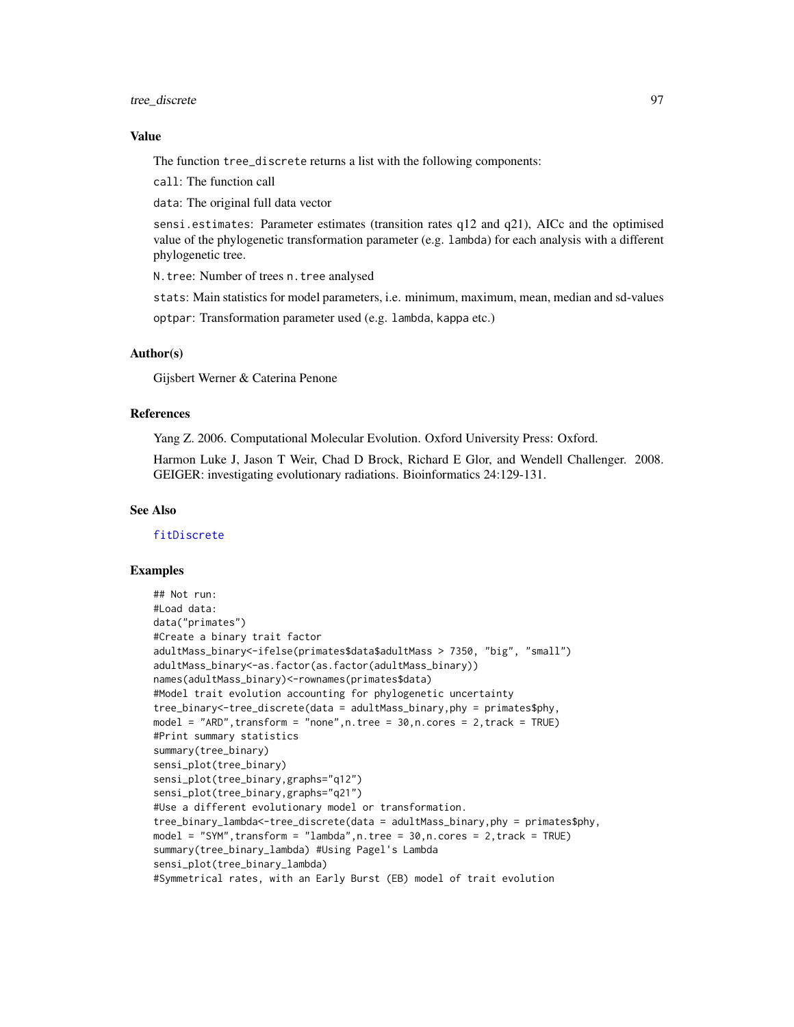### Value

The function `tree_discrete` returns a list with the following components:

`call`: The function call

`data`: The original full data vector

`sensi.estimates`: Parameter estimates (transition rates q12 and q21), AICc and the optimised value of the phylogenetic transformation parameter (e.g. `lambda`) for each analysis with a different phylogenetic tree.

`N.tree`: Number of trees `n.tree` analysed

`stats`: Main statistics for model parameters, i.e. minimum, maximum, mean, median and sd-values

`optpar`: Transformation parameter used (e.g. `lambda`, `kappa` etc.)

### Author(s)

Gijsbert Werner & Caterina Penone

### References

Yang Z. 2006. Computational Molecular Evolution. Oxford University Press: Oxford.

Harmon Luke J, Jason T Weir, Chad D Brock, Richard E Glor, and Wendell Challenger. 2008. GEIGER: investigating evolutionary radiations. Bioinformatics 24:129-131.

### See Also

fitDiscrete

### Examples

```
## Not run:
#Load data:
data("primates")
#Create a binary trait factor
adultMass_binary<-ifelse(primates$data$adultMass > 7350, "big", "small")
adultMass_binary<-as.factor(as.factor(adultMass_binary))
names(adultMass_binary)<-rownames(primates$data)
#Model trait evolution accounting for phylogenetic uncertainty
tree_binary<-tree_discrete(data = adultMass_binary,phy = primates$phy,
model = "ARD",transform = "none",n.tree = 30,n.cores = 2,track = TRUE)
#Print summary statistics
summary(tree_binary)
sensi_plot(tree_binary)
sensi_plot(tree_binary,graphs="q12")
sensi_plot(tree_binary,graphs="q21")
#Use a different evolutionary model or transformation.
tree_binary_lambda<-tree_discrete(data = adultMass_binary,phy = primates$phy,
model = "SYM",transform = "lambda",n.tree = 30,n.cores = 2,track = TRUE)
summary(tree_binary_lambda) #Using Pagel's Lambda
sensi_plot(tree_binary_lambda)
#Symmetrical rates, with an Early Burst (EB) model of trait evolution
```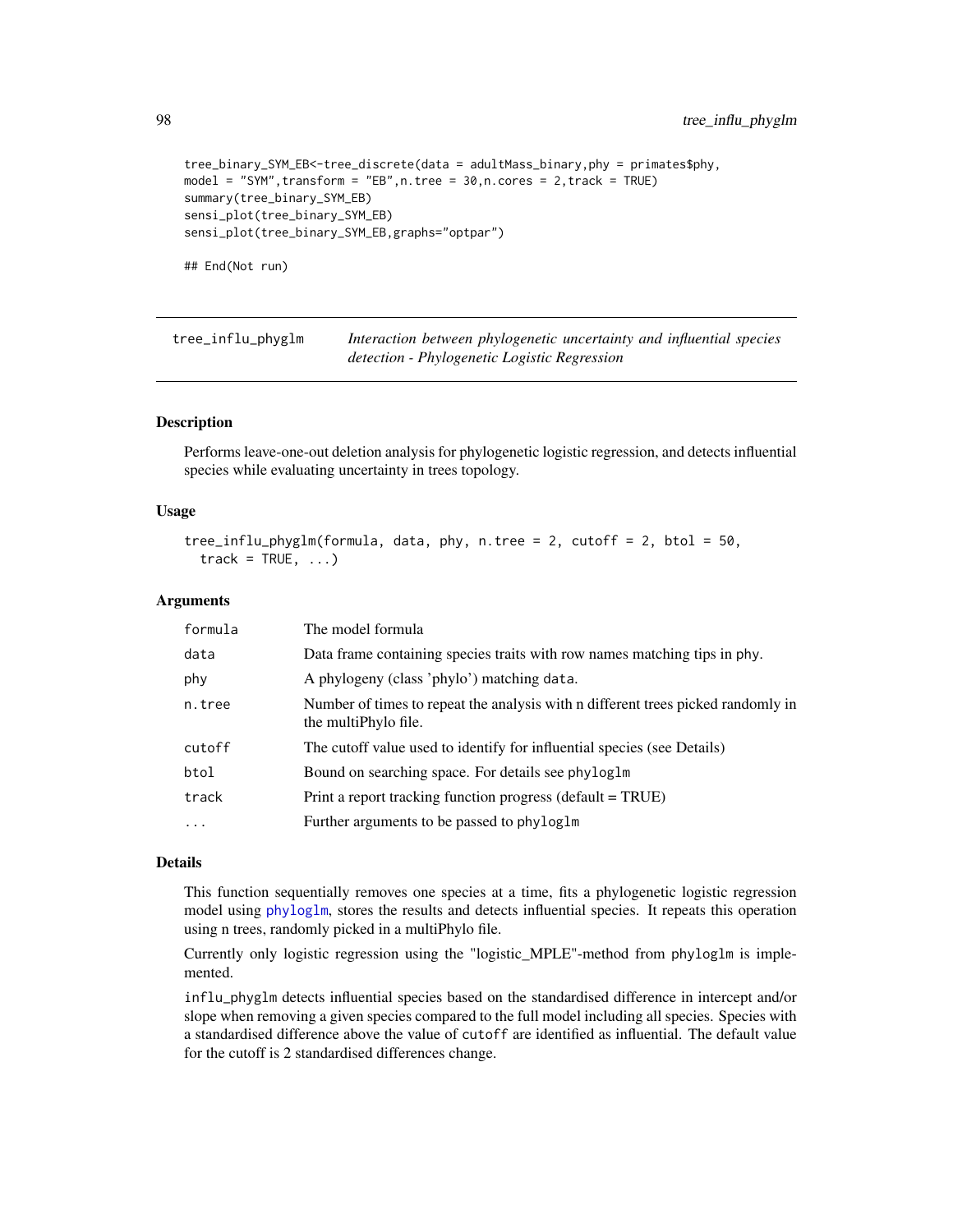```
tree_binary_SYM_EB<-tree_discrete(data = adultMass_binary,phy = primates$phy,
model = "SYM",transform = "EB",n.tree = 30,n.cores = 2,track = TRUE)
summary(tree_binary_SYM_EB)
sensi_plot(tree_binary_SYM_EB)
sensi_plot(tree_binary_SYM_EB,graphs="optpar")

## End(Not run)
```

## tree_influ_phyglm *Interaction between phylogenetic uncertainty and influential species detection - Phylogenetic Logistic Regression*

### Description

Performs leave-one-out deletion analysis for phylogenetic logistic regression, and detects influential species while evaluating uncertainty in trees topology.

### Usage

```
tree_influ_phyglm(formula, data, phy, n.tree = 2, cutoff = 2, btol = 50,
  track = TRUE, ...)
```

### Arguments

| | |
|---|---|
| formula | The model formula |
| data | Data frame containing species traits with row names matching tips in phy. |
| phy | A phylogeny (class 'phylo') matching data. |
| n.tree | Number of times to repeat the analysis with n different trees picked randomly in the multiPhylo file. |
| cutoff | The cutoff value used to identify for influential species (see Details) |
| btol | Bound on searching space. For details see phyloglm |
| track | Print a report tracking function progress (default = TRUE) |
| ... | Further arguments to be passed to phyloglm |

### Details

This function sequentially removes one species at a time, fits a phylogenetic logistic regression model using phyloglm, stores the results and detects influential species. It repeats this operation using n trees, randomly picked in a multiPhylo file.

Currently only logistic regression using the "logistic_MPLE"-method from phyloglm is implemented.

influ_phyglm detects influential species based on the standardised difference in intercept and/or slope when removing a given species compared to the full model including all species. Species with a standardised difference above the value of cutoff are identified as influential. The default value for the cutoff is 2 standardised differences change.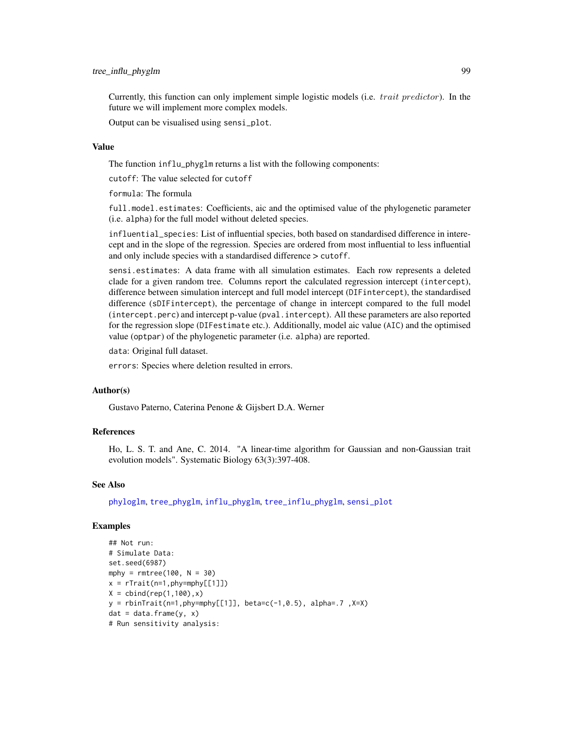Currently, this function can only implement simple logistic models (i.e. $trait \sim predictor$). In the future we will implement more complex models.

Output can be visualised using sensi_plot.

## Value

The function influ_phyglm returns a list with the following components:

cutoff: The value selected for cutoff

formula: The formula

full.model.estimates: Coefficients, aic and the optimised value of the phylogenetic parameter (i.e. alpha) for the full model without deleted species.

influential_species: List of influential species, both based on standardised difference in interecept and in the slope of the regression. Species are ordered from most influential to less influential and only include species with a standardised difference > cutoff.

sensi.estimates: A data frame with all simulation estimates. Each row represents a deleted clade for a given random tree. Columns report the calculated regression intercept (intercept), difference between simulation intercept and full model intercept (DIFintercept), the standardised difference (sDIFintercept), the percentage of change in intercept compared to the full model (intercept.perc) and intercept p-value (pval.intercept). All these parameters are also reported for the regression slope (DIFestimate etc.). Additionally, model aic value (AIC) and the optimised value (optpar) of the phylogenetic parameter (i.e. alpha) are reported.

data: Original full dataset.

errors: Species where deletion resulted in errors.

## Author(s)

Gustavo Paterno, Caterina Penone & Gijsbert D.A. Werner

## References

Ho, L. S. T. and Ane, C. 2014. "A linear-time algorithm for Gaussian and non-Gaussian trait evolution models". Systematic Biology 63(3):397-408.

## See Also

phyloglm, tree_phyglm, influ_phyglm, tree_influ_phyglm, sensi_plot

## Examples

```
## Not run:
# Simulate Data:
set.seed(6987)
mphy = rmtree(100, N = 30)
x = rTrait(n=1,phy=mphy[[1]])
X = cbind(rep(1,100),x)
y = rbinTrait(n=1,phy=mphy[[1]], beta=c(-1,0.5), alpha=.7 ,X=X)
dat = data.frame(y, x)
# Run sensitivity analysis:
```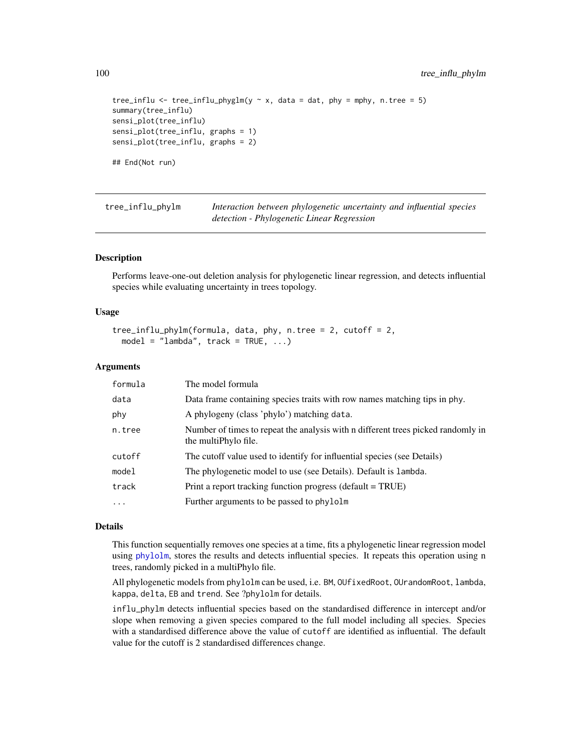```
tree_influ <- tree_influ_phyglm(y ~ x, data = dat, phy = mphy, n.tree = 5)
summary(tree_influ)
sensi_plot(tree_influ)
sensi_plot(tree_influ, graphs = 1)
sensi_plot(tree_influ, graphs = 2)

## End(Not run)
```

## tree_influ_phylm — *Interaction between phylogenetic uncertainty and influential species detection - Phylogenetic Linear Regression*

### Description

Performs leave-one-out deletion analysis for phylogenetic linear regression, and detects influential species while evaluating uncertainty in trees topology.

### Usage

```
tree_influ_phylm(formula, data, phy, n.tree = 2, cutoff = 2,
  model = "lambda", track = TRUE, ...)
```

### Arguments

| | |
|---|---|
| formula | The model formula |
| data | Data frame containing species traits with row names matching tips in phy. |
| phy | A phylogeny (class 'phylo') matching data. |
| n.tree | Number of times to repeat the analysis with n different trees picked randomly in the multiPhylo file. |
| cutoff | The cutoff value used to identify for influential species (see Details) |
| model | The phylogenetic model to use (see Details). Default is lambda. |
| track | Print a report tracking function progress (default = TRUE) |
| ... | Further arguments to be passed to phylolm |

### Details

This function sequentially removes one species at a time, fits a phylogenetic linear regression model using phylolm, stores the results and detects influential species. It repeats this operation using n trees, randomly picked in a multiPhylo file.

All phylogenetic models from phylolm can be used, i.e. BM, OUfixedRoot, OUrandomRoot, lambda, kappa, delta, EB and trend. See ?phylolm for details.

influ_phylm detects influential species based on the standardised difference in intercept and/or slope when removing a given species compared to the full model including all species. Species with a standardised difference above the value of cutoff are identified as influential. The default value for the cutoff is 2 standardised differences change.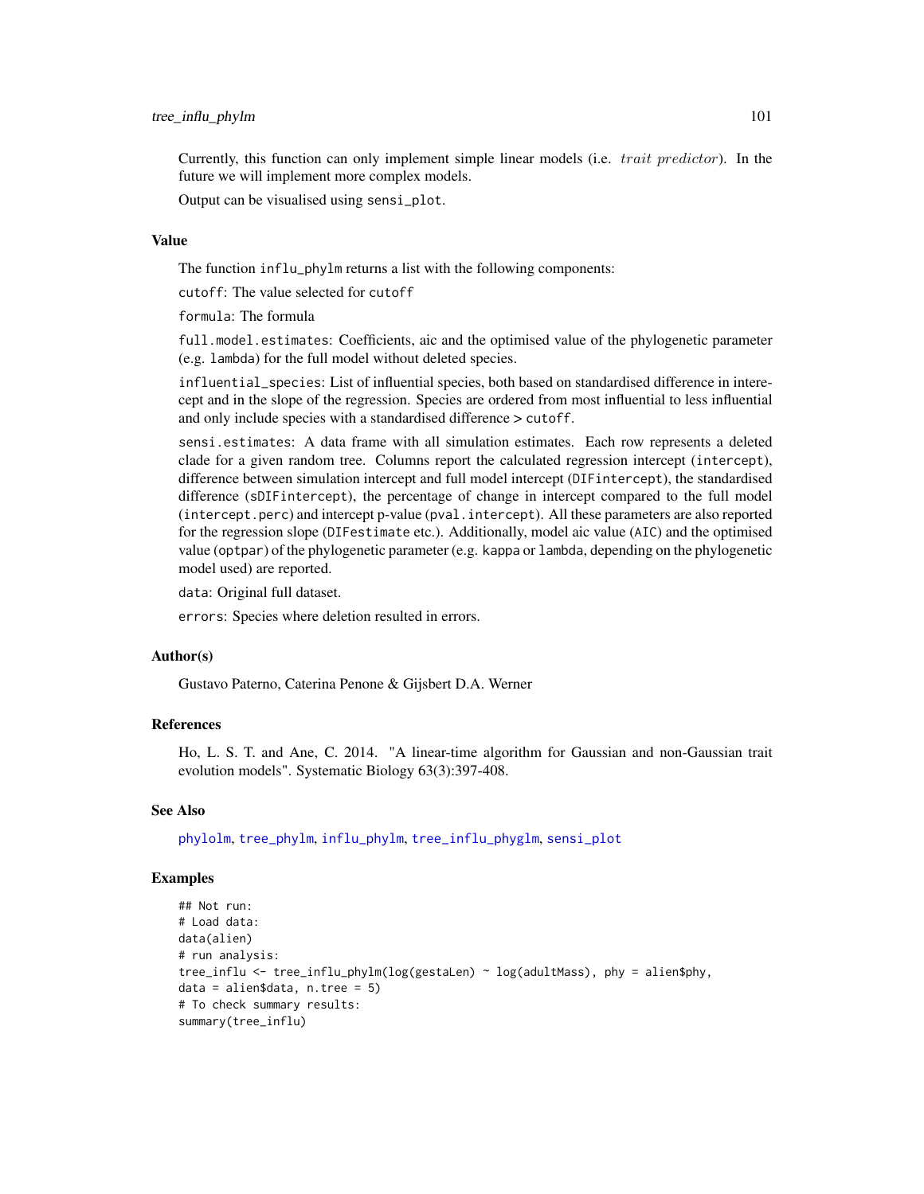Currently, this function can only implement simple linear models (i.e. $trait \sim predictor$). In the future we will implement more complex models.

Output can be visualised using sensi_plot.

### Value

The function influ_phylm returns a list with the following components:

cutoff: The value selected for cutoff

formula: The formula

full.model.estimates: Coefficients, aic and the optimised value of the phylogenetic parameter (e.g. lambda) for the full model without deleted species.

influential_species: List of influential species, both based on standardised difference in interecept and in the slope of the regression. Species are ordered from most influential to less influential and only include species with a standardised difference > cutoff.

sensi.estimates: A data frame with all simulation estimates. Each row represents a deleted clade for a given random tree. Columns report the calculated regression intercept (intercept), difference between simulation intercept and full model intercept (DIFintercept), the standardised difference (sDIFintercept), the percentage of change in intercept compared to the full model (intercept.perc) and intercept p-value (pval.intercept). All these parameters are also reported for the regression slope (DIFestimate etc.). Additionally, model aic value (AIC) and the optimised value (optpar) of the phylogenetic parameter (e.g. kappa or lambda, depending on the phylogenetic model used) are reported.

data: Original full dataset.

errors: Species where deletion resulted in errors.

### Author(s)

Gustavo Paterno, Caterina Penone & Gijsbert D.A. Werner

### References

Ho, L. S. T. and Ane, C. 2014. "A linear-time algorithm for Gaussian and non-Gaussian trait evolution models". Systematic Biology 63(3):397-408.

### See Also

phylolm, tree_phylm, influ_phylm, tree_influ_phyglm, sensi_plot

### Examples

```
## Not run:
# Load data:
data(alien)
# run analysis:
tree_influ <- tree_influ_phylm(log(gestaLen) ~ log(adultMass), phy = alien$phy,
data = alien$data, n.tree = 5)
# To check summary results:
summary(tree_influ)
```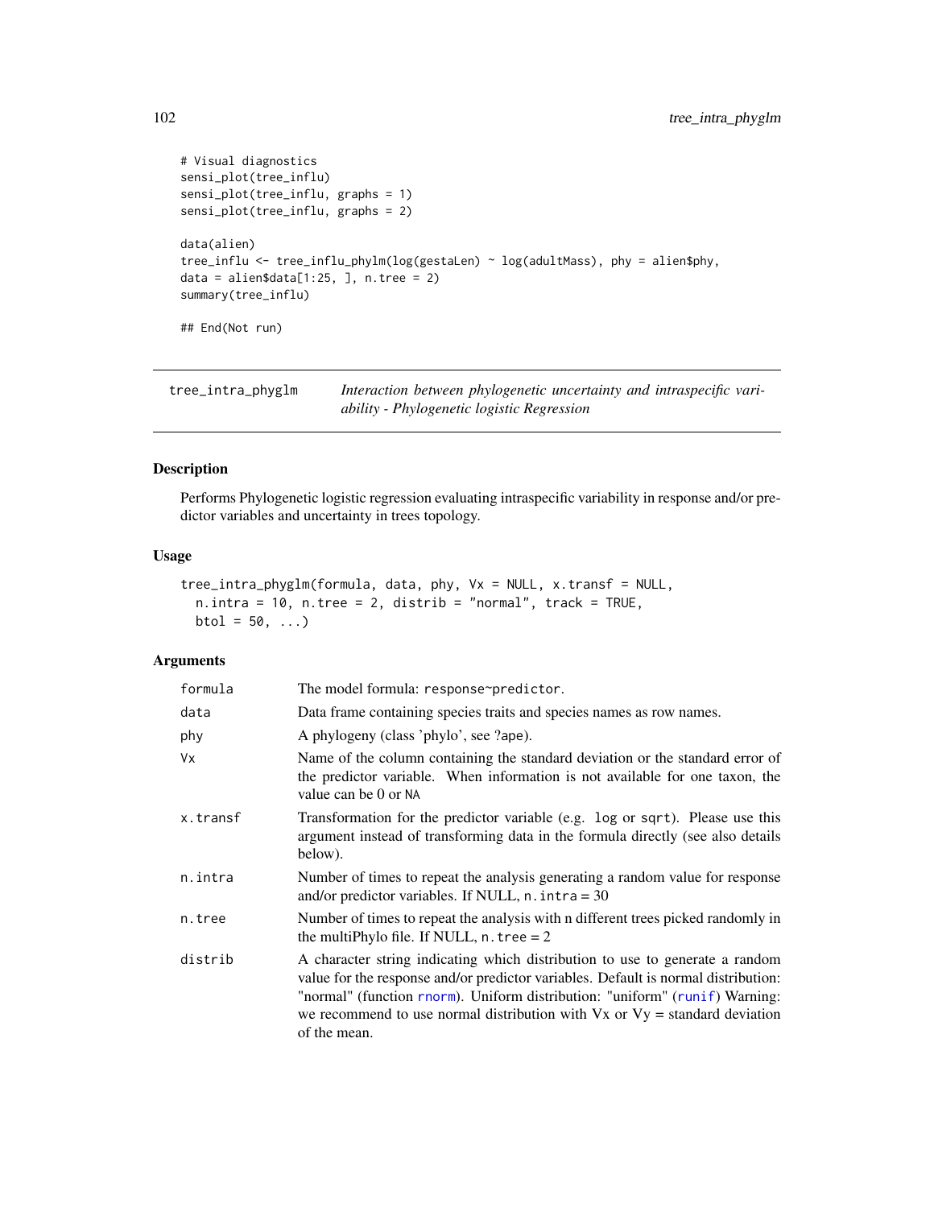```
# Visual diagnostics
sensi_plot(tree_influ)
sensi_plot(tree_influ, graphs = 1)
sensi_plot(tree_influ, graphs = 2)

data(alien)
tree_influ <- tree_influ_phylm(log(gestaLen) ~ log(adultMass), phy = alien$phy,
data = alien$data[1:25, ], n.tree = 2)
summary(tree_influ)

## End(Not run)
```

## tree_intra_phyglm — *Interaction between phylogenetic uncertainty and intraspecific variability - Phylogenetic logistic Regression*

### Description

Performs Phylogenetic logistic regression evaluating intraspecific variability in response and/or predictor variables and uncertainty in trees topology.

### Usage

```
tree_intra_phyglm(formula, data, phy, Vx = NULL, x.transf = NULL,
  n.intra = 10, n.tree = 2, distrib = "normal", track = TRUE,
  btol = 50, ...)
```

### Arguments

| | |
|---|---|
| formula | The model formula: `response~predictor`. |
| data | Data frame containing species traits and species names as row names. |
| phy | A phylogeny (class 'phylo', see ?ape). |
| Vx | Name of the column containing the standard deviation or the standard error of the predictor variable. When information is not available for one taxon, the value can be 0 or `NA` |
| x.transf | Transformation for the predictor variable (e.g. `log` or `sqrt`). Please use this argument instead of transforming data in the formula directly (see also details below). |
| n.intra | Number of times to repeat the analysis generating a random value for response and/or predictor variables. If NULL, `n.intra` = 30 |
| n.tree | Number of times to repeat the analysis with n different trees picked randomly in the multiPhylo file. If NULL, `n.tree` = 2 |
| distrib | A character string indicating which distribution to use to generate a random value for the response and/or predictor variables. Default is normal distribution: "normal" (function `rnorm`). Uniform distribution: "uniform" (`runif`) Warning: we recommend to use normal distribution with Vx or Vy = standard deviation of the mean. |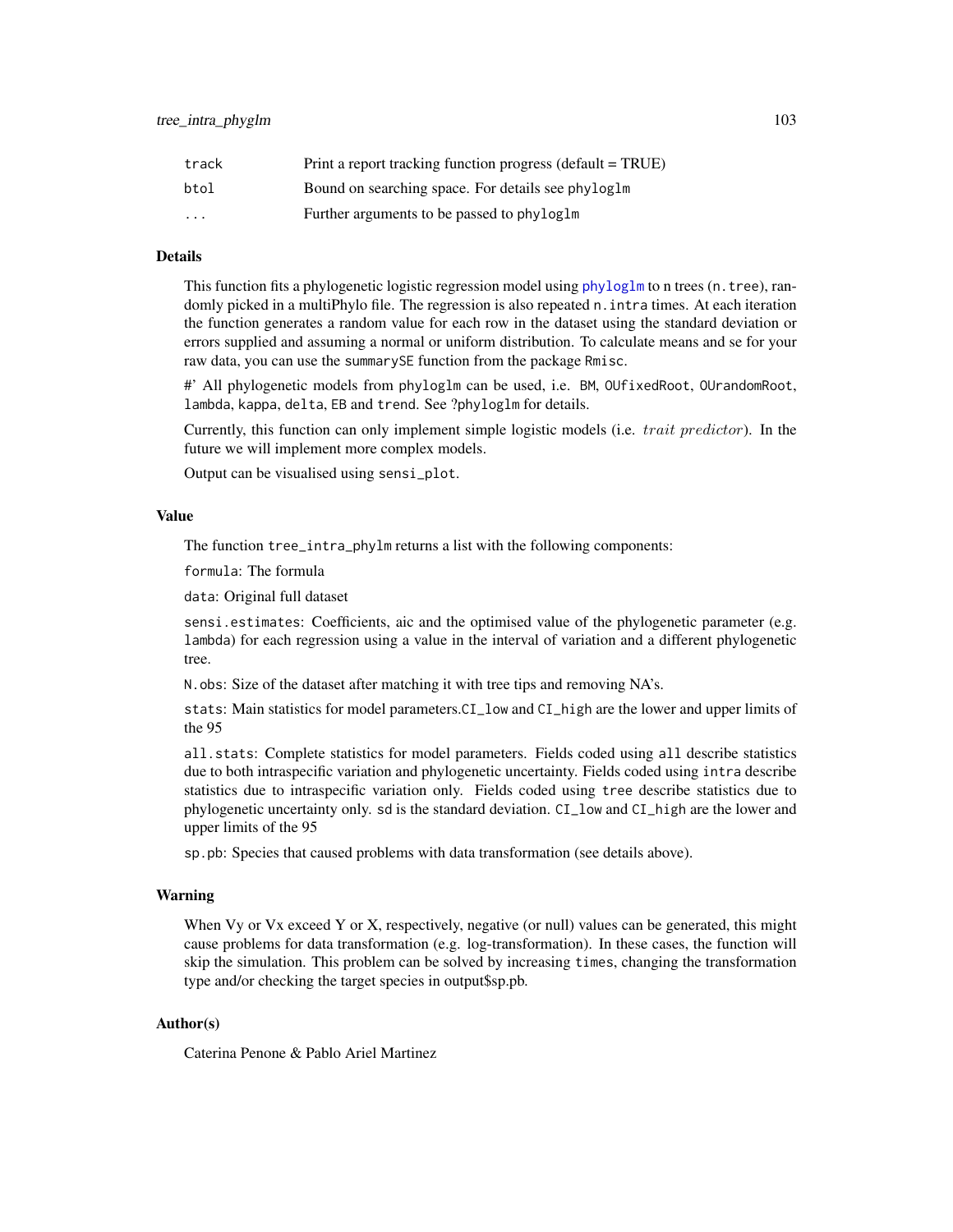| | |
|---|---|
| track | Print a report tracking function progress (default = TRUE) |
| btol | Bound on searching space. For details see phyloglm |
| ... | Further arguments to be passed to phyloglm |

## Details

This function fits a phylogenetic logistic regression model using phyloglm to n trees (n.tree), randomly picked in a multiPhylo file. The regression is also repeated n.intra times. At each iteration the function generates a random value for each row in the dataset using the standard deviation or errors supplied and assuming a normal or uniform distribution. To calculate means and se for your raw data, you can use the summarySE function from the package Rmisc.

#' All phylogenetic models from phyloglm can be used, i.e. BM, OUfixedRoot, OUrandomRoot, lambda, kappa, delta, EB and trend. See ?phyloglm for details.

Currently, this function can only implement simple logistic models (i.e. $trait \sim predictor$). In the future we will implement more complex models.

Output can be visualised using sensi_plot.

## Value

The function tree_intra_phylm returns a list with the following components:

formula: The formula

data: Original full dataset

sensi.estimates: Coefficients, aic and the optimised value of the phylogenetic parameter (e.g. lambda) for each regression using a value in the interval of variation and a different phylogenetic tree.

N.obs: Size of the dataset after matching it with tree tips and removing NA's.

stats: Main statistics for model parameters.CI_low and CI_high are the lower and upper limits of the 95

all.stats: Complete statistics for model parameters. Fields coded using all describe statistics due to both intraspecific variation and phylogenetic uncertainty. Fields coded using intra describe statistics due to intraspecific variation only. Fields coded using tree describe statistics due to phylogenetic uncertainty only. sd is the standard deviation. CI_low and CI_high are the lower and upper limits of the 95

sp.pb: Species that caused problems with data transformation (see details above).

## Warning

When Vy or Vx exceed Y or X, respectively, negative (or null) values can be generated, this might cause problems for data transformation (e.g. log-transformation). In these cases, the function will skip the simulation. This problem can be solved by increasing times, changing the transformation type and/or checking the target species in output$sp.pb.

## Author(s)

Caterina Penone & Pablo Ariel Martinez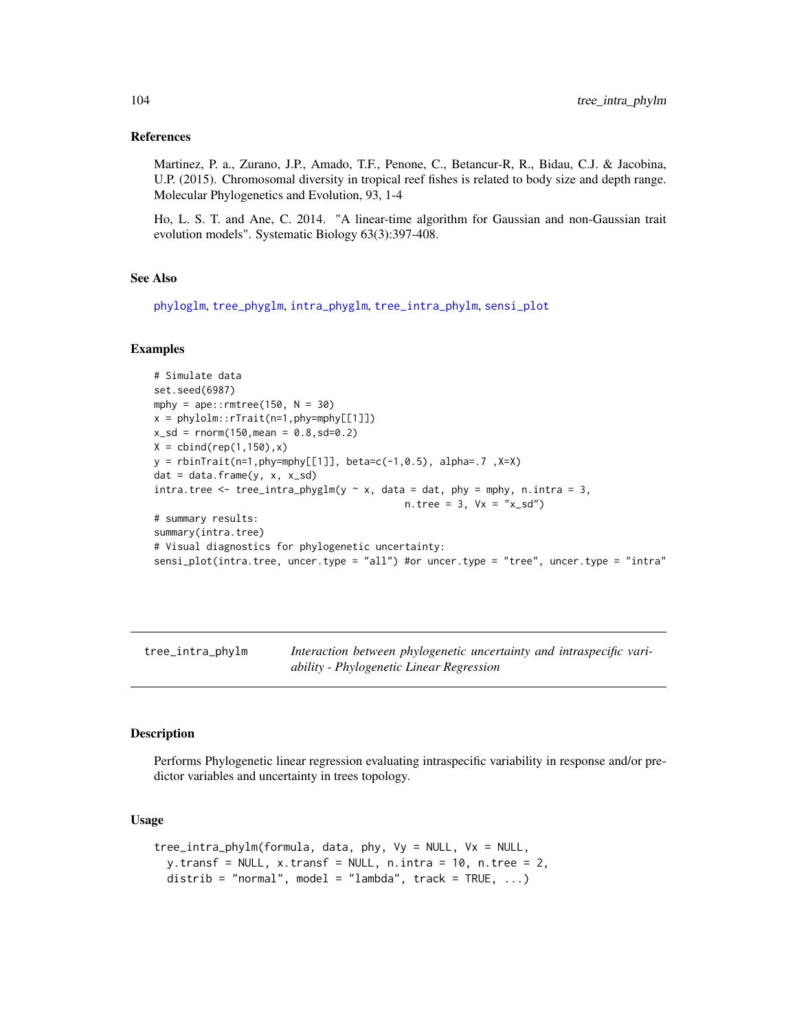### References

Martinez, P. a., Zurano, J.P., Amado, T.F., Penone, C., Betancur-R, R., Bidau, C.J. & Jacobina, U.P. (2015). Chromosomal diversity in tropical reef fishes is related to body size and depth range. Molecular Phylogenetics and Evolution, 93, 1-4

Ho, L. S. T. and Ane, C. 2014. "A linear-time algorithm for Gaussian and non-Gaussian trait evolution models". Systematic Biology 63(3):397-408.

### See Also

phyloglm, tree_phyglm, intra_phyglm, tree_intra_phylm, sensi_plot

### Examples

```
# Simulate data
set.seed(6987)
mphy = ape::rmtree(150, N = 30)
x = phylolm::rTrait(n=1,phy=mphy[[1]])
x_sd = rnorm(150,mean = 0.8,sd=0.2)
X = cbind(rep(1,150),x)
y = rbinTrait(n=1,phy=mphy[[1]], beta=c(-1,0.5), alpha=.7 ,X=X)
dat = data.frame(y, x, x_sd)
intra.tree <- tree_intra_phyglm(y ~ x, data = dat, phy = mphy, n.intra = 3,
                                    n.tree = 3, Vx = "x_sd")
# summary results:
summary(intra.tree)
# Visual diagnostics for phylogenetic uncertainty:
sensi_plot(intra.tree, uncer.type = "all") #or uncer.type = "tree", uncer.type = "intra"
```

---

## tree_intra_phylm — *Interaction between phylogenetic uncertainty and intraspecific variability - Phylogenetic Linear Regression*

### Description

Performs Phylogenetic linear regression evaluating intraspecific variability in response and/or predictor variables and uncertainty in trees topology.

### Usage

```
tree_intra_phylm(formula, data, phy, Vy = NULL, Vx = NULL,
  y.transf = NULL, x.transf = NULL, n.intra = 10, n.tree = 2,
  distrib = "normal", model = "lambda", track = TRUE, ...)
```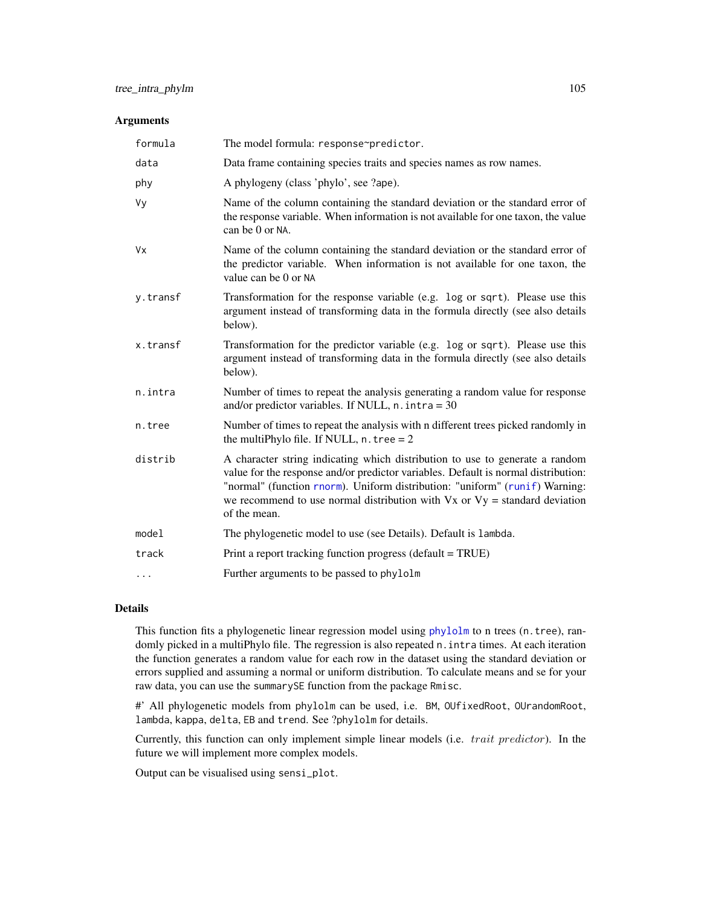## Arguments

| | |
|---|---|
| formula | The model formula: response~predictor. |
| data | Data frame containing species traits and species names as row names. |
| phy | A phylogeny (class 'phylo', see ?ape). |
| Vy | Name of the column containing the standard deviation or the standard error of the response variable. When information is not available for one taxon, the value can be 0 or NA. |
| Vx | Name of the column containing the standard deviation or the standard error of the predictor variable. When information is not available for one taxon, the value can be 0 or NA |
| y.transf | Transformation for the response variable (e.g. log or sqrt). Please use this argument instead of transforming data in the formula directly (see also details below). |
| x.transf | Transformation for the predictor variable (e.g. log or sqrt). Please use this argument instead of transforming data in the formula directly (see also details below). |
| n.intra | Number of times to repeat the analysis generating a random value for response and/or predictor variables. If NULL, n.intra = 30 |
| n.tree | Number of times to repeat the analysis with n different trees picked randomly in the multiPhylo file. If NULL, n.tree = 2 |
| distrib | A character string indicating which distribution to use to generate a random value for the response and/or predictor variables. Default is normal distribution: "normal" (function rnorm). Uniform distribution: "uniform" (runif) Warning: we recommend to use normal distribution with Vx or Vy = standard deviation of the mean. |
| model | The phylogenetic model to use (see Details). Default is lambda. |
| track | Print a report tracking function progress (default = TRUE) |
| ... | Further arguments to be passed to phylolm |

## Details

This function fits a phylogenetic linear regression model using phylolm to n trees (n.tree), randomly picked in a multiPhylo file. The regression is also repeated n.intra times. At each iteration the function generates a random value for each row in the dataset using the standard deviation or errors supplied and assuming a normal or uniform distribution. To calculate means and se for your raw data, you can use the summarySE function from the package Rmisc.

#' All phylogenetic models from phylolm can be used, i.e. BM, OUfixedRoot, OUrandomRoot, lambda, kappa, delta, EB and trend. See ?phylolm for details.

Currently, this function can only implement simple linear models (i.e. $trait \sim predictor$). In the future we will implement more complex models.

Output can be visualised using sensi_plot.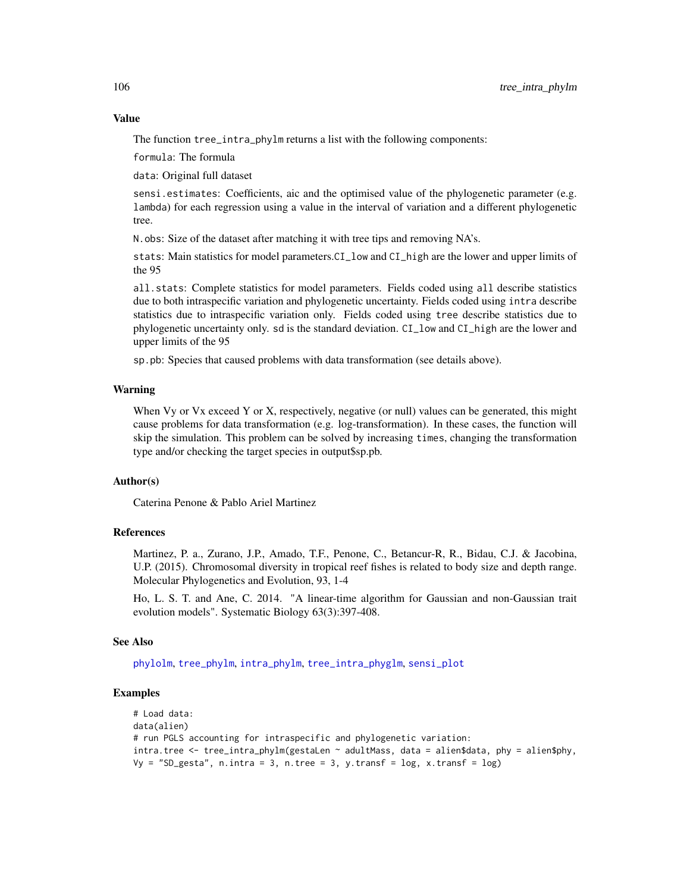## Value

The function `tree_intra_phylm` returns a list with the following components:

`formula`: The formula

`data`: Original full dataset

`sensi.estimates`: Coefficients, aic and the optimised value of the phylogenetic parameter (e.g. `lambda`) for each regression using a value in the interval of variation and a different phylogenetic tree.

`N.obs`: Size of the dataset after matching it with tree tips and removing NA's.

`stats`: Main statistics for model parameters.`CI_low` and `CI_high` are the lower and upper limits of the 95

`all.stats`: Complete statistics for model parameters. Fields coded using `all` describe statistics due to both intraspecific variation and phylogenetic uncertainty. Fields coded using `intra` describe statistics due to intraspecific variation only. Fields coded using `tree` describe statistics due to phylogenetic uncertainty only. `sd` is the standard deviation. `CI_low` and `CI_high` are the lower and upper limits of the 95

`sp.pb`: Species that caused problems with data transformation (see details above).

## Warning

When Vy or Vx exceed Y or X, respectively, negative (or null) values can be generated, this might cause problems for data transformation (e.g. log-transformation). In these cases, the function will skip the simulation. This problem can be solved by increasing `times`, changing the transformation type and/or checking the target species in output$sp.pb.

## Author(s)

Caterina Penone & Pablo Ariel Martinez

## References

Martinez, P. a., Zurano, J.P., Amado, T.F., Penone, C., Betancur-R, R., Bidau, C.J. & Jacobina, U.P. (2015). Chromosomal diversity in tropical reef fishes is related to body size and depth range. Molecular Phylogenetics and Evolution, 93, 1-4

Ho, L. S. T. and Ane, C. 2014. "A linear-time algorithm for Gaussian and non-Gaussian trait evolution models". Systematic Biology 63(3):397-408.

## See Also

phylolm, tree_phylm, intra_phylm, tree_intra_phyglm, sensi_plot

## Examples

```
# Load data:
data(alien)
# run PGLS accounting for intraspecific and phylogenetic variation:
intra.tree <- tree_intra_phylm(gestaLen ~ adultMass, data = alien$data, phy = alien$phy,
Vy = "SD_gesta", n.intra = 3, n.tree = 3, y.transf = log, x.transf = log)
```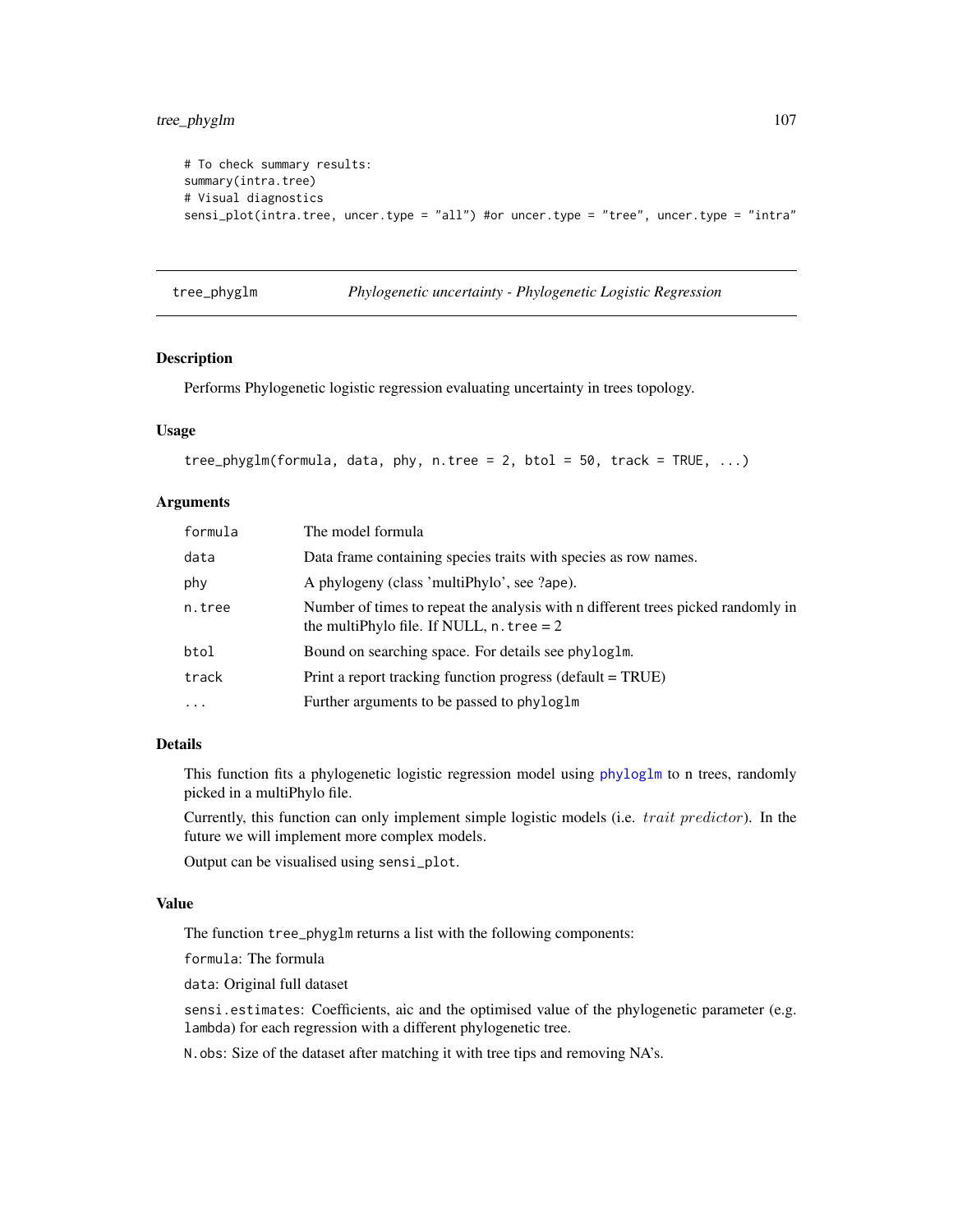```
# To check summary results:
summary(intra.tree)
# Visual diagnostics
sensi_plot(intra.tree, uncer.type = "all") #or uncer.type = "tree", uncer.type = "intra"
```

---

tree_phyglm — *Phylogenetic uncertainty - Phylogenetic Logistic Regression*

---

## Description

Performs Phylogenetic logistic regression evaluating uncertainty in trees topology.

## Usage

```
tree_phyglm(formula, data, phy, n.tree = 2, btol = 50, track = TRUE, ...)
```

## Arguments

| | |
|---|---|
| formula | The model formula |
| data | Data frame containing species traits with species as row names. |
| phy | A phylogeny (class 'multiPhylo', see ?ape). |
| n.tree | Number of times to repeat the analysis with n different trees picked randomly in the multiPhylo file. If NULL, n.tree = 2 |
| btol | Bound on searching space. For details see phyloglm. |
| track | Print a report tracking function progress (default = TRUE) |
| ... | Further arguments to be passed to phyloglm |

## Details

This function fits a phylogenetic logistic regression model using phyloglm to n trees, randomly picked in a multiPhylo file.

Currently, this function can only implement simple logistic models (i.e. $trait \sim predictor$). In the future we will implement more complex models.

Output can be visualised using sensi_plot.

## Value

The function tree_phyglm returns a list with the following components:

formula: The formula

data: Original full dataset

sensi.estimates: Coefficients, aic and the optimised value of the phylogenetic parameter (e.g. lambda) for each regression with a different phylogenetic tree.

N.obs: Size of the dataset after matching it with tree tips and removing NA's.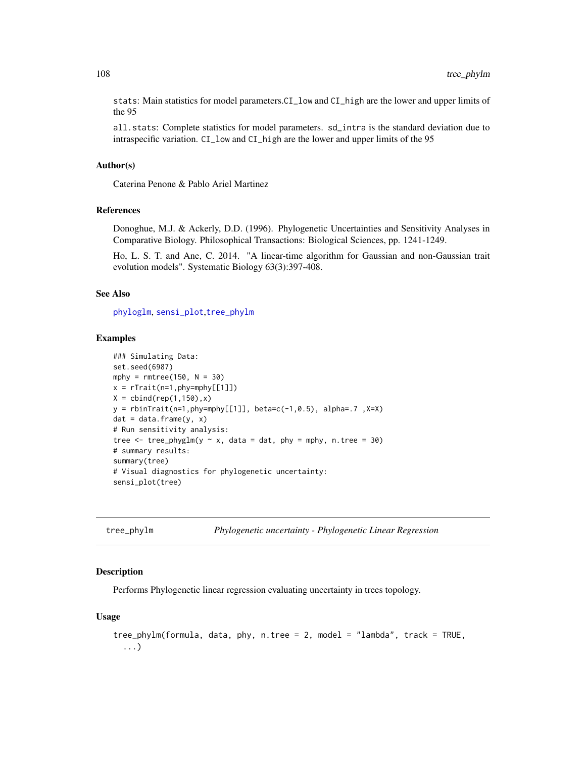`stats`: Main statistics for model parameters.`CI_low` and `CI_high` are the lower and upper limits of the 95

`all.stats`: Complete statistics for model parameters. `sd_intra` is the standard deviation due to intraspecific variation. `CI_low` and `CI_high` are the lower and upper limits of the 95

### Author(s)

Caterina Penone & Pablo Ariel Martinez

### References

Donoghue, M.J. & Ackerly, D.D. (1996). Phylogenetic Uncertainties and Sensitivity Analyses in Comparative Biology. Philosophical Transactions: Biological Sciences, pp. 1241-1249.

Ho, L. S. T. and Ane, C. 2014. "A linear-time algorithm for Gaussian and non-Gaussian trait evolution models". Systematic Biology 63(3):397-408.

### See Also

`phyloglm`, `sensi_plot`,`tree_phylm`

### Examples

```
### Simulating Data:
set.seed(6987)
mphy = rmtree(150, N = 30)
x = rTrait(n=1,phy=mphy[[1]])
X = cbind(rep(1,150),x)
y = rbinTrait(n=1,phy=mphy[[1]], beta=c(-1,0.5), alpha=.7 ,X=X)
dat = data.frame(y, x)
# Run sensitivity analysis:
tree <- tree_phyglm(y ~ x, data = dat, phy = mphy, n.tree = 30)
# summary results:
summary(tree)
# Visual diagnostics for phylogenetic uncertainty:
sensi_plot(tree)
```

## tree_phylm — *Phylogenetic uncertainty - Phylogenetic Linear Regression*

### Description

Performs Phylogenetic linear regression evaluating uncertainty in trees topology.

### Usage

```
tree_phylm(formula, data, phy, n.tree = 2, model = "lambda", track = TRUE,
  ...)
```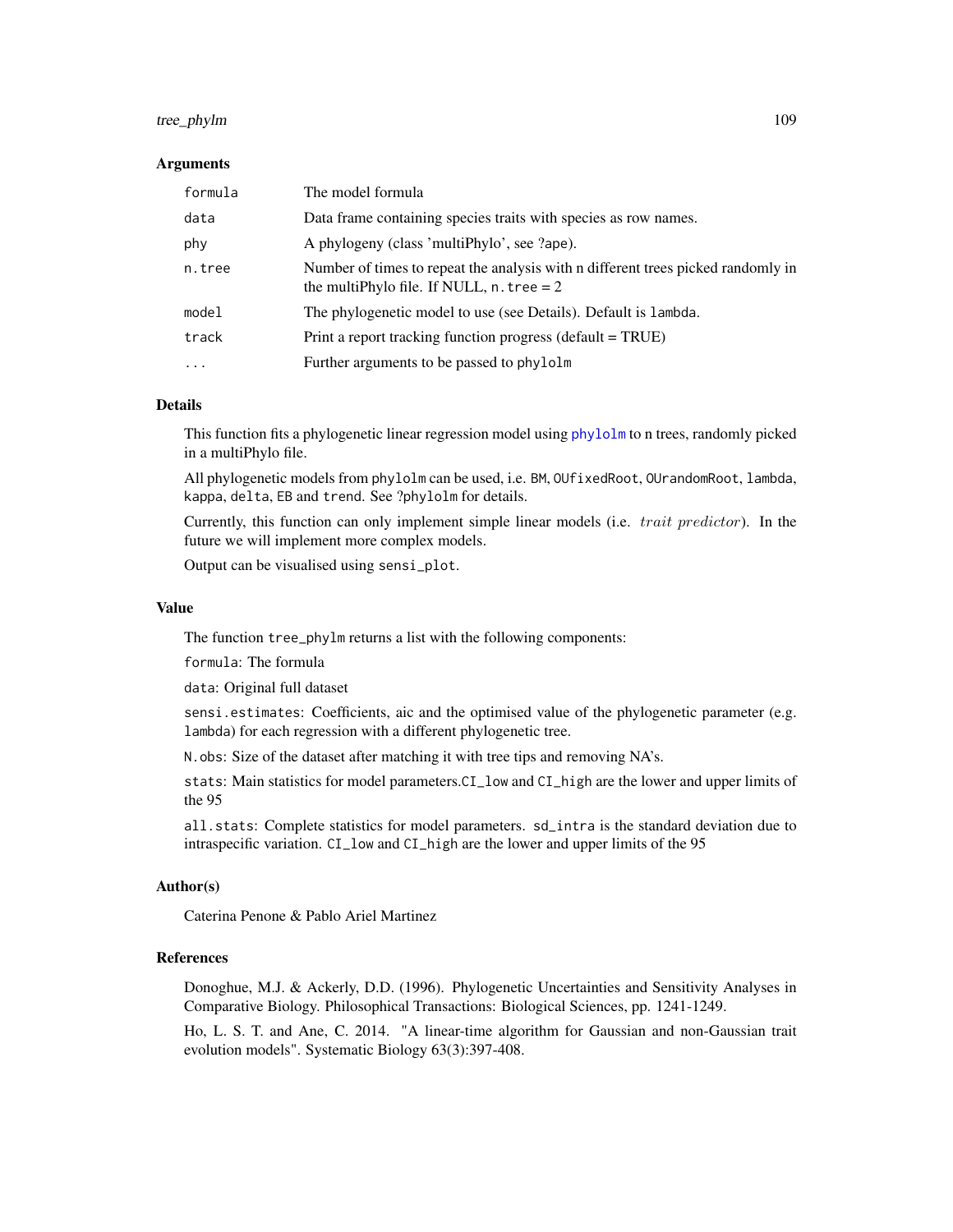## Arguments

| | |
|---|---|
| formula | The model formula |
| data | Data frame containing species traits with species as row names. |
| phy | A phylogeny (class 'multiPhylo', see ?ape). |
| n.tree | Number of times to repeat the analysis with n different trees picked randomly in the multiPhylo file. If NULL, n.tree = 2 |
| model | The phylogenetic model to use (see Details). Default is lambda. |
| track | Print a report tracking function progress (default = TRUE) |
| ... | Further arguments to be passed to phylolm |

## Details

This function fits a phylogenetic linear regression model using phylolm to n trees, randomly picked in a multiPhylo file.

All phylogenetic models from phylolm can be used, i.e. BM, OUfixedRoot, OUrandomRoot, lambda, kappa, delta, EB and trend. See ?phylolm for details.

Currently, this function can only implement simple linear models (i.e. *trait predictor*). In the future we will implement more complex models.

Output can be visualised using sensi_plot.

## Value

The function tree_phylm returns a list with the following components:

formula: The formula

data: Original full dataset

sensi.estimates: Coefficients, aic and the optimised value of the phylogenetic parameter (e.g. lambda) for each regression with a different phylogenetic tree.

N.obs: Size of the dataset after matching it with tree tips and removing NA's.

stats: Main statistics for model parameters.CI_low and CI_high are the lower and upper limits of the 95

all.stats: Complete statistics for model parameters. sd_intra is the standard deviation due to intraspecific variation. CI_low and CI_high are the lower and upper limits of the 95

## Author(s)

Caterina Penone & Pablo Ariel Martinez

## References

Donoghue, M.J. & Ackerly, D.D. (1996). Phylogenetic Uncertainties and Sensitivity Analyses in Comparative Biology. Philosophical Transactions: Biological Sciences, pp. 1241-1249.

Ho, L. S. T. and Ane, C. 2014. "A linear-time algorithm for Gaussian and non-Gaussian trait evolution models". Systematic Biology 63(3):397-408.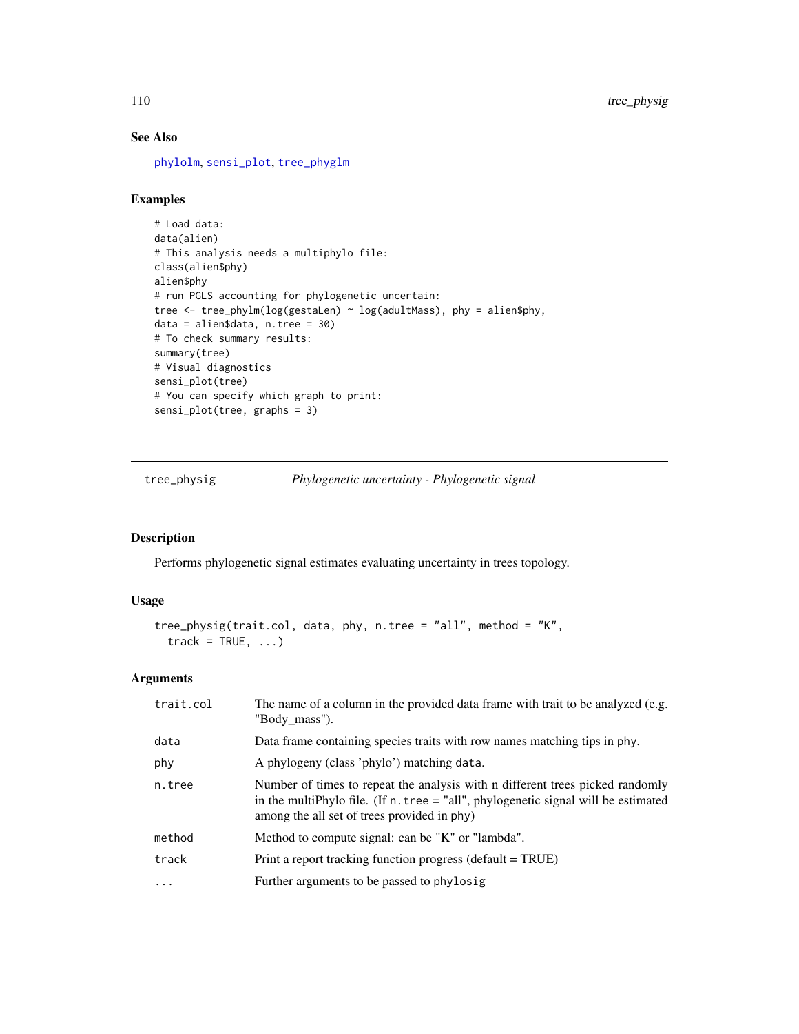## See Also

phylolm, sensi_plot, tree_phyglm

## Examples

```
# Load data:
data(alien)
# This analysis needs a multiphylo file:
class(alien$phy)
alien$phy
# run PGLS accounting for phylogenetic uncertain:
tree <- tree_phylm(log(gestaLen) ~ log(adultMass), phy = alien$phy,
data = alien$data, n.tree = 30)
# To check summary results:
summary(tree)
# Visual diagnostics
sensi_plot(tree)
# You can specify which graph to print:
sensi_plot(tree, graphs = 3)
```

---

# tree_physig — *Phylogenetic uncertainty - Phylogenetic signal*

## Description

Performs phylogenetic signal estimates evaluating uncertainty in trees topology.

## Usage

```
tree_physig(trait.col, data, phy, n.tree = "all", method = "K",
  track = TRUE, ...)
```

## Arguments

| | |
|---|---|
| trait.col | The name of a column in the provided data frame with trait to be analyzed (e.g. "Body_mass"). |
| data | Data frame containing species traits with row names matching tips in phy. |
| phy | A phylogeny (class 'phylo') matching data. |
| n.tree | Number of times to repeat the analysis with n different trees picked randomly in the multiPhylo file. (If n.tree = "all", phylogenetic signal will be estimated among the all set of trees provided in phy) |
| method | Method to compute signal: can be "K" or "lambda". |
| track | Print a report tracking function progress (default = TRUE) |
| ... | Further arguments to be passed to phylosig |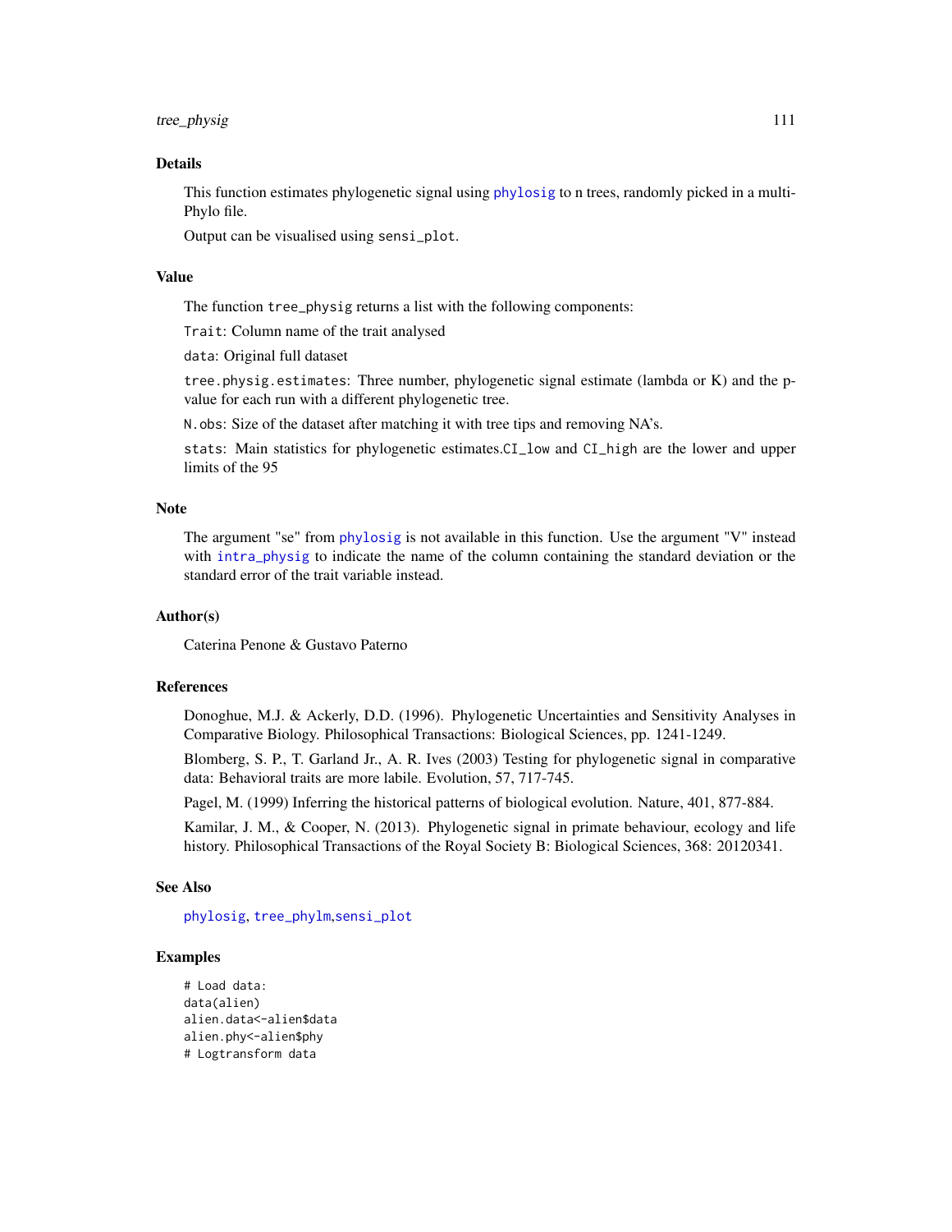## Details

This function estimates phylogenetic signal using phylosig to n trees, randomly picked in a multi-Phylo file.

Output can be visualised using `sensi_plot`.

## Value

The function `tree_physig` returns a list with the following components:

`Trait`: Column name of the trait analysed

`data`: Original full dataset

`tree.physig.estimates`: Three number, phylogenetic signal estimate (lambda or K) and the p-value for each run with a different phylogenetic tree.

`N.obs`: Size of the dataset after matching it with tree tips and removing NA's.

`stats`: Main statistics for phylogenetic estimates.`CI_low` and `CI_high` are the lower and upper limits of the 95

## Note

The argument "se" from phylosig is not available in this function. Use the argument "V" instead with intra_physig to indicate the name of the column containing the standard deviation or the standard error of the trait variable instead.

## Author(s)

Caterina Penone & Gustavo Paterno

## References

Donoghue, M.J. & Ackerly, D.D. (1996). Phylogenetic Uncertainties and Sensitivity Analyses in Comparative Biology. Philosophical Transactions: Biological Sciences, pp. 1241-1249.

Blomberg, S. P., T. Garland Jr., A. R. Ives (2003) Testing for phylogenetic signal in comparative data: Behavioral traits are more labile. Evolution, 57, 717-745.

Pagel, M. (1999) Inferring the historical patterns of biological evolution. Nature, 401, 877-884.

Kamilar, J. M., & Cooper, N. (2013). Phylogenetic signal in primate behaviour, ecology and life history. Philosophical Transactions of the Royal Society B: Biological Sciences, 368: 20120341.

## See Also

phylosig, tree_phylm,sensi_plot

## Examples

```
# Load data:
data(alien)
alien.data<-alien$data
alien.phy<-alien$phy
# Logtransform data
```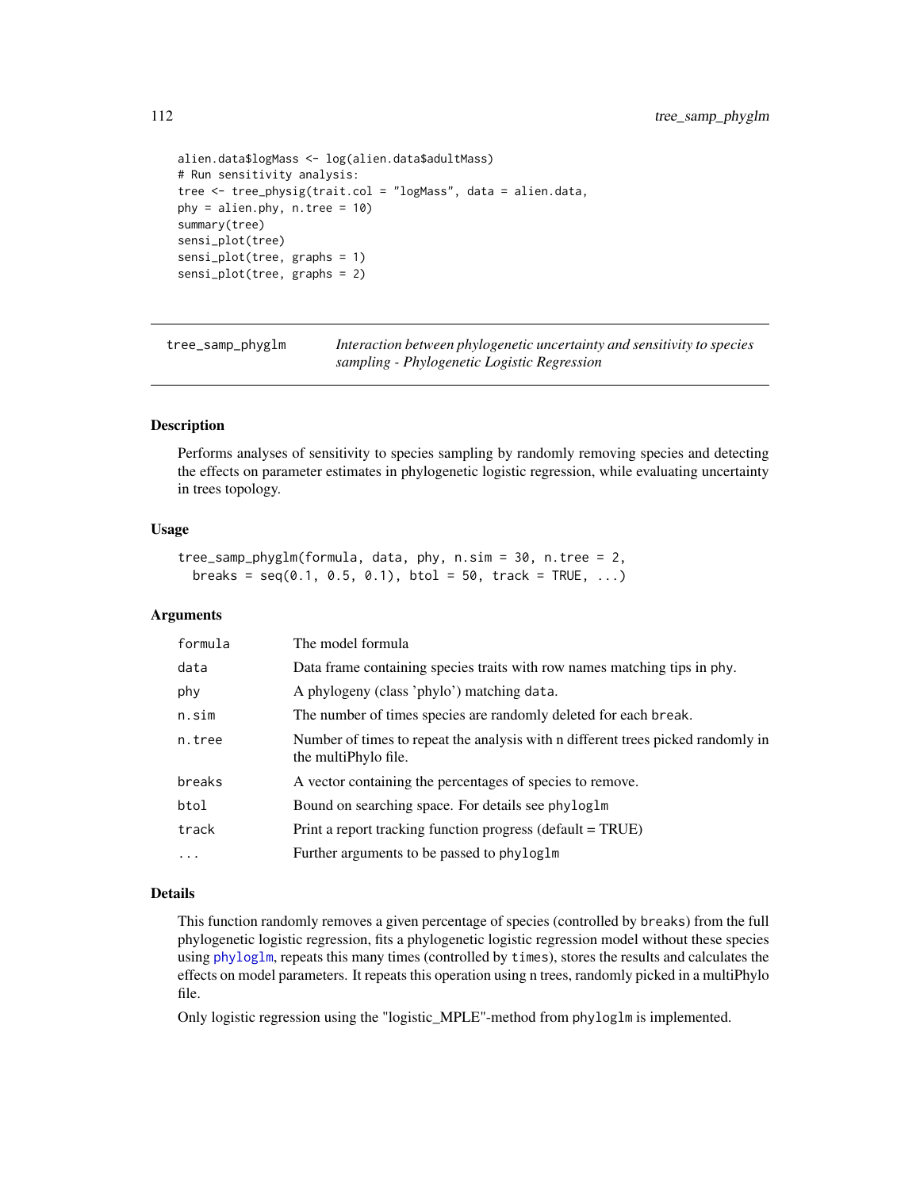```
alien.data$logMass <- log(alien.data$adultMass)
# Run sensitivity analysis:
tree <- tree_physig(trait.col = "logMass", data = alien.data,
phy = alien.phy, n.tree = 10)
summary(tree)
sensi_plot(tree)
sensi_plot(tree, graphs = 1)
sensi_plot(tree, graphs = 2)
```

---

## tree_samp_phyglm — *Interaction between phylogenetic uncertainty and sensitivity to species sampling - Phylogenetic Logistic Regression*

---

### Description

Performs analyses of sensitivity to species sampling by randomly removing species and detecting the effects on parameter estimates in phylogenetic logistic regression, while evaluating uncertainty in trees topology.

### Usage

```
tree_samp_phyglm(formula, data, phy, n.sim = 30, n.tree = 2,
  breaks = seq(0.1, 0.5, 0.1), btol = 50, track = TRUE, ...)
```

### Arguments

| | |
|---|---|
| formula | The model formula |
| data | Data frame containing species traits with row names matching tips in phy. |
| phy | A phylogeny (class 'phylo') matching data. |
| n.sim | The number of times species are randomly deleted for each break. |
| n.tree | Number of times to repeat the analysis with n different trees picked randomly in the multiPhylo file. |
| breaks | A vector containing the percentages of species to remove. |
| btol | Bound on searching space. For details see phyloglm |
| track | Print a report tracking function progress (default = TRUE) |
| ... | Further arguments to be passed to phyloglm |

### Details

This function randomly removes a given percentage of species (controlled by breaks) from the full phylogenetic logistic regression, fits a phylogenetic logistic regression model without these species using phyloglm, repeats this many times (controlled by times), stores the results and calculates the effects on model parameters. It repeats this operation using n trees, randomly picked in a multiPhylo file.

Only logistic regression using the "logistic_MPLE"-method from phyloglm is implemented.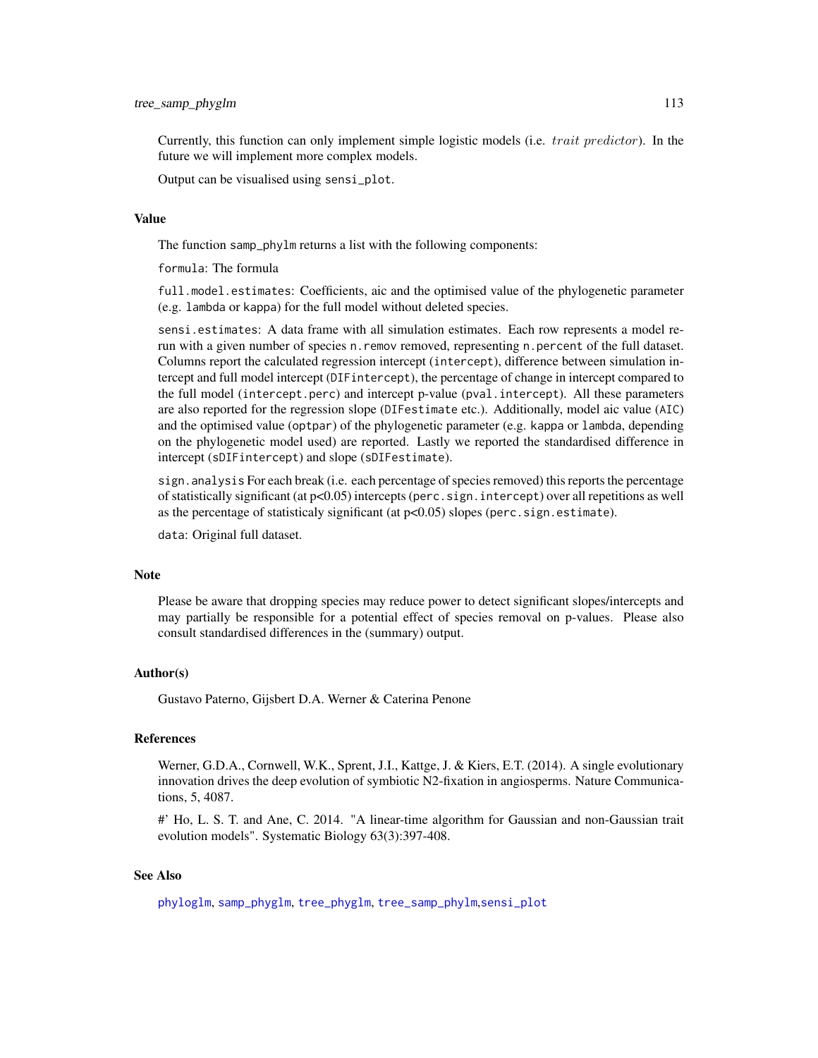Currently, this function can only implement simple logistic models (i.e. $trait \sim predictor$). In the future we will implement more complex models.

Output can be visualised using `sensi_plot`.

### Value

The function `samp_phylm` returns a list with the following components:

`formula`: The formula

`full.model.estimates`: Coefficients, aic and the optimised value of the phylogenetic parameter (e.g. `lambda` or `kappa`) for the full model without deleted species.

`sensi.estimates`: A data frame with all simulation estimates. Each row represents a model rerun with a given number of species `n.remov` removed, representing `n.percent` of the full dataset. Columns report the calculated regression intercept (`intercept`), difference between simulation intercept and full model intercept (`DIFintercept`), the percentage of change in intercept compared to the full model (`intercept.perc`) and intercept p-value (`pval.intercept`). All these parameters are also reported for the regression slope (`DIFestimate` etc.). Additionally, model aic value (`AIC`) and the optimised value (`optpar`) of the phylogenetic parameter (e.g. `kappa` or `lambda`, depending on the phylogenetic model used) are reported. Lastly we reported the standardised difference in intercept (`sDIFintercept`) and slope (`sDIFestimate`).

`sign.analysis` For each break (i.e. each percentage of species removed) this reports the percentage of statistically significant (at p<0.05) intercepts (`perc.sign.intercept`) over all repetitions as well as the percentage of statisticaly significant (at p<0.05) slopes (`perc.sign.estimate`).

`data`: Original full dataset.

### Note

Please be aware that dropping species may reduce power to detect significant slopes/intercepts and may partially be responsible for a potential effect of species removal on p-values. Please also consult standardised differences in the (summary) output.

### Author(s)

Gustavo Paterno, Gijsbert D.A. Werner & Caterina Penone

### References

Werner, G.D.A., Cornwell, W.K., Sprent, J.I., Kattge, J. & Kiers, E.T. (2014). A single evolutionary innovation drives the deep evolution of symbiotic N2-fixation in angiosperms. Nature Communications, 5, 4087.

#' Ho, L. S. T. and Ane, C. 2014. "A linear-time algorithm for Gaussian and non-Gaussian trait evolution models". Systematic Biology 63(3):397-408.

### See Also

`phyloglm`, `samp_phyglm`, `tree_phyglm`, `tree_samp_phylm`,`sensi_plot`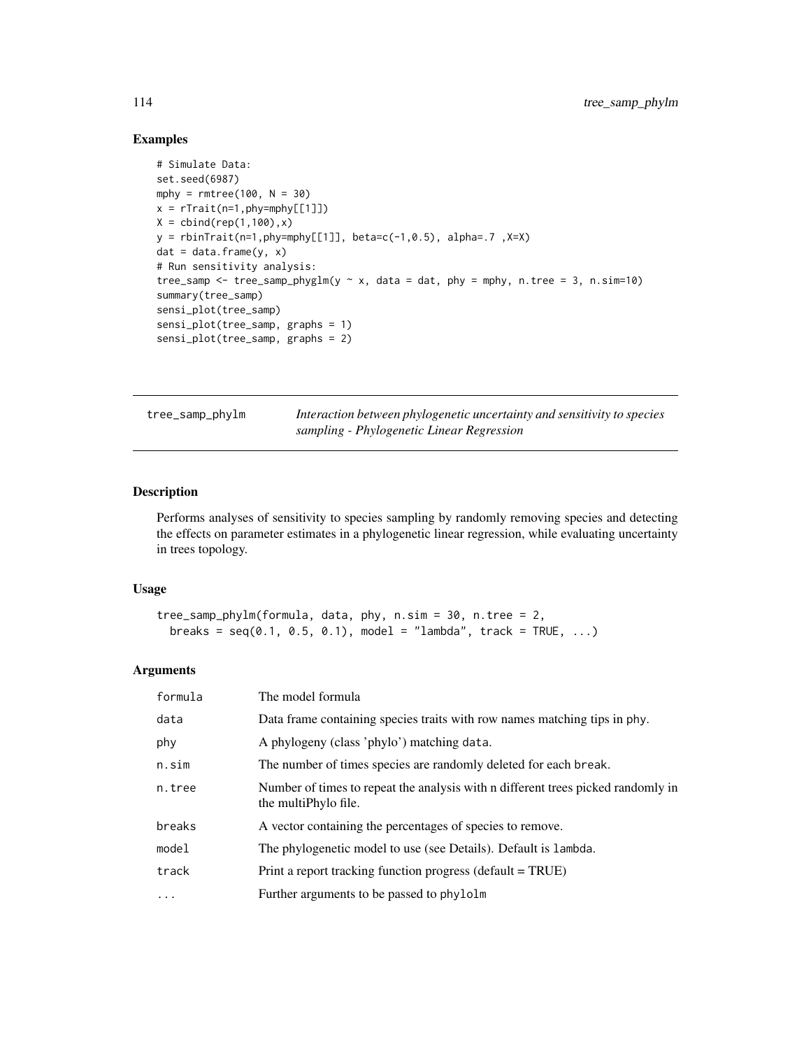## Examples

```
# Simulate Data:
set.seed(6987)
mphy = rmtree(100, N = 30)
x = rTrait(n=1,phy=mphy[[1]])
X = cbind(rep(1,100),x)
y = rbinTrait(n=1,phy=mphy[[1]], beta=c(-1,0.5), alpha=.7 ,X=X)
dat = data.frame(y, x)
# Run sensitivity analysis:
tree_samp <- tree_samp_phyglm(y ~ x, data = dat, phy = mphy, n.tree = 3, n.sim=10)
summary(tree_samp)
sensi_plot(tree_samp)
sensi_plot(tree_samp, graphs = 1)
sensi_plot(tree_samp, graphs = 2)
```

---

# tree_samp_phylm

*Interaction between phylogenetic uncertainty and sensitivity to species sampling - Phylogenetic Linear Regression*

---

## Description

Performs analyses of sensitivity to species sampling by randomly removing species and detecting the effects on parameter estimates in a phylogenetic linear regression, while evaluating uncertainty in trees topology.

## Usage

```
tree_samp_phylm(formula, data, phy, n.sim = 30, n.tree = 2,
  breaks = seq(0.1, 0.5, 0.1), model = "lambda", track = TRUE, ...)
```

## Arguments

| | |
|---|---|
| formula | The model formula |
| data | Data frame containing species traits with row names matching tips in phy. |
| phy | A phylogeny (class 'phylo') matching data. |
| n.sim | The number of times species are randomly deleted for each break. |
| n.tree | Number of times to repeat the analysis with n different trees picked randomly in the multiPhylo file. |
| breaks | A vector containing the percentages of species to remove. |
| model | The phylogenetic model to use (see Details). Default is lambda. |
| track | Print a report tracking function progress (default = TRUE) |
| ... | Further arguments to be passed to phylolm |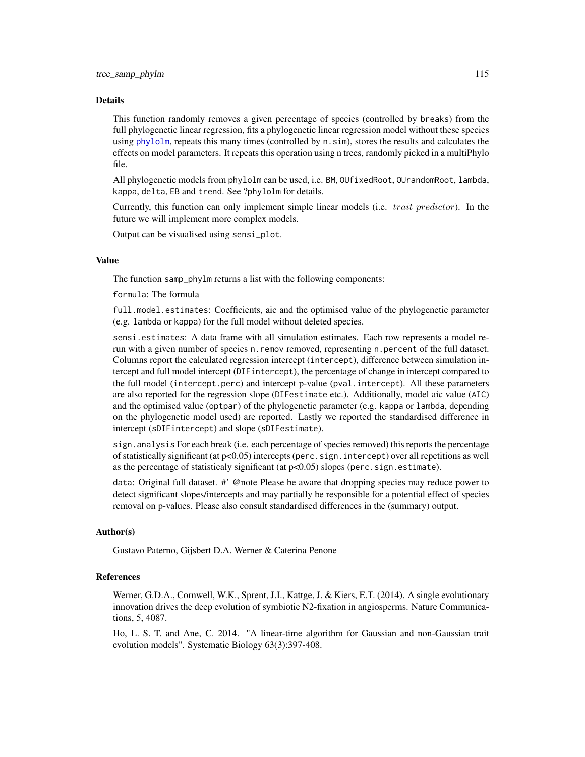### Details

This function randomly removes a given percentage of species (controlled by breaks) from the full phylogenetic linear regression, fits a phylogenetic linear regression model without these species using phylolm, repeats this many times (controlled by n.sim), stores the results and calculates the effects on model parameters. It repeats this operation using n trees, randomly picked in a multiPhylo file.

All phylogenetic models from phylolm can be used, i.e. BM, OUfixedRoot, OUrandomRoot, lambda, kappa, delta, EB and trend. See ?phylolm for details.

Currently, this function can only implement simple linear models (i.e. $trait \sim predictor$). In the future we will implement more complex models.

Output can be visualised using sensi_plot.

### Value

The function samp_phylm returns a list with the following components:

formula: The formula

full.model.estimates: Coefficients, aic and the optimised value of the phylogenetic parameter (e.g. lambda or kappa) for the full model without deleted species.

sensi.estimates: A data frame with all simulation estimates. Each row represents a model rerun with a given number of species n.remov removed, representing n.percent of the full dataset. Columns report the calculated regression intercept (intercept), difference between simulation intercept and full model intercept (DIFintercept), the percentage of change in intercept compared to the full model (intercept.perc) and intercept p-value (pval.intercept). All these parameters are also reported for the regression slope (DIFestimate etc.). Additionally, model aic value (AIC) and the optimised value (optpar) of the phylogenetic parameter (e.g. kappa or lambda, depending on the phylogenetic model used) are reported. Lastly we reported the standardised difference in intercept (sDIFintercept) and slope (sDIFestimate).

sign.analysis For each break (i.e. each percentage of species removed) this reports the percentage of statistically significant (at p<0.05) intercepts (perc.sign.intercept) over all repetitions as well as the percentage of statisticaly significant (at p<0.05) slopes (perc.sign.estimate).

data: Original full dataset. #' @note Please be aware that dropping species may reduce power to detect significant slopes/intercepts and may partially be responsible for a potential effect of species removal on p-values. Please also consult standardised differences in the (summary) output.

### Author(s)

Gustavo Paterno, Gijsbert D.A. Werner & Caterina Penone

### References

Werner, G.D.A., Cornwell, W.K., Sprent, J.I., Kattge, J. & Kiers, E.T. (2014). A single evolutionary innovation drives the deep evolution of symbiotic N2-fixation in angiosperms. Nature Communications, 5, 4087.

Ho, L. S. T. and Ane, C. 2014. "A linear-time algorithm for Gaussian and non-Gaussian trait evolution models". Systematic Biology 63(3):397-408.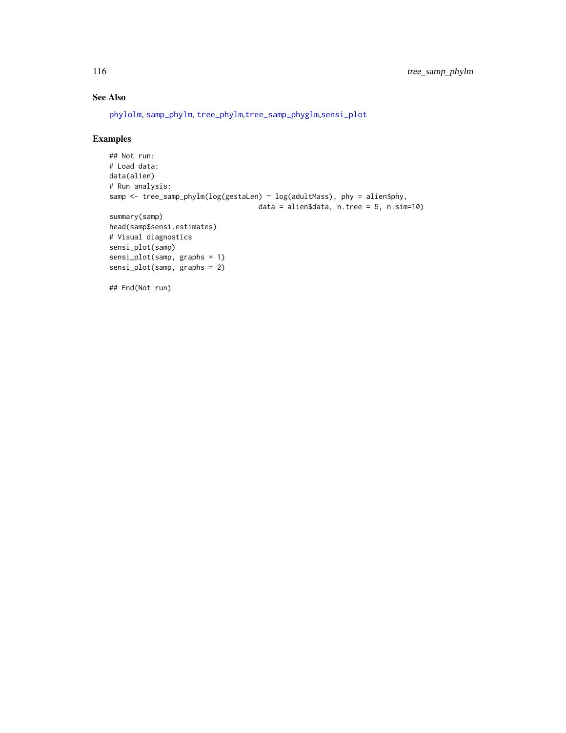## See Also

phylolm, samp_phylm, tree_phylm,tree_samp_phyglm,sensi_plot

## Examples

```
## Not run:
# Load data:
data(alien)
# Run analysis:
samp <- tree_samp_phylm(log(gestaLen) ~ log(adultMass), phy = alien$phy,
                                    data = alien$data, n.tree = 5, n.sim=10)
summary(samp)
head(samp$sensi.estimates)
# Visual diagnostics
sensi_plot(samp)
sensi_plot(samp, graphs = 1)
sensi_plot(samp, graphs = 2)

## End(Not run)
```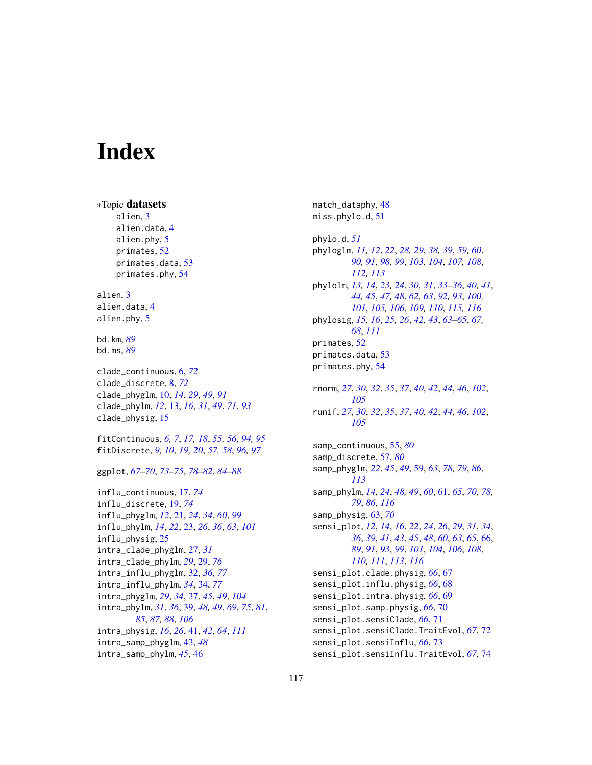# Index

∗Topic **datasets**
- alien, 3
- alien.data, 4
- alien.phy, 5
- primates, 52
- primates.data, 53
- primates.phy, 54

alien, 3
alien.data, 4
alien.phy, 5

bd.km, *89*
bd.ms, *89*

clade_continuous, 6, *72*
clade_discrete, 8, *72*
clade_phyglm, 10, *14*, *29*, *49*, *91*
clade_phylm, *12*, 13, *16*, *31*, *49*, *71*, *93*
clade_physig, 15

fitContinuous, *6, 7*, *17, 18*, *55, 56*, *94, 95*
fitDiscrete, *9, 10*, *19, 20*, *57, 58*, *96, 97*

ggplot, *67–70*, *73–75*, *78–82*, *84–88*

influ_continuous, 17, *74*
influ_discrete, 19, *74*
influ_phyglm, *12*, 21, *24*, *34*, *60*, *99*
influ_phylm, *14*, *22*, 23, *26*, *36*, *63*, *101*
influ_physig, 25
intra_clade_phyglm, 27, *31*
intra_clade_phylm, *29*, 29, *76*
intra_influ_phyglm, 32, *36*, *77*
intra_influ_phylm, *34*, 34, *77*
intra_phyglm, *29*, *34*, 37, *45*, *49*, *104*
intra_phylm, *31*, *36*, 39, *48, 49*, *69*, *75*, *81*, *85*, *87, 88*, *106*
intra_physig, *16*, *26*, 41, *42*, *64*, *111*
intra_samp_phyglm, 43, *48*
intra_samp_phylm, *45*, 46

match_dataphy, 48
miss.phylo.d, 51

phylo.d, *51*
phyloglm, *11, 12*, *22*, *28, 29*, *38, 39*, *59, 60*, *90, 91*, *98, 99*, *103, 104*, *107, 108*, *112, 113*
phylolm, *13, 14*, *23, 24*, *30, 31*, *33–36*, *40, 41*, *44, 45*, *47, 48*, *62, 63*, *92, 93*, *100, 101*, *105, 106*, *109, 110*, *115, 116*
phylosig, *15, 16*, *25, 26*, *42, 43*, *63–65*, *67, 68*, *111*
primates, 52
primates.data, 53
primates.phy, 54

rnorm, *27*, *30*, *32*, *35*, *37*, *40*, *42*, *44*, *46*, *102*, *105*
runif, *27*, *30*, *32*, *35*, *37*, *40*, *42*, *44*, *46*, *102*, *105*

samp_continuous, 55, *80*
samp_discrete, 57, *80*
samp_phyglm, *22*, *45*, *49*, 59, *63*, *78, 79*, *86*, *113*
samp_phylm, *14*, *24*, *48, 49*, *60*, 61, *65*, *70*, *78, 79*, *86*, *116*
samp_physig, 63, *70*
sensi_plot, *12*, *14*, *16*, *22*, *24*, *26*, *29*, *31*, *34*, *36*, *39*, *41*, *43*, *45*, *48*, *60*, *63*, *65*, 66, *89*, *91*, *93*, *99*, *101*, *104*, *106*, *108*, *110, 111*, *113*, *116*
sensi_plot.clade.physig, *66*, 67
sensi_plot.influ.physig, *66*, 68
sensi_plot.intra.physig, *66*, 69
sensi_plot.samp.physig, *66*, 70
sensi_plot.sensiClade, *66*, 71
sensi_plot.sensiClade.TraitEvol, *67*, 72
sensi_plot.sensiInflu, *66*, 73
sensi_plot.sensiInflu.TraitEvol, *67*, 74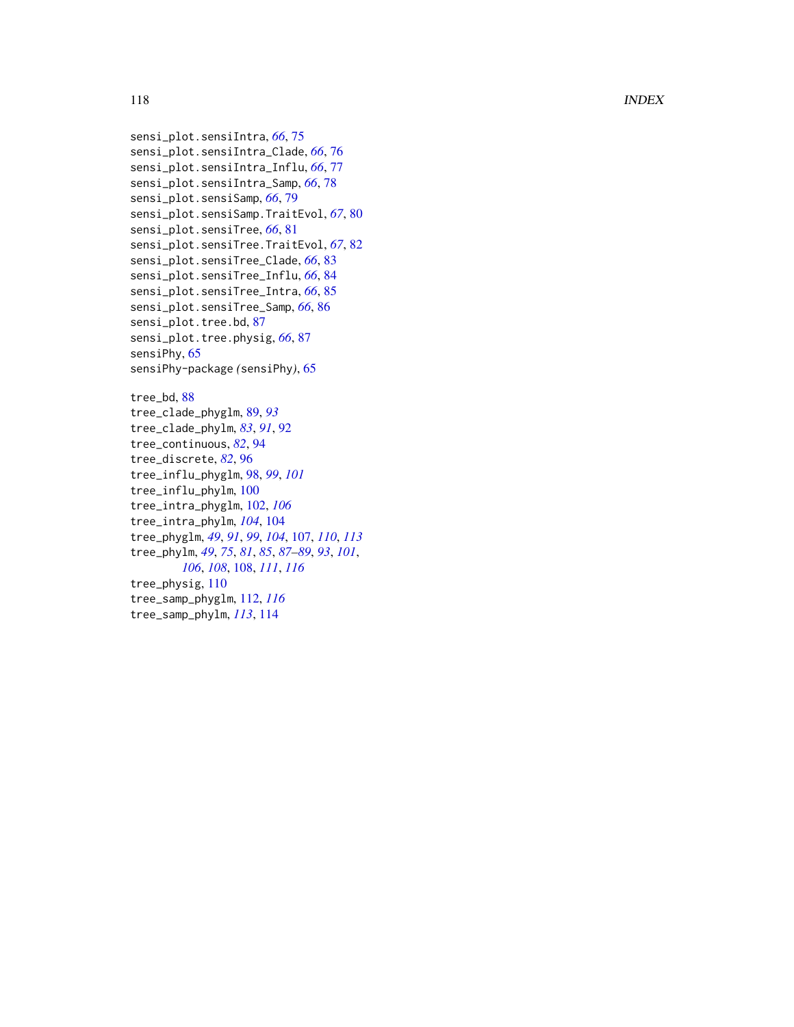sensi_plot.sensiIntra, *66*, 75
sensi_plot.sensiIntra_Clade, *66*, 76
sensi_plot.sensiIntra_Influ, *66*, 77
sensi_plot.sensiIntra_Samp, *66*, 78
sensi_plot.sensiSamp, *66*, 79
sensi_plot.sensiSamp.TraitEvol, *67*, 80
sensi_plot.sensiTree, *66*, 81
sensi_plot.sensiTree.TraitEvol, *67*, 82
sensi_plot.sensiTree_Clade, *66*, 83
sensi_plot.sensiTree_Influ, *66*, 84
sensi_plot.sensiTree_Intra, *66*, 85
sensi_plot.sensiTree_Samp, *66*, 86
sensi_plot.tree.bd, 87
sensi_plot.tree.physig, *66*, 87
sensiPhy, 65
sensiPhy-package *(*sensiPhy*)*, 65

tree_bd, 88
tree_clade_phyglm, 89, *93*
tree_clade_phylm, *83*, *91*, 92
tree_continuous, *82*, 94
tree_discrete, *82*, 96
tree_influ_phyglm, 98, *99*, *101*
tree_influ_phylm, 100
tree_intra_phyglm, 102, *106*
tree_intra_phylm, *104*, 104
tree_phyglm, *49*, *91*, *99*, *104*, 107, *110*, *113*
tree_phylm, *49*, *75*, *81*, *85*, *87–89*, *93*, *101*, *106*, *108*, 108, *111*, *116*
tree_physig, 110
tree_samp_phyglm, 112, *116*
tree_samp_phylm, *113*, 114